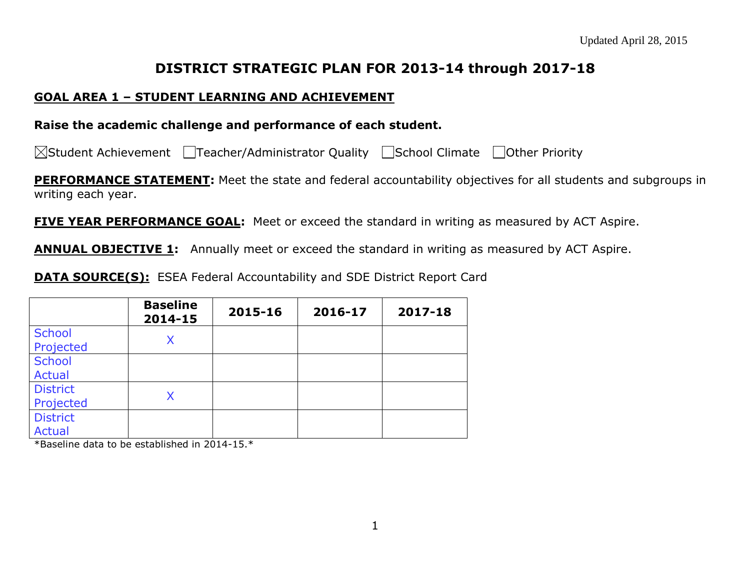Updated April 28, 2015

# DISTRICT STRATEGIC PLAN FOR 2013-14 through 2017-18

## GOAL AREA 1 – STUDENT LEARNING AND ACHIEVEMENT

**Raise the academic challenge and performance of each student.**

☒Student Achievement ☐Teacher/Administrator Quality ☐School Climate ☐Other Priority

**PERFORMANCE STATEMENT:** Meet the state and federal accountability objectives for all students and subgroups in writing each year.

**FIVE YEAR PERFORMANCE GOAL:** Meet or exceed the standard in writing as measured by ACT Aspire.

**ANNUAL OBJECTIVE 1:** Annually meet or exceed the standard in writing as measured by ACT Aspire.

**DATA SOURCE(S):** ESEA Federal Accountability and SDE District Report Card

| | Baseline 2014-15 | 2015-16 | 2016-17 | 2017-18 |
|---|---|---|---|---|
| School Projected | X | | | |
| School Actual | | | | |
| District Projected | X | | | |
| District Actual | | | | |

*Baseline data to be established in 2014-15.*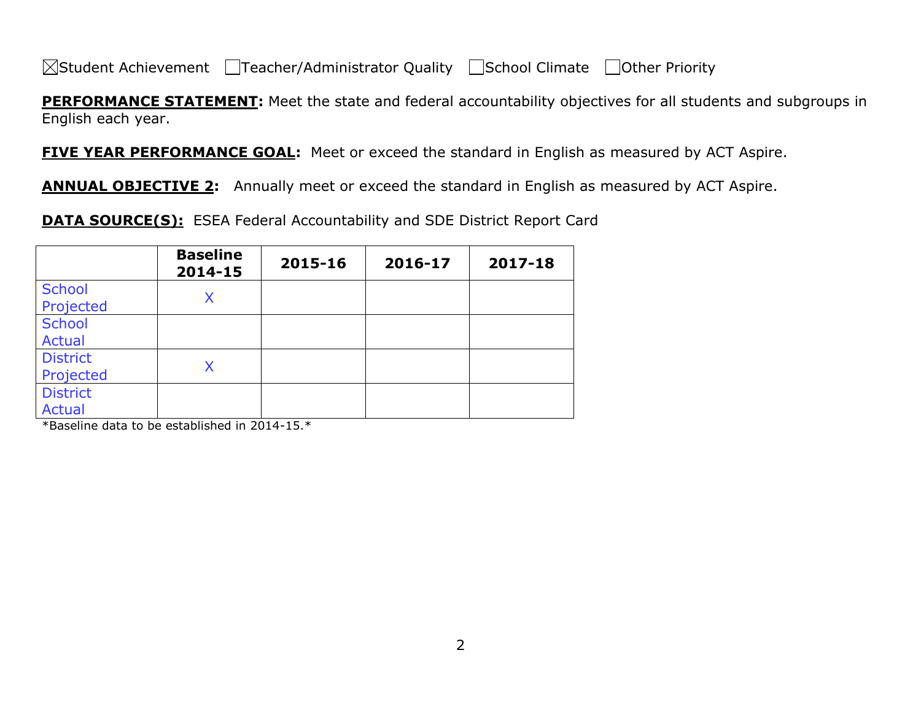☒Student Achievement ☐Teacher/Administrator Quality ☐School Climate ☐Other Priority

**PERFORMANCE STATEMENT:** Meet the state and federal accountability objectives for all students and subgroups in English each year.

**FIVE YEAR PERFORMANCE GOAL:** Meet or exceed the standard in English as measured by ACT Aspire.

**ANNUAL OBJECTIVE 2:** Annually meet or exceed the standard in English as measured by ACT Aspire.

**DATA SOURCE(S):** ESEA Federal Accountability and SDE District Report Card

| | Baseline 2014-15 | 2015-16 | 2016-17 | 2017-18 |
|---|---|---|---|---|
| School Projected | X | | | |
| School Actual | | | | |
| District Projected | X | | | |
| District Actual | | | | |

*Baseline data to be established in 2014-15.*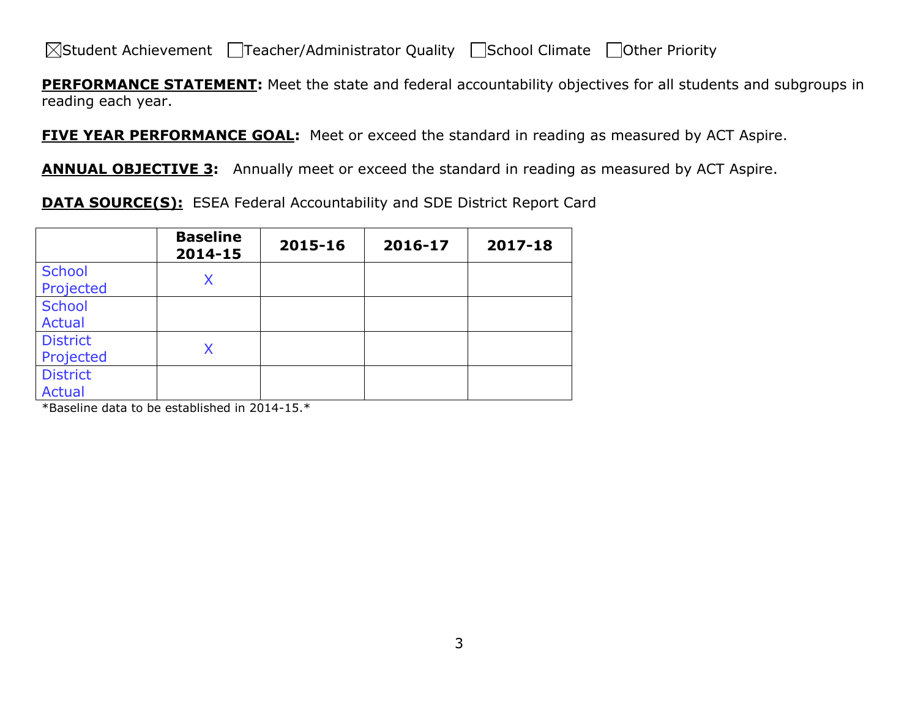☒Student Achievement ☐Teacher/Administrator Quality ☐School Climate ☐Other Priority

**PERFORMANCE STATEMENT:** Meet the state and federal accountability objectives for all students and subgroups in reading each year.

**FIVE YEAR PERFORMANCE GOAL:** Meet or exceed the standard in reading as measured by ACT Aspire.

**ANNUAL OBJECTIVE 3:** Annually meet or exceed the standard in reading as measured by ACT Aspire.

**DATA SOURCE(S):** ESEA Federal Accountability and SDE District Report Card

| | Baseline 2014-15 | 2015-16 | 2016-17 | 2017-18 |
|---|---|---|---|---|
| School Projected | X | | | |
| School Actual | | | | |
| District Projected | X | | | |
| District Actual | | | | |

*Baseline data to be established in 2014-15.*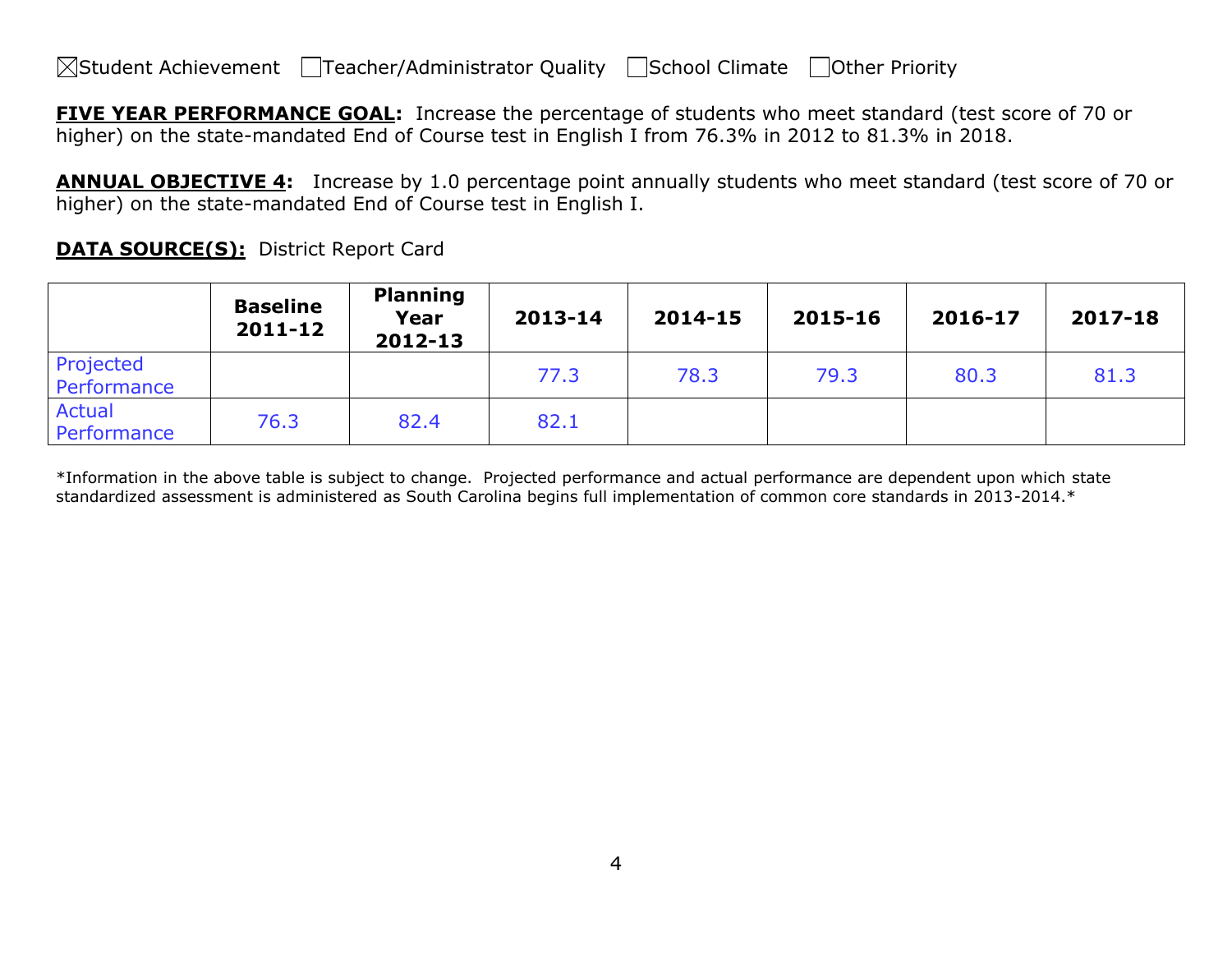☒Student Achievement ☐Teacher/Administrator Quality ☐School Climate ☐Other Priority

**FIVE YEAR PERFORMANCE GOAL:** Increase the percentage of students who meet standard (test score of 70 or higher) on the state-mandated End of Course test in English I from 76.3% in 2012 to 81.3% in 2018.

**ANNUAL OBJECTIVE 4:** Increase by 1.0 percentage point annually students who meet standard (test score of 70 or higher) on the state-mandated End of Course test in English I.

**DATA SOURCE(S):** District Report Card

| | Baseline 2011-12 | Planning Year 2012-13 | 2013-14 | 2014-15 | 2015-16 | 2016-17 | 2017-18 |
|---|---|---|---|---|---|---|---|
| Projected Performance | | | 77.3 | 78.3 | 79.3 | 80.3 | 81.3 |
| Actual Performance | 76.3 | 82.4 | 82.1 | | | | |

*Information in the above table is subject to change. Projected performance and actual performance are dependent upon which state standardized assessment is administered as South Carolina begins full implementation of common core standards in 2013-2014.*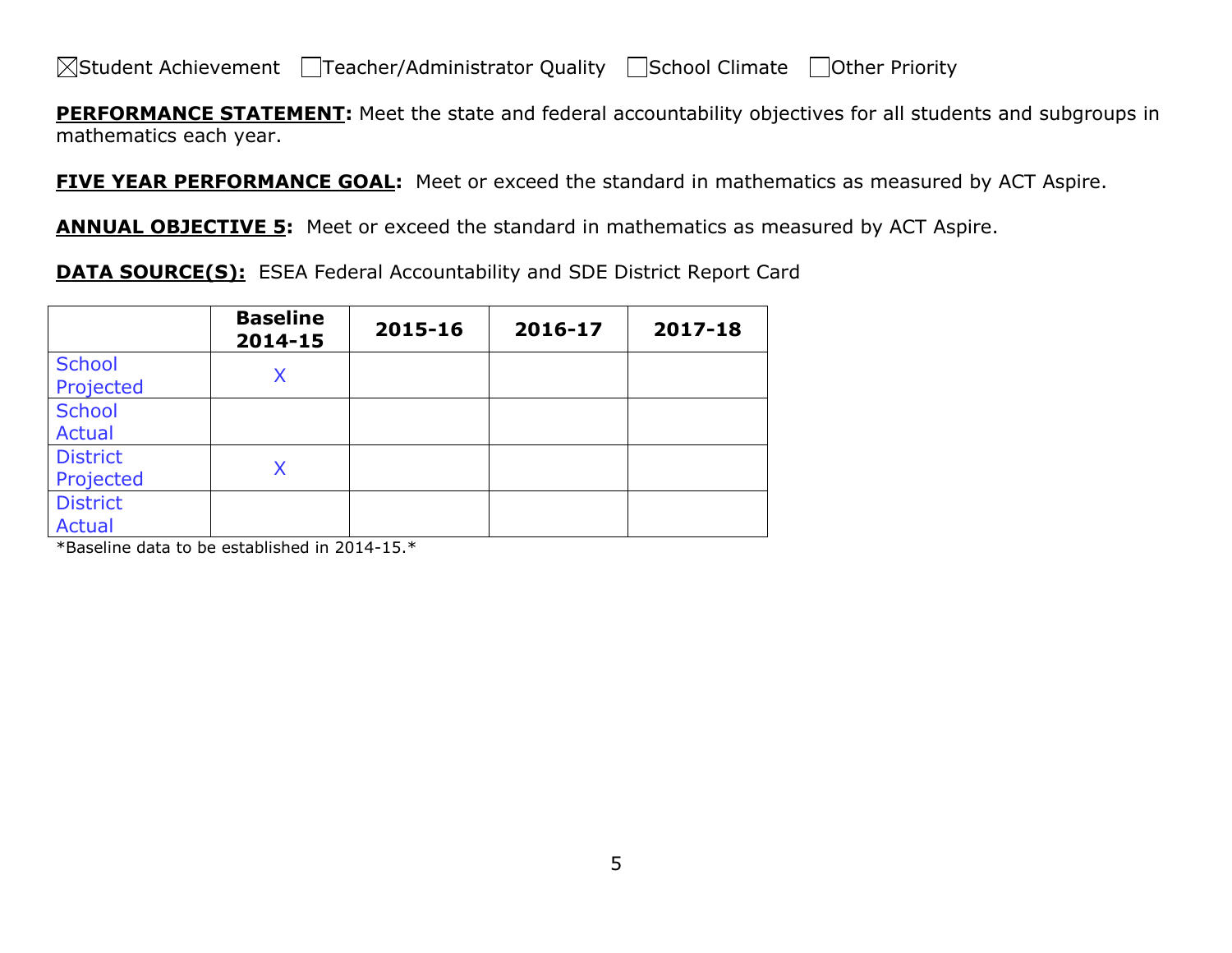☒Student Achievement ☐Teacher/Administrator Quality ☐School Climate ☐Other Priority

**PERFORMANCE STATEMENT:** Meet the state and federal accountability objectives for all students and subgroups in mathematics each year.

**FIVE YEAR PERFORMANCE GOAL:** Meet or exceed the standard in mathematics as measured by ACT Aspire.

**ANNUAL OBJECTIVE 5:** Meet or exceed the standard in mathematics as measured by ACT Aspire.

**DATA SOURCE(S):** ESEA Federal Accountability and SDE District Report Card

| | Baseline 2014-15 | 2015-16 | 2016-17 | 2017-18 |
|---|---|---|---|---|
| School Projected | X | | | |
| School Actual | | | | |
| District Projected | X | | | |
| District Actual | | | | |

*Baseline data to be established in 2014-15.*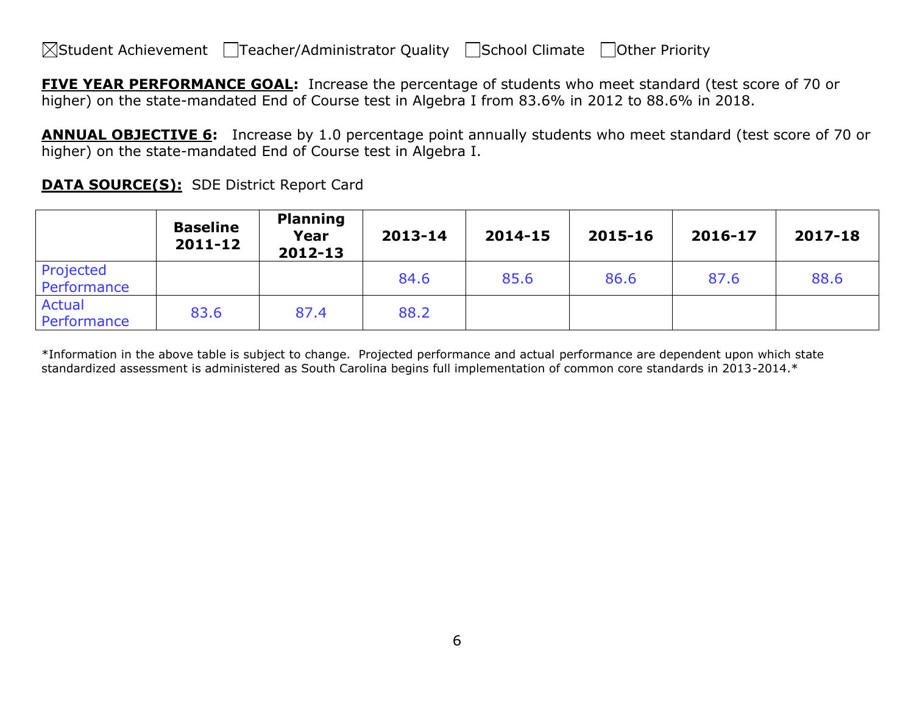☒Student Achievement ☐Teacher/Administrator Quality ☐School Climate ☐Other Priority

**FIVE YEAR PERFORMANCE GOAL:** Increase the percentage of students who meet standard (test score of 70 or higher) on the state-mandated End of Course test in Algebra I from 83.6% in 2012 to 88.6% in 2018.

**ANNUAL OBJECTIVE 6:** Increase by 1.0 percentage point annually students who meet standard (test score of 70 or higher) on the state-mandated End of Course test in Algebra I.

**DATA SOURCE(S):** SDE District Report Card

| | Baseline 2011-12 | Planning Year 2012-13 | 2013-14 | 2014-15 | 2015-16 | 2016-17 | 2017-18 |
|---|---|---|---|---|---|---|---|
| Projected Performance | | | 84.6 | 85.6 | 86.6 | 87.6 | 88.6 |
| Actual Performance | 83.6 | 87.4 | 88.2 | | | | |

*Information in the above table is subject to change. Projected performance and actual performance are dependent upon which state standardized assessment is administered as South Carolina begins full implementation of common core standards in 2013-2014.*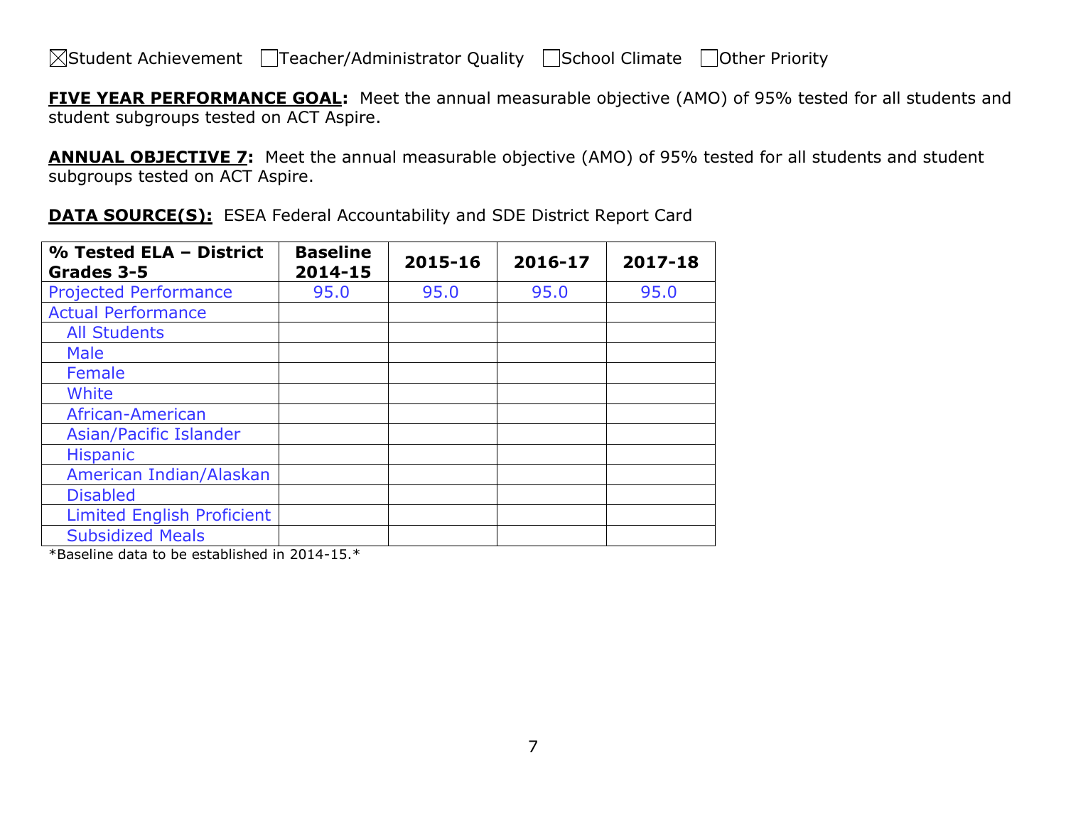☒Student Achievement ☐Teacher/Administrator Quality ☐School Climate ☐Other Priority

**FIVE YEAR PERFORMANCE GOAL:** Meet the annual measurable objective (AMO) of 95% tested for all students and student subgroups tested on ACT Aspire.

**ANNUAL OBJECTIVE 7:** Meet the annual measurable objective (AMO) of 95% tested for all students and student subgroups tested on ACT Aspire.

**DATA SOURCE(S):** ESEA Federal Accountability and SDE District Report Card

| % Tested ELA – District Grades 3-5 | Baseline 2014-15 | 2015-16 | 2016-17 | 2017-18 |
|---|---|---|---|---|
| Projected Performance | 95.0 | 95.0 | 95.0 | 95.0 |
| Actual Performance | | | | |
| All Students | | | | |
| Male | | | | |
| Female | | | | |
| White | | | | |
| African-American | | | | |
| Asian/Pacific Islander | | | | |
| Hispanic | | | | |
| American Indian/Alaskan | | | | |
| Disabled | | | | |
| Limited English Proficient | | | | |
| Subsidized Meals | | | | |

*Baseline data to be established in 2014-15.*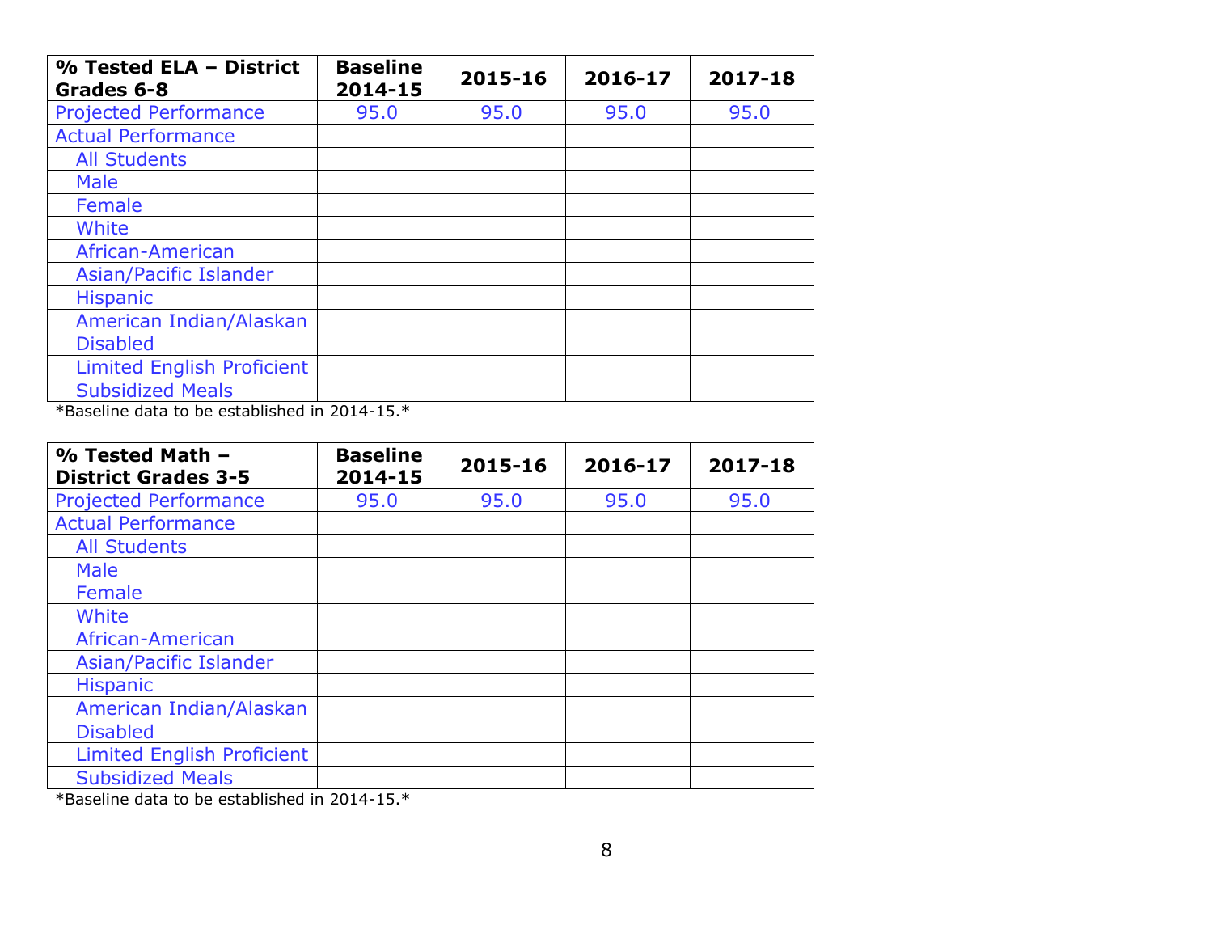| % Tested ELA – District Grades 6-8 | Baseline 2014-15 | 2015-16 | 2016-17 | 2017-18 |
|---|---|---|---|---|
| Projected Performance | 95.0 | 95.0 | 95.0 | 95.0 |
| Actual Performance | | | | |
| All Students | | | | |
| Male | | | | |
| Female | | | | |
| White | | | | |
| African-American | | | | |
| Asian/Pacific Islander | | | | |
| Hispanic | | | | |
| American Indian/Alaskan | | | | |
| Disabled | | | | |
| Limited English Proficient | | | | |
| Subsidized Meals | | | | |

*Baseline data to be established in 2014-15.*

| % Tested Math – District Grades 3-5 | Baseline 2014-15 | 2015-16 | 2016-17 | 2017-18 |
|---|---|---|---|---|
| Projected Performance | 95.0 | 95.0 | 95.0 | 95.0 |
| Actual Performance | | | | |
| All Students | | | | |
| Male | | | | |
| Female | | | | |
| White | | | | |
| African-American | | | | |
| Asian/Pacific Islander | | | | |
| Hispanic | | | | |
| American Indian/Alaskan | | | | |
| Disabled | | | | |
| Limited English Proficient | | | | |
| Subsidized Meals | | | | |

*Baseline data to be established in 2014-15.*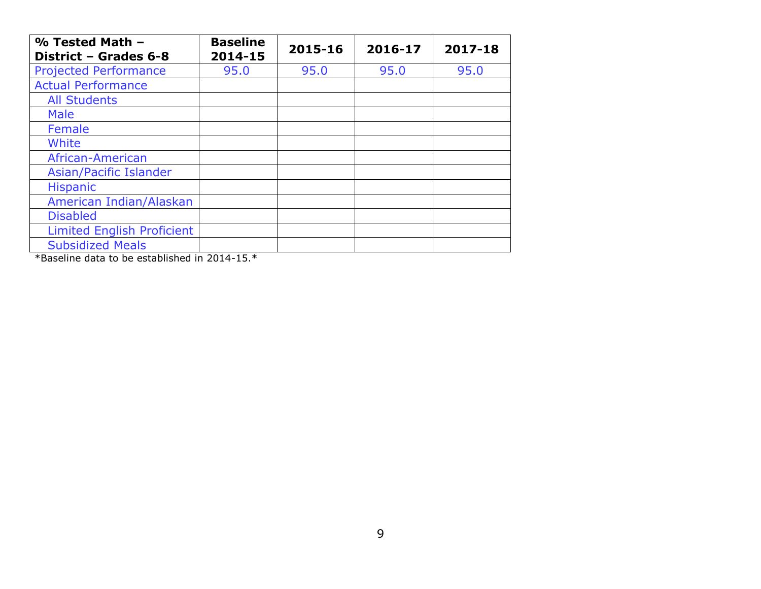| % Tested Math – District – Grades 6-8 | Baseline 2014-15 | 2015-16 | 2016-17 | 2017-18 |
|---|---|---|---|---|
| Projected Performance | 95.0 | 95.0 | 95.0 | 95.0 |
| Actual Performance | | | | |
| All Students | | | | |
| Male | | | | |
| Female | | | | |
| White | | | | |
| African-American | | | | |
| Asian/Pacific Islander | | | | |
| Hispanic | | | | |
| American Indian/Alaskan | | | | |
| Disabled | | | | |
| Limited English Proficient | | | | |
| Subsidized Meals | | | | |

*Baseline data to be established in 2014-15.*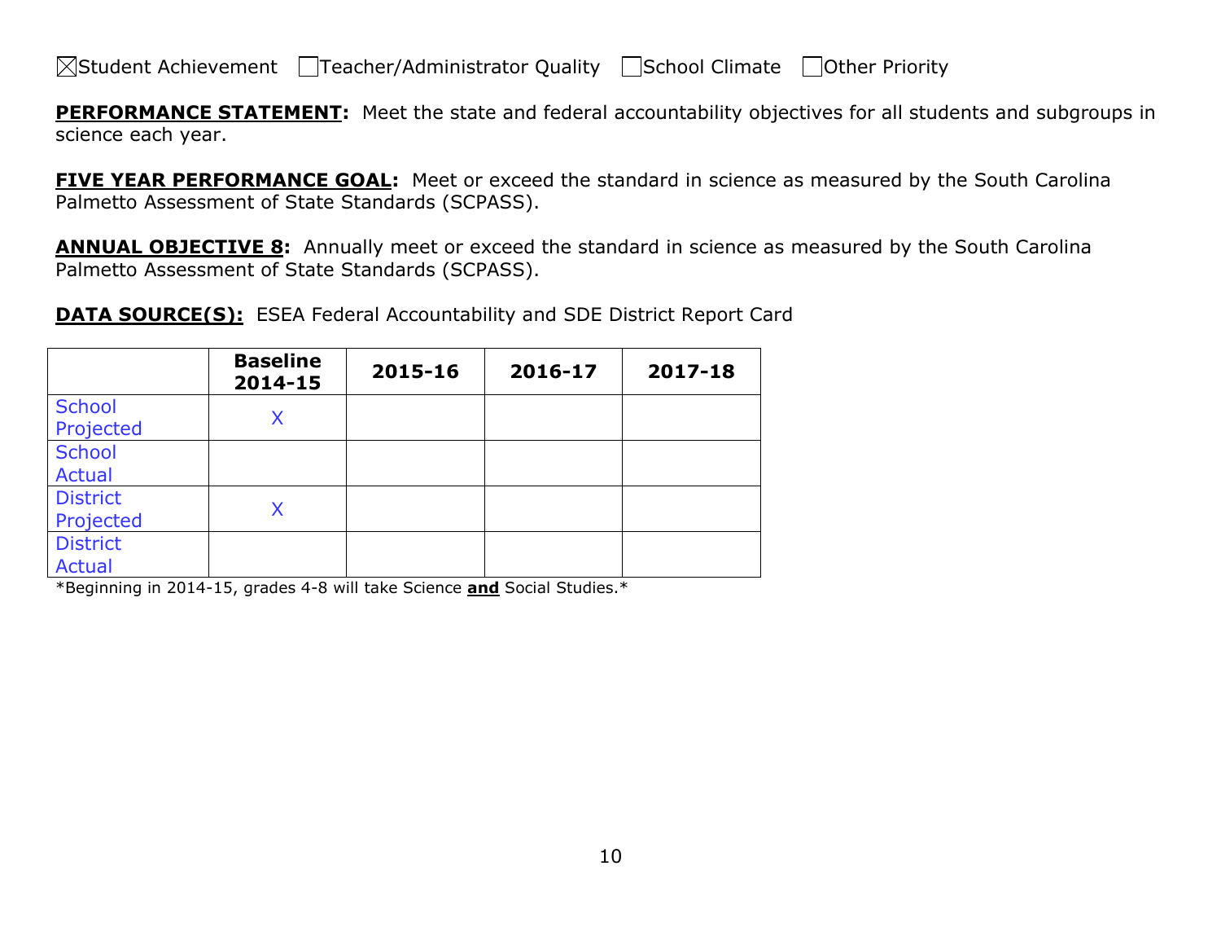☒Student Achievement ☐Teacher/Administrator Quality ☐School Climate ☐Other Priority

**PERFORMANCE STATEMENT:** Meet the state and federal accountability objectives for all students and subgroups in science each year.

**FIVE YEAR PERFORMANCE GOAL:** Meet or exceed the standard in science as measured by the South Carolina Palmetto Assessment of State Standards (SCPASS).

**ANNUAL OBJECTIVE 8:** Annually meet or exceed the standard in science as measured by the South Carolina Palmetto Assessment of State Standards (SCPASS).

**DATA SOURCE(S):** ESEA Federal Accountability and SDE District Report Card

| | Baseline 2014-15 | 2015-16 | 2016-17 | 2017-18 |
|---|---|---|---|---|
| School Projected | X | | | |
| School Actual | | | | |
| District Projected | X | | | |
| District Actual | | | | |

*Beginning in 2014-15, grades 4-8 will take Science **and** Social Studies.*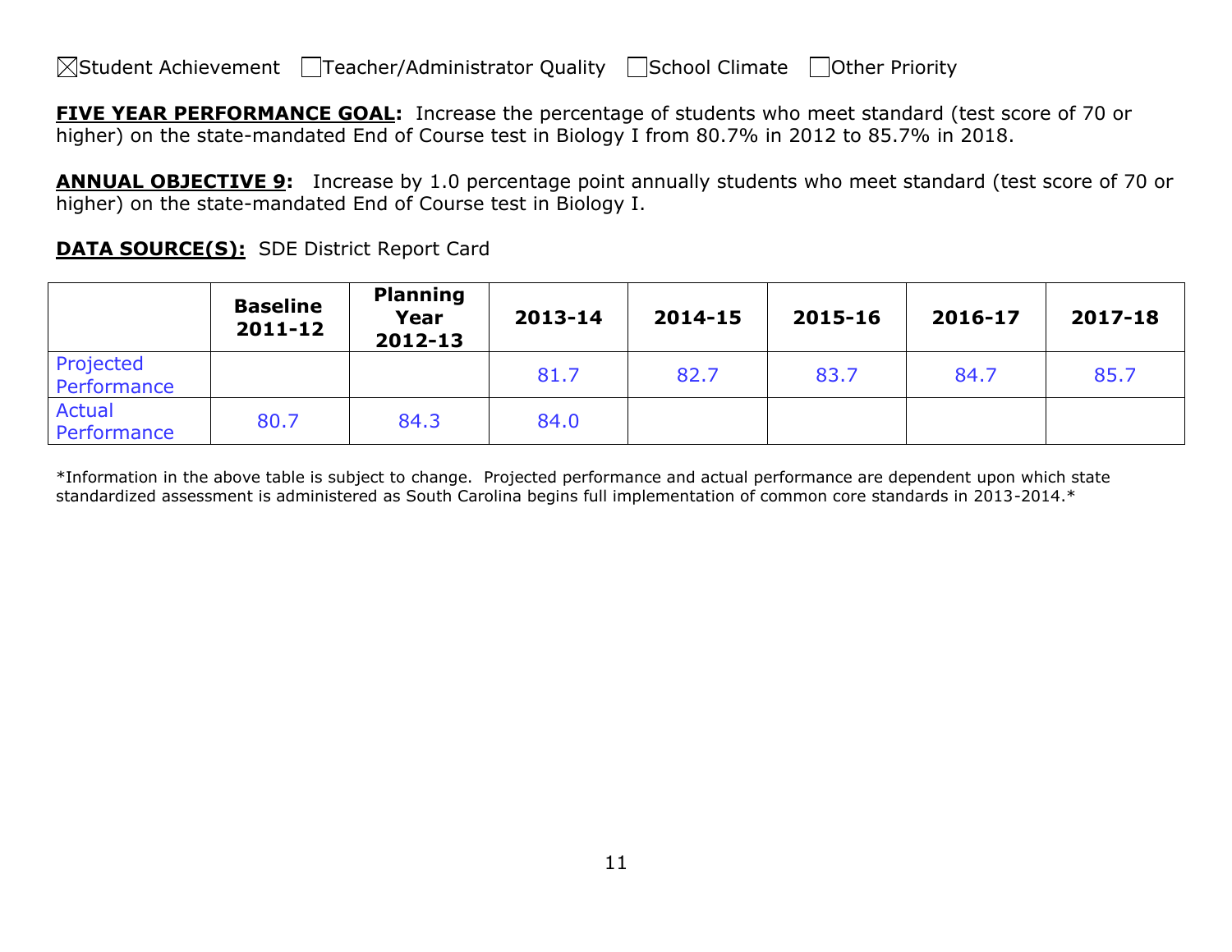☒Student Achievement ☐Teacher/Administrator Quality ☐School Climate ☐Other Priority

**FIVE YEAR PERFORMANCE GOAL:** Increase the percentage of students who meet standard (test score of 70 or higher) on the state-mandated End of Course test in Biology I from 80.7% in 2012 to 85.7% in 2018.

**ANNUAL OBJECTIVE 9:** Increase by 1.0 percentage point annually students who meet standard (test score of 70 or higher) on the state-mandated End of Course test in Biology I.

**DATA SOURCE(S):** SDE District Report Card

| | Baseline 2011-12 | Planning Year 2012-13 | 2013-14 | 2014-15 | 2015-16 | 2016-17 | 2017-18 |
|---|---|---|---|---|---|---|---|
| Projected Performance | | | 81.7 | 82.7 | 83.7 | 84.7 | 85.7 |
| Actual Performance | 80.7 | 84.3 | 84.0 | | | | |

*Information in the above table is subject to change. Projected performance and actual performance are dependent upon which state standardized assessment is administered as South Carolina begins full implementation of common core standards in 2013-2014.*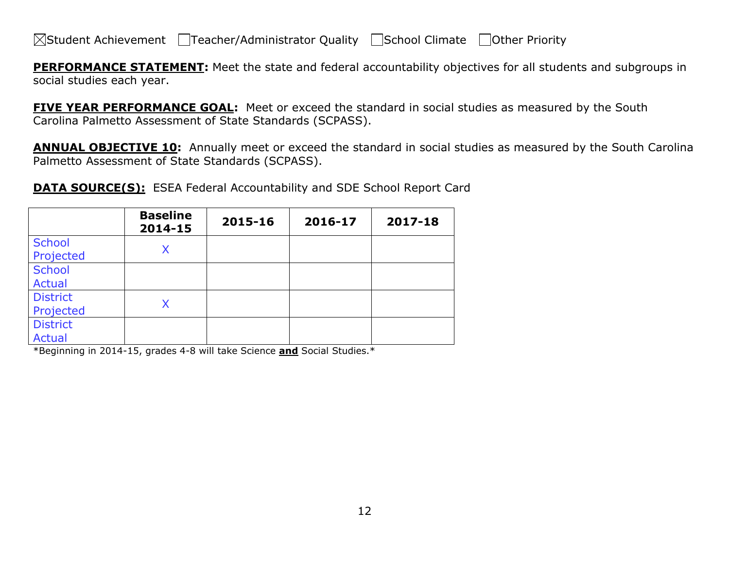☒Student Achievement ☐Teacher/Administrator Quality ☐School Climate ☐Other Priority

**PERFORMANCE STATEMENT:** Meet the state and federal accountability objectives for all students and subgroups in social studies each year.

**FIVE YEAR PERFORMANCE GOAL:** Meet or exceed the standard in social studies as measured by the South Carolina Palmetto Assessment of State Standards (SCPASS).

**ANNUAL OBJECTIVE 10:** Annually meet or exceed the standard in social studies as measured by the South Carolina Palmetto Assessment of State Standards (SCPASS).

**DATA SOURCE(S):** ESEA Federal Accountability and SDE School Report Card

| | Baseline 2014-15 | 2015-16 | 2016-17 | 2017-18 |
|---|---|---|---|---|
| School Projected | X | | | |
| School Actual | | | | |
| District Projected | X | | | |
| District Actual | | | | |

*Beginning in 2014-15, grades 4-8 will take Science **and** Social Studies.*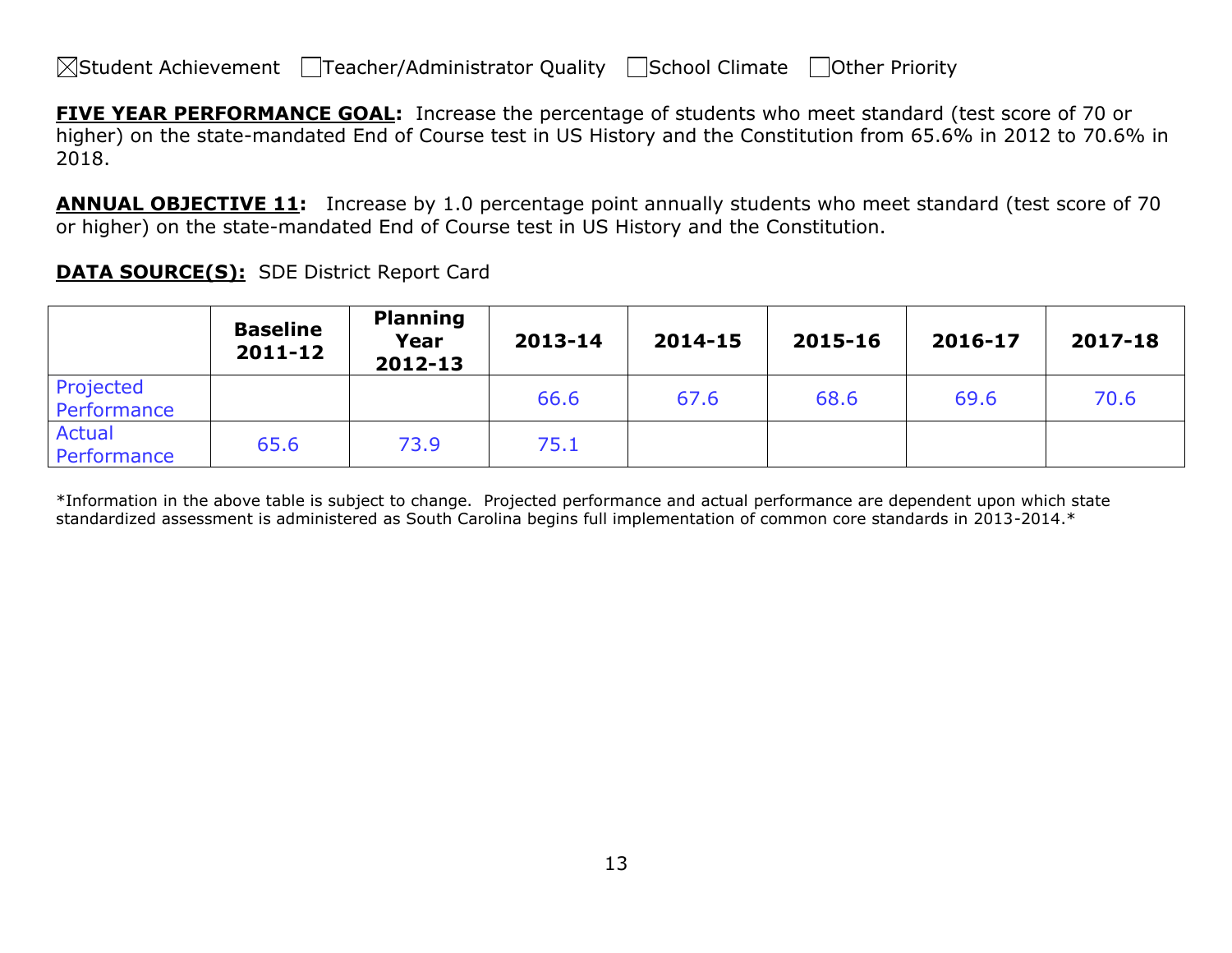☒Student Achievement ☐Teacher/Administrator Quality ☐School Climate ☐Other Priority

**FIVE YEAR PERFORMANCE GOAL:** Increase the percentage of students who meet standard (test score of 70 or higher) on the state-mandated End of Course test in US History and the Constitution from 65.6% in 2012 to 70.6% in 2018.

**ANNUAL OBJECTIVE 11:** Increase by 1.0 percentage point annually students who meet standard (test score of 70 or higher) on the state-mandated End of Course test in US History and the Constitution.

**DATA SOURCE(S):** SDE District Report Card

| | Baseline 2011-12 | Planning Year 2012-13 | 2013-14 | 2014-15 | 2015-16 | 2016-17 | 2017-18 |
|---|---|---|---|---|---|---|---|
| Projected Performance | | | 66.6 | 67.6 | 68.6 | 69.6 | 70.6 |
| Actual Performance | 65.6 | 73.9 | 75.1 | | | | |

*Information in the above table is subject to change. Projected performance and actual performance are dependent upon which state standardized assessment is administered as South Carolina begins full implementation of common core standards in 2013-2014.*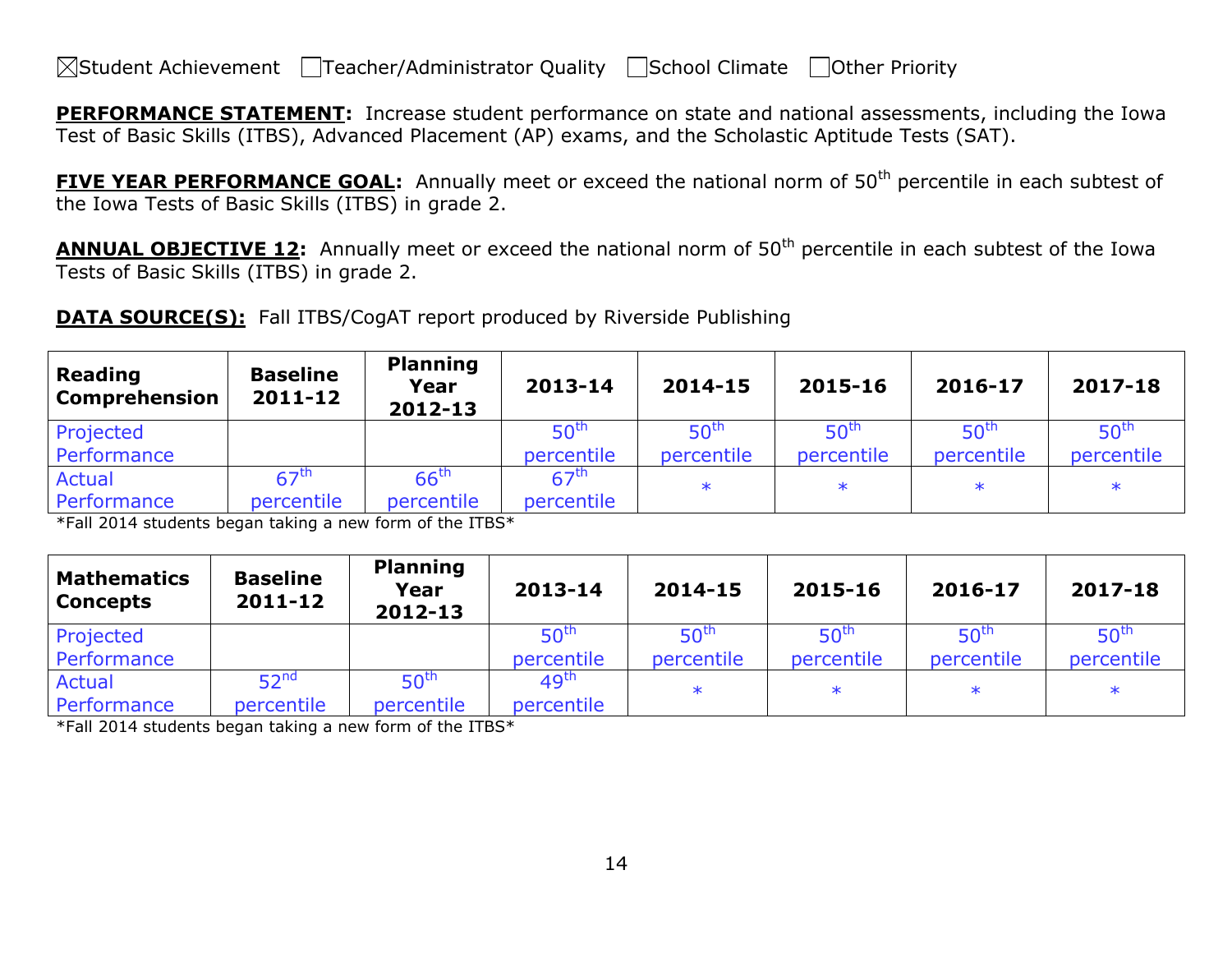☒Student Achievement ☐Teacher/Administrator Quality ☐School Climate ☐Other Priority

**PERFORMANCE STATEMENT:** Increase student performance on state and national assessments, including the Iowa Test of Basic Skills (ITBS), Advanced Placement (AP) exams, and the Scholastic Aptitude Tests (SAT).

**FIVE YEAR PERFORMANCE GOAL:** Annually meet or exceed the national norm of 50th percentile in each subtest of the Iowa Tests of Basic Skills (ITBS) in grade 2.

**ANNUAL OBJECTIVE 12:** Annually meet or exceed the national norm of 50th percentile in each subtest of the Iowa Tests of Basic Skills (ITBS) in grade 2.

**DATA SOURCE(S):** Fall ITBS/CogAT report produced by Riverside Publishing

| Reading Comprehension | Baseline 2011-12 | Planning Year 2012-13 | 2013-14 | 2014-15 | 2015-16 | 2016-17 | 2017-18 |
|---|---|---|---|---|---|---|---|
| Projected Performance | | | 50th percentile | 50th percentile | 50th percentile | 50th percentile | 50th percentile |
| Actual Performance | 67th percentile | 66th percentile | 67th percentile | * | * | * | * |

*Fall 2014 students began taking a new form of the ITBS*

| Mathematics Concepts | Baseline 2011-12 | Planning Year 2012-13 | 2013-14 | 2014-15 | 2015-16 | 2016-17 | 2017-18 |
|---|---|---|---|---|---|---|---|
| Projected Performance | | | 50th percentile | 50th percentile | 50th percentile | 50th percentile | 50th percentile |
| Actual Performance | 52nd percentile | 50th percentile | 49th percentile | * | * | * | * |

*Fall 2014 students began taking a new form of the ITBS*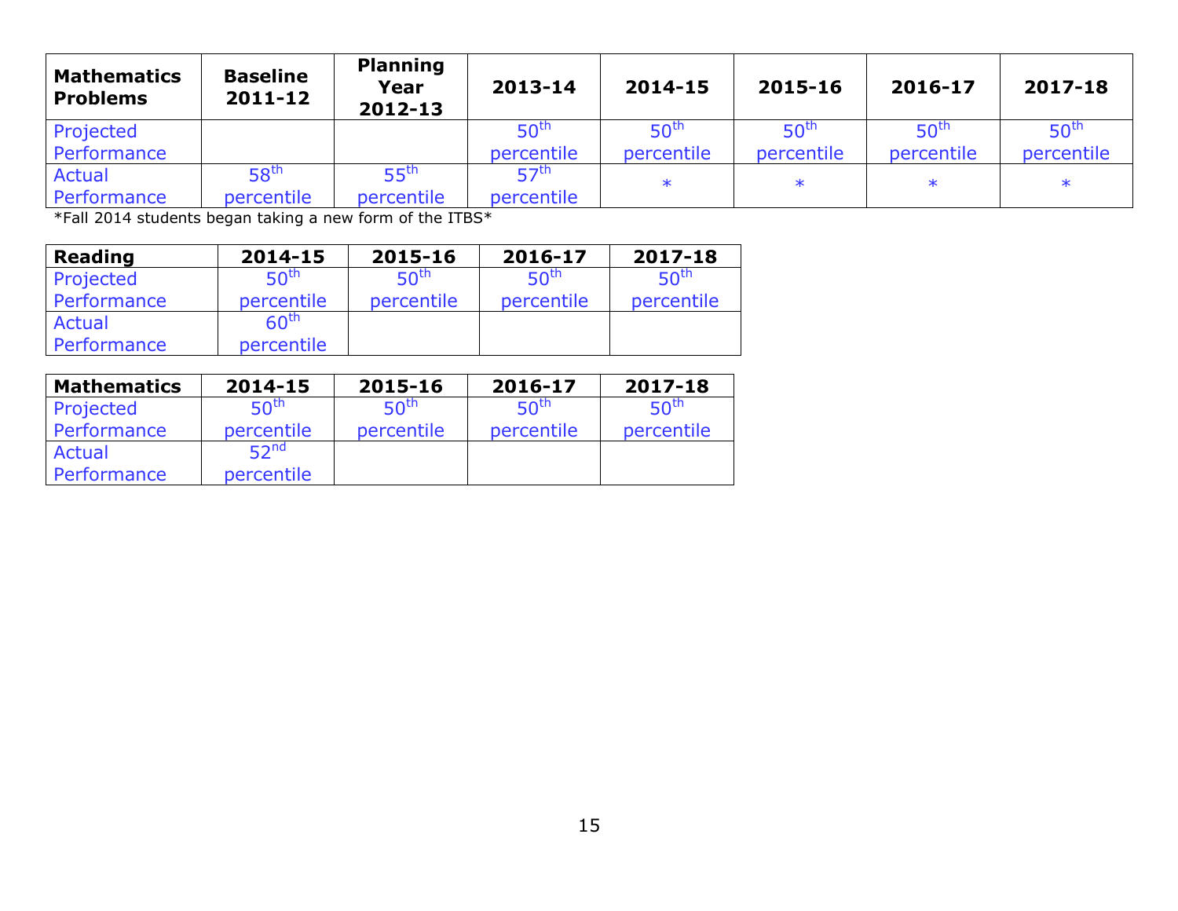| Mathematics Problems | Baseline 2011-12 | Planning Year 2012-13 | 2013-14 | 2014-15 | 2015-16 | 2016-17 | 2017-18 |
|---|---|---|---|---|---|---|---|
| Projected Performance | | | 50th percentile | 50th percentile | 50th percentile | 50th percentile | 50th percentile |
| Actual Performance | 58th percentile | 55th percentile | 57th percentile | * | * | * | * |

*Fall 2014 students began taking a new form of the ITBS*

| Reading | 2014-15 | 2015-16 | 2016-17 | 2017-18 |
|---|---|---|---|---|
| Projected Performance | 50th percentile | 50th percentile | 50th percentile | 50th percentile |
| Actual Performance | 60th percentile | | | |

| Mathematics | 2014-15 | 2015-16 | 2016-17 | 2017-18 |
|---|---|---|---|---|
| Projected Performance | 50th percentile | 50th percentile | 50th percentile | 50th percentile |
| Actual Performance | 52nd percentile | | | |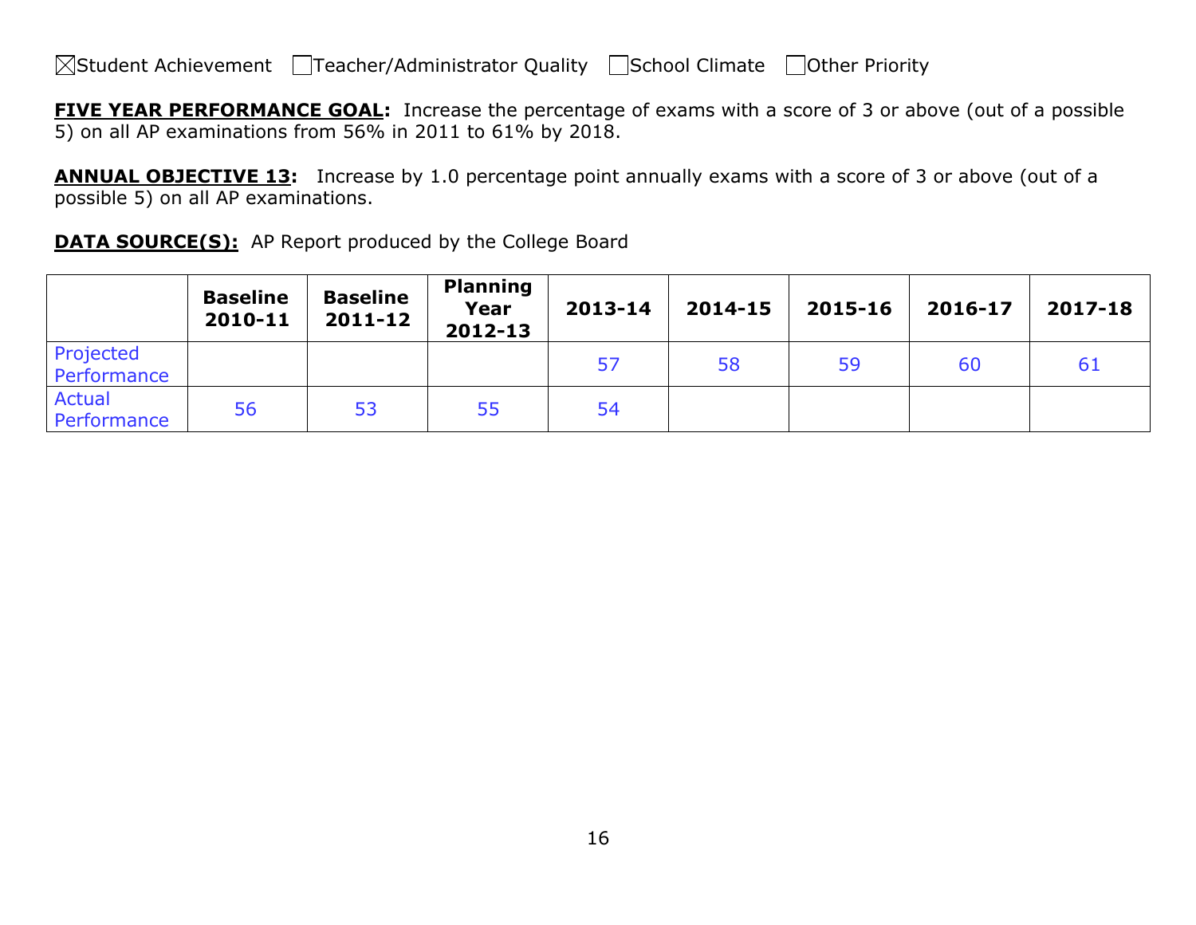☒Student Achievement ☐Teacher/Administrator Quality ☐School Climate ☐Other Priority

**FIVE YEAR PERFORMANCE GOAL:** Increase the percentage of exams with a score of 3 or above (out of a possible 5) on all AP examinations from 56% in 2011 to 61% by 2018.

**ANNUAL OBJECTIVE 13:** Increase by 1.0 percentage point annually exams with a score of 3 or above (out of a possible 5) on all AP examinations.

**DATA SOURCE(S):** AP Report produced by the College Board

| | Baseline 2010-11 | Baseline 2011-12 | Planning Year 2012-13 | 2013-14 | 2014-15 | 2015-16 | 2016-17 | 2017-18 |
|---|---|---|---|---|---|---|---|---|
| Projected Performance | | | | 57 | 58 | 59 | 60 | 61 |
| Actual Performance | 56 | 53 | 55 | 54 | | | | |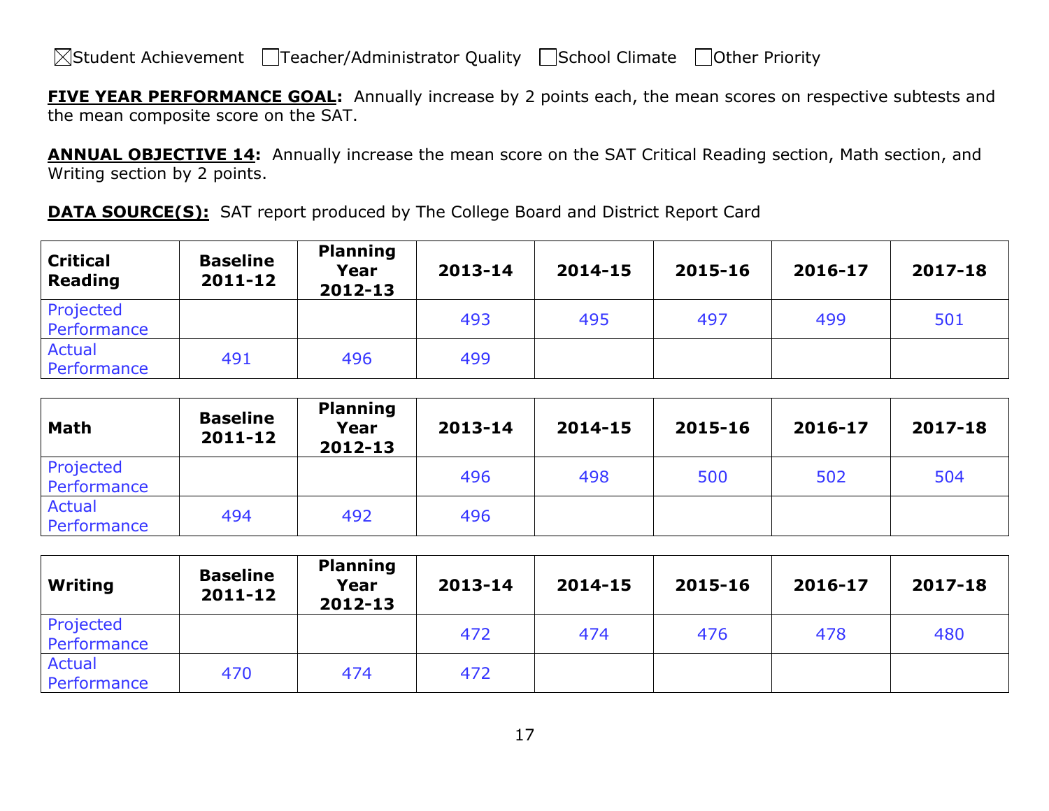☒Student Achievement ☐Teacher/Administrator Quality ☐School Climate ☐Other Priority

**FIVE YEAR PERFORMANCE GOAL:** Annually increase by 2 points each, the mean scores on respective subtests and the mean composite score on the SAT.

**ANNUAL OBJECTIVE 14:** Annually increase the mean score on the SAT Critical Reading section, Math section, and Writing section by 2 points.

**DATA SOURCE(S):** SAT report produced by The College Board and District Report Card

| Critical Reading | Baseline 2011-12 | Planning Year 2012-13 | 2013-14 | 2014-15 | 2015-16 | 2016-17 | 2017-18 |
|---|---|---|---|---|---|---|---|
| Projected Performance | | | 493 | 495 | 497 | 499 | 501 |
| Actual Performance | 491 | 496 | 499 | | | | |

| Math | Baseline 2011-12 | Planning Year 2012-13 | 2013-14 | 2014-15 | 2015-16 | 2016-17 | 2017-18 |
|---|---|---|---|---|---|---|---|
| Projected Performance | | | 496 | 498 | 500 | 502 | 504 |
| Actual Performance | 494 | 492 | 496 | | | | |

| Writing | Baseline 2011-12 | Planning Year 2012-13 | 2013-14 | 2014-15 | 2015-16 | 2016-17 | 2017-18 |
|---|---|---|---|---|---|---|---|
| Projected Performance | | | 472 | 474 | 476 | 478 | 480 |
| Actual Performance | 470 | 474 | 472 | | | | |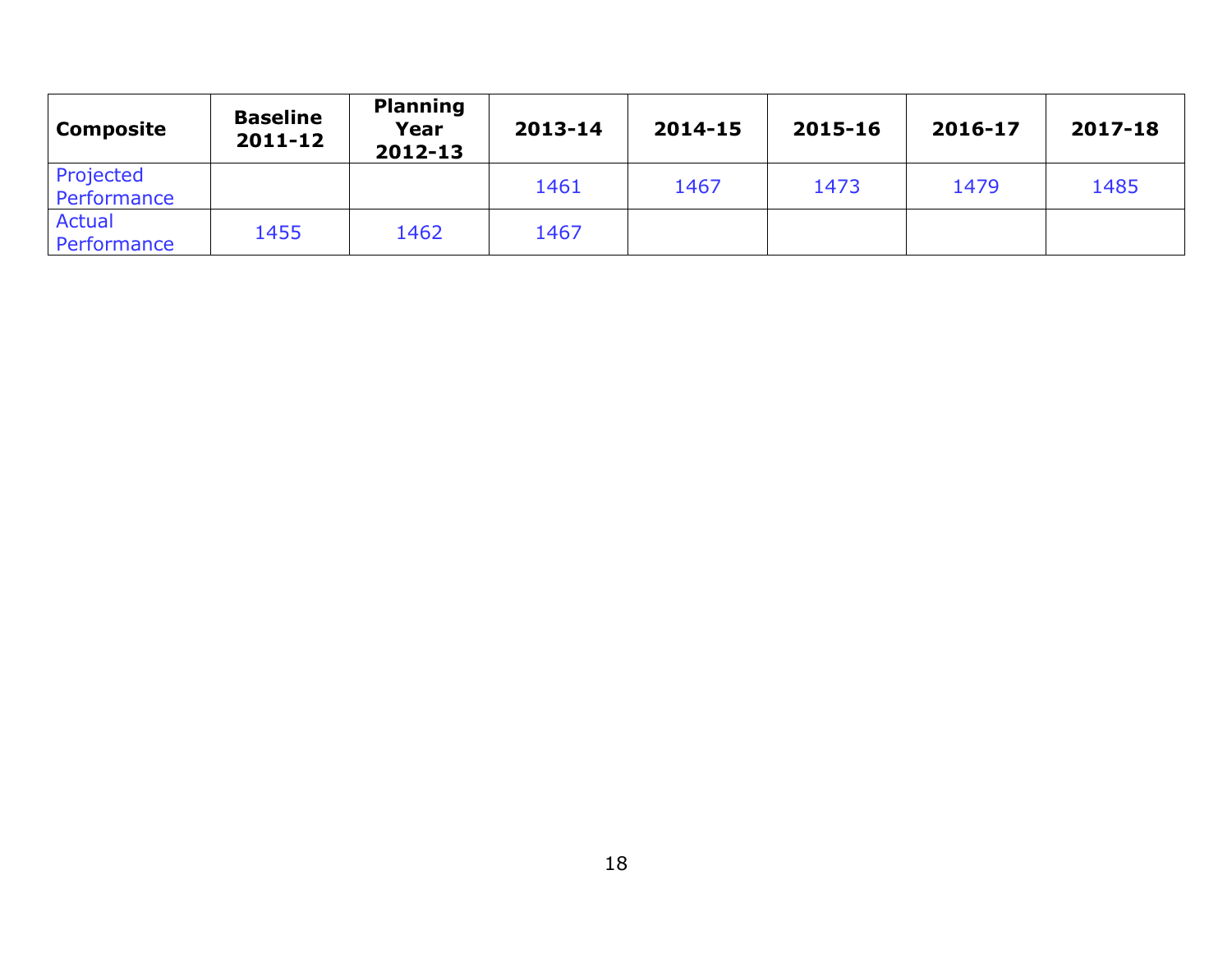| Composite | Baseline 2011-12 | Planning Year 2012-13 | 2013-14 | 2014-15 | 2015-16 | 2016-17 | 2017-18 |
|---|---|---|---|---|---|---|---|
| Projected Performance | | | 1461 | 1467 | 1473 | 1479 | 1485 |
| Actual Performance | 1455 | 1462 | 1467 | | | | |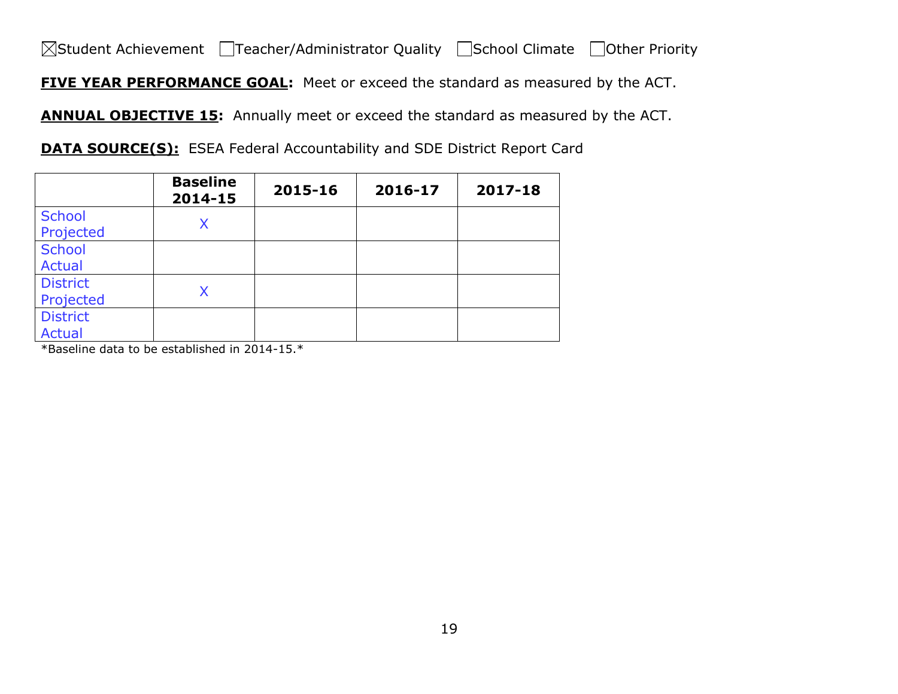☒Student Achievement ☐Teacher/Administrator Quality ☐School Climate ☐Other Priority

**FIVE YEAR PERFORMANCE GOAL:** Meet or exceed the standard as measured by the ACT.

**ANNUAL OBJECTIVE 15:** Annually meet or exceed the standard as measured by the ACT.

**DATA SOURCE(S):** ESEA Federal Accountability and SDE District Report Card

| | Baseline 2014-15 | 2015-16 | 2016-17 | 2017-18 |
|---|---|---|---|---|
| School Projected | X | | | |
| School Actual | | | | |
| District Projected | X | | | |
| District Actual | | | | |

*Baseline data to be established in 2014-15.*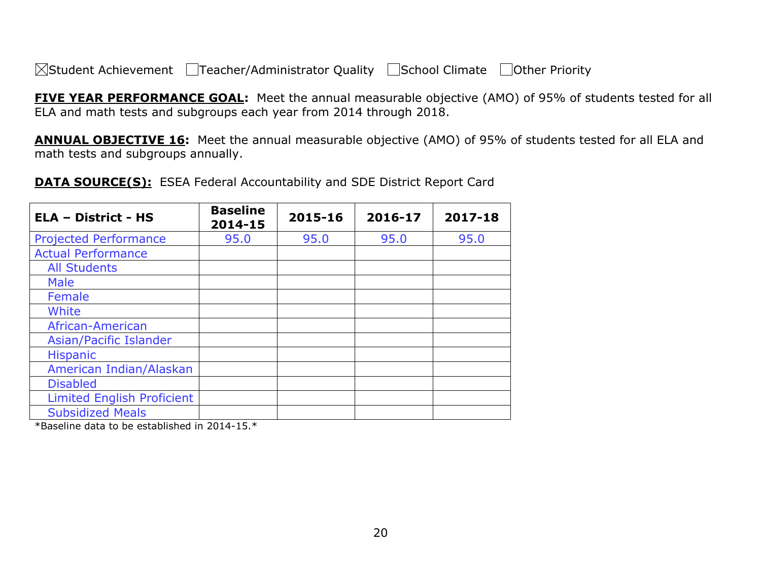☒Student Achievement ☐Teacher/Administrator Quality ☐School Climate ☐Other Priority

**FIVE YEAR PERFORMANCE GOAL:** Meet the annual measurable objective (AMO) of 95% of students tested for all ELA and math tests and subgroups each year from 2014 through 2018.

**ANNUAL OBJECTIVE 16:** Meet the annual measurable objective (AMO) of 95% of students tested for all ELA and math tests and subgroups annually.

**DATA SOURCE(S):** ESEA Federal Accountability and SDE District Report Card

| ELA – District - HS | Baseline 2014-15 | 2015-16 | 2016-17 | 2017-18 |
|---|---|---|---|---|
| Projected Performance | 95.0 | 95.0 | 95.0 | 95.0 |
| Actual Performance | | | | |
| All Students | | | | |
| Male | | | | |
| Female | | | | |
| White | | | | |
| African-American | | | | |
| Asian/Pacific Islander | | | | |
| Hispanic | | | | |
| American Indian/Alaskan | | | | |
| Disabled | | | | |
| Limited English Proficient | | | | |
| Subsidized Meals | | | | |

*Baseline data to be established in 2014-15.*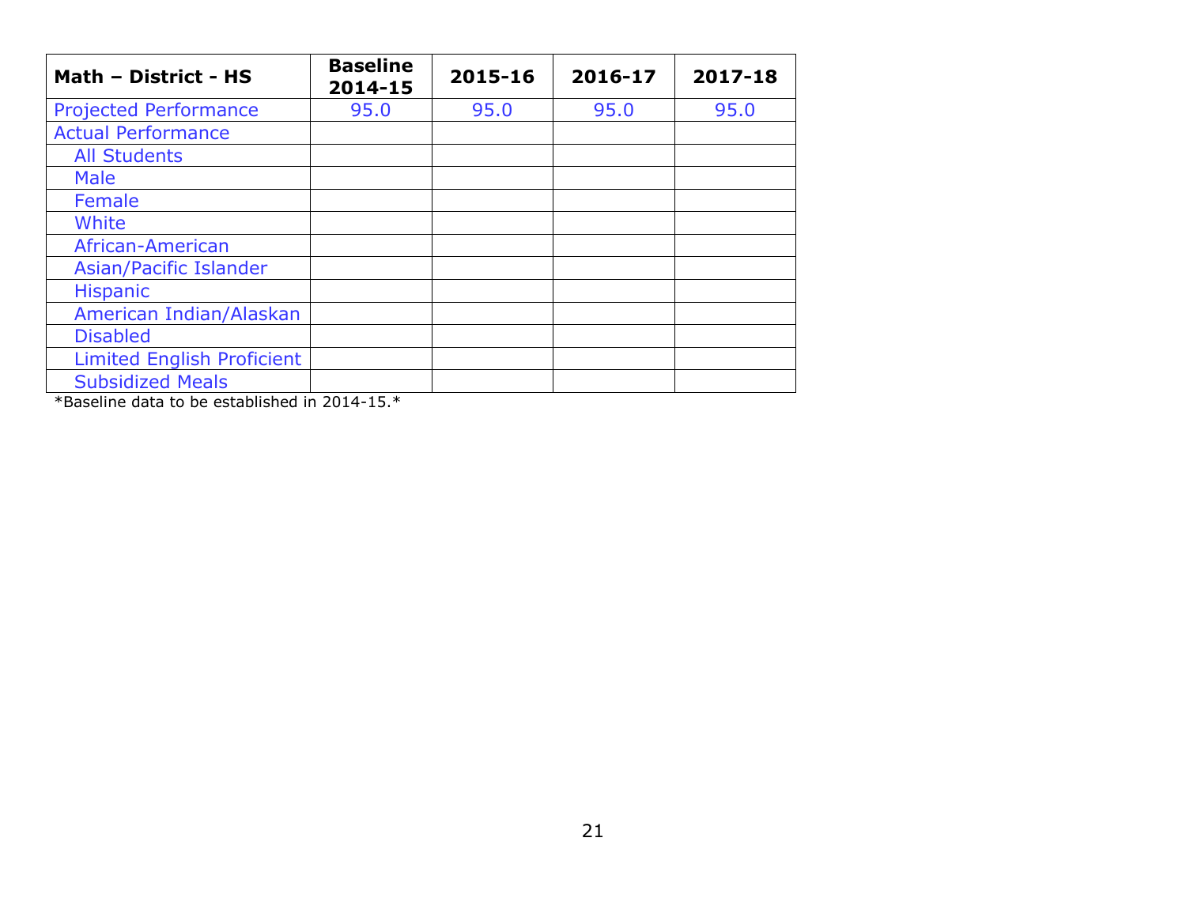| Math – District - HS | Baseline 2014-15 | 2015-16 | 2016-17 | 2017-18 |
|---|---|---|---|---|
| Projected Performance | 95.0 | 95.0 | 95.0 | 95.0 |
| Actual Performance | | | | |
| All Students | | | | |
| Male | | | | |
| Female | | | | |
| White | | | | |
| African-American | | | | |
| Asian/Pacific Islander | | | | |
| Hispanic | | | | |
| American Indian/Alaskan | | | | |
| Disabled | | | | |
| Limited English Proficient | | | | |
| Subsidized Meals | | | | |

*Baseline data to be established in 2014-15.*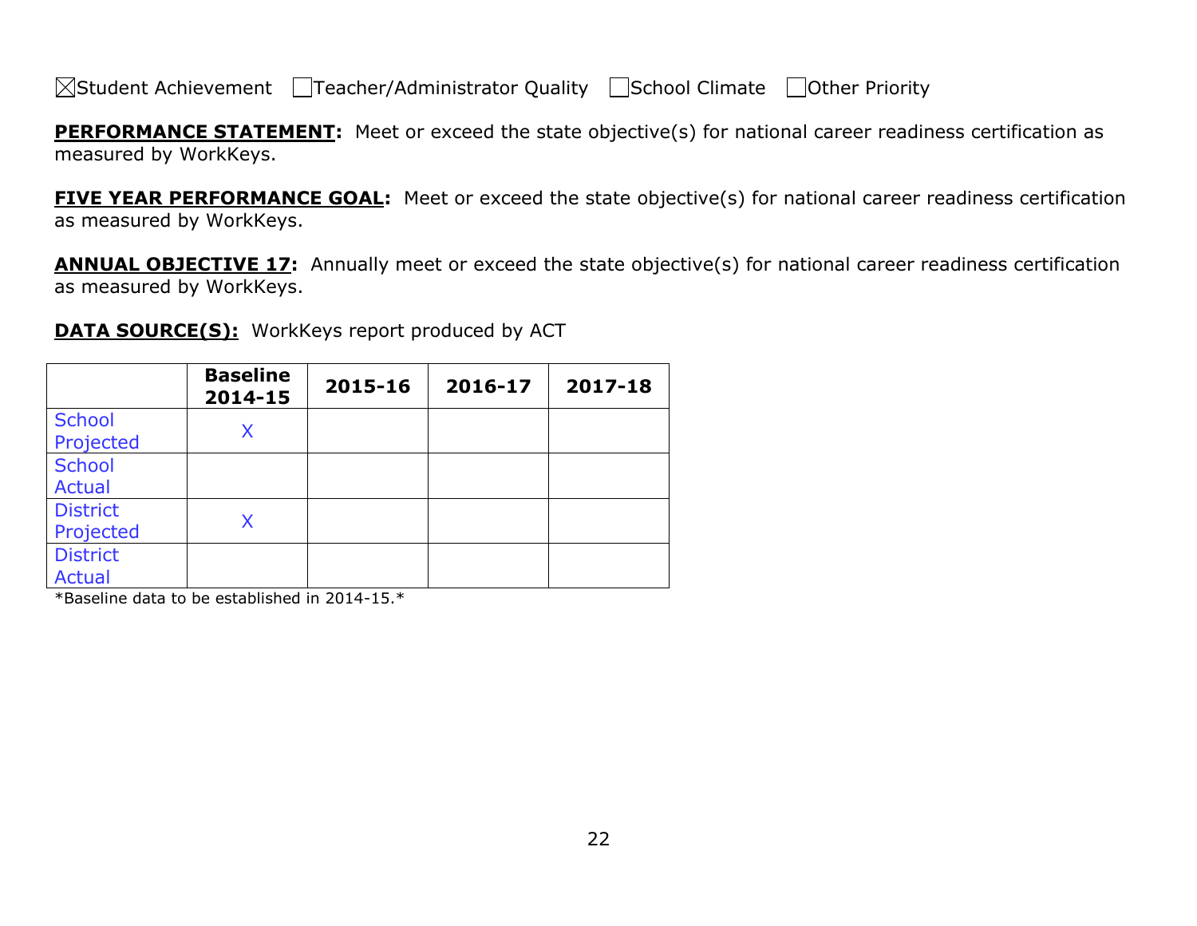☒Student Achievement ☐Teacher/Administrator Quality ☐School Climate ☐Other Priority

**PERFORMANCE STATEMENT:** Meet or exceed the state objective(s) for national career readiness certification as measured by WorkKeys.

**FIVE YEAR PERFORMANCE GOAL:** Meet or exceed the state objective(s) for national career readiness certification as measured by WorkKeys.

**ANNUAL OBJECTIVE 17:** Annually meet or exceed the state objective(s) for national career readiness certification as measured by WorkKeys.

**DATA SOURCE(S):** WorkKeys report produced by ACT

| | Baseline 2014-15 | 2015-16 | 2016-17 | 2017-18 |
|---|---|---|---|---|
| School Projected | X | | | |
| School Actual | | | | |
| District Projected | X | | | |
| District Actual | | | | |

*Baseline data to be established in 2014-15.*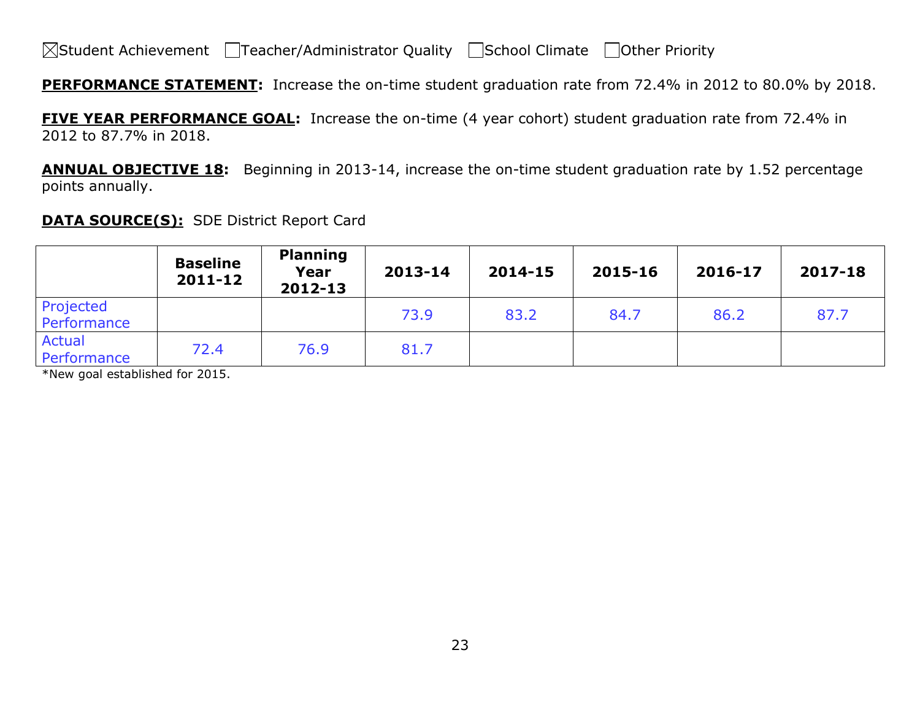☒Student Achievement ☐Teacher/Administrator Quality ☐School Climate ☐Other Priority

**PERFORMANCE STATEMENT:** Increase the on-time student graduation rate from 72.4% in 2012 to 80.0% by 2018.

**FIVE YEAR PERFORMANCE GOAL:** Increase the on-time (4 year cohort) student graduation rate from 72.4% in 2012 to 87.7% in 2018.

**ANNUAL OBJECTIVE 18:** Beginning in 2013-14, increase the on-time student graduation rate by 1.52 percentage points annually.

**DATA SOURCE(S):** SDE District Report Card

| | Baseline 2011-12 | Planning Year 2012-13 | 2013-14 | 2014-15 | 2015-16 | 2016-17 | 2017-18 |
|---|---|---|---|---|---|---|---|
| Projected Performance | | | 73.9 | 83.2 | 84.7 | 86.2 | 87.7 |
| Actual Performance | 72.4 | 76.9 | 81.7 | | | | |

*New goal established for 2015.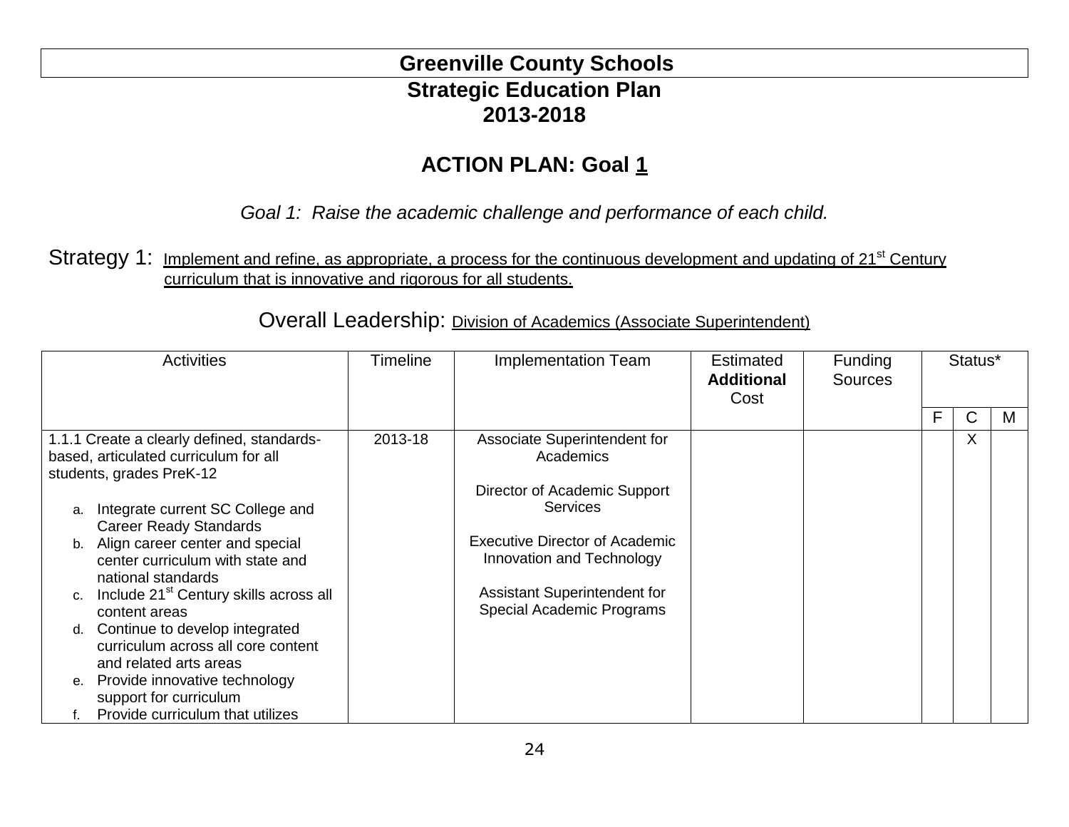# Greenville County Schools
## Strategic Education Plan
## 2013-2018

## ACTION PLAN: Goal 1

*Goal 1: Raise the academic challenge and performance of each child.*

Strategy 1: Implement and refine, as appropriate, a process for the continuous development and updating of 21st Century curriculum that is innovative and rigorous for all students.

Overall Leadership: Division of Academics (Associate Superintendent)

| Activities | Timeline | Implementation Team | Estimated **Additional** Cost | Funding Sources | Status* | | |
|---|---|---|---|---|---|---|---|
| | | | | | F | C | M |
| 1.1.1 Create a clearly defined, standards-based, articulated curriculum for all students, grades PreK-12<br><br>a. Integrate current SC College and Career Ready Standards<br>b. Align career center and special center curriculum with state and national standards<br>c. Include 21st Century skills across all content areas<br>d. Continue to develop integrated curriculum across all core content and related arts areas<br>e. Provide innovative technology support for curriculum<br>f. Provide curriculum that utilizes | 2013-18 | Associate Superintendent for Academics<br><br>Director of Academic Support Services<br><br>Executive Director of Academic Innovation and Technology<br><br>Assistant Superintendent for Special Academic Programs | | | | X | |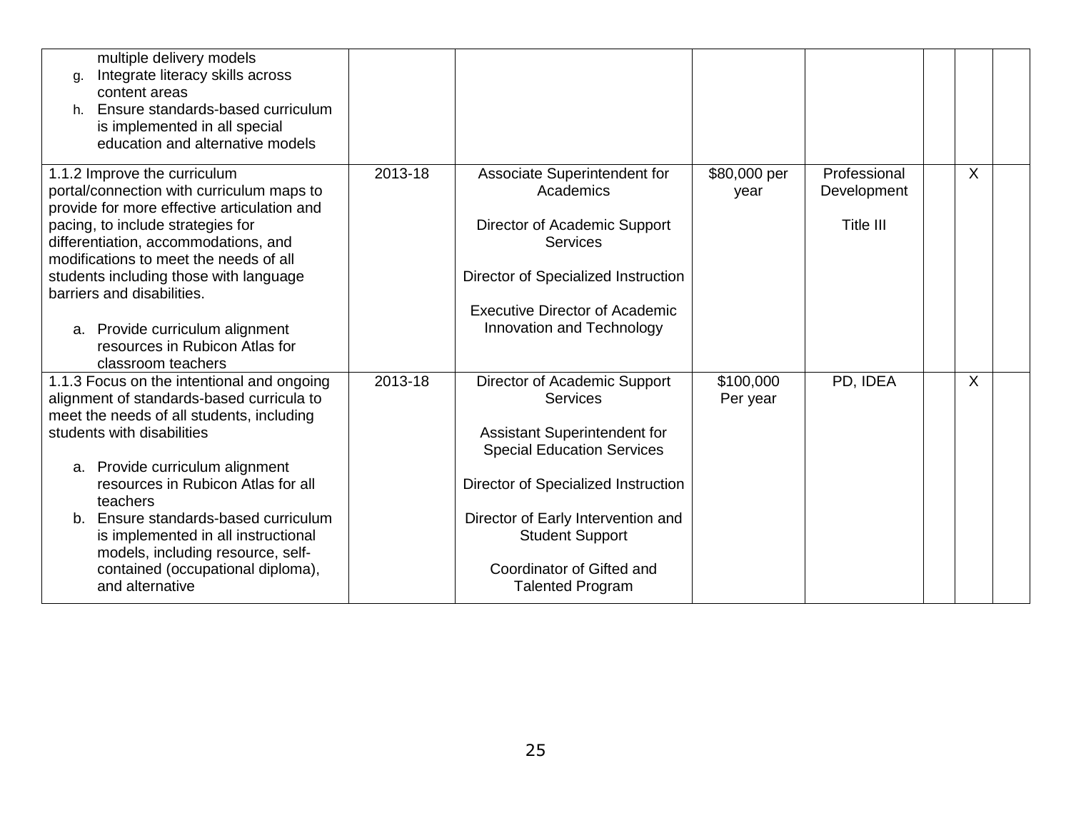| | | | | | | | |
|---|---|---|---|---|---|---|---|
| multiple delivery models<br>g. Integrate literacy skills across content areas<br>h. Ensure standards-based curriculum is implemented in all special education and alternative models | | | | | | | |
| 1.1.2 Improve the curriculum portal/connection with curriculum maps to provide for more effective articulation and pacing, to include strategies for differentiation, accommodations, and modifications to meet the needs of all students including those with language barriers and disabilities.<br><br>a. Provide curriculum alignment resources in Rubicon Atlas for classroom teachers | 2013-18 | Associate Superintendent for Academics<br><br>Director of Academic Support Services<br><br>Director of Specialized Instruction<br><br>Executive Director of Academic Innovation and Technology | $80,000 per year | Professional Development<br><br>Title III | | X | |
| 1.1.3 Focus on the intentional and ongoing alignment of standards-based curricula to meet the needs of all students, including students with disabilities<br><br>a. Provide curriculum alignment resources in Rubicon Atlas for all teachers<br>b. Ensure standards-based curriculum is implemented in all instructional models, including resource, self-contained (occupational diploma), and alternative | 2013-18 | Director of Academic Support Services<br><br>Assistant Superintendent for Special Education Services<br><br>Director of Specialized Instruction<br><br>Director of Early Intervention and Student Support<br><br>Coordinator of Gifted and Talented Program | $100,000 Per year | PD, IDEA | | X | |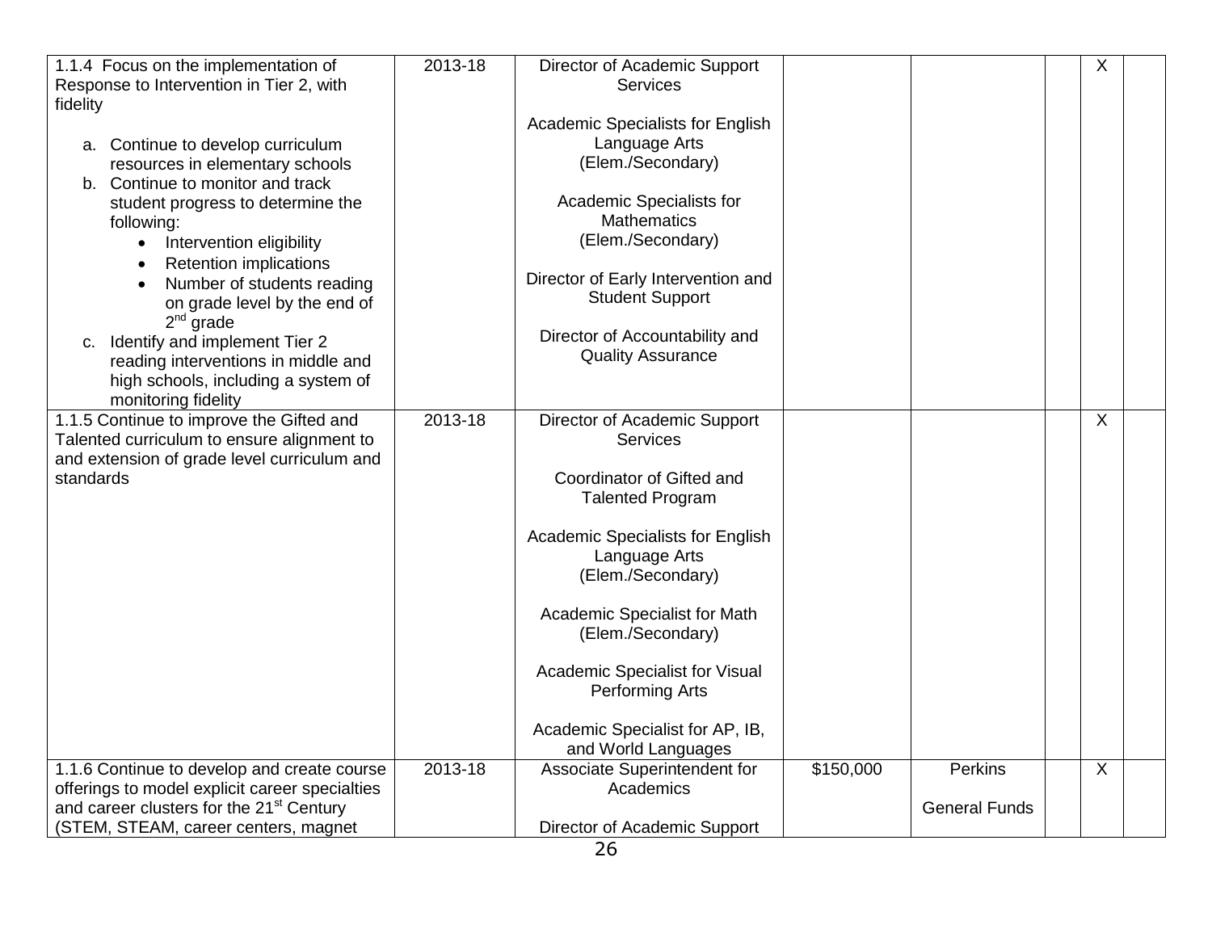| | | | | | | | |
|---|---|---|---|---|---|---|---|
| 1.1.4 Focus on the implementation of Response to Intervention in Tier 2, with fidelity<br><br>a. Continue to develop curriculum resources in elementary schools<br>b. Continue to monitor and track student progress to determine the following:<br>• Intervention eligibility<br>• Retention implications<br>• Number of students reading on grade level by the end of 2nd grade<br>c. Identify and implement Tier 2 reading interventions in middle and high schools, including a system of monitoring fidelity | 2013-18 | Director of Academic Support Services<br><br>Academic Specialists for English Language Arts (Elem./Secondary)<br><br>Academic Specialists for Mathematics (Elem./Secondary)<br><br>Director of Early Intervention and Student Support<br><br>Director of Accountability and Quality Assurance | | | | X | |
| 1.1.5 Continue to improve the Gifted and Talented curriculum to ensure alignment to and extension of grade level curriculum and standards | 2013-18 | Director of Academic Support Services<br><br>Coordinator of Gifted and Talented Program<br><br>Academic Specialists for English Language Arts (Elem./Secondary)<br><br>Academic Specialist for Math (Elem./Secondary)<br><br>Academic Specialist for Visual Performing Arts<br><br>Academic Specialist for AP, IB, and World Languages | | | | X | |
| 1.1.6 Continue to develop and create course offerings to model explicit career specialties and career clusters for the 21st Century (STEM, STEAM, career centers, magnet | 2013-18 | Associate Superintendent for Academics<br><br>Director of Academic Support | $150,000 | Perkins<br><br>General Funds | | X | |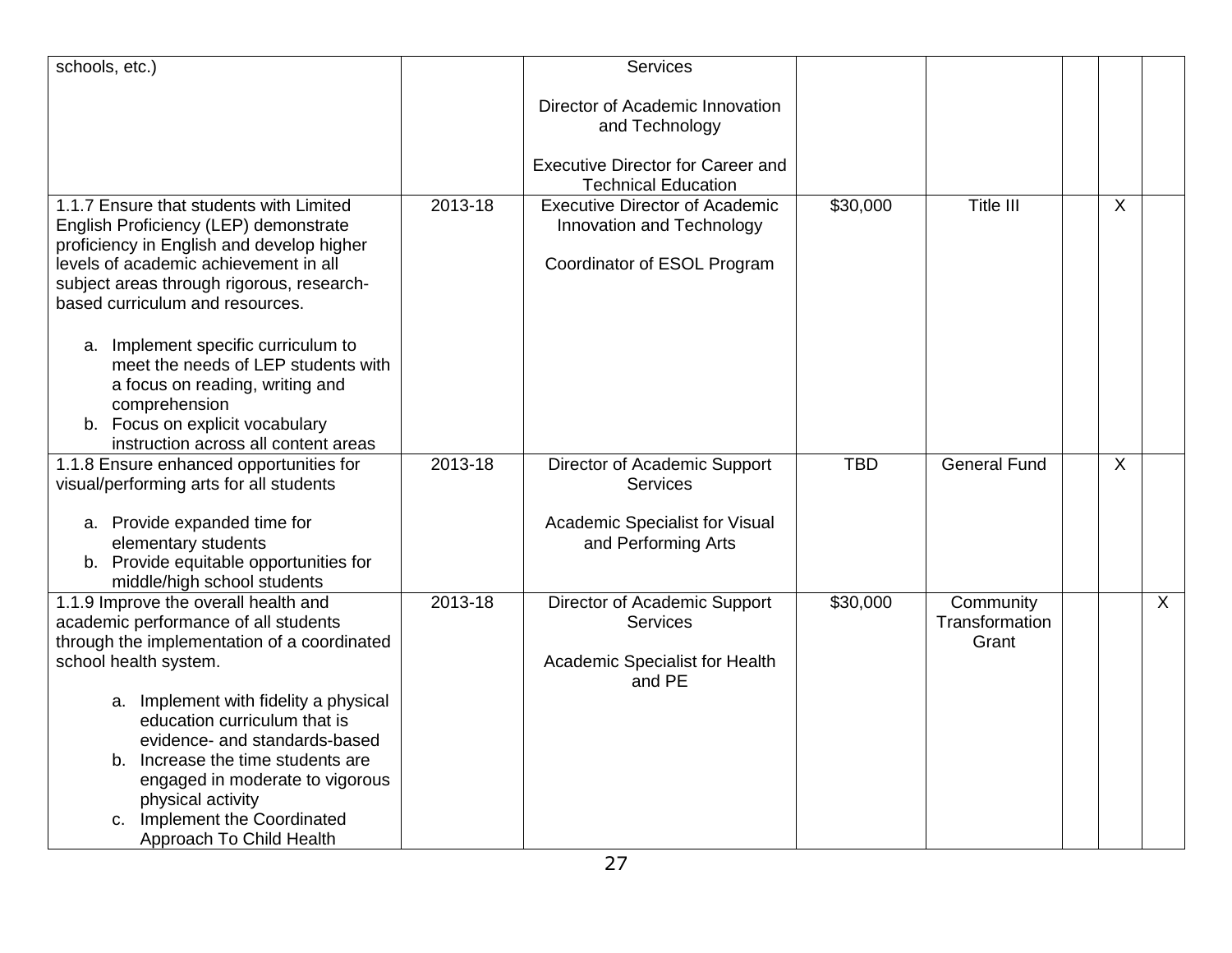| | | | | | | | |
|---|---|---|---|---|---|---|---|
| schools, etc.) | | Services<br><br>Director of Academic Innovation and Technology<br><br>Executive Director for Career and Technical Education | | | | | |
| 1.1.7 Ensure that students with Limited English Proficiency (LEP) demonstrate proficiency in English and develop higher levels of academic achievement in all subject areas through rigorous, research-based curriculum and resources.<br><br>a. Implement specific curriculum to meet the needs of LEP students with a focus on reading, writing and comprehension<br>b. Focus on explicit vocabulary instruction across all content areas | 2013-18 | Executive Director of Academic Innovation and Technology<br><br>Coordinator of ESOL Program | $30,000 | Title III | | X | |
| 1.1.8 Ensure enhanced opportunities for visual/performing arts for all students<br><br>a. Provide expanded time for elementary students<br>b. Provide equitable opportunities for middle/high school students | 2013-18 | Director of Academic Support Services<br><br>Academic Specialist for Visual and Performing Arts | TBD | General Fund | | X | |
| 1.1.9 Improve the overall health and academic performance of all students through the implementation of a coordinated school health system.<br><br>a. Implement with fidelity a physical education curriculum that is evidence- and standards-based<br>b. Increase the time students are engaged in moderate to vigorous physical activity<br>c. Implement the Coordinated Approach To Child Health | 2013-18 | Director of Academic Support Services<br><br>Academic Specialist for Health and PE | $30,000 | Community Transformation Grant | | | X |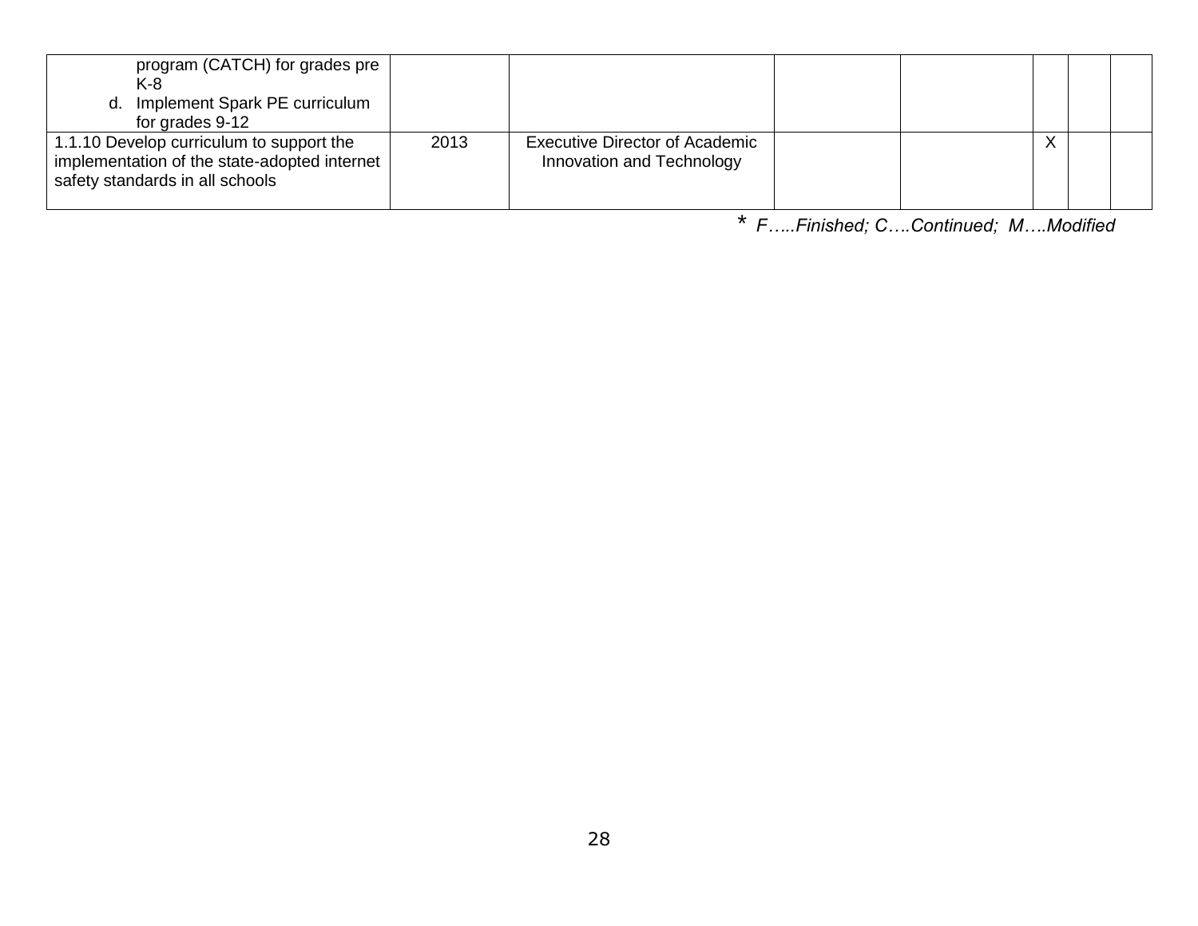| | | | | | | | |
|---|---|---|---|---|---|---|---|
| program (CATCH) for grades pre K-8<br>d. Implement Spark PE curriculum for grades 9-12 | | | | | | | |
| 1.1.10 Develop curriculum to support the implementation of the state-adopted internet safety standards in all schools | 2013 | Executive Director of Academic Innovation and Technology | | | X | | |

* *F…..Finished; C….Continued; M….Modified*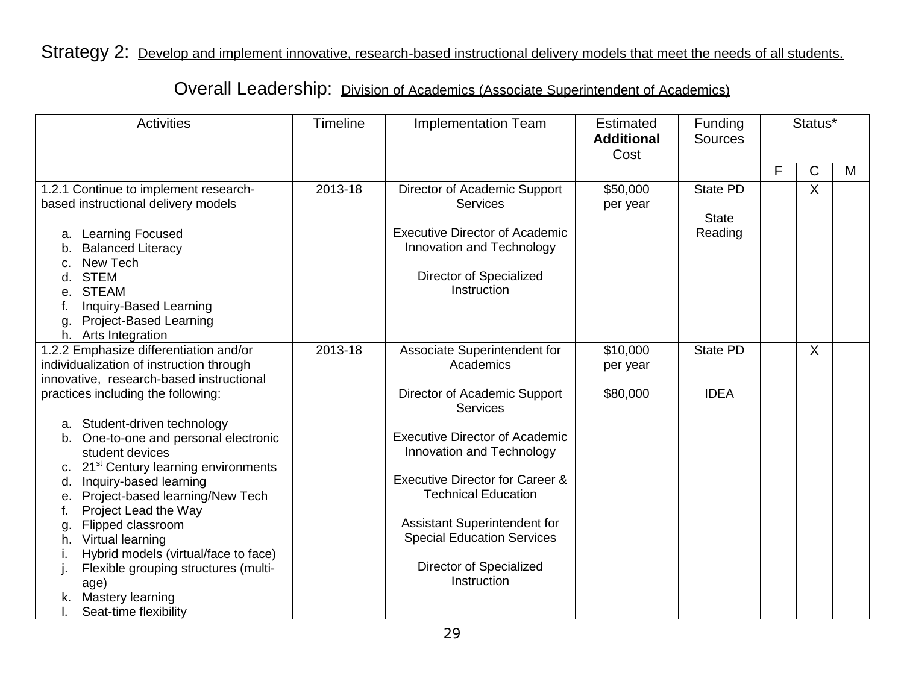Strategy 2: Develop and implement innovative, research-based instructional delivery models that meet the needs of all students.

Overall Leadership: Division of Academics (Associate Superintendent of Academics)

| Activities | Timeline | Implementation Team | Estimated **Additional** Cost | Funding Sources | Status* | | |
|---|---|---|---|---|---|---|---|
| | | | | | F | C | M |
| 1.2.1 Continue to implement research-based instructional delivery models<br><br>a. Learning Focused<br>b. Balanced Literacy<br>c. New Tech<br>d. STEM<br>e. STEAM<br>f. Inquiry-Based Learning<br>g. Project-Based Learning<br>h. Arts Integration | 2013-18 | Director of Academic Support Services<br><br>Executive Director of Academic Innovation and Technology<br><br>Director of Specialized Instruction | $50,000 per year | State PD<br><br>State Reading | | X | |
| 1.2.2 Emphasize differentiation and/or individualization of instruction through innovative, research-based instructional practices including the following:<br><br>a. Student-driven technology<br>b. One-to-one and personal electronic student devices<br>c. 21st Century learning environments<br>d. Inquiry-based learning<br>e. Project-based learning/New Tech<br>f. Project Lead the Way<br>g. Flipped classroom<br>h. Virtual learning<br>i. Hybrid models (virtual/face to face)<br>j. Flexible grouping structures (multi-age)<br>k. Mastery learning<br>l. Seat-time flexibility | 2013-18 | Associate Superintendent for Academics<br><br>Director of Academic Support Services<br><br>Executive Director of Academic Innovation and Technology<br><br>Executive Director for Career & Technical Education<br><br>Assistant Superintendent for Special Education Services<br><br>Director of Specialized Instruction | $10,000 per year<br><br>$80,000 | State PD<br><br>IDEA | | X | |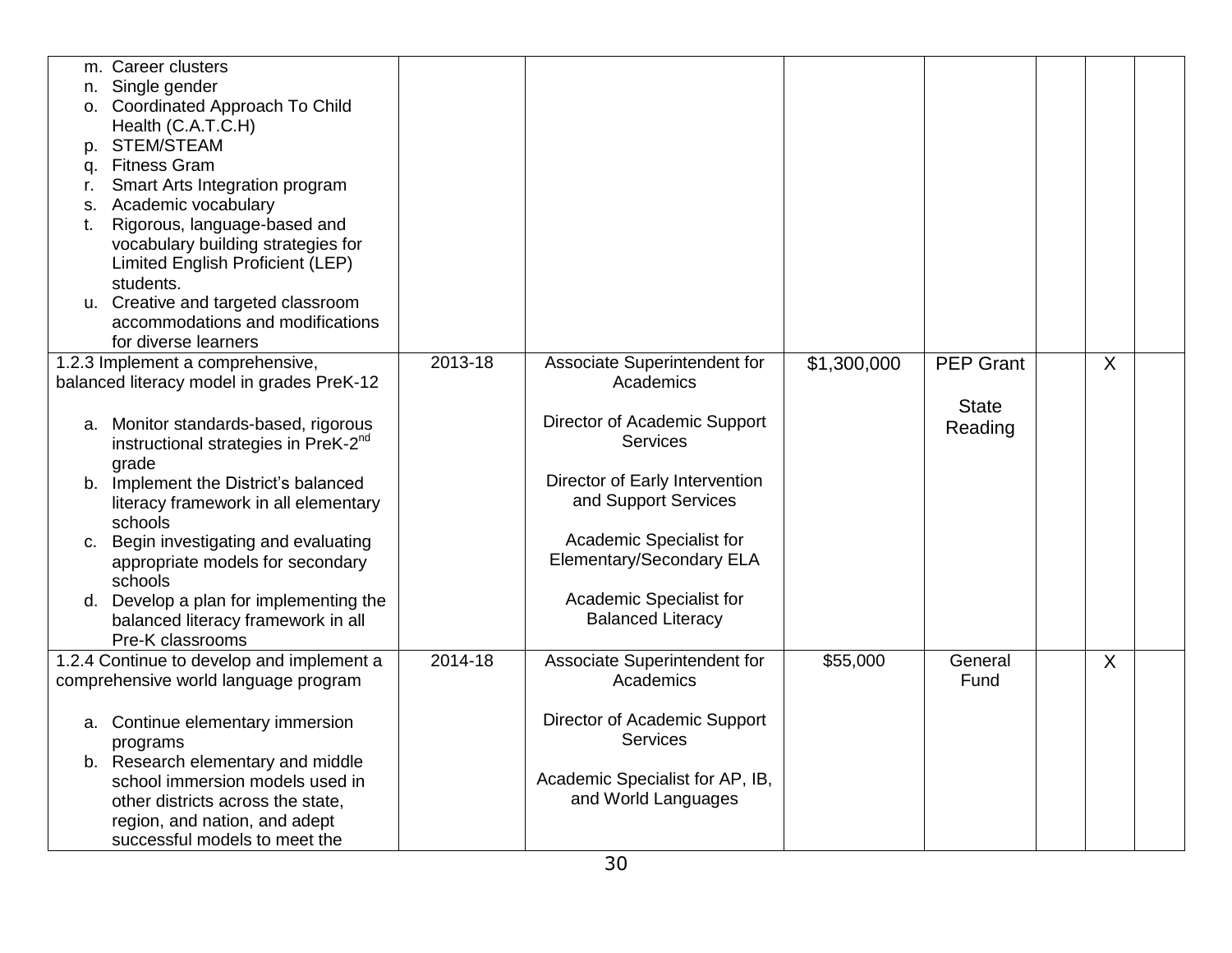| | | | | | | | |
|---|---|---|---|---|---|---|---|
| m. Career clusters<br>n. Single gender<br>o. Coordinated Approach To Child Health (C.A.T.C.H)<br>p. STEM/STEAM<br>q. Fitness Gram<br>r. Smart Arts Integration program<br>s. Academic vocabulary<br>t. Rigorous, language-based and vocabulary building strategies for Limited English Proficient (LEP) students.<br>u. Creative and targeted classroom accommodations and modifications for diverse learners | | | | | | | |
| 1.2.3 Implement a comprehensive, balanced literacy model in grades PreK-12<br><br>a. Monitor standards-based, rigorous instructional strategies in PreK-2nd grade<br>b. Implement the District's balanced literacy framework in all elementary schools<br>c. Begin investigating and evaluating appropriate models for secondary schools<br>d. Develop a plan for implementing the balanced literacy framework in all Pre-K classrooms | 2013-18 | Associate Superintendent for Academics<br><br>Director of Academic Support Services<br><br>Director of Early Intervention and Support Services<br><br>Academic Specialist for Elementary/Secondary ELA<br><br>Academic Specialist for Balanced Literacy | $1,300,000 | PEP Grant<br><br>State Reading | | X | |
| 1.2.4 Continue to develop and implement a comprehensive world language program<br><br>a. Continue elementary immersion programs<br>b. Research elementary and middle school immersion models used in other districts across the state, region, and nation, and adept successful models to meet the | 2014-18 | Associate Superintendent for Academics<br><br>Director of Academic Support Services<br><br>Academic Specialist for AP, IB, and World Languages | $55,000 | General Fund | | X | |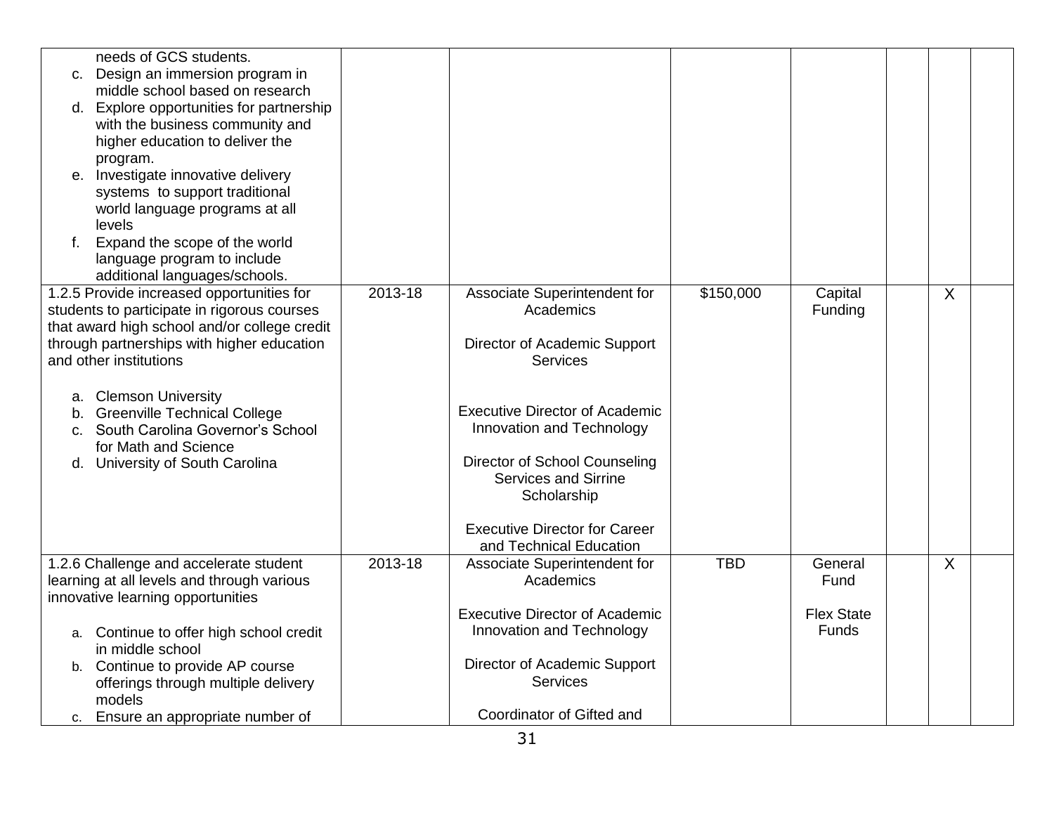| | | | | | | | |
|---|---|---|---|---|---|---|---|
| needs of GCS students.<br>c. Design an immersion program in middle school based on research<br>d. Explore opportunities for partnership with the business community and higher education to deliver the program.<br>e. Investigate innovative delivery systems to support traditional world language programs at all levels<br>f. Expand the scope of the world language program to include additional languages/schools. | | | | | | | |
| 1.2.5 Provide increased opportunities for students to participate in rigorous courses that award high school and/or college credit through partnerships with higher education and other institutions<br><br>a. Clemson University<br>b. Greenville Technical College<br>c. South Carolina Governor's School for Math and Science<br>d. University of South Carolina | 2013-18 | Associate Superintendent for Academics<br><br>Director of Academic Support Services<br><br>Executive Director of Academic Innovation and Technology<br><br>Director of School Counseling Services and Sirrine Scholarship<br><br>Executive Director for Career and Technical Education | $150,000 | Capital Funding | | X | |
| 1.2.6 Challenge and accelerate student learning at all levels and through various innovative learning opportunities<br><br>a. Continue to offer high school credit in middle school<br>b. Continue to provide AP course offerings through multiple delivery models<br>c. Ensure an appropriate number of | 2013-18 | Associate Superintendent for Academics<br><br>Executive Director of Academic Innovation and Technology<br><br>Director of Academic Support Services<br><br>Coordinator of Gifted and | TBD | General Fund<br><br>Flex State Funds | | X | |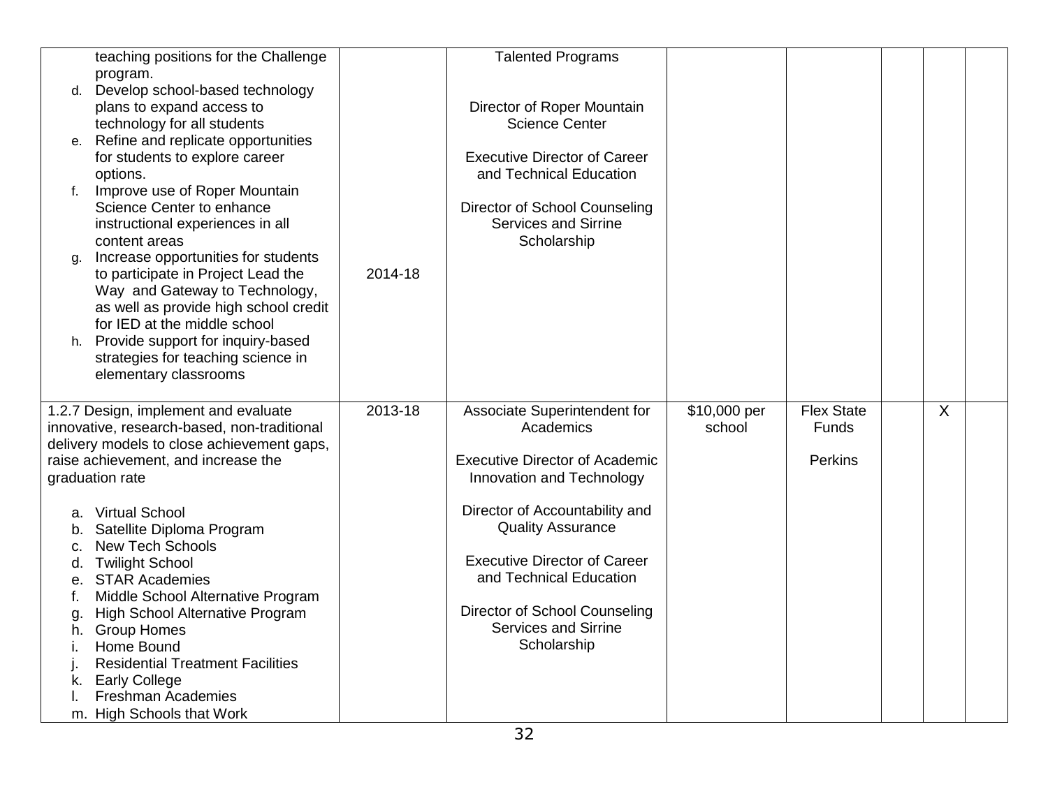| | | | | | | | |
|---|---|---|---|---|---|---|---|
| teaching positions for the Challenge program.<br>d. Develop school-based technology plans to expand access to technology for all students<br>e. Refine and replicate opportunities for students to explore career options.<br>f. Improve use of Roper Mountain Science Center to enhance instructional experiences in all content areas<br>g. Increase opportunities for students to participate in Project Lead the Way and Gateway to Technology, as well as provide high school credit for IED at the middle school<br>h. Provide support for inquiry-based strategies for teaching science in elementary classrooms | 2014-18 | Talented Programs<br><br>Director of Roper Mountain Science Center<br><br>Executive Director of Career and Technical Education<br><br>Director of School Counseling Services and Sirrine Scholarship | | | | | |
| 1.2.7 Design, implement and evaluate innovative, research-based, non-traditional delivery models to close achievement gaps, raise achievement, and increase the graduation rate<br><br>a. Virtual School<br>b. Satellite Diploma Program<br>c. New Tech Schools<br>d. Twilight School<br>e. STAR Academies<br>f. Middle School Alternative Program<br>g. High School Alternative Program<br>h. Group Homes<br>i. Home Bound<br>j. Residential Treatment Facilities<br>k. Early College<br>l. Freshman Academies<br>m. High Schools that Work | 2013-18 | Associate Superintendent for Academics<br><br>Executive Director of Academic Innovation and Technology<br><br>Director of Accountability and Quality Assurance<br><br>Executive Director of Career and Technical Education<br><br>Director of School Counseling Services and Sirrine Scholarship | $10,000 per school | Flex State Funds<br><br>Perkins | | X | |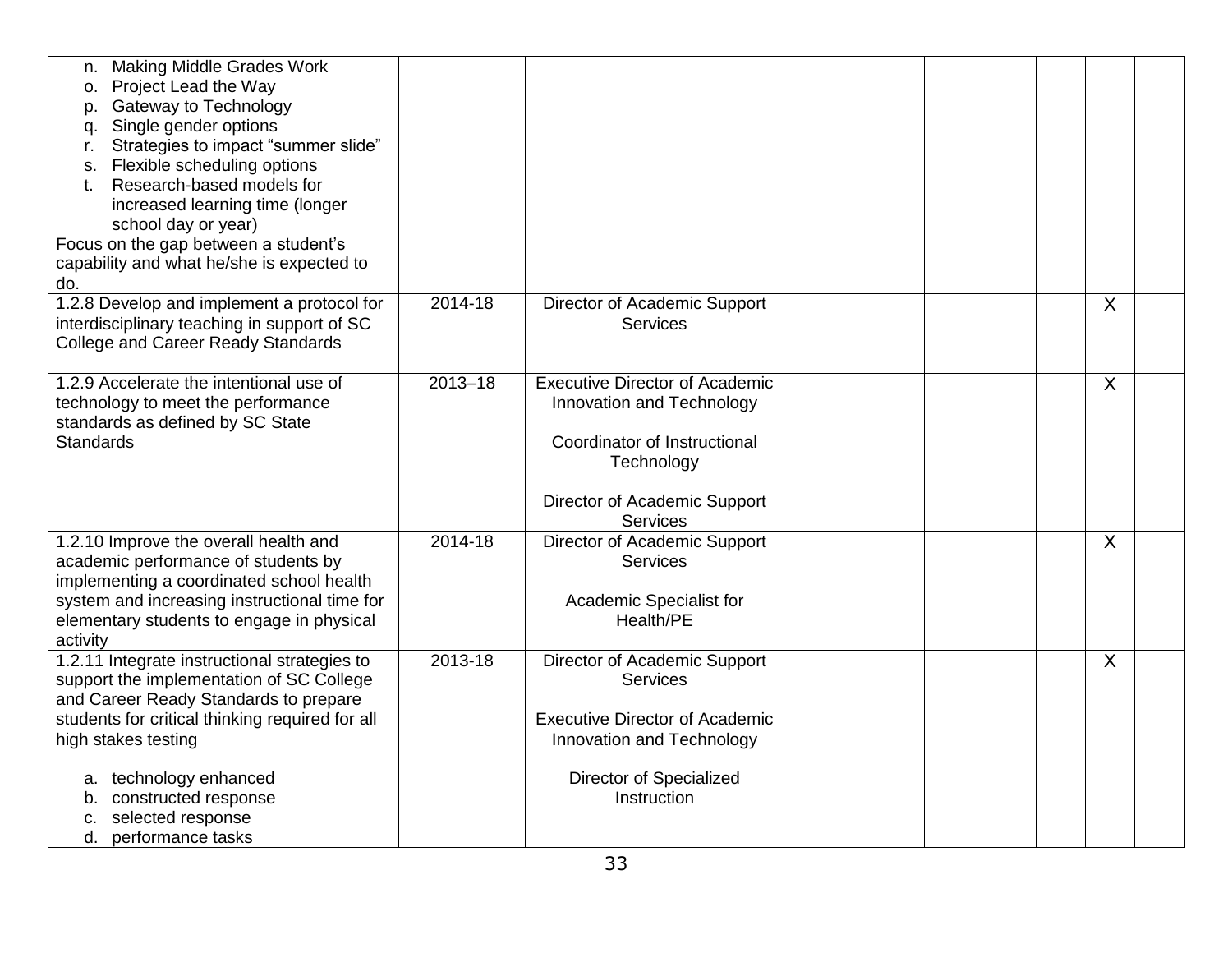| | | | | | | | |
|---|---|---|---|---|---|---|---|
| n. Making Middle Grades Work<br>o. Project Lead the Way<br>p. Gateway to Technology<br>q. Single gender options<br>r. Strategies to impact "summer slide"<br>s. Flexible scheduling options<br>t. Research-based models for increased learning time (longer school day or year)<br>Focus on the gap between a student's capability and what he/she is expected to do. | | | | | | | |
| 1.2.8 Develop and implement a protocol for interdisciplinary teaching in support of SC College and Career Ready Standards | 2014-18 | Director of Academic Support Services | | | | X | |
| 1.2.9 Accelerate the intentional use of technology to meet the performance standards as defined by SC State Standards | 2013–18 | Executive Director of Academic Innovation and Technology<br><br>Coordinator of Instructional Technology<br><br>Director of Academic Support Services | | | | X | |
| 1.2.10 Improve the overall health and academic performance of students by implementing a coordinated school health system and increasing instructional time for elementary students to engage in physical activity | 2014-18 | Director of Academic Support Services<br><br>Academic Specialist for Health/PE | | | | X | |
| 1.2.11 Integrate instructional strategies to support the implementation of SC College and Career Ready Standards to prepare students for critical thinking required for all high stakes testing<br><br>a. technology enhanced<br>b. constructed response<br>c. selected response<br>d. performance tasks | 2013-18 | Director of Academic Support Services<br><br>Executive Director of Academic Innovation and Technology<br><br>Director of Specialized Instruction | | | | X | |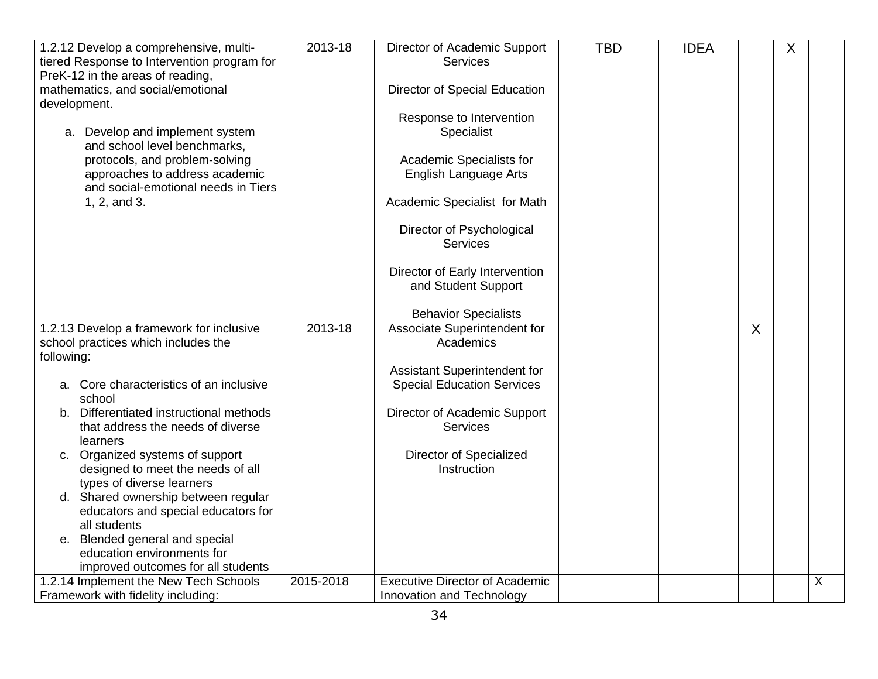| | | | | | | | |
|---|---|---|---|---|---|---|---|
| 1.2.12 Develop a comprehensive, multi-tiered Response to Intervention program for PreK-12 in the areas of reading, mathematics, and social/emotional development.<br><br>a. Develop and implement system and school level benchmarks, protocols, and problem-solving approaches to address academic and social-emotional needs in Tiers 1, 2, and 3. | 2013-18 | Director of Academic Support Services<br><br>Director of Special Education<br><br>Response to Intervention Specialist<br><br>Academic Specialists for English Language Arts<br><br>Academic Specialist for Math<br><br>Director of Psychological Services<br><br>Director of Early Intervention and Student Support<br><br>Behavior Specialists | TBD | IDEA | | X | |
| 1.2.13 Develop a framework for inclusive school practices which includes the following:<br><br>a. Core characteristics of an inclusive school<br>b. Differentiated instructional methods that address the needs of diverse learners<br>c. Organized systems of support designed to meet the needs of all types of diverse learners<br>d. Shared ownership between regular educators and special educators for all students<br>e. Blended general and special education environments for improved outcomes for all students | 2013-18 | Associate Superintendent for Academics<br><br>Assistant Superintendent for Special Education Services<br><br>Director of Academic Support Services<br><br>Director of Specialized Instruction | | | X | | |
| 1.2.14 Implement the New Tech Schools Framework with fidelity including: | 2015-2018 | Executive Director of Academic Innovation and Technology | | | | | X |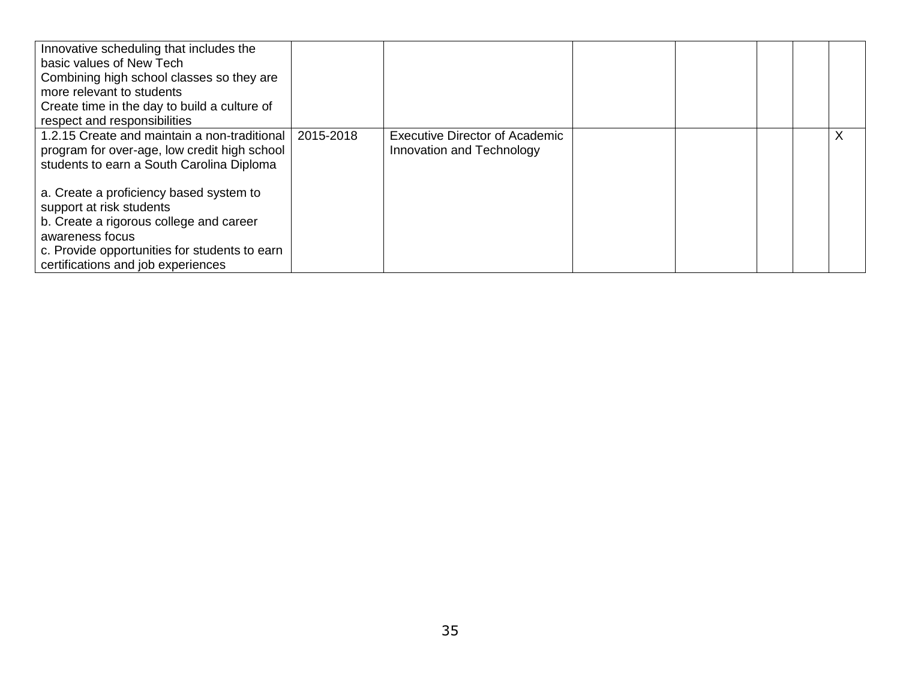| | | | | | | | |
|---|---|---|---|---|---|---|---|
| Innovative scheduling that includes the basic values of New Tech<br>Combining high school classes so they are more relevant to students<br>Create time in the day to build a culture of respect and responsibilities | | | | | | | |
| 1.2.15 Create and maintain a non-traditional program for over-age, low credit high school students to earn a South Carolina Diploma<br><br>a. Create a proficiency based system to support at risk students<br>b. Create a rigorous college and career awareness focus<br>c. Provide opportunities for students to earn certifications and job experiences | 2015-2018 | Executive Director of Academic Innovation and Technology | | | | | X |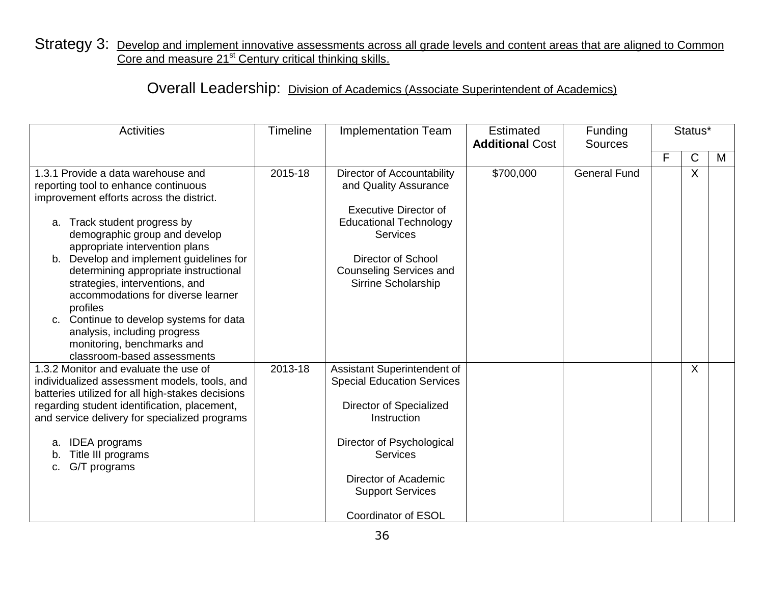Strategy 3: Develop and implement innovative assessments across all grade levels and content areas that are aligned to Common Core and measure 21st Century critical thinking skills.

Overall Leadership: Division of Academics (Associate Superintendent of Academics)

| Activities | Timeline | Implementation Team | Estimated **Additional** Cost | Funding Sources | Status* | | |
|---|---|---|---|---|---|---|---|
| | | | | | F | C | M |
| 1.3.1 Provide a data warehouse and reporting tool to enhance continuous improvement efforts across the district.<br><br>a. Track student progress by demographic group and develop appropriate intervention plans<br>b. Develop and implement guidelines for determining appropriate instructional strategies, interventions, and accommodations for diverse learner profiles<br>c. Continue to develop systems for data analysis, including progress monitoring, benchmarks and classroom-based assessments | 2015-18 | Director of Accountability and Quality Assurance<br><br>Executive Director of Educational Technology Services<br><br>Director of School Counseling Services and Sirrine Scholarship | \$700,000 | General Fund | | X | |
| 1.3.2 Monitor and evaluate the use of individualized assessment models, tools, and batteries utilized for all high-stakes decisions regarding student identification, placement, and service delivery for specialized programs<br><br>a. IDEA programs<br>b. Title III programs<br>c. G/T programs | 2013-18 | Assistant Superintendent of Special Education Services<br><br>Director of Specialized Instruction<br><br>Director of Psychological Services<br><br>Director of Academic Support Services<br><br>Coordinator of ESOL | | | | X | |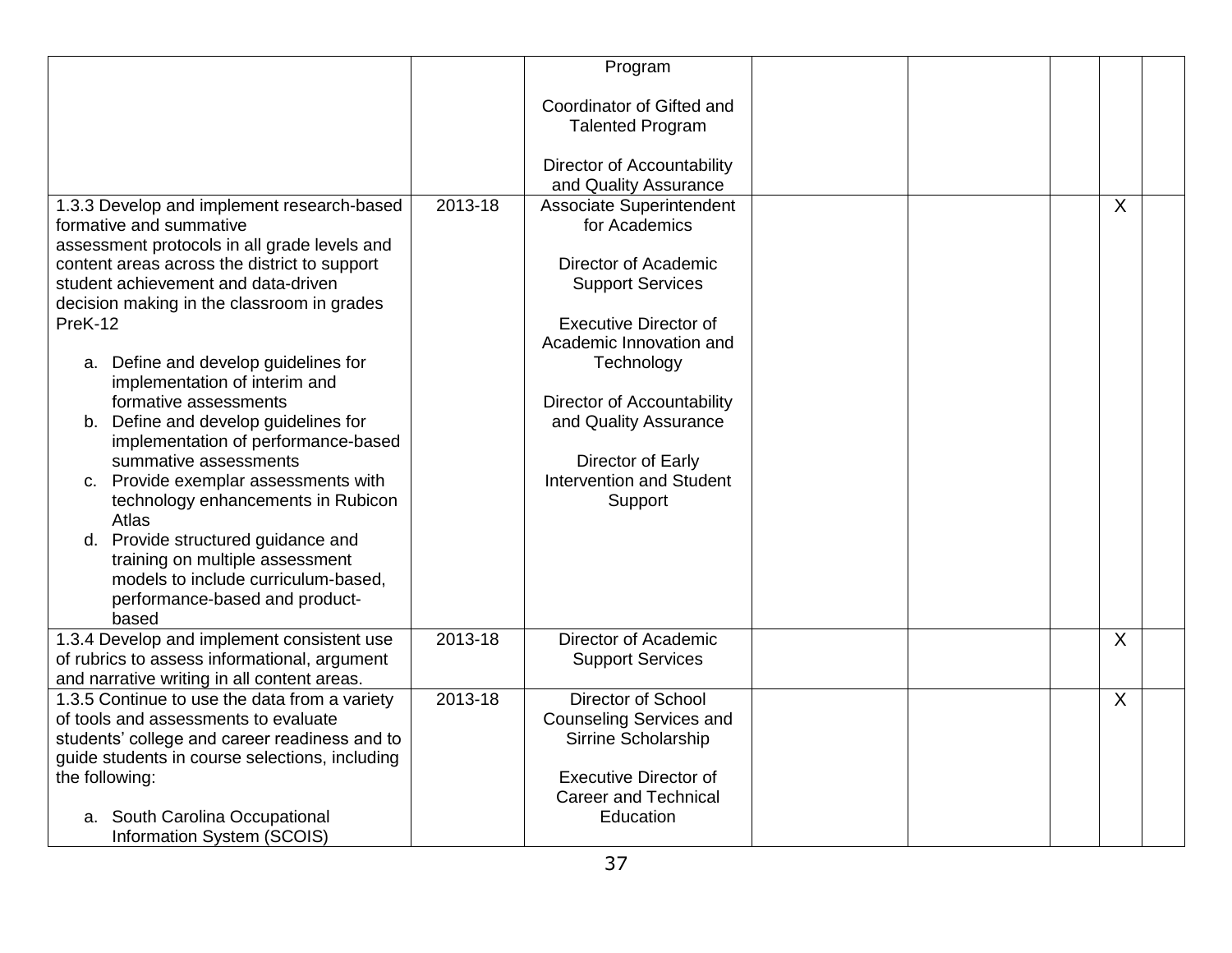| | | | | | | | |
|---|---|---|---|---|---|---|---|
| | | Program<br><br>Coordinator of Gifted and Talented Program<br><br>Director of Accountability and Quality Assurance | | | | | |
| 1.3.3 Develop and implement research-based formative and summative assessment protocols in all grade levels and content areas across the district to support student achievement and data-driven decision making in the classroom in grades PreK-12<br><br>a. Define and develop guidelines for implementation of interim and formative assessments<br>b. Define and develop guidelines for implementation of performance-based summative assessments<br>c. Provide exemplar assessments with technology enhancements in Rubicon Atlas<br>d. Provide structured guidance and training on multiple assessment models to include curriculum-based, performance-based and product-based | 2013-18 | Associate Superintendent for Academics<br><br>Director of Academic Support Services<br><br>Executive Director of Academic Innovation and Technology<br><br>Director of Accountability and Quality Assurance<br><br>Director of Early Intervention and Student Support | | | | X | |
| 1.3.4 Develop and implement consistent use of rubrics to assess informational, argument and narrative writing in all content areas. | 2013-18 | Director of Academic Support Services | | | | X | |
| 1.3.5 Continue to use the data from a variety of tools and assessments to evaluate students' college and career readiness and to guide students in course selections, including the following:<br><br>a. South Carolina Occupational Information System (SCOIS) | 2013-18 | Director of School Counseling Services and Sirrine Scholarship<br><br>Executive Director of Career and Technical Education | | | | X | |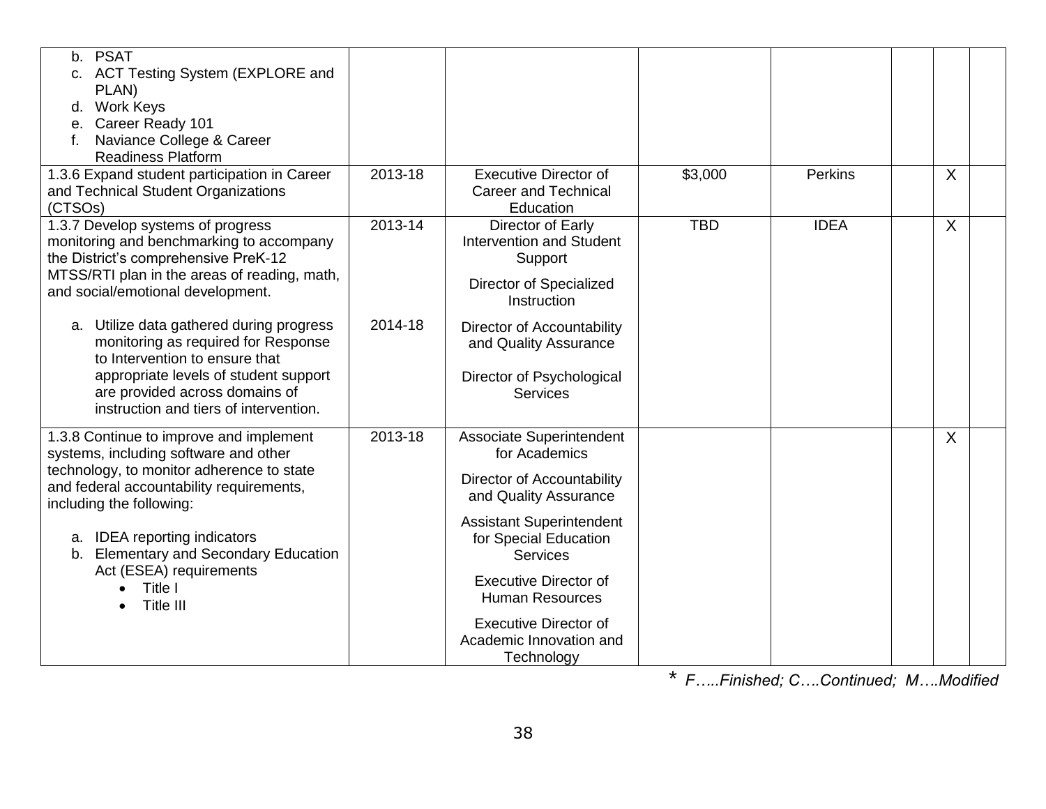| | | | | | | | |
|---|---|---|---|---|---|---|---|
| b. PSAT<br>c. ACT Testing System (EXPLORE and PLAN)<br>d. Work Keys<br>e. Career Ready 101<br>f. Naviance College & Career Readiness Platform | | | | | | | |
| 1.3.6 Expand student participation in Career and Technical Student Organizations (CTSOs) | 2013-18 | Executive Director of Career and Technical Education | $3,000 | Perkins | | X | |
| 1.3.7 Develop systems of progress monitoring and benchmarking to accompany the District's comprehensive PreK-12 MTSS/RTI plan in the areas of reading, math, and social/emotional development.<br><br>a. Utilize data gathered during progress monitoring as required for Response to Intervention to ensure that appropriate levels of student support are provided across domains of instruction and tiers of intervention. | 2013-14<br><br>2014-18 | Director of Early Intervention and Student Support<br><br>Director of Specialized Instruction<br><br>Director of Accountability and Quality Assurance<br><br>Director of Psychological Services | TBD | IDEA | | X | |
| 1.3.8 Continue to improve and implement systems, including software and other technology, to monitor adherence to state and federal accountability requirements, including the following:<br><br>a. IDEA reporting indicators<br>b. Elementary and Secondary Education Act (ESEA) requirements<br>• Title I<br>• Title III | 2013-18 | Associate Superintendent for Academics<br><br>Director of Accountability and Quality Assurance<br><br>Assistant Superintendent for Special Education Services<br><br>Executive Director of Human Resources<br><br>Executive Director of Academic Innovation and Technology | | | | X | |

* *F…..Finished; C….Continued; M….Modified*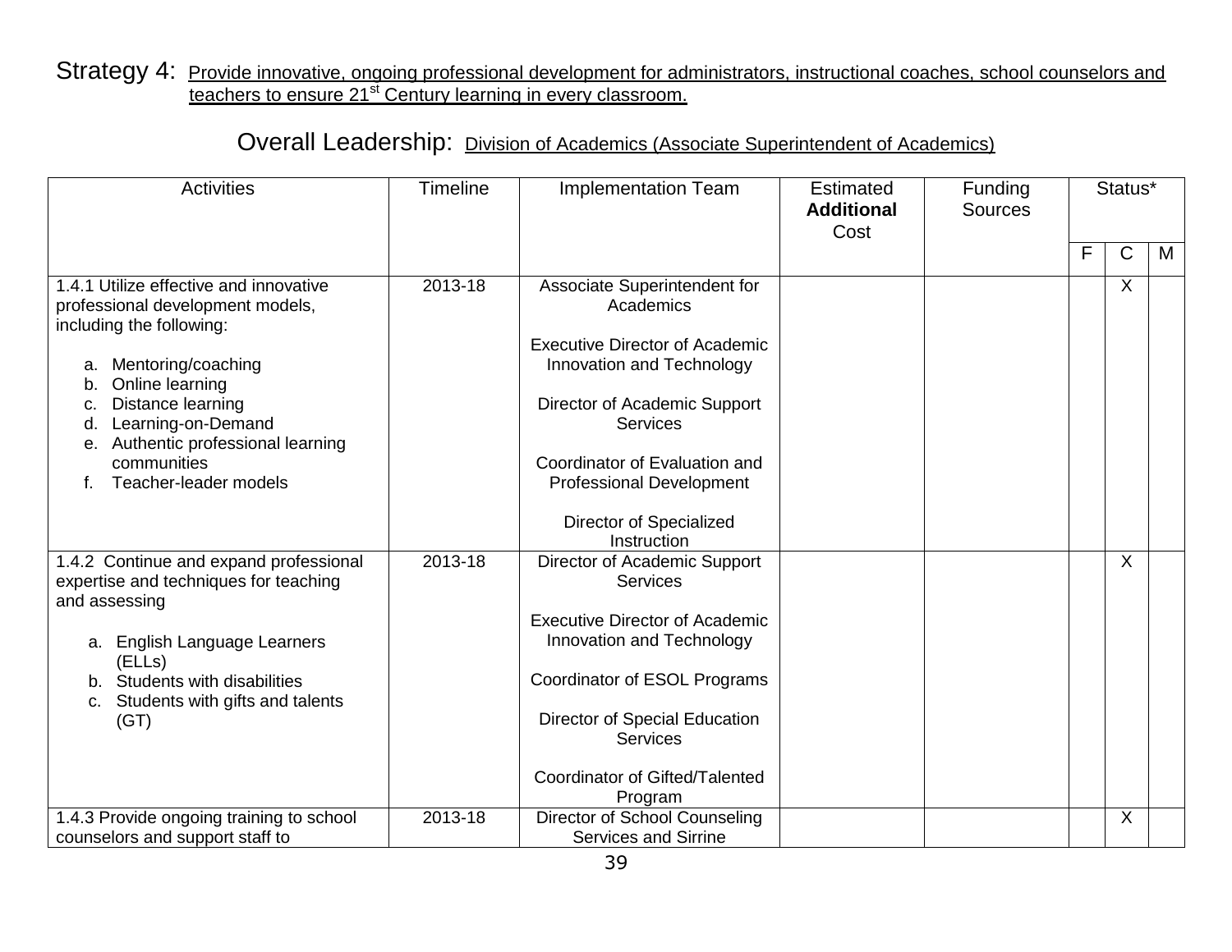Strategy 4: Provide innovative, ongoing professional development for administrators, instructional coaches, school counselors and teachers to ensure 21st Century learning in every classroom.

Overall Leadership: Division of Academics (Associate Superintendent of Academics)

| Activities | Timeline | Implementation Team | Estimated **Additional** Cost | Funding Sources | Status* | | |
|---|---|---|---|---|---|---|---|
| | | | | | F | C | M |
| 1.4.1 Utilize effective and innovative professional development models, including the following:<br><br>a. Mentoring/coaching<br>b. Online learning<br>c. Distance learning<br>d. Learning-on-Demand<br>e. Authentic professional learning communities<br>f. Teacher-leader models | 2013-18 | Associate Superintendent for Academics<br><br>Executive Director of Academic Innovation and Technology<br><br>Director of Academic Support Services<br><br>Coordinator of Evaluation and Professional Development<br><br>Director of Specialized Instruction | | | | X | |
| 1.4.2 Continue and expand professional expertise and techniques for teaching and assessing<br><br>a. English Language Learners (ELLs)<br>b. Students with disabilities<br>c. Students with gifts and talents (GT) | 2013-18 | Director of Academic Support Services<br><br>Executive Director of Academic Innovation and Technology<br><br>Coordinator of ESOL Programs<br><br>Director of Special Education Services<br><br>Coordinator of Gifted/Talented Program | | | | X | |
| 1.4.3 Provide ongoing training to school counselors and support staff to | 2013-18 | Director of School Counseling Services and Sirrine | | | | X | |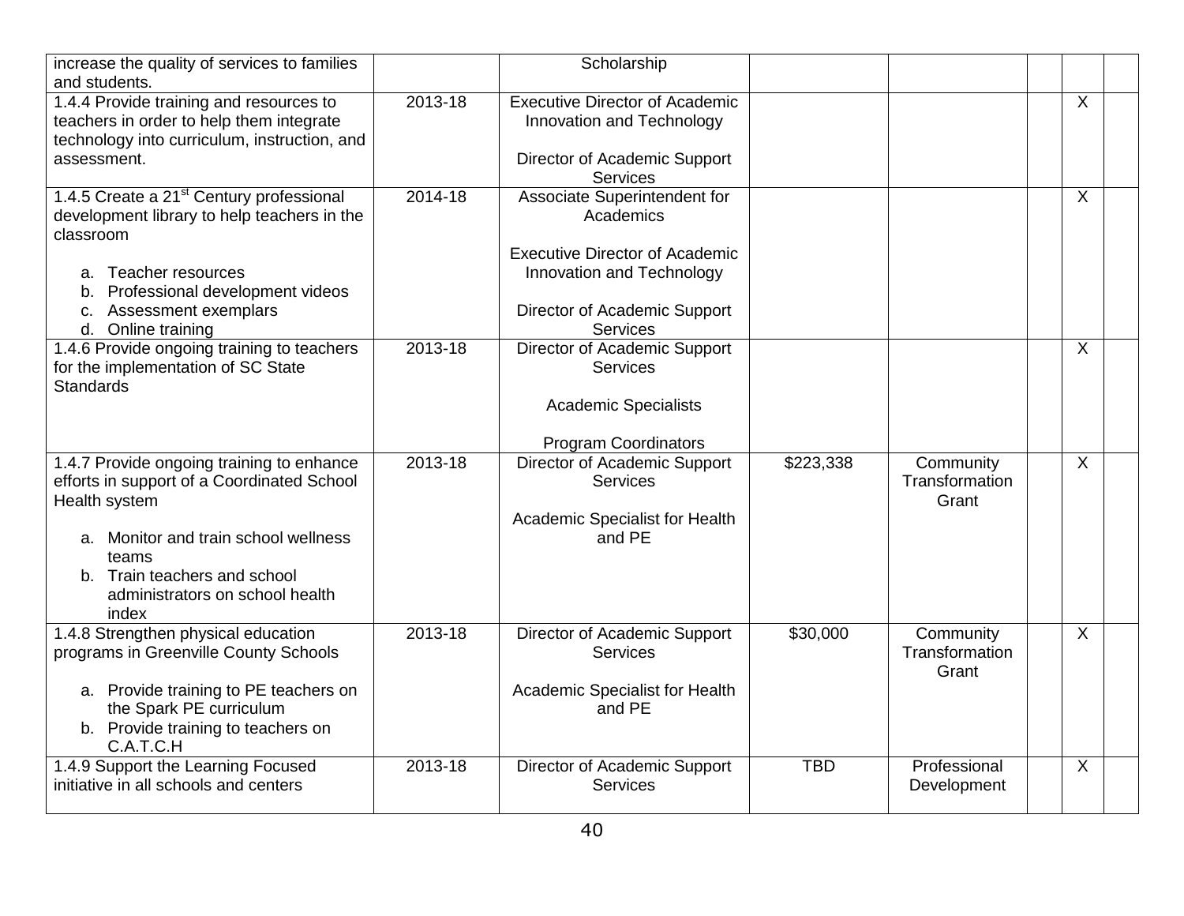| | | | | | | | |
|---|---|---|---|---|---|---|---|
| increase the quality of services to families and students. | | Scholarship | | | | | |
| 1.4.4 Provide training and resources to teachers in order to help them integrate technology into curriculum, instruction, and assessment. | 2013-18 | Executive Director of Academic Innovation and Technology<br><br>Director of Academic Support Services | | | | X | |
| 1.4.5 Create a 21st Century professional development library to help teachers in the classroom<br><br>a. Teacher resources<br>b. Professional development videos<br>c. Assessment exemplars<br>d. Online training | 2014-18 | Associate Superintendent for Academics<br><br>Executive Director of Academic Innovation and Technology<br><br>Director of Academic Support Services | | | | X | |
| 1.4.6 Provide ongoing training to teachers for the implementation of SC State Standards | 2013-18 | Director of Academic Support Services<br><br>Academic Specialists<br><br>Program Coordinators | | | | X | |
| 1.4.7 Provide ongoing training to enhance efforts in support of a Coordinated School Health system<br><br>a. Monitor and train school wellness teams<br>b. Train teachers and school administrators on school health index | 2013-18 | Director of Academic Support Services<br><br>Academic Specialist for Health and PE | $223,338 | Community Transformation Grant | | X | |
| 1.4.8 Strengthen physical education programs in Greenville County Schools<br><br>a. Provide training to PE teachers on the Spark PE curriculum<br>b. Provide training to teachers on C.A.T.C.H | 2013-18 | Director of Academic Support Services<br><br>Academic Specialist for Health and PE | $30,000 | Community Transformation Grant | | X | |
| 1.4.9 Support the Learning Focused initiative in all schools and centers | 2013-18 | Director of Academic Support Services | TBD | Professional Development | | X | |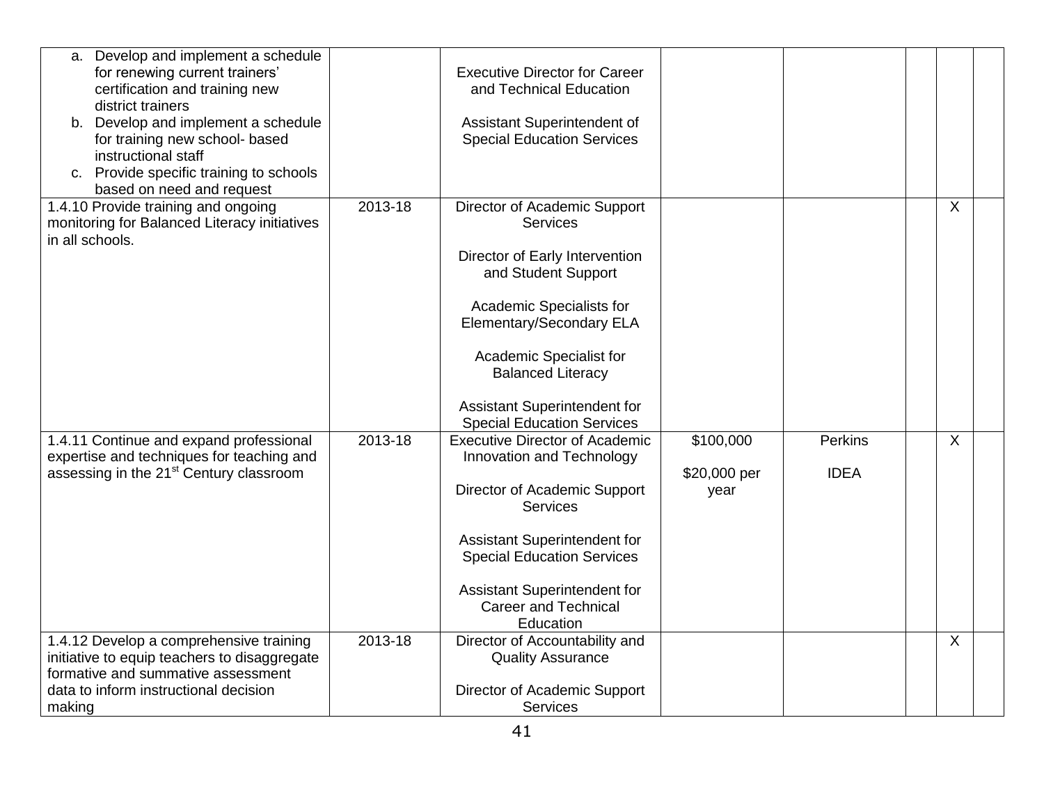| | | | | | | | |
|---|---|---|---|---|---|---|---|
| a. Develop and implement a schedule for renewing current trainers' certification and training new district trainers<br>b. Develop and implement a schedule for training new school- based instructional staff<br>c. Provide specific training to schools based on need and request | | Executive Director for Career and Technical Education<br><br>Assistant Superintendent of Special Education Services | | | | | |
| 1.4.10 Provide training and ongoing monitoring for Balanced Literacy initiatives in all schools. | 2013-18 | Director of Academic Support Services<br><br>Director of Early Intervention and Student Support<br><br>Academic Specialists for Elementary/Secondary ELA<br><br>Academic Specialist for Balanced Literacy<br><br>Assistant Superintendent for Special Education Services | | | | X | |
| 1.4.11 Continue and expand professional expertise and techniques for teaching and assessing in the 21st Century classroom | 2013-18 | Executive Director of Academic Innovation and Technology<br><br>Director of Academic Support Services<br><br>Assistant Superintendent for Special Education Services<br><br>Assistant Superintendent for Career and Technical Education | $100,000<br><br>$20,000 per year | Perkins<br><br>IDEA | | X | |
| 1.4.12 Develop a comprehensive training initiative to equip teachers to disaggregate formative and summative assessment data to inform instructional decision making | 2013-18 | Director of Accountability and Quality Assurance<br><br>Director of Academic Support Services | | | | X | |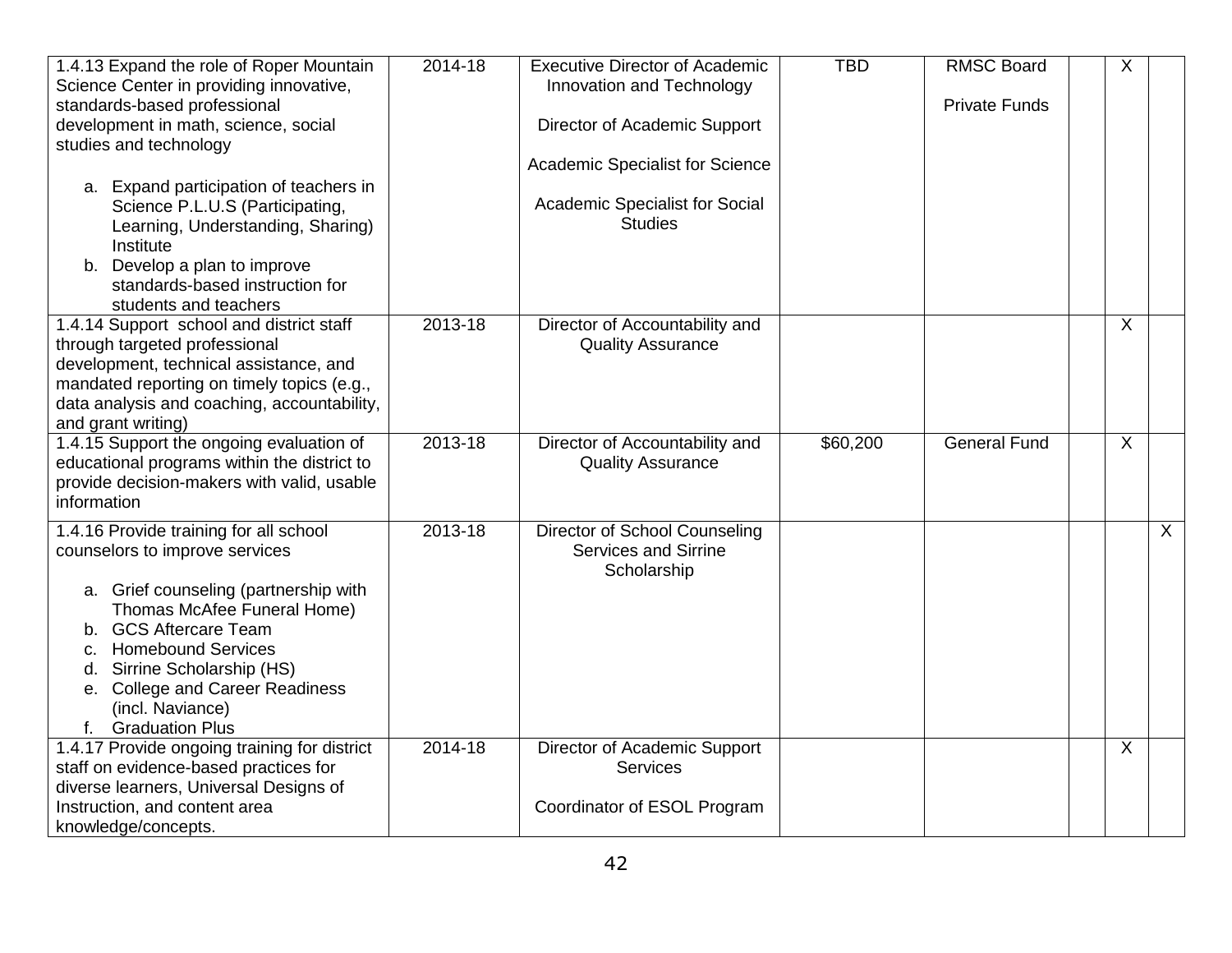| | | | | | | | |
|---|---|---|---|---|---|---|---|
| 1.4.13 Expand the role of Roper Mountain Science Center in providing innovative, standards-based professional development in math, science, social studies and technology<br><br>a. Expand participation of teachers in Science P.L.U.S (Participating, Learning, Understanding, Sharing) Institute<br>b. Develop a plan to improve standards-based instruction for students and teachers | 2014-18 | Executive Director of Academic Innovation and Technology<br><br>Director of Academic Support<br><br>Academic Specialist for Science<br><br>Academic Specialist for Social Studies | TBD | RMSC Board<br><br>Private Funds | | X | |
| 1.4.14 Support school and district staff through targeted professional development, technical assistance, and mandated reporting on timely topics (e.g., data analysis and coaching, accountability, and grant writing) | 2013-18 | Director of Accountability and Quality Assurance | | | | X | |
| 1.4.15 Support the ongoing evaluation of educational programs within the district to provide decision-makers with valid, usable information | 2013-18 | Director of Accountability and Quality Assurance | $60,200 | General Fund | | X | |
| 1.4.16 Provide training for all school counselors to improve services<br><br>a. Grief counseling (partnership with Thomas McAfee Funeral Home)<br>b. GCS Aftercare Team<br>c. Homebound Services<br>d. Sirrine Scholarship (HS)<br>e. College and Career Readiness (incl. Naviance)<br>f. Graduation Plus | 2013-18 | Director of School Counseling Services and Sirrine Scholarship | | | | | X |
| 1.4.17 Provide ongoing training for district staff on evidence-based practices for diverse learners, Universal Designs of Instruction, and content area knowledge/concepts. | 2014-18 | Director of Academic Support Services<br><br>Coordinator of ESOL Program | | | | X | |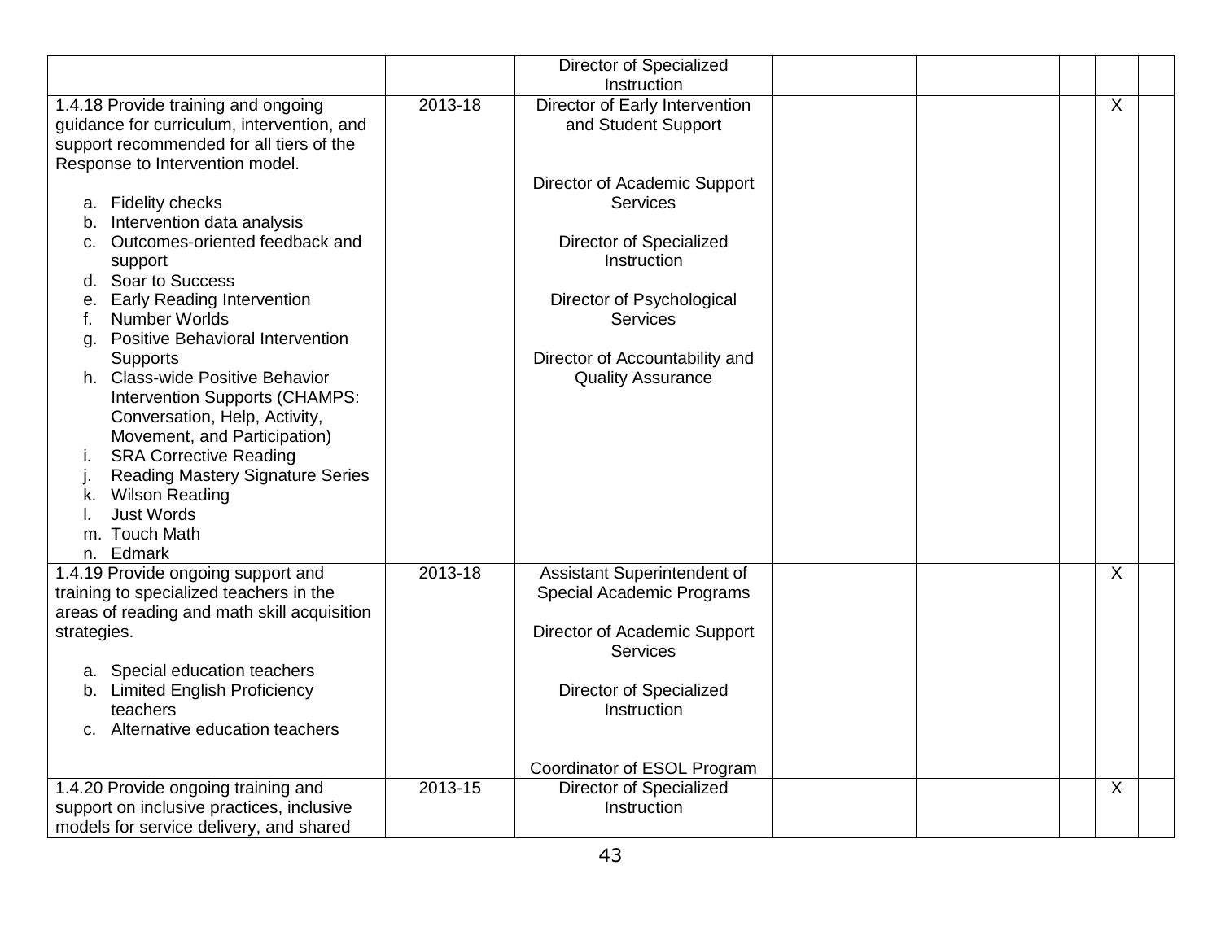| | | | | | | | |
|---|---|---|---|---|---|---|---|
| | | Director of Specialized Instruction | | | | | |
| 1.4.18 Provide training and ongoing guidance for curriculum, intervention, and support recommended for all tiers of the Response to Intervention model.<br><br>a. Fidelity checks<br>b. Intervention data analysis<br>c. Outcomes-oriented feedback and support<br>d. Soar to Success<br>e. Early Reading Intervention<br>f. Number Worlds<br>g. Positive Behavioral Intervention Supports<br>h. Class-wide Positive Behavior Intervention Supports (CHAMPS: Conversation, Help, Activity, Movement, and Participation)<br>i. SRA Corrective Reading<br>j. Reading Mastery Signature Series<br>k. Wilson Reading<br>l. Just Words<br>m. Touch Math<br>n. Edmark | 2013-18 | Director of Early Intervention and Student Support<br><br>Director of Academic Support Services<br><br>Director of Specialized Instruction<br><br>Director of Psychological Services<br><br>Director of Accountability and Quality Assurance | | | | X | |
| 1.4.19 Provide ongoing support and training to specialized teachers in the areas of reading and math skill acquisition strategies.<br><br>a. Special education teachers<br>b. Limited English Proficiency teachers<br>c. Alternative education teachers | 2013-18 | Assistant Superintendent of Special Academic Programs<br><br>Director of Academic Support Services<br><br>Director of Specialized Instruction<br><br>Coordinator of ESOL Program | | | | X | |
| 1.4.20 Provide ongoing training and support on inclusive practices, inclusive models for service delivery, and shared | 2013-15 | Director of Specialized Instruction | | | | X | |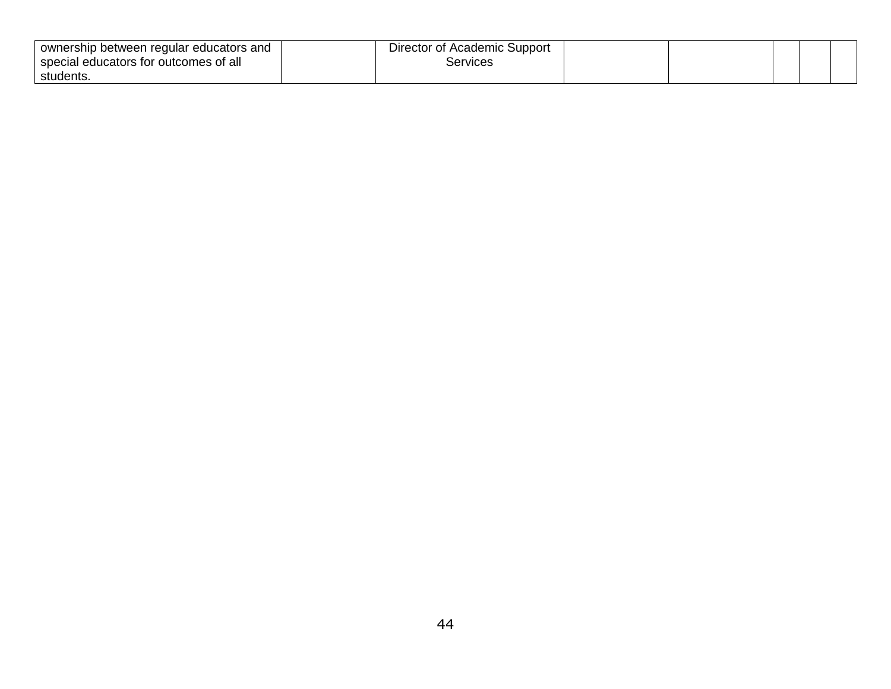| ownership between regular educators and special educators for outcomes of all students. | | Director of Academic Support Services | | | | | |
|---|---|---|---|---|---|---|---|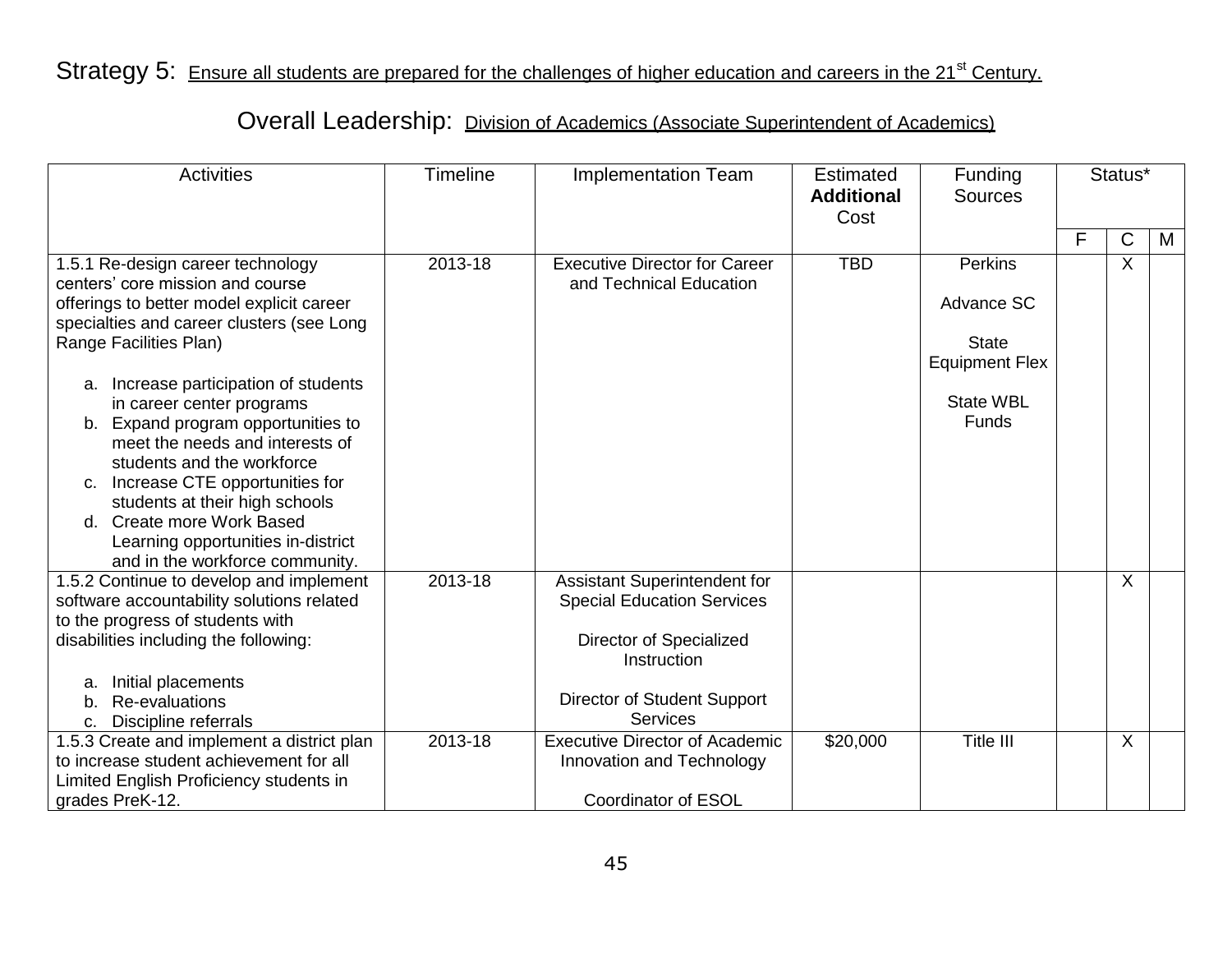Strategy 5: Ensure all students are prepared for the challenges of higher education and careers in the 21st Century.

Overall Leadership: Division of Academics (Associate Superintendent of Academics)

| Activities | Timeline | Implementation Team | Estimated **Additional** Cost | Funding Sources | Status* | | |
|---|---|---|---|---|---|---|---|
| | | | | | F | C | M |
| 1.5.1 Re-design career technology centers' core mission and course offerings to better model explicit career specialties and career clusters (see Long Range Facilities Plan)<br><br>a. Increase participation of students in career center programs<br>b. Expand program opportunities to meet the needs and interests of students and the workforce<br>c. Increase CTE opportunities for students at their high schools<br>d. Create more Work Based Learning opportunities in-district and in the workforce community. | 2013-18 | Executive Director for Career and Technical Education | TBD | Perkins<br><br>Advance SC<br><br>State Equipment Flex<br><br>State WBL Funds | | X | |
| 1.5.2 Continue to develop and implement software accountability solutions related to the progress of students with disabilities including the following:<br><br>a. Initial placements<br>b. Re-evaluations<br>c. Discipline referrals | 2013-18 | Assistant Superintendent for Special Education Services<br><br>Director of Specialized Instruction<br><br>Director of Student Support Services | | | | X | |
| 1.5.3 Create and implement a district plan to increase student achievement for all Limited English Proficiency students in grades PreK-12. | 2013-18 | Executive Director of Academic Innovation and Technology<br><br>Coordinator of ESOL | $20,000 | Title III | | X | |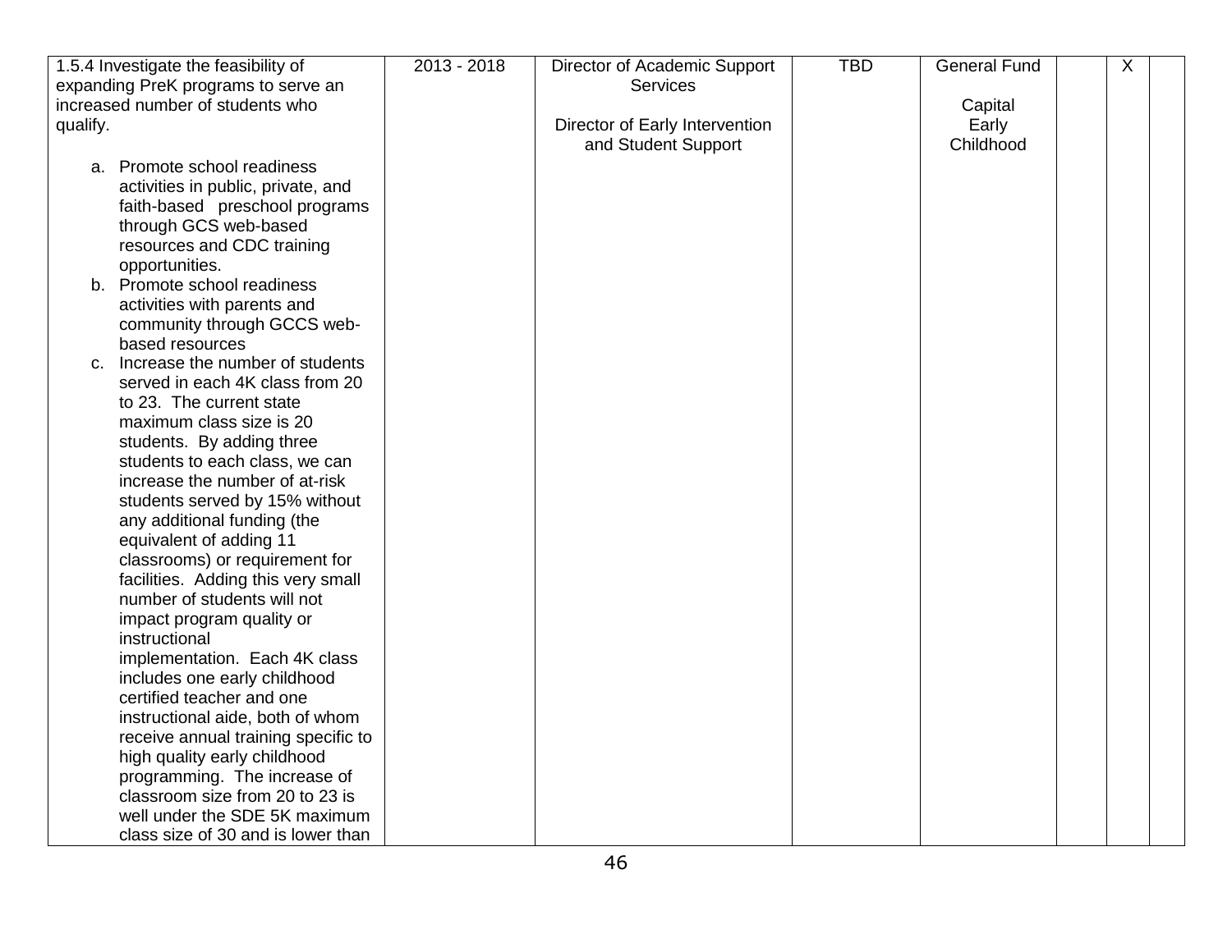| | | | | | | | |
|---|---|---|---|---|---|---|---|
| 1.5.4 Investigate the feasibility of expanding PreK programs to serve an increased number of students who qualify.<br><br>a. Promote school readiness activities in public, private, and faith-based preschool programs through GCS web-based resources and CDC training opportunities.<br>b. Promote school readiness activities with parents and community through GCCS web-based resources<br>c. Increase the number of students served in each 4K class from 20 to 23. The current state maximum class size is 20 students. By adding three students to each class, we can increase the number of at-risk students served by 15% without any additional funding (the equivalent of adding 11 classrooms) or requirement for facilities. Adding this very small number of students will not impact program quality or instructional implementation. Each 4K class includes one early childhood certified teacher and one instructional aide, both of whom receive annual training specific to high quality early childhood programming. The increase of classroom size from 20 to 23 is well under the SDE 5K maximum class size of 30 and is lower than | 2013 - 2018 | Director of Academic Support Services<br><br>Director of Early Intervention and Student Support | TBD | General Fund<br><br>Capital Early Childhood | | X | |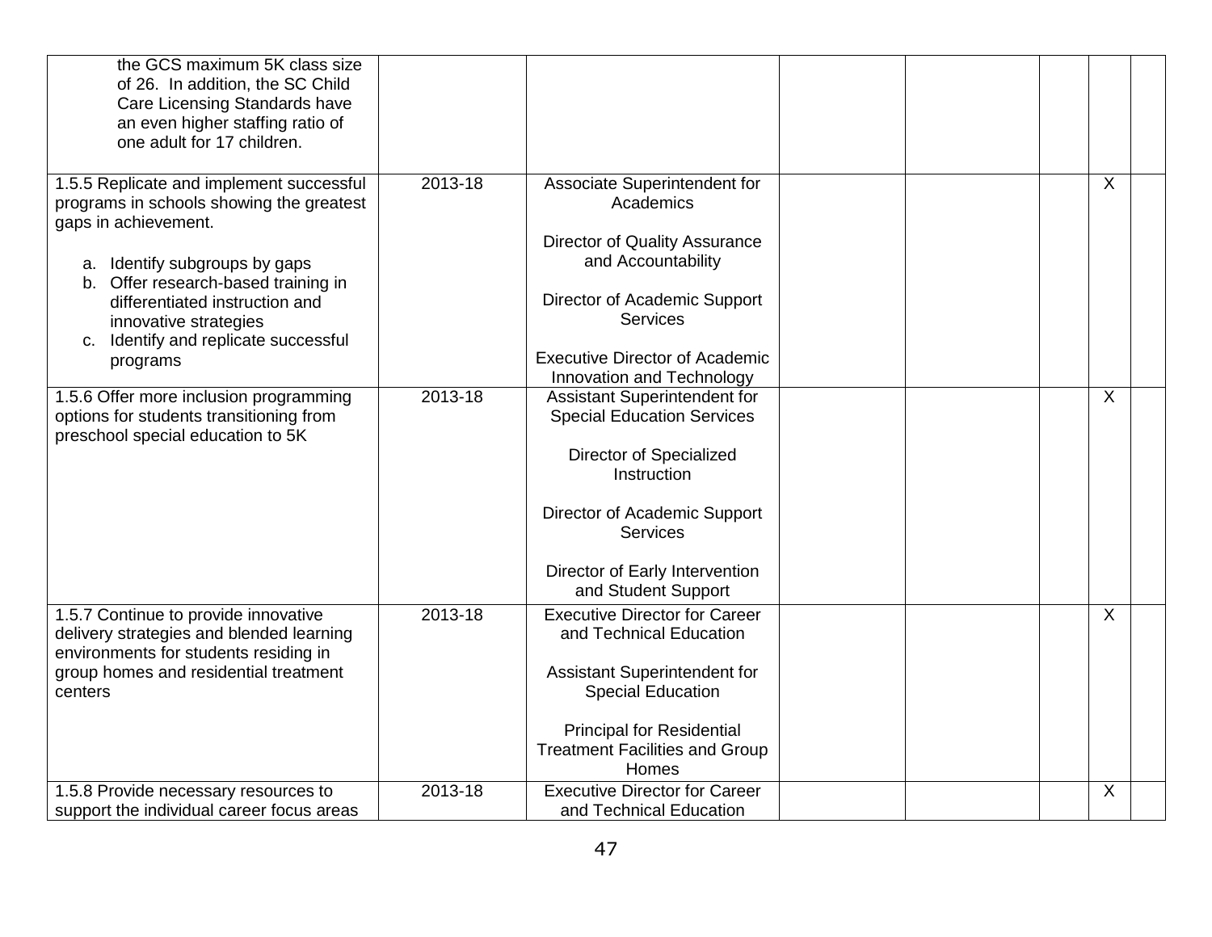| | | | | | | | |
|---|---|---|---|---|---|---|---|
| the GCS maximum 5K class size of 26. In addition, the SC Child Care Licensing Standards have an even higher staffing ratio of one adult for 17 children. | | | | | | | |
| 1.5.5 Replicate and implement successful programs in schools showing the greatest gaps in achievement.<br><br>a. Identify subgroups by gaps<br>b. Offer research-based training in differentiated instruction and innovative strategies<br>c. Identify and replicate successful programs | 2013-18 | Associate Superintendent for Academics<br><br>Director of Quality Assurance and Accountability<br><br>Director of Academic Support Services<br><br>Executive Director of Academic Innovation and Technology | | | | X | |
| 1.5.6 Offer more inclusion programming options for students transitioning from preschool special education to 5K | 2013-18 | Assistant Superintendent for Special Education Services<br><br>Director of Specialized Instruction<br><br>Director of Academic Support Services<br><br>Director of Early Intervention and Student Support | | | | X | |
| 1.5.7 Continue to provide innovative delivery strategies and blended learning environments for students residing in group homes and residential treatment centers | 2013-18 | Executive Director for Career and Technical Education<br><br>Assistant Superintendent for Special Education<br><br>Principal for Residential Treatment Facilities and Group Homes | | | | X | |
| 1.5.8 Provide necessary resources to support the individual career focus areas | 2013-18 | Executive Director for Career and Technical Education | | | | X | |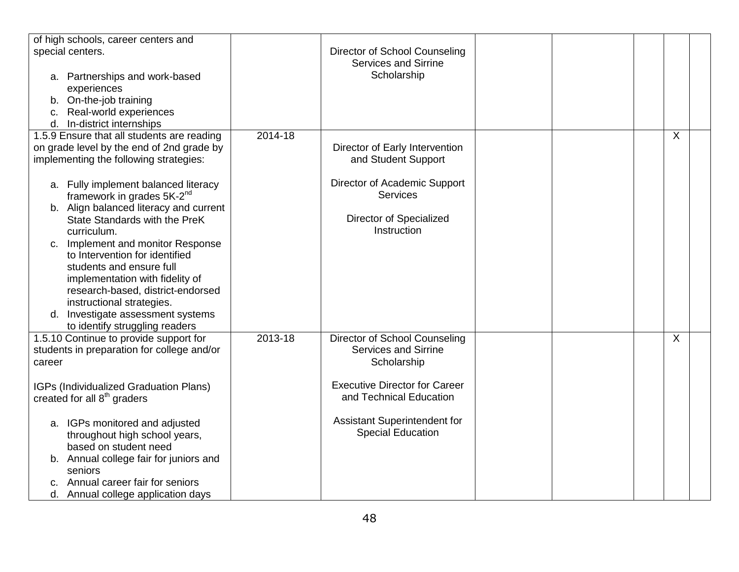| | | | | | | | |
|---|---|---|---|---|---|---|---|
| of high schools, career centers and special centers.<br><br>a. Partnerships and work-based experiences<br>b. On-the-job training<br>c. Real-world experiences<br>d. In-district internships | | Director of School Counseling Services and Sirrine Scholarship | | | | | |
| 1.5.9 Ensure that all students are reading on grade level by the end of 2nd grade by implementing the following strategies:<br><br>a. Fully implement balanced literacy framework in grades 5K-2nd<br>b. Align balanced literacy and current State Standards with the PreK curriculum.<br>c. Implement and monitor Response to Intervention for identified students and ensure full implementation with fidelity of research-based, district-endorsed instructional strategies.<br>d. Investigate assessment systems to identify struggling readers | 2014-18 | Director of Early Intervention and Student Support<br><br>Director of Academic Support Services<br><br>Director of Specialized Instruction | | | | X | |
| 1.5.10 Continue to provide support for students in preparation for college and/or career<br><br>IGPs (Individualized Graduation Plans) created for all 8th graders<br><br>a. IGPs monitored and adjusted throughout high school years, based on student need<br>b. Annual college fair for juniors and seniors<br>c. Annual career fair for seniors<br>d. Annual college application days | 2013-18 | Director of School Counseling Services and Sirrine Scholarship<br><br>Executive Director for Career and Technical Education<br><br>Assistant Superintendent for Special Education | | | | X | |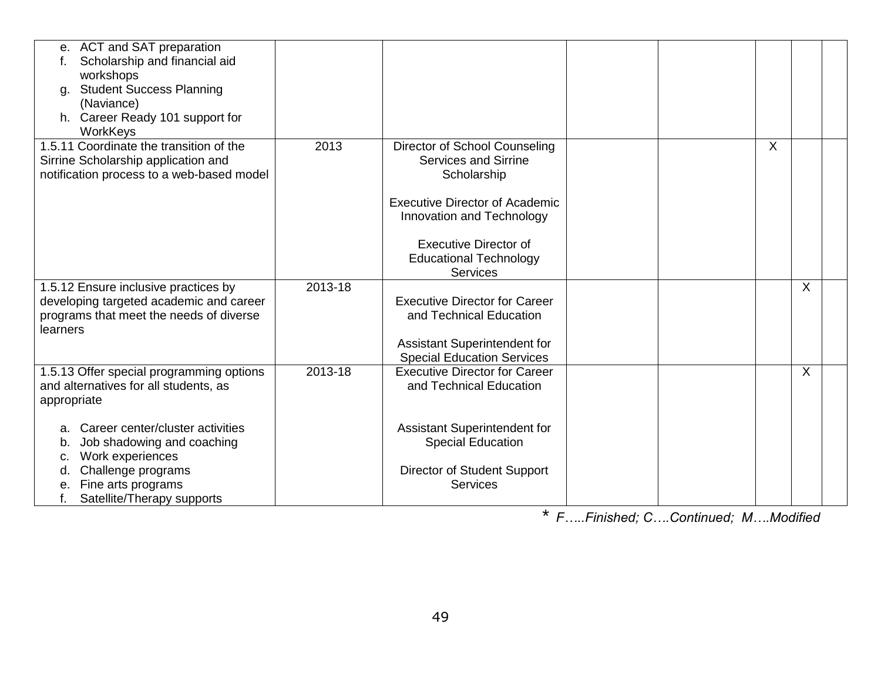| | | | | | | | |
|---|---|---|---|---|---|---|---|
| e. ACT and SAT preparation<br>f. Scholarship and financial aid workshops<br>g. Student Success Planning (Naviance)<br>h. Career Ready 101 support for WorkKeys | | | | | | | |
| 1.5.11 Coordinate the transition of the Sirrine Scholarship application and notification process to a web-based model | 2013 | Director of School Counseling Services and Sirrine Scholarship<br><br>Executive Director of Academic Innovation and Technology<br><br>Executive Director of Educational Technology Services | | | X | | |
| 1.5.12 Ensure inclusive practices by developing targeted academic and career programs that meet the needs of diverse learners | 2013-18 | Executive Director for Career and Technical Education<br><br>Assistant Superintendent for Special Education Services | | | | X | |
| 1.5.13 Offer special programming options and alternatives for all students, as appropriate<br><br>a. Career center/cluster activities<br>b. Job shadowing and coaching<br>c. Work experiences<br>d. Challenge programs<br>e. Fine arts programs<br>f. Satellite/Therapy supports | 2013-18 | Executive Director for Career and Technical Education<br><br>Assistant Superintendent for Special Education<br><br>Director of Student Support Services | | | | X | |

* *F…..Finished; C….Continued; M….Modified*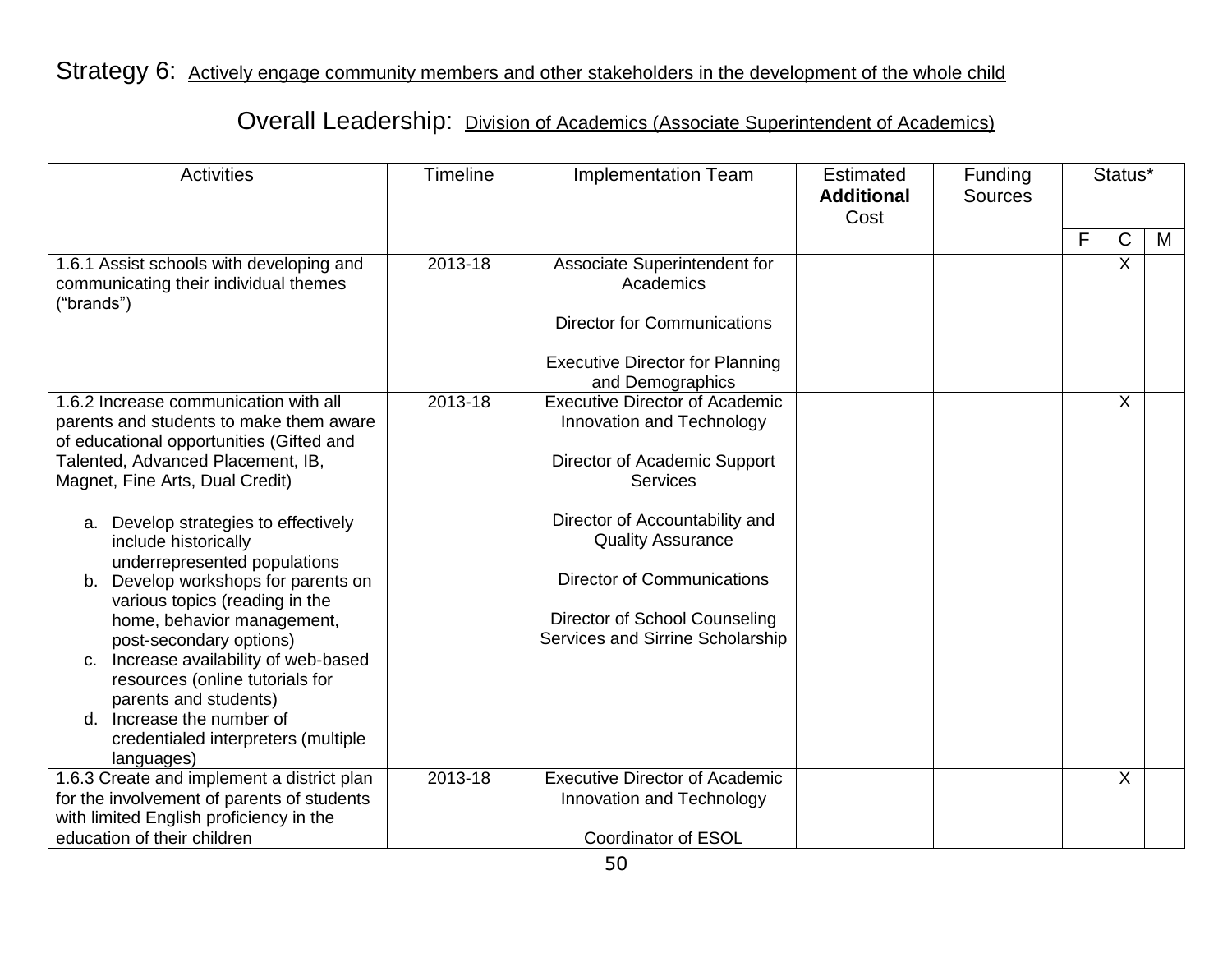Strategy 6: Actively engage community members and other stakeholders in the development of the whole child

Overall Leadership: Division of Academics (Associate Superintendent of Academics)

| Activities | Timeline | Implementation Team | Estimated **Additional** Cost | Funding Sources | Status* | | |
|---|---|---|---|---|---|---|---|
| | | | | | F | C | M |
| 1.6.1 Assist schools with developing and communicating their individual themes ("brands") | 2013-18 | Associate Superintendent for Academics<br><br>Director for Communications<br><br>Executive Director for Planning and Demographics | | | | X | |
| 1.6.2 Increase communication with all parents and students to make them aware of educational opportunities (Gifted and Talented, Advanced Placement, IB, Magnet, Fine Arts, Dual Credit)<br><br>a. Develop strategies to effectively include historically underrepresented populations<br>b. Develop workshops for parents on various topics (reading in the home, behavior management, post-secondary options)<br>c. Increase availability of web-based resources (online tutorials for parents and students)<br>d. Increase the number of credentialed interpreters (multiple languages) | 2013-18 | Executive Director of Academic Innovation and Technology<br><br>Director of Academic Support Services<br><br>Director of Accountability and Quality Assurance<br><br>Director of Communications<br><br>Director of School Counseling Services and Sirrine Scholarship | | | | X | |
| 1.6.3 Create and implement a district plan for the involvement of parents of students with limited English proficiency in the education of their children | 2013-18 | Executive Director of Academic Innovation and Technology<br><br>Coordinator of ESOL | | | | X | |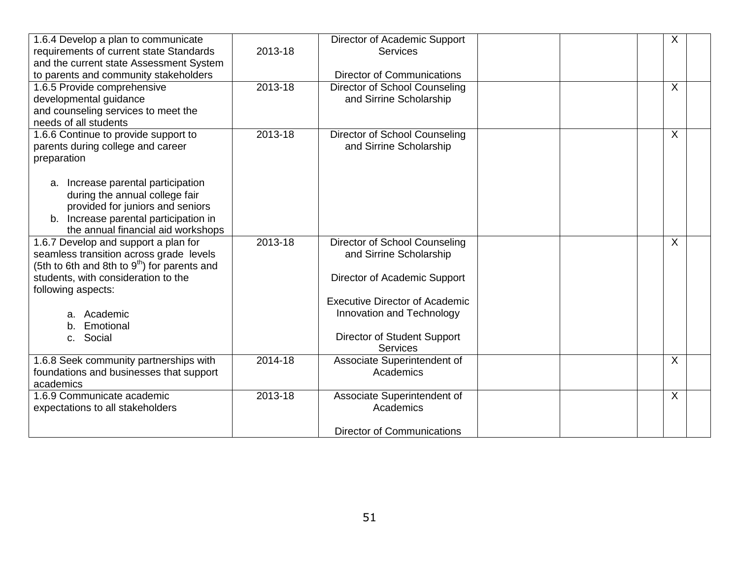| | | | | | | | |
|---|---|---|---|---|---|---|---|
| 1.6.4 Develop a plan to communicate requirements of current state Standards and the current state Assessment System to parents and community stakeholders | 2013-18 | Director of Academic Support Services<br><br>Director of Communications | | | | X | |
| 1.6.5 Provide comprehensive developmental guidance and counseling services to meet the needs of all students | 2013-18 | Director of School Counseling and Sirrine Scholarship | | | | X | |
| 1.6.6 Continue to provide support to parents during college and career preparation<br><br>a. Increase parental participation during the annual college fair provided for juniors and seniors<br>b. Increase parental participation in the annual financial aid workshops | 2013-18 | Director of School Counseling and Sirrine Scholarship | | | | X | |
| 1.6.7 Develop and support a plan for seamless transition across grade levels (5th to 6th and 8th to 9th) for parents and students, with consideration to the following aspects:<br><br>a. Academic<br>b. Emotional<br>c. Social | 2013-18 | Director of School Counseling and Sirrine Scholarship<br><br>Director of Academic Support<br><br>Executive Director of Academic Innovation and Technology<br><br>Director of Student Support Services | | | | X | |
| 1.6.8 Seek community partnerships with foundations and businesses that support academics | 2014-18 | Associate Superintendent of Academics | | | | X | |
| 1.6.9 Communicate academic expectations to all stakeholders | 2013-18 | Associate Superintendent of Academics<br><br>Director of Communications | | | | X | |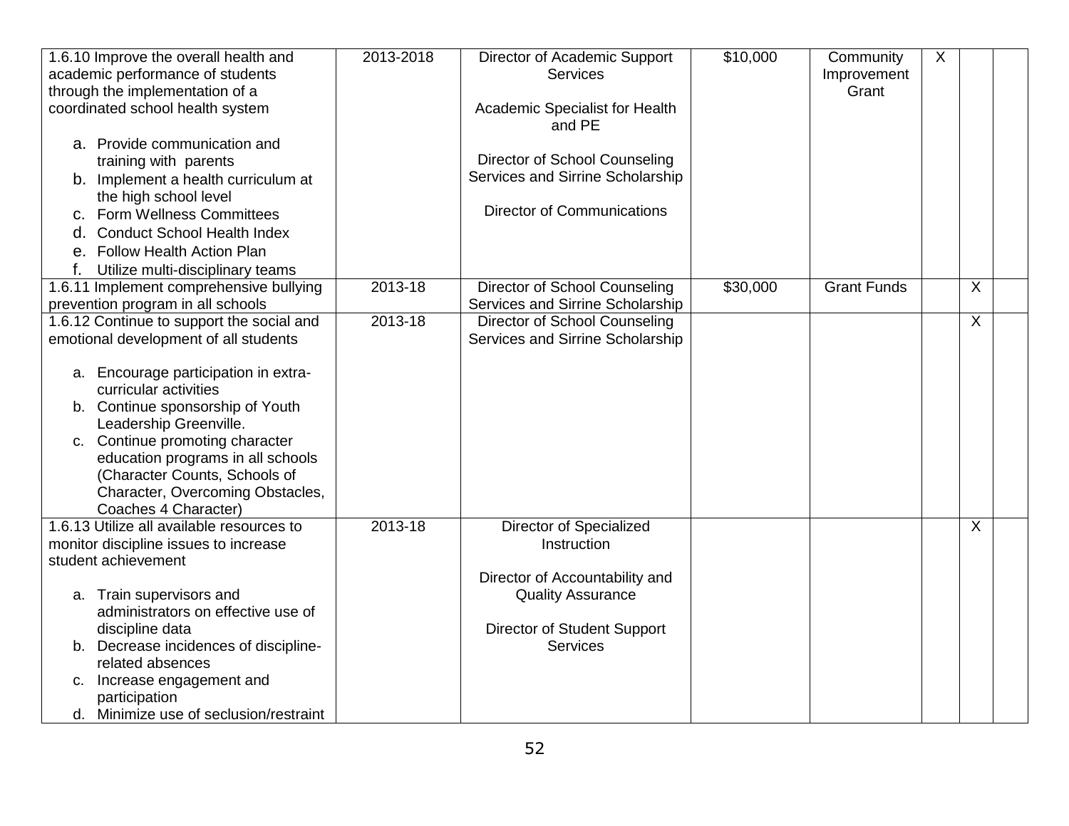| | | | | | | | |
|---|---|---|---|---|---|---|---|
| 1.6.10 Improve the overall health and academic performance of students through the implementation of a coordinated school health system<br><br>a. Provide communication and training with parents<br>b. Implement a health curriculum at the high school level<br>c. Form Wellness Committees<br>d. Conduct School Health Index<br>e. Follow Health Action Plan<br>f. Utilize multi-disciplinary teams | 2013-2018 | Director of Academic Support Services<br><br>Academic Specialist for Health and PE<br><br>Director of School Counseling Services and Sirrine Scholarship<br><br>Director of Communications | $10,000 | Community Improvement Grant | X | | |
| 1.6.11 Implement comprehensive bullying prevention program in all schools | 2013-18 | Director of School Counseling Services and Sirrine Scholarship | $30,000 | Grant Funds | | X | |
| 1.6.12 Continue to support the social and emotional development of all students<br><br>a. Encourage participation in extra-curricular activities<br>b. Continue sponsorship of Youth Leadership Greenville.<br>c. Continue promoting character education programs in all schools (Character Counts, Schools of Character, Overcoming Obstacles, Coaches 4 Character) | 2013-18 | Director of School Counseling Services and Sirrine Scholarship | | | | X | |
| 1.6.13 Utilize all available resources to monitor discipline issues to increase student achievement<br><br>a. Train supervisors and administrators on effective use of discipline data<br>b. Decrease incidences of discipline-related absences<br>c. Increase engagement and participation<br>d. Minimize use of seclusion/restraint | 2013-18 | Director of Specialized Instruction<br><br>Director of Accountability and Quality Assurance<br><br>Director of Student Support Services | | | | X | |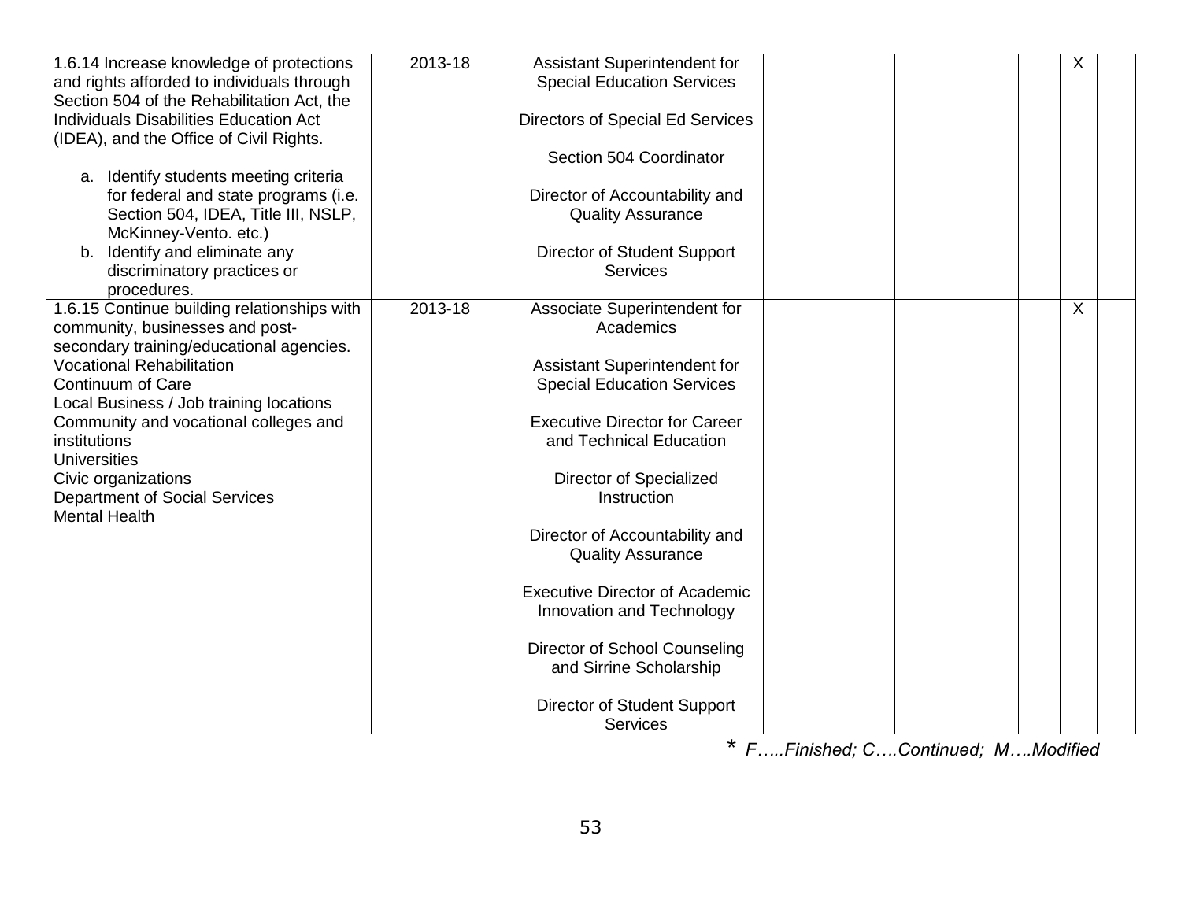| | | | | | | | |
|---|---|---|---|---|---|---|---|
| 1.6.14 Increase knowledge of protections and rights afforded to individuals through Section 504 of the Rehabilitation Act, the Individuals Disabilities Education Act (IDEA), and the Office of Civil Rights.<br><br>a. Identify students meeting criteria for federal and state programs (i.e. Section 504, IDEA, Title III, NSLP, McKinney-Vento. etc.)<br>b. Identify and eliminate any discriminatory practices or procedures. | 2013-18 | Assistant Superintendent for Special Education Services<br><br>Directors of Special Ed Services<br><br>Section 504 Coordinator<br><br>Director of Accountability and Quality Assurance<br><br>Director of Student Support Services | | | | X | |
| 1.6.15 Continue building relationships with community, businesses and post-secondary training/educational agencies.<br>Vocational Rehabilitation<br>Continuum of Care<br>Local Business / Job training locations<br>Community and vocational colleges and institutions<br>Universities<br>Civic organizations<br>Department of Social Services<br>Mental Health | 2013-18 | Associate Superintendent for Academics<br><br>Assistant Superintendent for Special Education Services<br><br>Executive Director for Career and Technical Education<br><br>Director of Specialized Instruction<br><br>Director of Accountability and Quality Assurance<br><br>Executive Director of Academic Innovation and Technology<br><br>Director of School Counseling and Sirrine Scholarship<br><br>Director of Student Support Services | | | | X | |

* *F…..Finished; C….Continued; M….Modified*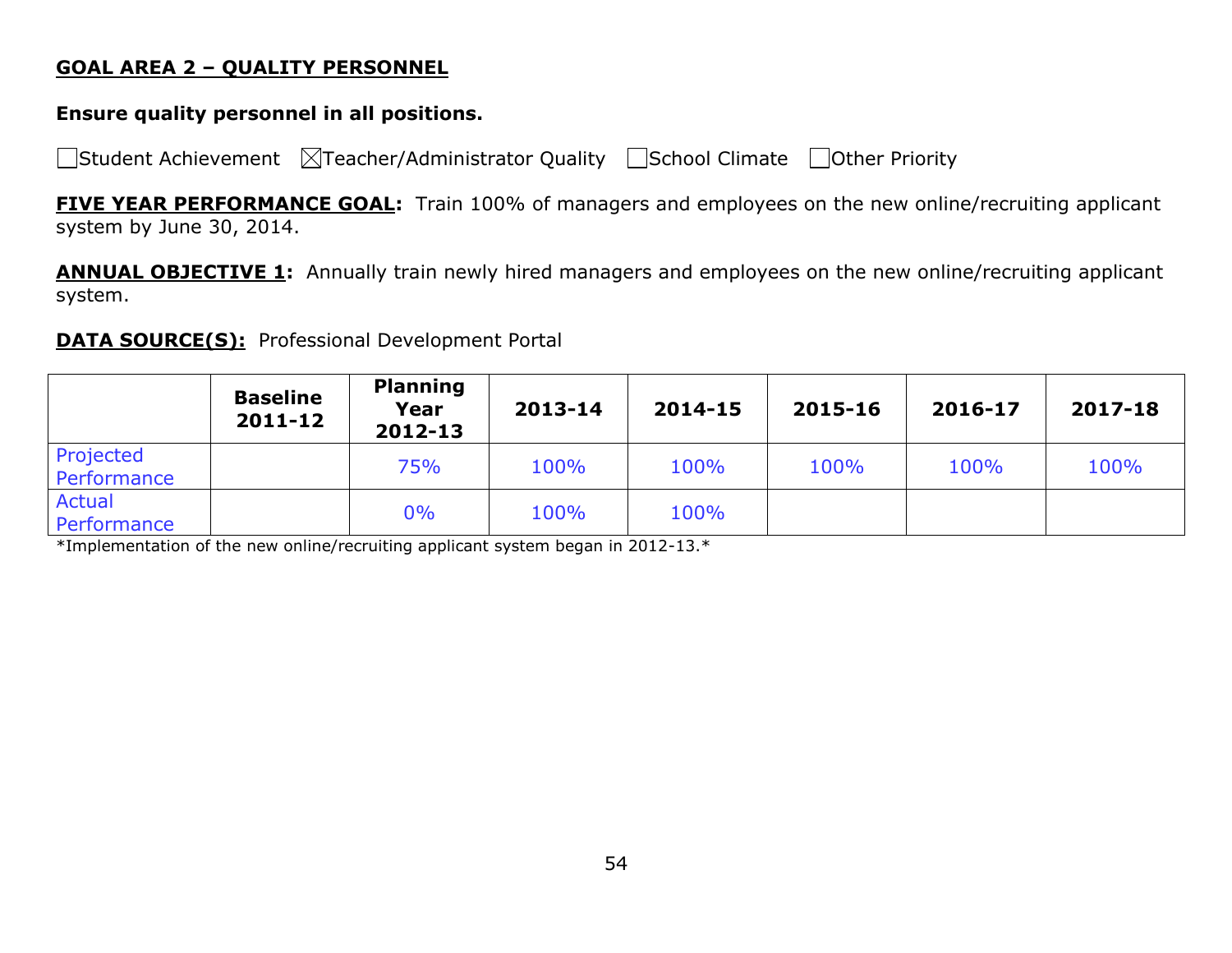## GOAL AREA 2 – QUALITY PERSONNEL

**Ensure quality personnel in all positions.**

☐Student Achievement ☒Teacher/Administrator Quality ☐School Climate ☐Other Priority

**FIVE YEAR PERFORMANCE GOAL:** Train 100% of managers and employees on the new online/recruiting applicant system by June 30, 2014.

**ANNUAL OBJECTIVE 1:** Annually train newly hired managers and employees on the new online/recruiting applicant system.

**DATA SOURCE(S):** Professional Development Portal

| | Baseline 2011-12 | Planning Year 2012-13 | 2013-14 | 2014-15 | 2015-16 | 2016-17 | 2017-18 |
|---|---|---|---|---|---|---|---|
| Projected Performance | | 75% | 100% | 100% | 100% | 100% | 100% |
| Actual Performance | | 0% | 100% | 100% | | | |

*Implementation of the new online/recruiting applicant system began in 2012-13.*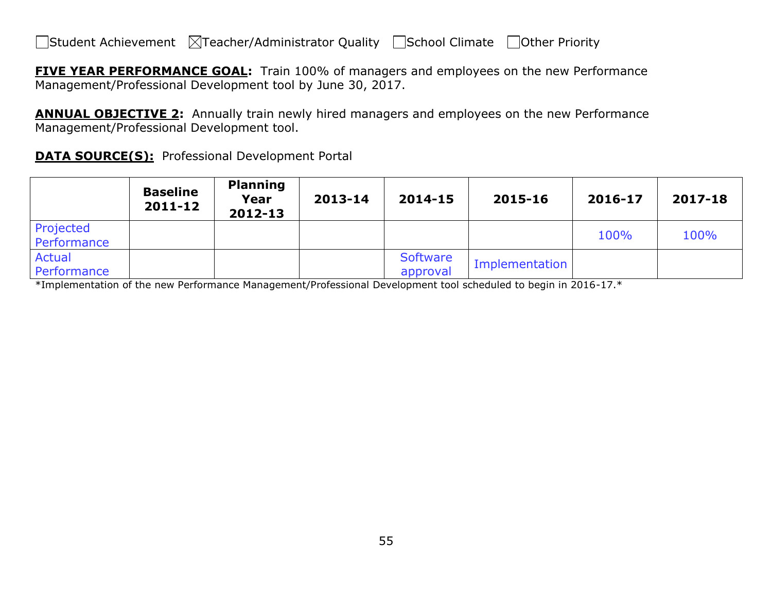☐Student Achievement ☒Teacher/Administrator Quality ☐School Climate ☐Other Priority

**FIVE YEAR PERFORMANCE GOAL:** Train 100% of managers and employees on the new Performance Management/Professional Development tool by June 30, 2017.

**ANNUAL OBJECTIVE 2:** Annually train newly hired managers and employees on the new Performance Management/Professional Development tool.

**DATA SOURCE(S):** Professional Development Portal

| | Baseline 2011-12 | Planning Year 2012-13 | 2013-14 | 2014-15 | 2015-16 | 2016-17 | 2017-18 |
|---|---|---|---|---|---|---|---|
| Projected Performance | | | | | | 100% | 100% |
| Actual Performance | | | | Software approval | Implementation | | |

*Implementation of the new Performance Management/Professional Development tool scheduled to begin in 2016-17.*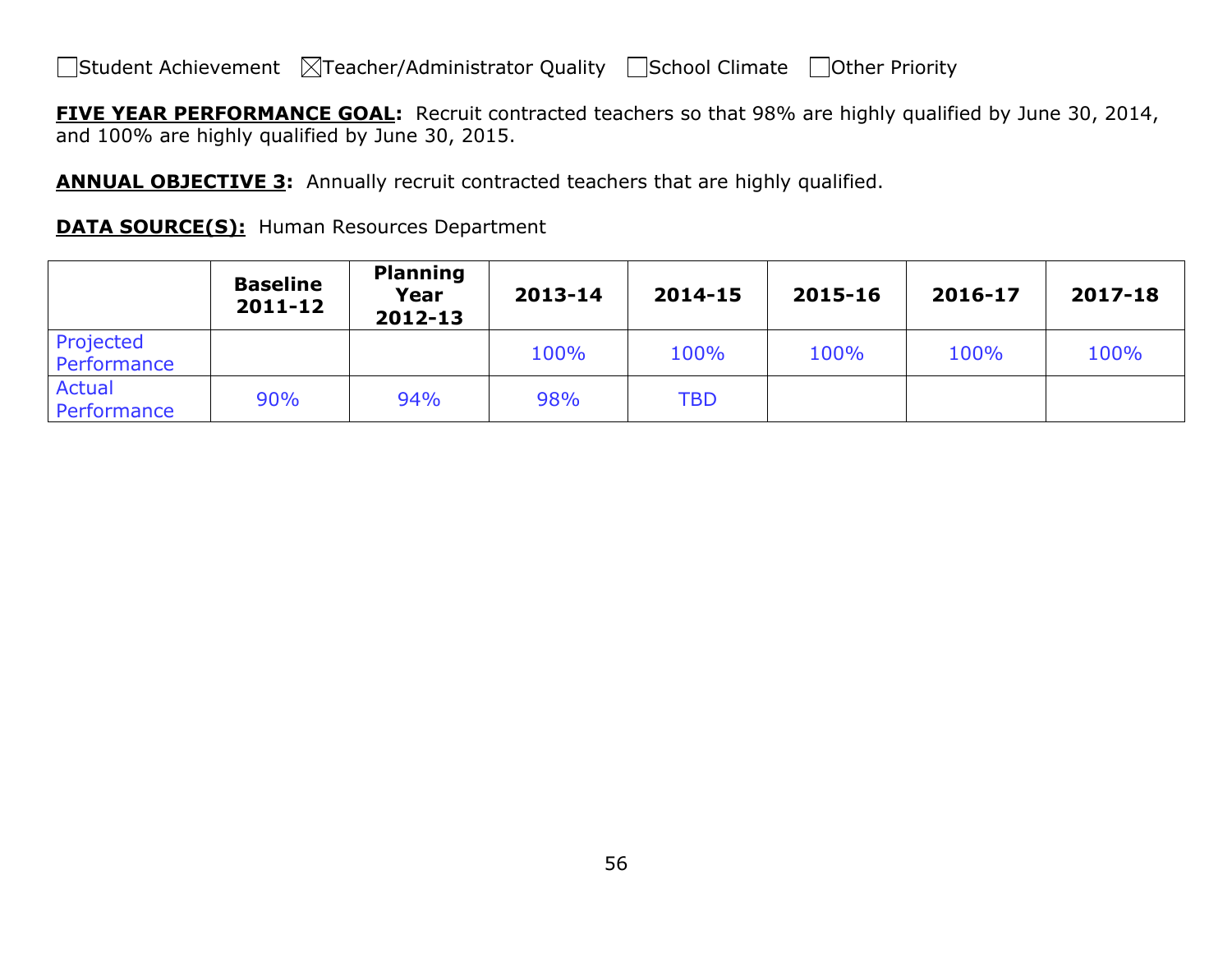☐Student Achievement ☒Teacher/Administrator Quality ☐School Climate ☐Other Priority

**FIVE YEAR PERFORMANCE GOAL:** Recruit contracted teachers so that 98% are highly qualified by June 30, 2014, and 100% are highly qualified by June 30, 2015.

**ANNUAL OBJECTIVE 3:** Annually recruit contracted teachers that are highly qualified.

**DATA SOURCE(S):** Human Resources Department

| | Baseline 2011-12 | Planning Year 2012-13 | 2013-14 | 2014-15 | 2015-16 | 2016-17 | 2017-18 |
|---|---|---|---|---|---|---|---|
| Projected Performance | | | 100% | 100% | 100% | 100% | 100% |
| Actual Performance | 90% | 94% | 98% | TBD | | | |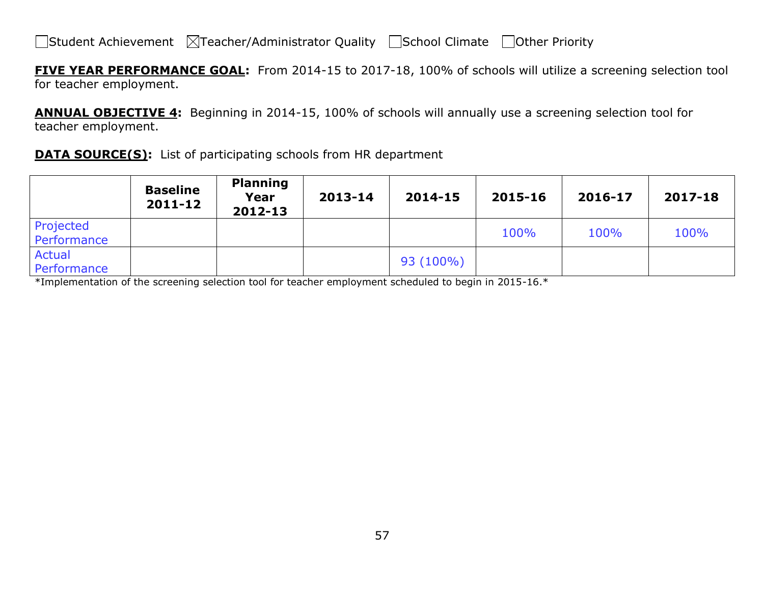☐Student Achievement ☒Teacher/Administrator Quality ☐School Climate ☐Other Priority

**FIVE YEAR PERFORMANCE GOAL:** From 2014-15 to 2017-18, 100% of schools will utilize a screening selection tool for teacher employment.

**ANNUAL OBJECTIVE 4:** Beginning in 2014-15, 100% of schools will annually use a screening selection tool for teacher employment.

**DATA SOURCE(S):** List of participating schools from HR department

| | Baseline 2011-12 | Planning Year 2012-13 | 2013-14 | 2014-15 | 2015-16 | 2016-17 | 2017-18 |
|---|---|---|---|---|---|---|---|
| Projected Performance | | | | | 100% | 100% | 100% |
| Actual Performance | | | | 93 (100%) | | | |

*Implementation of the screening selection tool for teacher employment scheduled to begin in 2015-16.*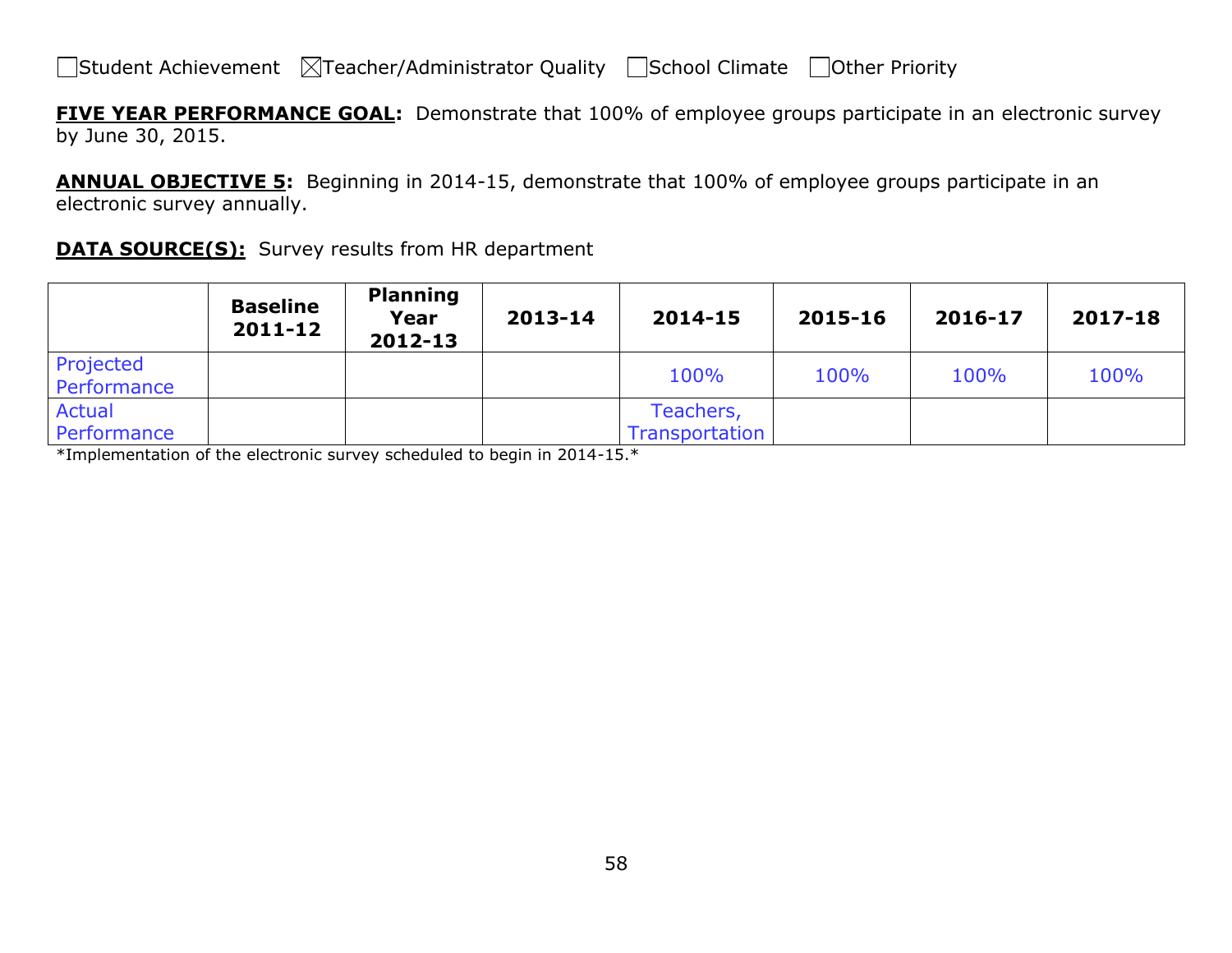☐Student Achievement ☒Teacher/Administrator Quality ☐School Climate ☐Other Priority

**FIVE YEAR PERFORMANCE GOAL:** Demonstrate that 100% of employee groups participate in an electronic survey by June 30, 2015.

**ANNUAL OBJECTIVE 5:** Beginning in 2014-15, demonstrate that 100% of employee groups participate in an electronic survey annually.

**DATA SOURCE(S):** Survey results from HR department

| | Baseline 2011-12 | Planning Year 2012-13 | 2013-14 | 2014-15 | 2015-16 | 2016-17 | 2017-18 |
|---|---|---|---|---|---|---|---|
| Projected Performance | | | | 100% | 100% | 100% | 100% |
| Actual Performance | | | | Teachers, Transportation | | | |

*Implementation of the electronic survey scheduled to begin in 2014-15.*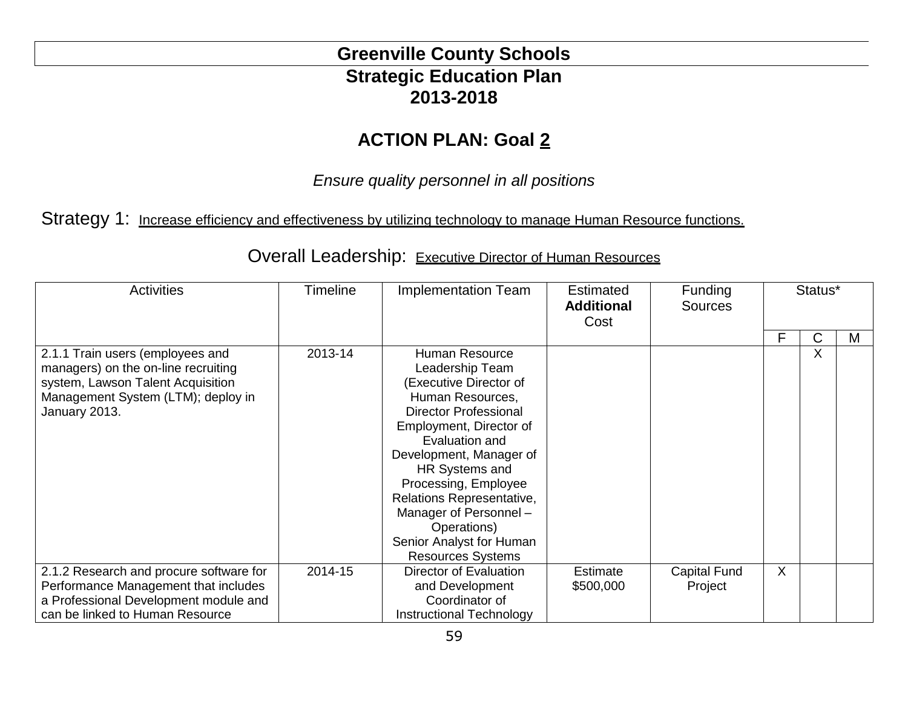# Greenville County Schools
## Strategic Education Plan
## 2013-2018

## ACTION PLAN: Goal 2

*Ensure quality personnel in all positions*

Strategy 1: Increase efficiency and effectiveness by utilizing technology to manage Human Resource functions.

Overall Leadership: Executive Director of Human Resources

| Activities | Timeline | Implementation Team | Estimated **Additional** Cost | Funding Sources | Status* | | |
|---|---|---|---|---|---|---|---|
| | | | | | F | C | M |
| 2.1.1 Train users (employees and managers) on the on-line recruiting system, Lawson Talent Acquisition Management System (LTM); deploy in January 2013. | 2013-14 | Human Resource Leadership Team (Executive Director of Human Resources, Director Professional Employment, Director of Evaluation and Development, Manager of HR Systems and Processing, Employee Relations Representative, Manager of Personnel – Operations) Senior Analyst for Human Resources Systems | | | | X | |
| 2.1.2 Research and procure software for Performance Management that includes a Professional Development module and can be linked to Human Resource | 2014-15 | Director of Evaluation and Development Coordinator of Instructional Technology | Estimate $500,000 | Capital Fund Project | X | | |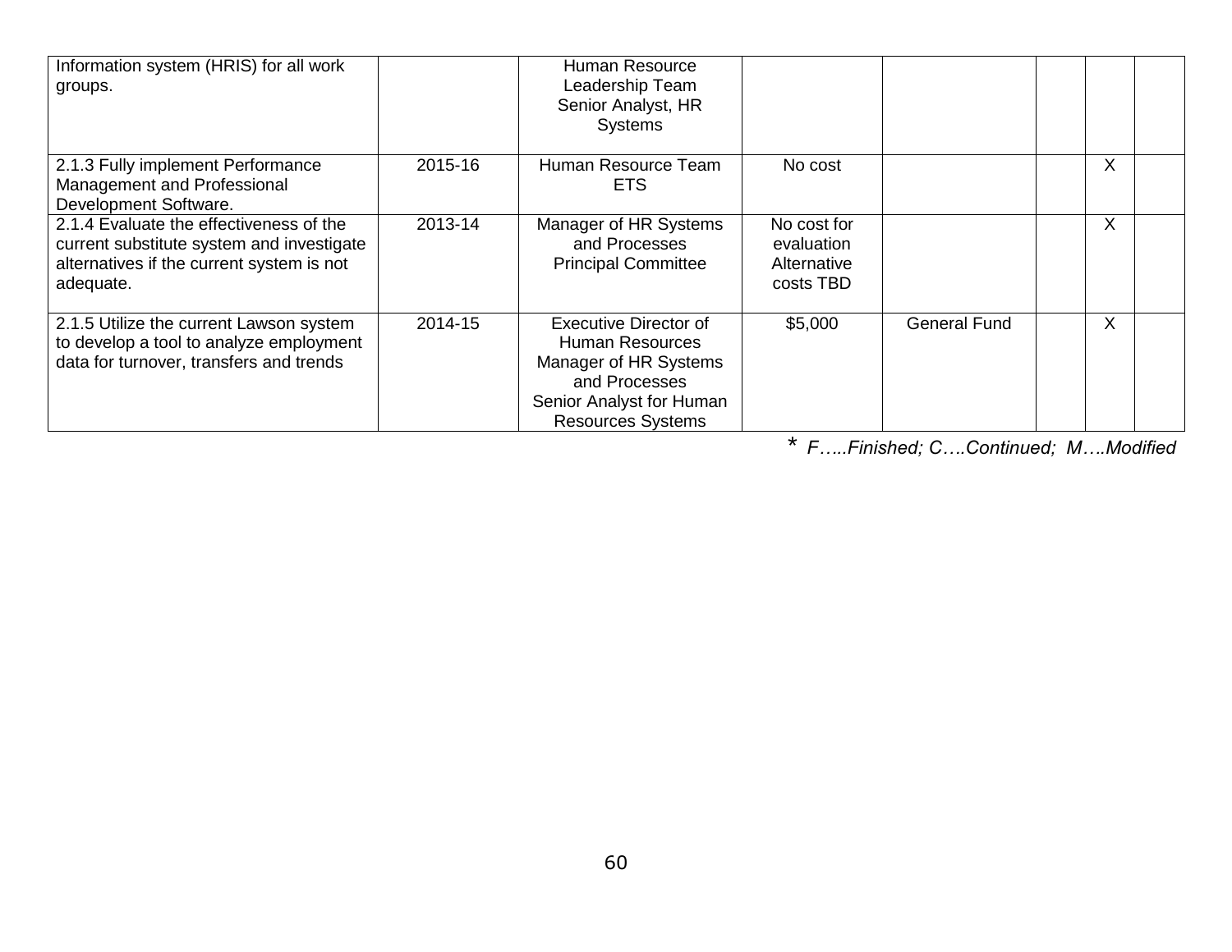| | | | | | | | |
|---|---|---|---|---|---|---|---|
| Information system (HRIS) for all work groups. | | Human Resource Leadership Team<br>Senior Analyst, HR Systems | | | | | |
| 2.1.3 Fully implement Performance Management and Professional Development Software. | 2015-16 | Human Resource Team<br>ETS | No cost | | | X | |
| 2.1.4 Evaluate the effectiveness of the current substitute system and investigate alternatives if the current system is not adequate. | 2013-14 | Manager of HR Systems and Processes<br>Principal Committee | No cost for evaluation<br>Alternative costs TBD | | | X | |
| 2.1.5 Utilize the current Lawson system to develop a tool to analyze employment data for turnover, transfers and trends | 2014-15 | Executive Director of Human Resources<br>Manager of HR Systems and Processes<br>Senior Analyst for Human Resources Systems | $5,000 | General Fund | | X | |

* *F…..Finished; C….Continued; M….Modified*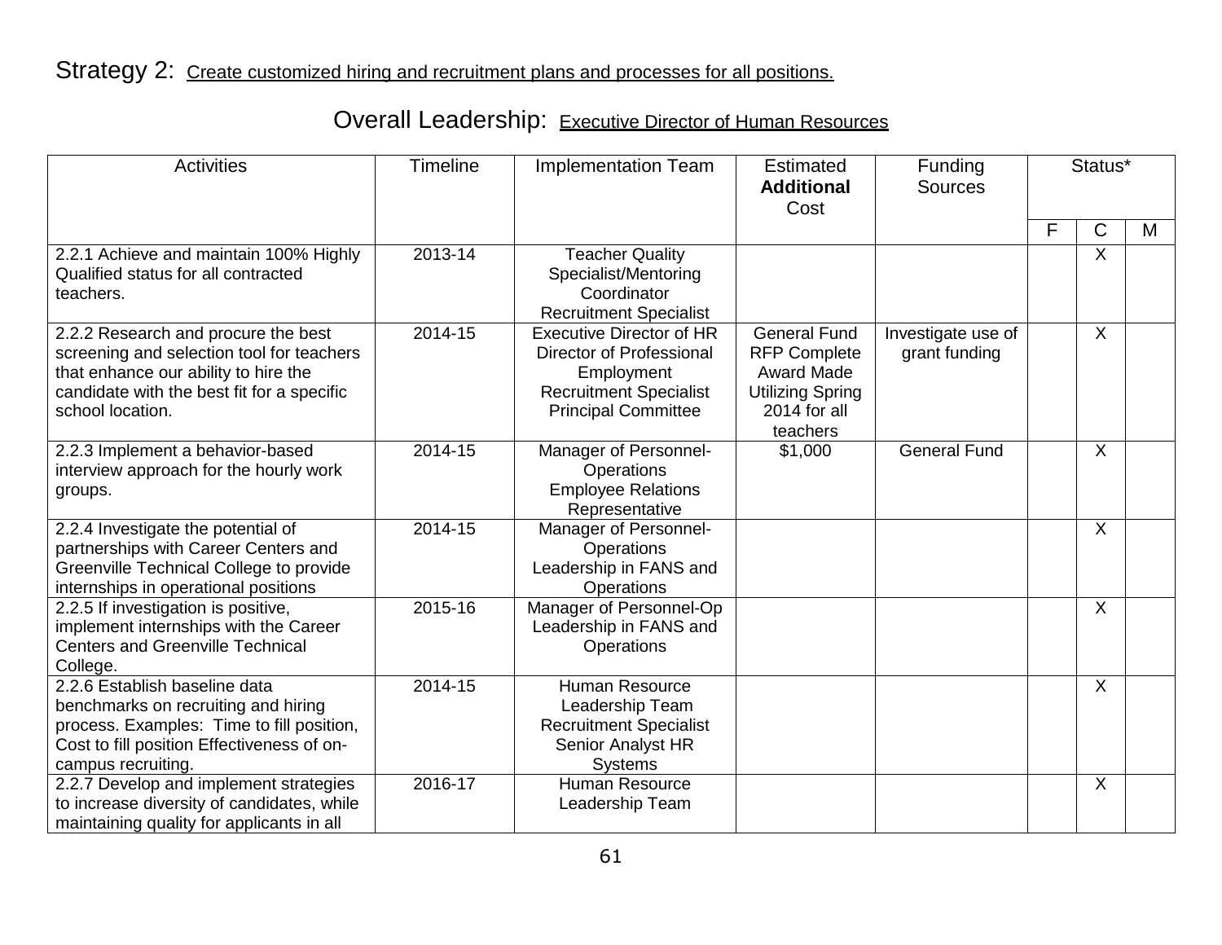Strategy 2: Create customized hiring and recruitment plans and processes for all positions.

Overall Leadership: Executive Director of Human Resources

| Activities | Timeline | Implementation Team | Estimated **Additional** Cost | Funding Sources | Status* | | |
|---|---|---|---|---|---|---|---|
| | | | | | F | C | M |
| 2.2.1 Achieve and maintain 100% Highly Qualified status for all contracted teachers. | 2013-14 | Teacher Quality Specialist/Mentoring Coordinator<br>Recruitment Specialist | | | | X | |
| 2.2.2 Research and procure the best screening and selection tool for teachers that enhance our ability to hire the candidate with the best fit for a specific school location. | 2014-15 | Executive Director of HR<br>Director of Professional Employment<br>Recruitment Specialist<br>Principal Committee | General Fund<br>RFP Complete<br>Award Made<br>Utilizing Spring 2014 for all teachers | Investigate use of grant funding | | X | |
| 2.2.3 Implement a behavior-based interview approach for the hourly work groups. | 2014-15 | Manager of Personnel-Operations<br>Employee Relations Representative | $1,000 | General Fund | | X | |
| 2.2.4 Investigate the potential of partnerships with Career Centers and Greenville Technical College to provide internships in operational positions | 2014-15 | Manager of Personnel-Operations<br>Leadership in FANS and Operations | | | | X | |
| 2.2.5 If investigation is positive, implement internships with the Career Centers and Greenville Technical College. | 2015-16 | Manager of Personnel-Op<br>Leadership in FANS and Operations | | | | X | |
| 2.2.6 Establish baseline data benchmarks on recruiting and hiring process. Examples: Time to fill position, Cost to fill position Effectiveness of on-campus recruiting. | 2014-15 | Human Resource Leadership Team<br>Recruitment Specialist<br>Senior Analyst HR Systems | | | | X | |
| 2.2.7 Develop and implement strategies to increase diversity of candidates, while maintaining quality for applicants in all | 2016-17 | Human Resource Leadership Team | | | | X | |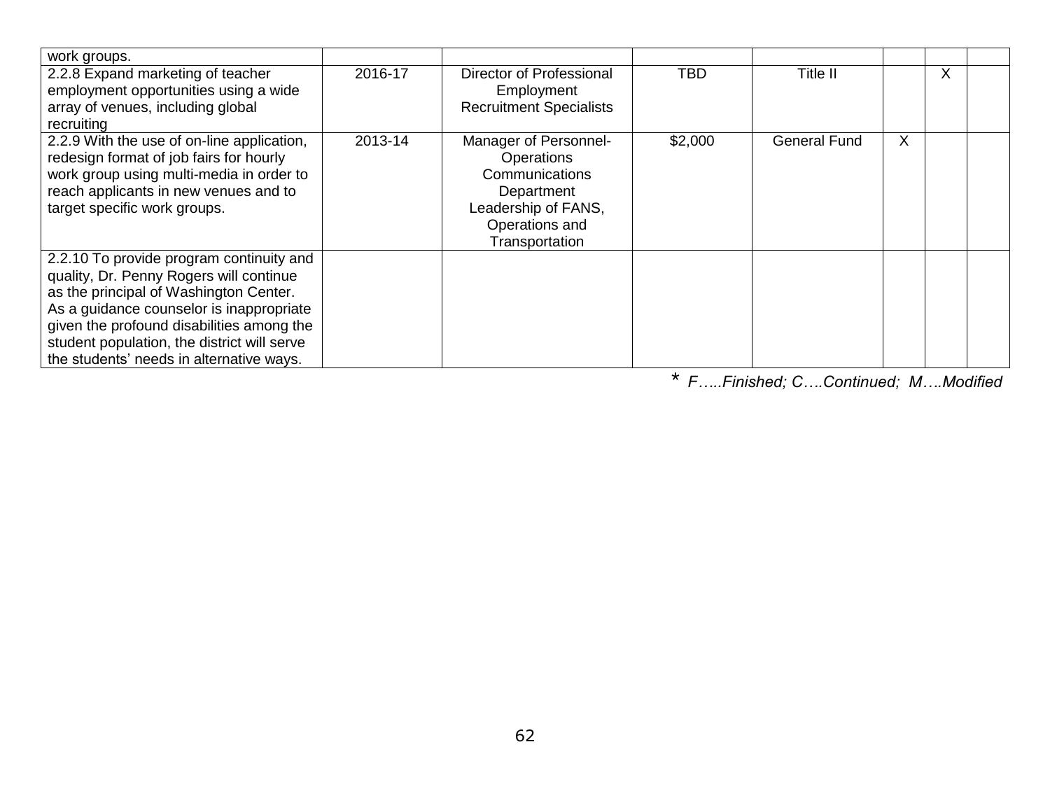| | | | | | | | |
|---|---|---|---|---|---|---|---|
| work groups. | | | | | | | |
| 2.2.8 Expand marketing of teacher employment opportunities using a wide array of venues, including global recruiting | 2016-17 | Director of Professional Employment Recruitment Specialists | TBD | Title II | | X | |
| 2.2.9 With the use of on-line application, redesign format of job fairs for hourly work group using multi-media in order to reach applicants in new venues and to target specific work groups. | 2013-14 | Manager of Personnel-Operations Communications Department Leadership of FANS, Operations and Transportation | $2,000 | General Fund | X | | |
| 2.2.10 To provide program continuity and quality, Dr. Penny Rogers will continue as the principal of Washington Center. As a guidance counselor is inappropriate given the profound disabilities among the student population, the district will serve the students' needs in alternative ways. | | | | | | | |

\* *F…..Finished; C….Continued; M….Modified*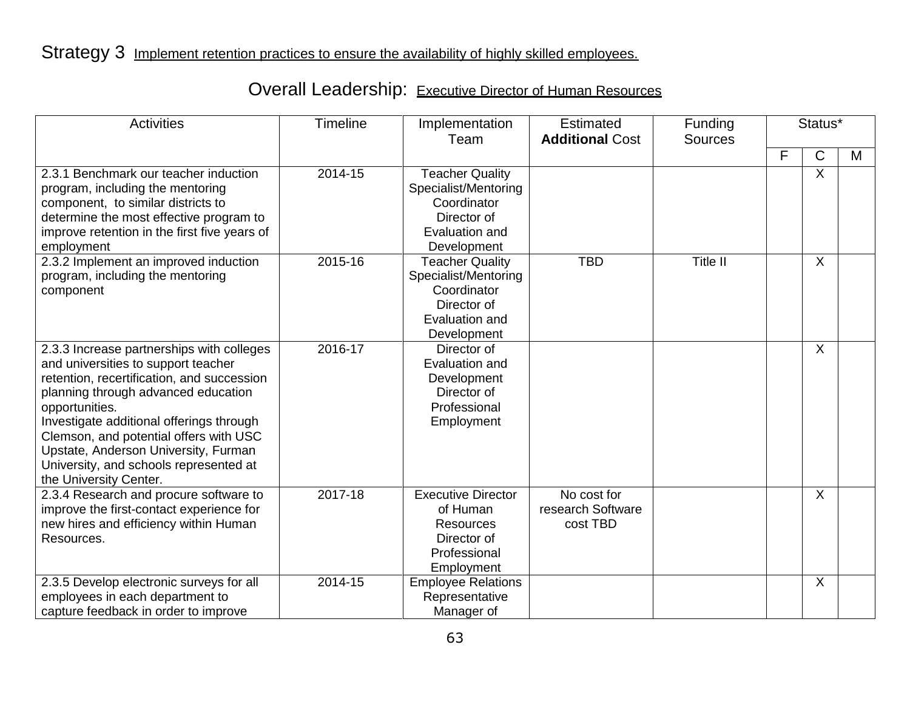Strategy 3 Implement retention practices to ensure the availability of highly skilled employees.

Overall Leadership: Executive Director of Human Resources

| Activities | Timeline | Implementation Team | Estimated **Additional** Cost | Funding Sources | Status* | | |
|---|---|---|---|---|---|---|---|
| | | | | | F | C | M |
| 2.3.1 Benchmark our teacher induction program, including the mentoring component, to similar districts to determine the most effective program to improve retention in the first five years of employment | 2014-15 | Teacher Quality Specialist/Mentoring Coordinator Director of Evaluation and Development | | | | X | |
| 2.3.2 Implement an improved induction program, including the mentoring component | 2015-16 | Teacher Quality Specialist/Mentoring Coordinator Director of Evaluation and Development | TBD | Title II | | X | |
| 2.3.3 Increase partnerships with colleges and universities to support teacher retention, recertification, and succession planning through advanced education opportunities. Investigate additional offerings through Clemson, and potential offers with USC Upstate, Anderson University, Furman University, and schools represented at the University Center. | 2016-17 | Director of Evaluation and Development Director of Professional Employment | | | | X | |
| 2.3.4 Research and procure software to improve the first-contact experience for new hires and efficiency within Human Resources. | 2017-18 | Executive Director of Human Resources Director of Professional Employment | No cost for research Software cost TBD | | | X | |
| 2.3.5 Develop electronic surveys for all employees in each department to capture feedback in order to improve | 2014-15 | Employee Relations Representative Manager of | | | | X | |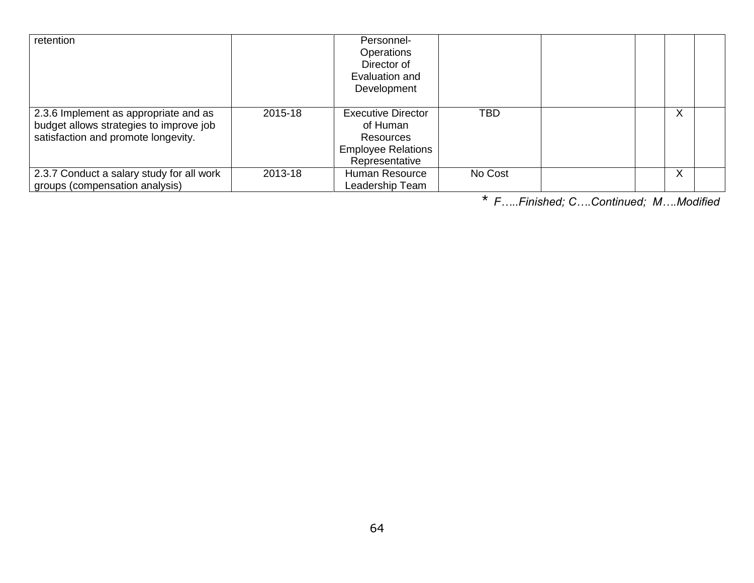| | | | | | | | |
|---|---|---|---|---|---|---|---|
| retention | | Personnel-Operations Director of Evaluation and Development | | | | | |
| 2.3.6 Implement as appropriate and as budget allows strategies to improve job satisfaction and promote longevity. | 2015-18 | Executive Director of Human Resources Employee Relations Representative | TBD | | | X | |
| 2.3.7 Conduct a salary study for all work groups (compensation analysis) | 2013-18 | Human Resource Leadership Team | No Cost | | | X | |

* *F…..Finished; C….Continued; M….Modified*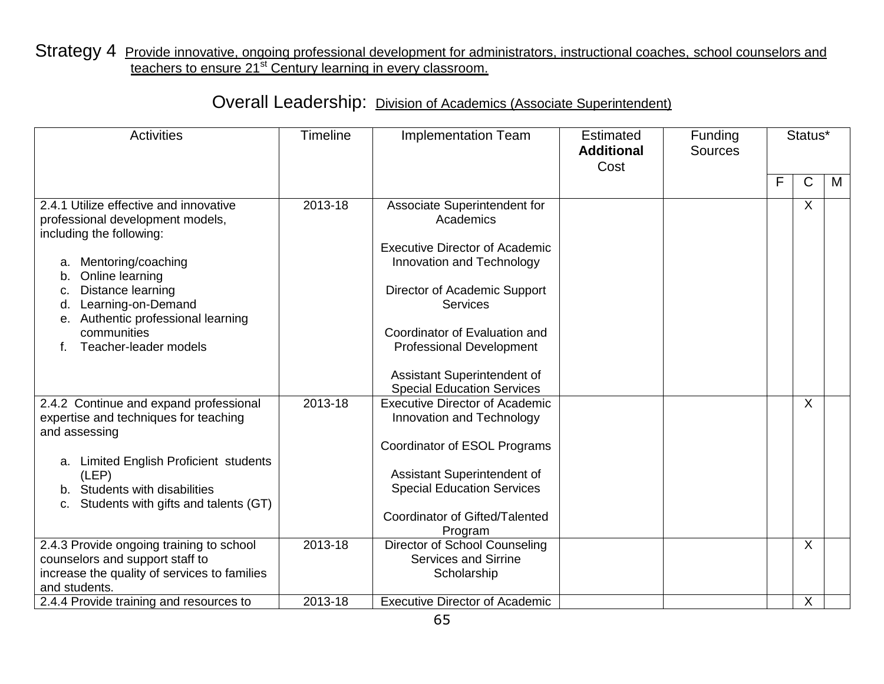Strategy 4 Provide innovative, ongoing professional development for administrators, instructional coaches, school counselors and teachers to ensure 21st Century learning in every classroom.

Overall Leadership: Division of Academics (Associate Superintendent)

| Activities | Timeline | Implementation Team | Estimated **Additional** Cost | Funding Sources | Status* | | |
|---|---|---|---|---|---|---|---|
| | | | | | F | C | M |
| 2.4.1 Utilize effective and innovative professional development models, including the following:<br><br>a. Mentoring/coaching<br>b. Online learning<br>c. Distance learning<br>d. Learning-on-Demand<br>e. Authentic professional learning communities<br>f. Teacher-leader models | 2013-18 | Associate Superintendent for Academics<br><br>Executive Director of Academic Innovation and Technology<br><br>Director of Academic Support Services<br><br>Coordinator of Evaluation and Professional Development<br><br>Assistant Superintendent of Special Education Services | | | | X | |
| 2.4.2 Continue and expand professional expertise and techniques for teaching and assessing<br><br>a. Limited English Proficient students (LEP)<br>b. Students with disabilities<br>c. Students with gifts and talents (GT) | 2013-18 | Executive Director of Academic Innovation and Technology<br><br>Coordinator of ESOL Programs<br><br>Assistant Superintendent of Special Education Services<br><br>Coordinator of Gifted/Talented Program | | | | X | |
| 2.4.3 Provide ongoing training to school counselors and support staff to increase the quality of services to families and students. | 2013-18 | Director of School Counseling Services and Sirrine Scholarship | | | | X | |
| 2.4.4 Provide training and resources to | 2013-18 | Executive Director of Academic | | | | X | |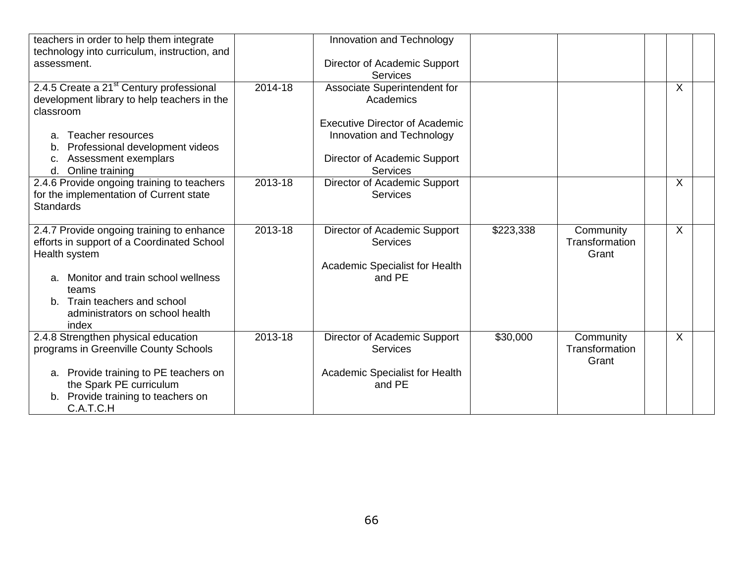| | | | | | | | |
|---|---|---|---|---|---|---|---|
| teachers in order to help them integrate technology into curriculum, instruction, and assessment. | | Innovation and Technology<br><br>Director of Academic Support Services | | | | | |
| 2.4.5 Create a 21st Century professional development library to help teachers in the classroom<br><br>a. Teacher resources<br>b. Professional development videos<br>c. Assessment exemplars<br>d. Online training | 2014-18 | Associate Superintendent for Academics<br><br>Executive Director of Academic Innovation and Technology<br><br>Director of Academic Support Services | | | | X | |
| 2.4.6 Provide ongoing training to teachers for the implementation of Current state Standards | 2013-18 | Director of Academic Support Services | | | | X | |
| 2.4.7 Provide ongoing training to enhance efforts in support of a Coordinated School Health system<br><br>a. Monitor and train school wellness teams<br>b. Train teachers and school administrators on school health index | 2013-18 | Director of Academic Support Services<br><br>Academic Specialist for Health and PE | $223,338 | Community Transformation Grant | | X | |
| 2.4.8 Strengthen physical education programs in Greenville County Schools<br><br>a. Provide training to PE teachers on the Spark PE curriculum<br>b. Provide training to teachers on C.A.T.C.H | 2013-18 | Director of Academic Support Services<br><br>Academic Specialist for Health and PE | $30,000 | Community Transformation Grant | | X | |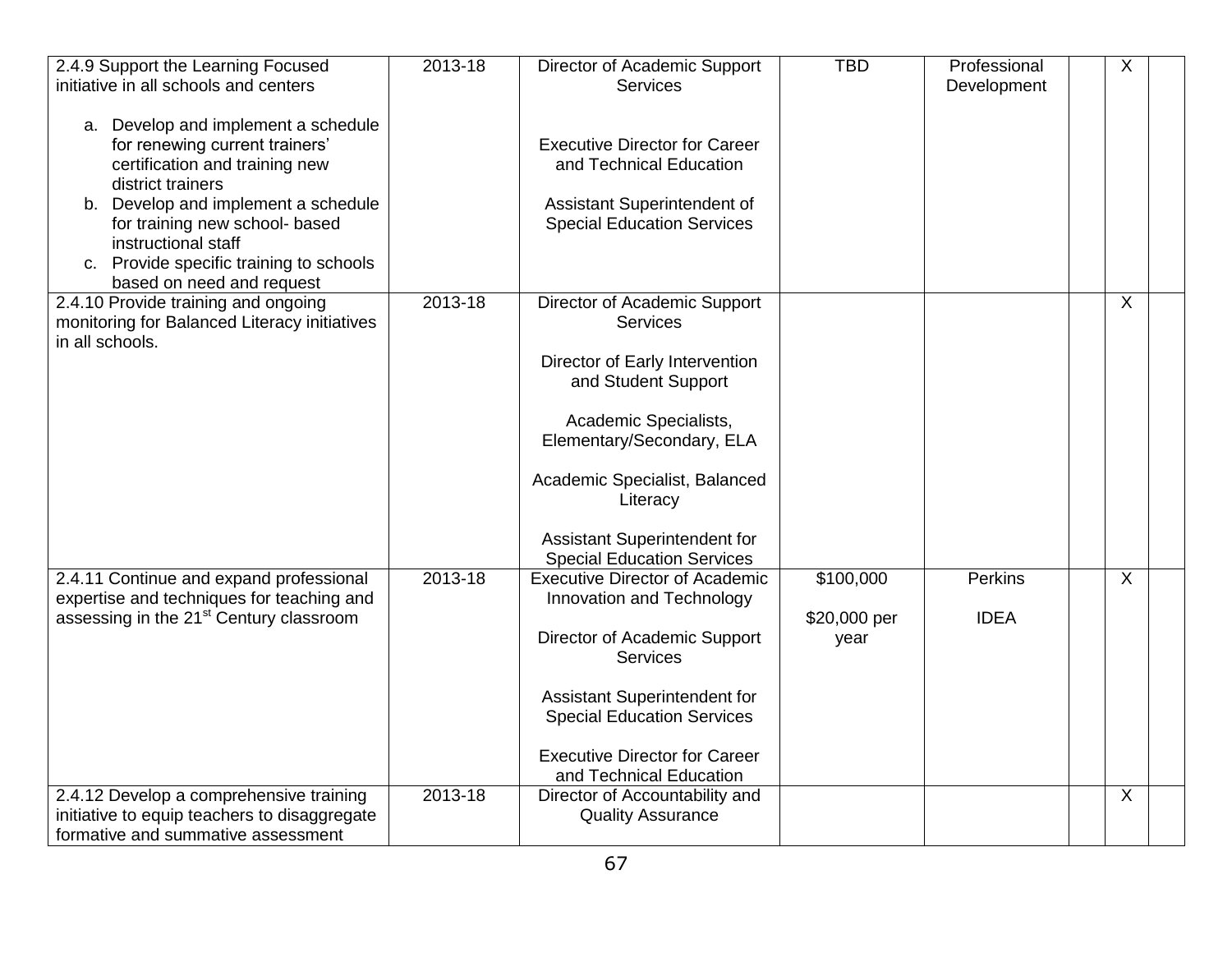| | | | | | | | |
|---|---|---|---|---|---|---|---|
| 2.4.9 Support the Learning Focused initiative in all schools and centers<br><br>a. Develop and implement a schedule for renewing current trainers' certification and training new district trainers<br>b. Develop and implement a schedule for training new school- based instructional staff<br>c. Provide specific training to schools based on need and request | 2013-18 | Director of Academic Support Services<br><br>Executive Director for Career and Technical Education<br><br>Assistant Superintendent of Special Education Services | TBD | Professional Development | | X | |
| 2.4.10 Provide training and ongoing monitoring for Balanced Literacy initiatives in all schools. | 2013-18 | Director of Academic Support Services<br><br>Director of Early Intervention and Student Support<br><br>Academic Specialists, Elementary/Secondary, ELA<br><br>Academic Specialist, Balanced Literacy<br><br>Assistant Superintendent for Special Education Services | | | | X | |
| 2.4.11 Continue and expand professional expertise and techniques for teaching and assessing in the 21st Century classroom | 2013-18 | Executive Director of Academic Innovation and Technology<br><br>Director of Academic Support Services<br><br>Assistant Superintendent for Special Education Services<br><br>Executive Director for Career and Technical Education | \$100,000<br><br>\$20,000 per year | Perkins<br><br>IDEA | | X | |
| 2.4.12 Develop a comprehensive training initiative to equip teachers to disaggregate formative and summative assessment | 2013-18 | Director of Accountability and Quality Assurance | | | | X | |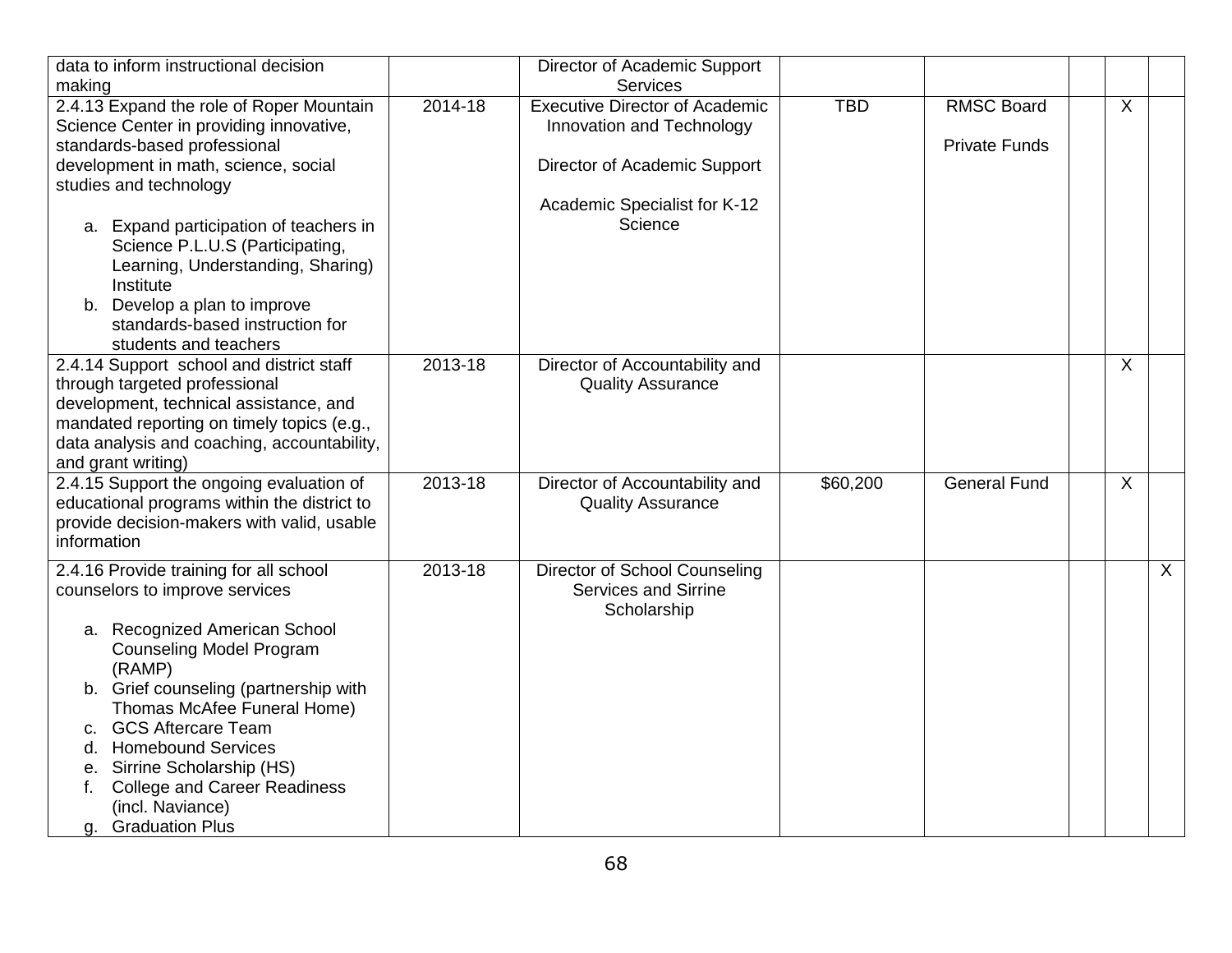| | | | | | | | |
|---|---|---|---|---|---|---|---|
| data to inform instructional decision making | | Director of Academic Support Services | | | | | |
| 2.4.13 Expand the role of Roper Mountain Science Center in providing innovative, standards-based professional development in math, science, social studies and technology<br><br>a. Expand participation of teachers in Science P.L.U.S (Participating, Learning, Understanding, Sharing) Institute<br>b. Develop a plan to improve standards-based instruction for students and teachers | 2014-18 | Executive Director of Academic Innovation and Technology<br><br>Director of Academic Support<br><br>Academic Specialist for K-12 Science | TBD | RMSC Board<br><br>Private Funds | | X | |
| 2.4.14 Support school and district staff through targeted professional development, technical assistance, and mandated reporting on timely topics (e.g., data analysis and coaching, accountability, and grant writing) | 2013-18 | Director of Accountability and Quality Assurance | | | | X | |
| 2.4.15 Support the ongoing evaluation of educational programs within the district to provide decision-makers with valid, usable information | 2013-18 | Director of Accountability and Quality Assurance | $60,200 | General Fund | | X | |
| 2.4.16 Provide training for all school counselors to improve services<br><br>a. Recognized American School Counseling Model Program (RAMP)<br>b. Grief counseling (partnership with Thomas McAfee Funeral Home)<br>c. GCS Aftercare Team<br>d. Homebound Services<br>e. Sirrine Scholarship (HS)<br>f. College and Career Readiness (incl. Naviance)<br>g. Graduation Plus | 2013-18 | Director of School Counseling Services and Sirrine Scholarship | | | | | X |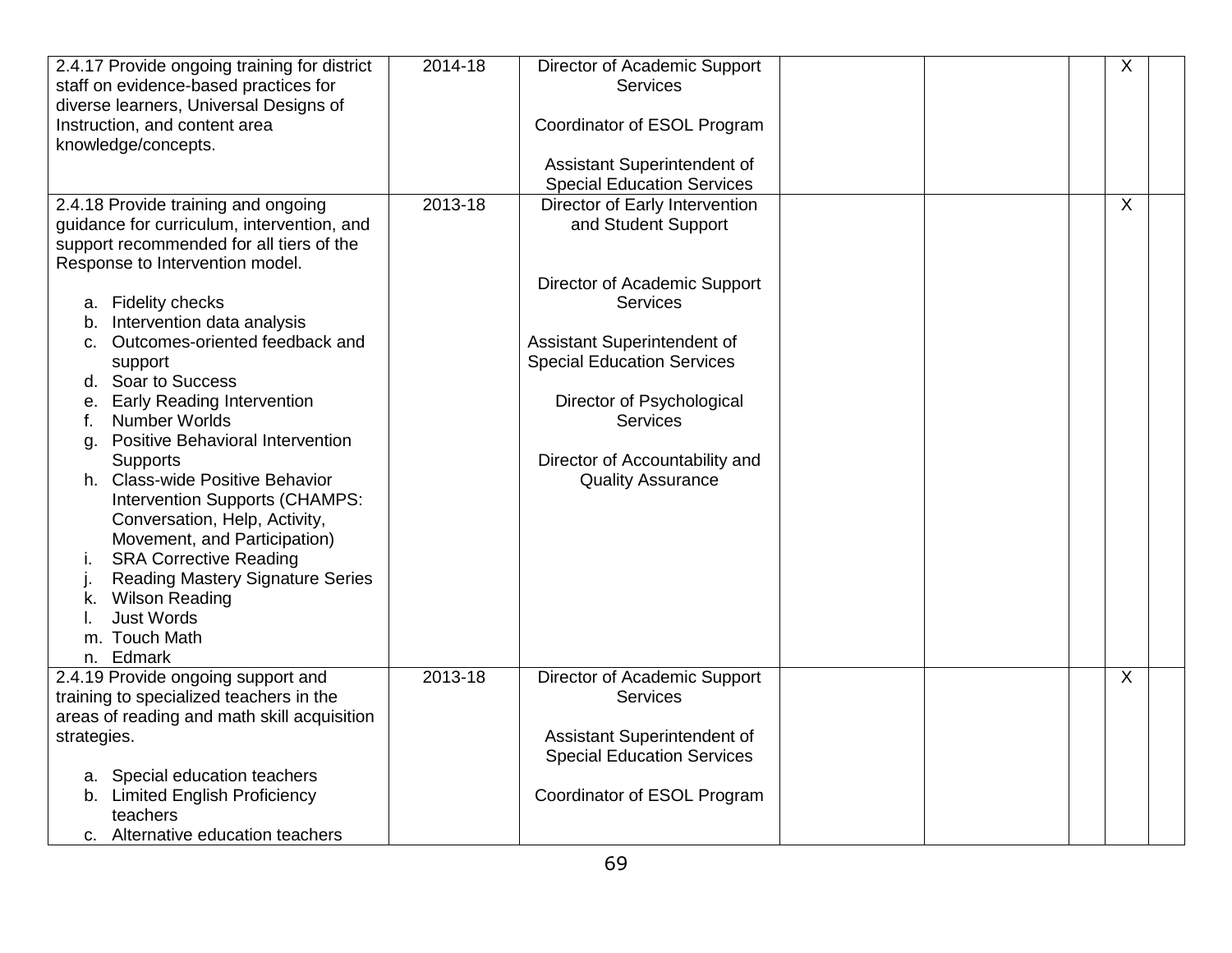| | | | | | | | |
|---|---|---|---|---|---|---|---|
| 2.4.17 Provide ongoing training for district staff on evidence-based practices for diverse learners, Universal Designs of Instruction, and content area knowledge/concepts. | 2014-18 | Director of Academic Support Services<br><br>Coordinator of ESOL Program<br><br>Assistant Superintendent of Special Education Services | | | | X | |
| 2.4.18 Provide training and ongoing guidance for curriculum, intervention, and support recommended for all tiers of the Response to Intervention model.<br><br>a. Fidelity checks<br>b. Intervention data analysis<br>c. Outcomes-oriented feedback and support<br>d. Soar to Success<br>e. Early Reading Intervention<br>f. Number Worlds<br>g. Positive Behavioral Intervention Supports<br>h. Class-wide Positive Behavior Intervention Supports (CHAMPS: Conversation, Help, Activity, Movement, and Participation)<br>i. SRA Corrective Reading<br>j. Reading Mastery Signature Series<br>k. Wilson Reading<br>l. Just Words<br>m. Touch Math<br>n. Edmark | 2013-18 | Director of Early Intervention and Student Support<br><br>Director of Academic Support Services<br><br>Assistant Superintendent of Special Education Services<br><br>Director of Psychological Services<br><br>Director of Accountability and Quality Assurance | | | | X | |
| 2.4.19 Provide ongoing support and training to specialized teachers in the areas of reading and math skill acquisition strategies.<br><br>a. Special education teachers<br>b. Limited English Proficiency teachers<br>c. Alternative education teachers | 2013-18 | Director of Academic Support Services<br><br>Assistant Superintendent of Special Education Services<br><br>Coordinator of ESOL Program | | | | X | |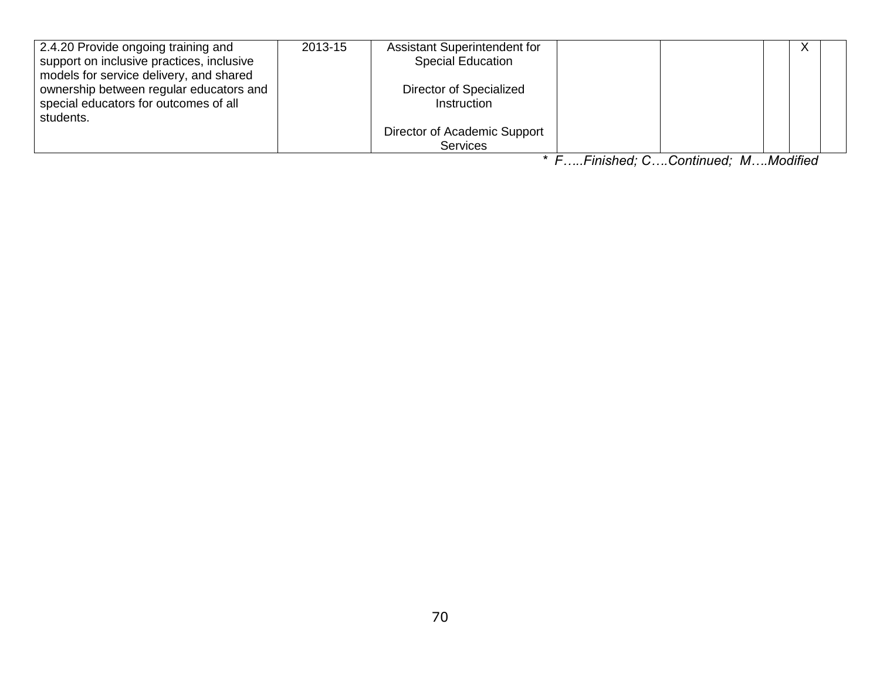| | | | | | | | |
|---|---|---|---|---|---|---|---|
| 2.4.20 Provide ongoing training and support on inclusive practices, inclusive models for service delivery, and shared ownership between regular educators and special educators for outcomes of all students. | 2013-15 | Assistant Superintendent for Special Education<br><br>Director of Specialized Instruction<br><br>Director of Academic Support Services | | | | X | |

*\* F…..Finished; C….Continued; M….Modified*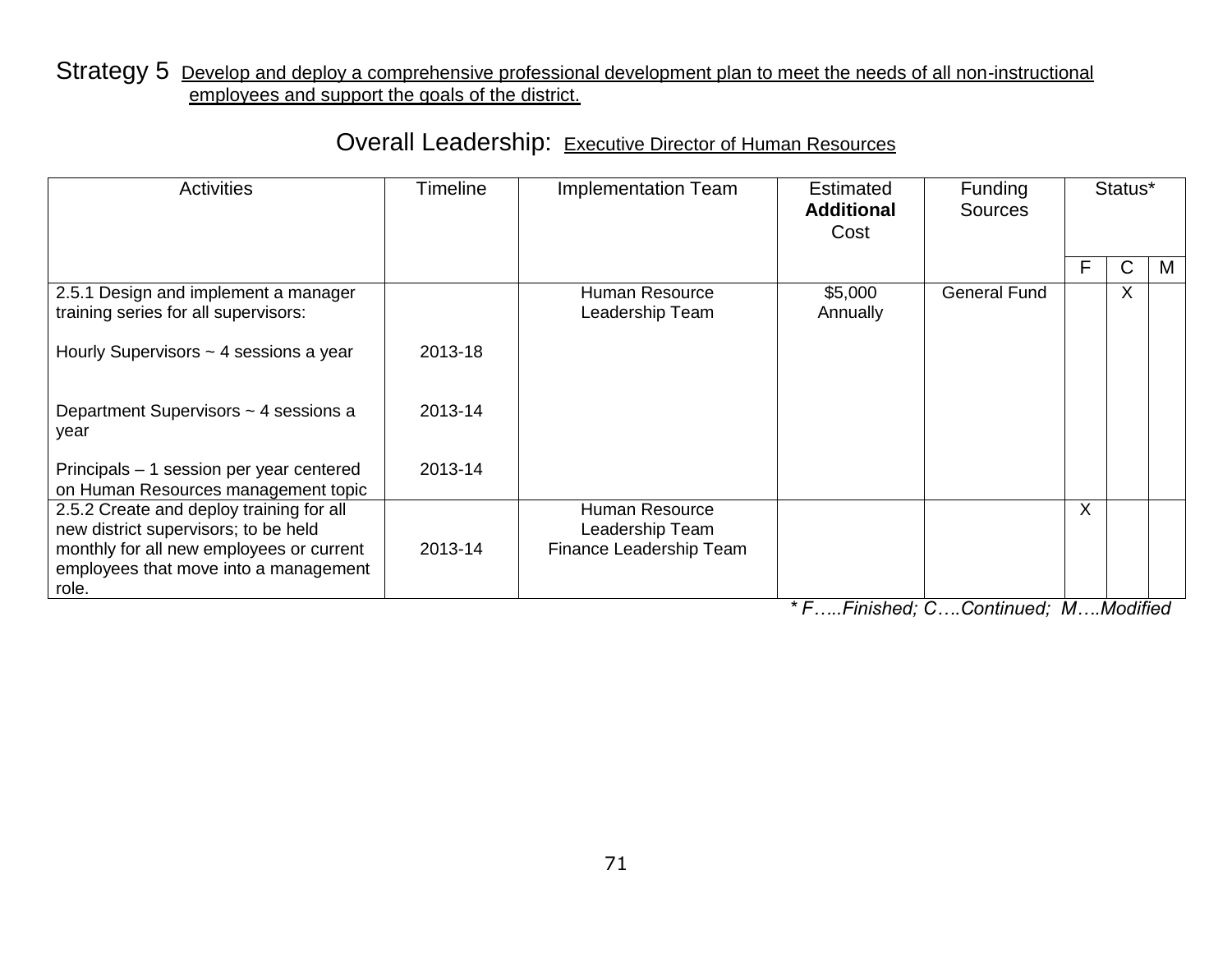Strategy 5 Develop and deploy a comprehensive professional development plan to meet the needs of all non-instructional employees and support the goals of the district.

Overall Leadership: Executive Director of Human Resources

| Activities | Timeline | Implementation Team | Estimated **Additional** Cost | Funding Sources | Status* | | |
|---|---|---|---|---|---|---|---|
| | | | | | F | C | M |
| 2.5.1 Design and implement a manager training series for all supervisors: | | Human Resource Leadership Team | $5,000 Annually | General Fund | | X | |
| Hourly Supervisors ~ 4 sessions a year | 2013-18 | | | | | | |
| Department Supervisors ~ 4 sessions a year | 2013-14 | | | | | | |
| Principals – 1 session per year centered on Human Resources management topic | 2013-14 | | | | | | |
| 2.5.2 Create and deploy training for all new district supervisors; to be held monthly for all new employees or current employees that move into a management role. | 2013-14 | Human Resource Leadership Team Finance Leadership Team | | | X | | |

*\* F…..Finished; C….Continued; M….Modified*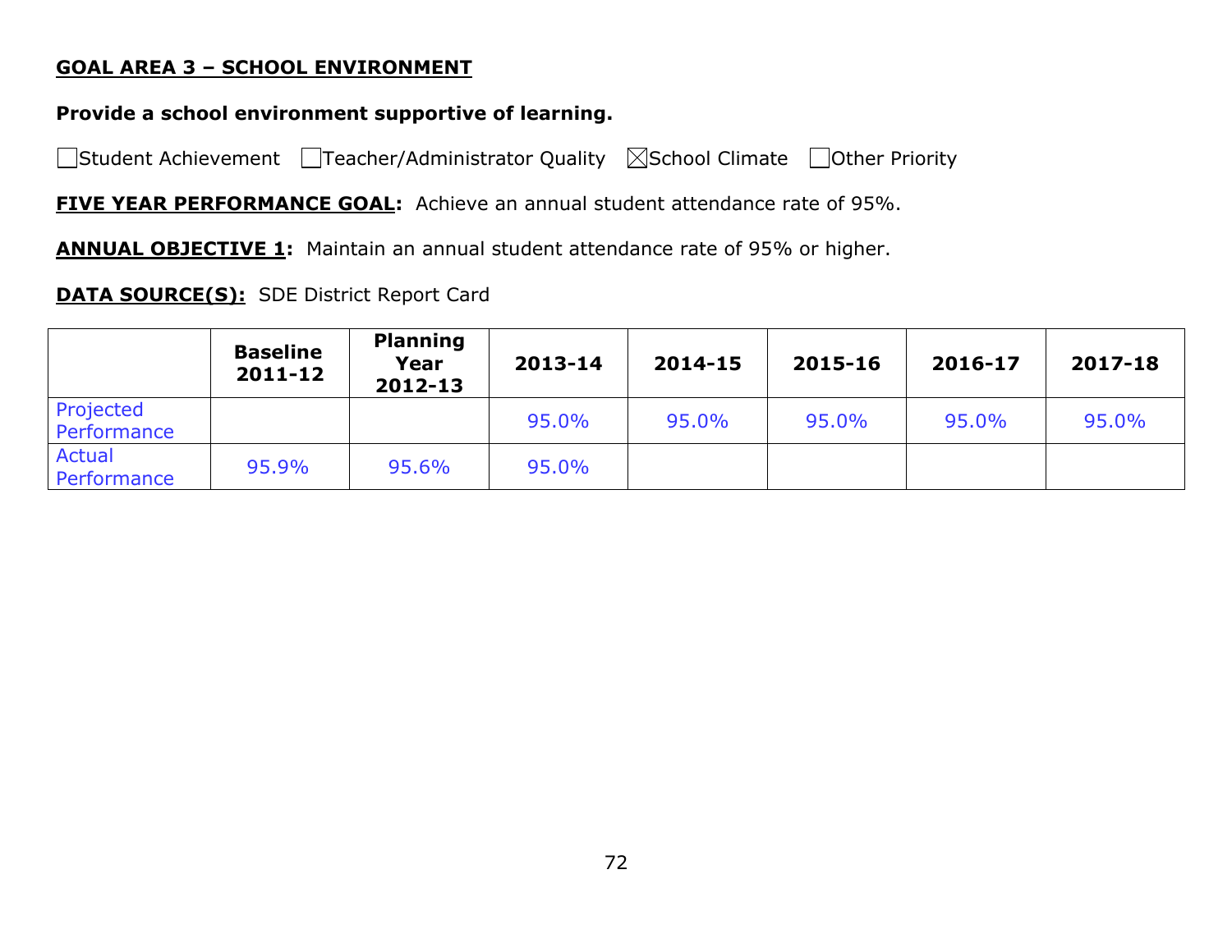## GOAL AREA 3 – SCHOOL ENVIRONMENT

**Provide a school environment supportive of learning.**

☐Student Achievement ☐Teacher/Administrator Quality ☒School Climate ☐Other Priority

**FIVE YEAR PERFORMANCE GOAL:** Achieve an annual student attendance rate of 95%.

**ANNUAL OBJECTIVE 1:** Maintain an annual student attendance rate of 95% or higher.

**DATA SOURCE(S):** SDE District Report Card

| | Baseline 2011-12 | Planning Year 2012-13 | 2013-14 | 2014-15 | 2015-16 | 2016-17 | 2017-18 |
|---|---|---|---|---|---|---|---|
| Projected Performance | | | 95.0% | 95.0% | 95.0% | 95.0% | 95.0% |
| Actual Performance | 95.9% | 95.6% | 95.0% | | | | |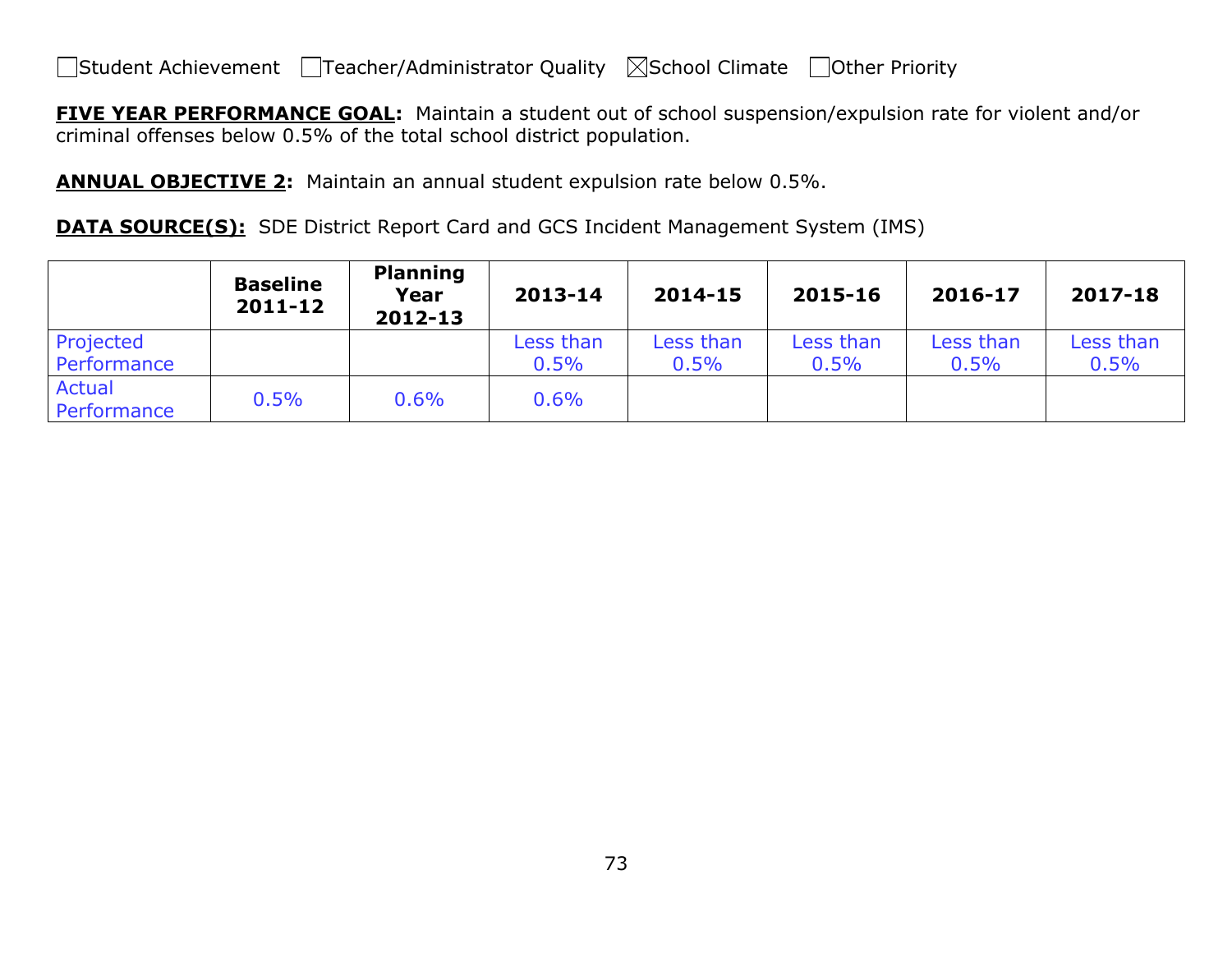☐Student Achievement ☐Teacher/Administrator Quality ☒School Climate ☐Other Priority

**FIVE YEAR PERFORMANCE GOAL:** Maintain a student out of school suspension/expulsion rate for violent and/or criminal offenses below 0.5% of the total school district population.

**ANNUAL OBJECTIVE 2:** Maintain an annual student expulsion rate below 0.5%.

**DATA SOURCE(S):** SDE District Report Card and GCS Incident Management System (IMS)

| | Baseline 2011-12 | Planning Year 2012-13 | 2013-14 | 2014-15 | 2015-16 | 2016-17 | 2017-18 |
|---|---|---|---|---|---|---|---|
| Projected Performance | | | Less than 0.5% | Less than 0.5% | Less than 0.5% | Less than 0.5% | Less than 0.5% |
| Actual Performance | 0.5% | 0.6% | 0.6% | | | | |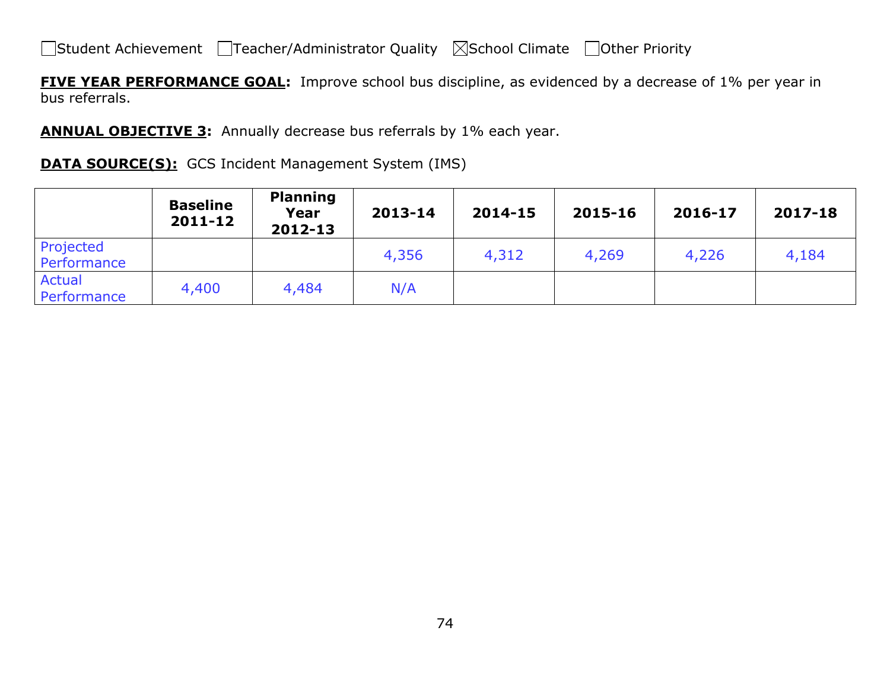☐Student Achievement ☐Teacher/Administrator Quality ☒School Climate ☐Other Priority

**FIVE YEAR PERFORMANCE GOAL:** Improve school bus discipline, as evidenced by a decrease of 1% per year in bus referrals.

**ANNUAL OBJECTIVE 3:** Annually decrease bus referrals by 1% each year.

**DATA SOURCE(S):** GCS Incident Management System (IMS)

| | Baseline 2011-12 | Planning Year 2012-13 | 2013-14 | 2014-15 | 2015-16 | 2016-17 | 2017-18 |
|---|---|---|---|---|---|---|---|
| Projected Performance | | | 4,356 | 4,312 | 4,269 | 4,226 | 4,184 |
| Actual Performance | 4,400 | 4,484 | N/A | | | | |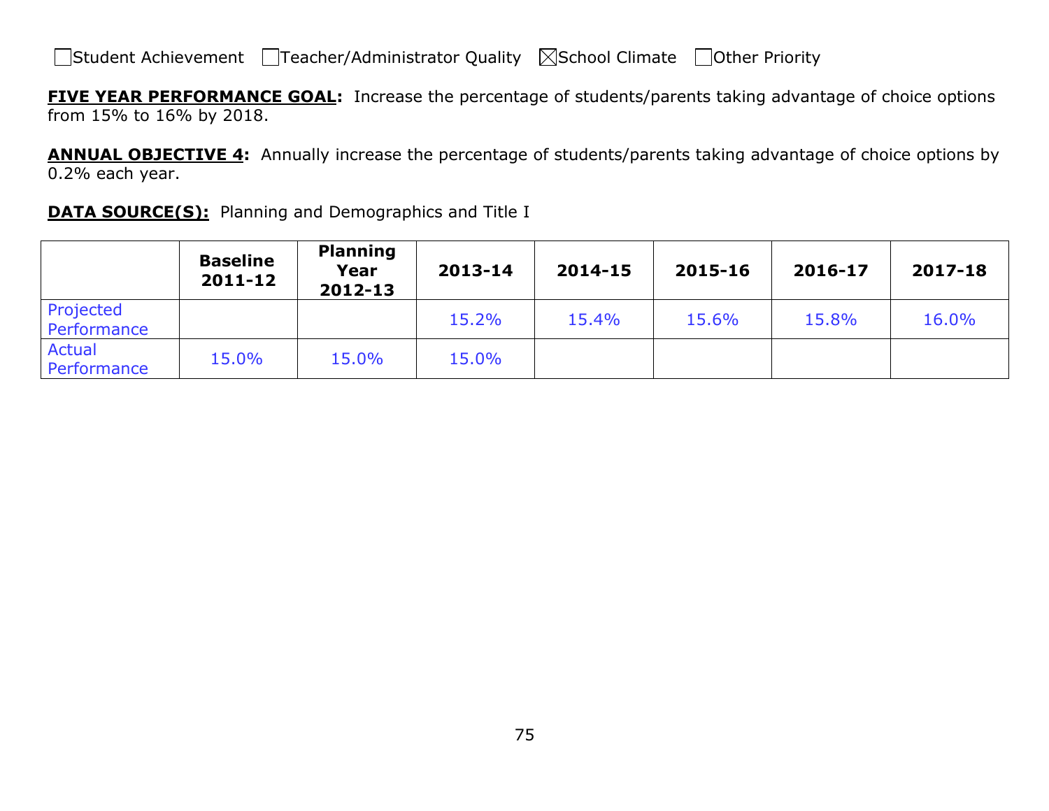☐Student Achievement ☐Teacher/Administrator Quality ☒School Climate ☐Other Priority

**FIVE YEAR PERFORMANCE GOAL:** Increase the percentage of students/parents taking advantage of choice options from 15% to 16% by 2018.

**ANNUAL OBJECTIVE 4:** Annually increase the percentage of students/parents taking advantage of choice options by 0.2% each year.

**DATA SOURCE(S):** Planning and Demographics and Title I

| | Baseline 2011-12 | Planning Year 2012-13 | 2013-14 | 2014-15 | 2015-16 | 2016-17 | 2017-18 |
|---|---|---|---|---|---|---|---|
| Projected Performance | | | 15.2% | 15.4% | 15.6% | 15.8% | 16.0% |
| Actual Performance | 15.0% | 15.0% | 15.0% | | | | |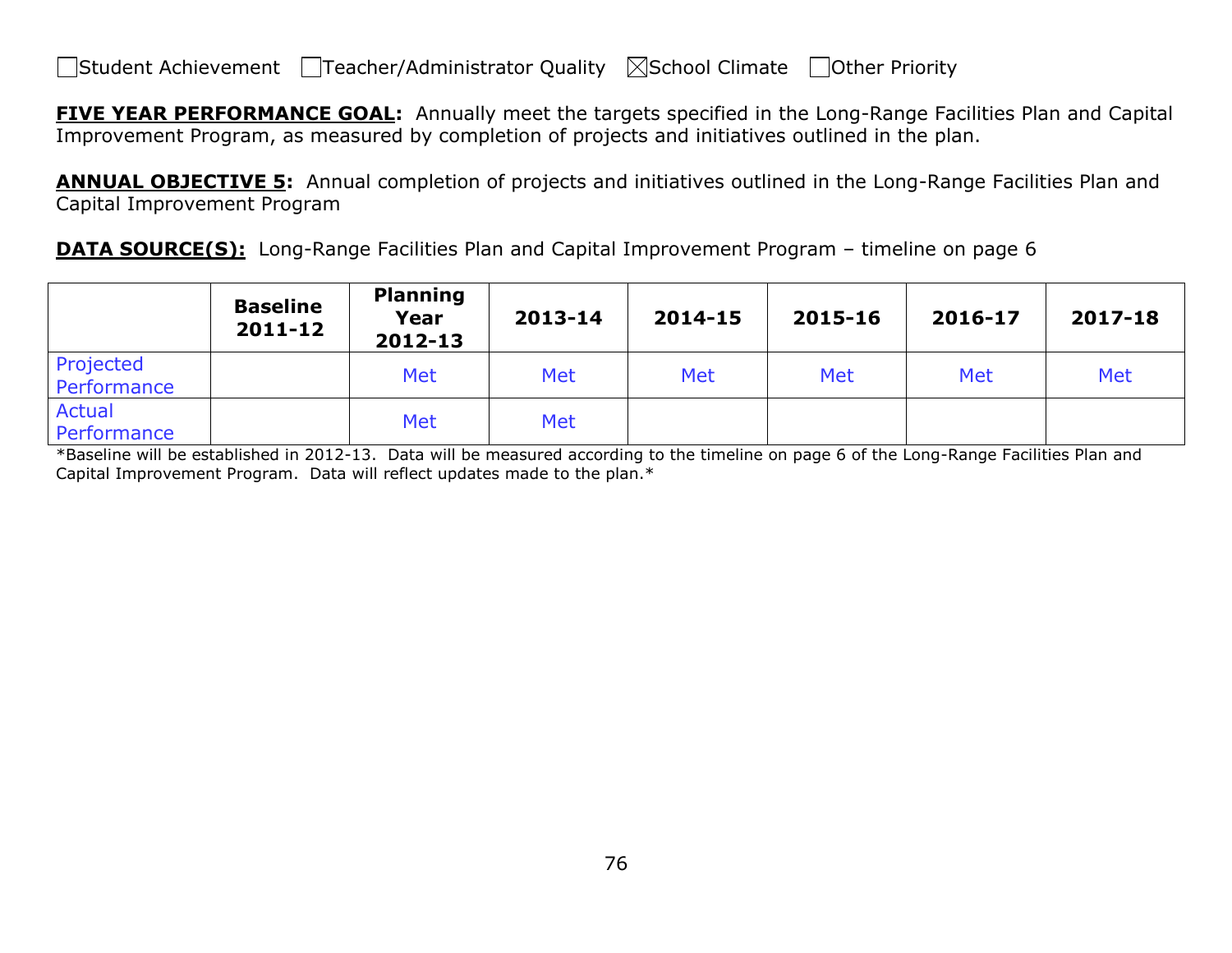☐Student Achievement ☐Teacher/Administrator Quality ☒School Climate ☐Other Priority

**FIVE YEAR PERFORMANCE GOAL:** Annually meet the targets specified in the Long-Range Facilities Plan and Capital Improvement Program, as measured by completion of projects and initiatives outlined in the plan.

**ANNUAL OBJECTIVE 5:** Annual completion of projects and initiatives outlined in the Long-Range Facilities Plan and Capital Improvement Program

**DATA SOURCE(S):** Long-Range Facilities Plan and Capital Improvement Program – timeline on page 6

| | Baseline 2011-12 | Planning Year 2012-13 | 2013-14 | 2014-15 | 2015-16 | 2016-17 | 2017-18 |
|---|---|---|---|---|---|---|---|
| Projected Performance | | Met | Met | Met | Met | Met | Met |
| Actual Performance | | Met | Met | | | | |

*Baseline will be established in 2012-13. Data will be measured according to the timeline on page 6 of the Long-Range Facilities Plan and Capital Improvement Program. Data will reflect updates made to the plan.*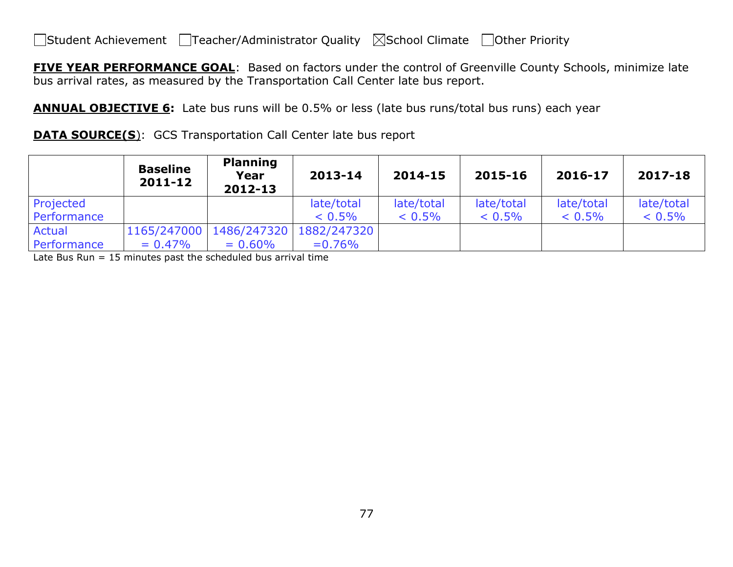☐Student Achievement ☐Teacher/Administrator Quality ☒School Climate ☐Other Priority

**FIVE YEAR PERFORMANCE GOAL**: Based on factors under the control of Greenville County Schools, minimize late bus arrival rates, as measured by the Transportation Call Center late bus report.

**ANNUAL OBJECTIVE 6:** Late bus runs will be 0.5% or less (late bus runs/total bus runs) each year

**DATA SOURCE(S)**: GCS Transportation Call Center late bus report

| | Baseline 2011-12 | Planning Year 2012-13 | 2013-14 | 2014-15 | 2015-16 | 2016-17 | 2017-18 |
|---|---|---|---|---|---|---|---|
| Projected Performance | | | late/total < 0.5% | late/total < 0.5% | late/total < 0.5% | late/total < 0.5% | late/total < 0.5% |
| Actual Performance | 1165/247000 = 0.47% | 1486/247320 = 0.60% | 1882/247320 =0.76% | | | | |

Late Bus Run = 15 minutes past the scheduled bus arrival time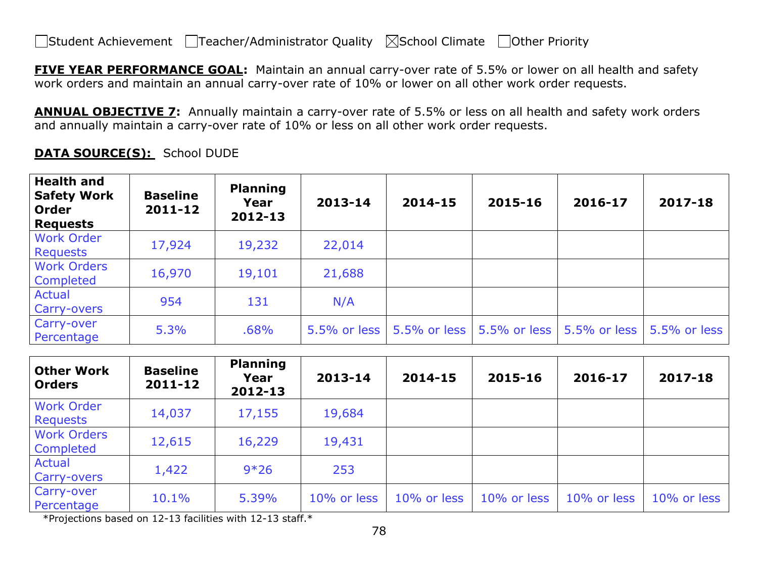☐Student Achievement ☐Teacher/Administrator Quality ☒School Climate ☐Other Priority

**FIVE YEAR PERFORMANCE GOAL:** Maintain an annual carry-over rate of 5.5% or lower on all health and safety work orders and maintain an annual carry-over rate of 10% or lower on all other work order requests.

**ANNUAL OBJECTIVE 7:** Annually maintain a carry-over rate of 5.5% or less on all health and safety work orders and annually maintain a carry-over rate of 10% or less on all other work order requests.

**DATA SOURCE(S):** School DUDE

| Health and Safety Work Order Requests | Baseline 2011-12 | Planning Year 2012-13 | 2013-14 | 2014-15 | 2015-16 | 2016-17 | 2017-18 |
|---|---|---|---|---|---|---|---|
| Work Order Requests | 17,924 | 19,232 | 22,014 | | | | |
| Work Orders Completed | 16,970 | 19,101 | 21,688 | | | | |
| Actual Carry-overs | 954 | 131 | N/A | | | | |
| Carry-over Percentage | 5.3% | .68% | 5.5% or less | 5.5% or less | 5.5% or less | 5.5% or less | 5.5% or less |

| Other Work Orders | Baseline 2011-12 | Planning Year 2012-13 | 2013-14 | 2014-15 | 2015-16 | 2016-17 | 2017-18 |
|---|---|---|---|---|---|---|---|
| Work Order Requests | 14,037 | 17,155 | 19,684 | | | | |
| Work Orders Completed | 12,615 | 16,229 | 19,431 | | | | |
| Actual Carry-overs | 1,422 | 9*26 | 253 | | | | |
| Carry-over Percentage | 10.1% | 5.39% | 10% or less | 10% or less | 10% or less | 10% or less | 10% or less |

*Projections based on 12-13 facilities with 12-13 staff.*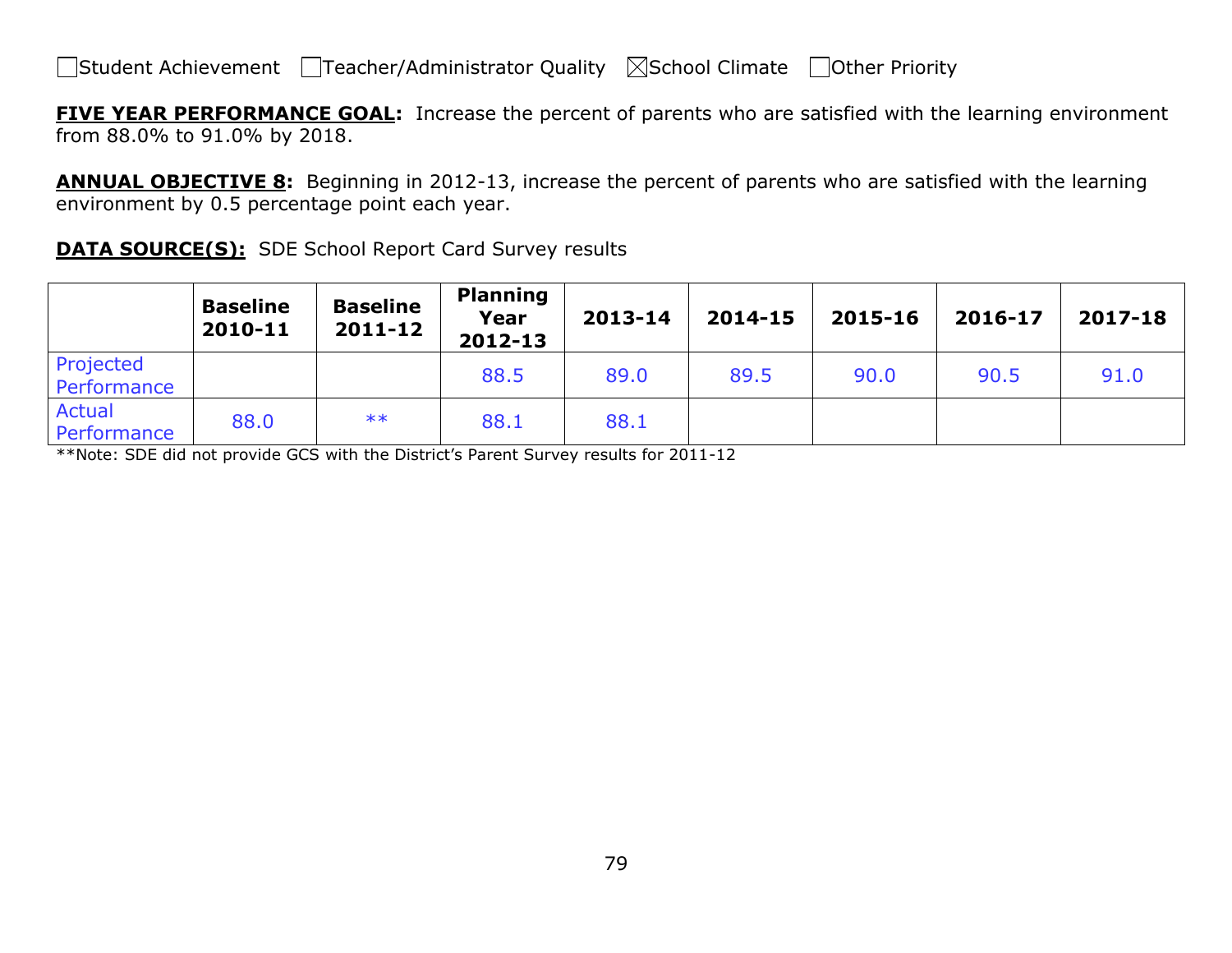☐Student Achievement ☐Teacher/Administrator Quality ☒School Climate ☐Other Priority

**FIVE YEAR PERFORMANCE GOAL:** Increase the percent of parents who are satisfied with the learning environment from 88.0% to 91.0% by 2018.

**ANNUAL OBJECTIVE 8:** Beginning in 2012-13, increase the percent of parents who are satisfied with the learning environment by 0.5 percentage point each year.

**DATA SOURCE(S):** SDE School Report Card Survey results

| | Baseline 2010-11 | Baseline 2011-12 | Planning Year 2012-13 | 2013-14 | 2014-15 | 2015-16 | 2016-17 | 2017-18 |
|---|---|---|---|---|---|---|---|---|
| Projected Performance | | | 88.5 | 89.0 | 89.5 | 90.0 | 90.5 | 91.0 |
| Actual Performance | 88.0 | ** | 88.1 | 88.1 | | | | |

**Note: SDE did not provide GCS with the District's Parent Survey results for 2011-12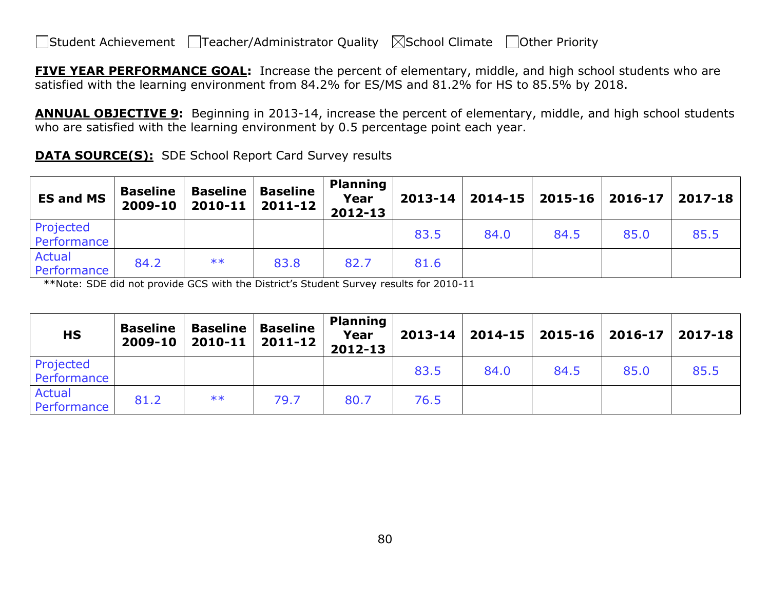☐Student Achievement ☐Teacher/Administrator Quality ☒School Climate ☐Other Priority

**FIVE YEAR PERFORMANCE GOAL:** Increase the percent of elementary, middle, and high school students who are satisfied with the learning environment from 84.2% for ES/MS and 81.2% for HS to 85.5% by 2018.

**ANNUAL OBJECTIVE 9:** Beginning in 2013-14, increase the percent of elementary, middle, and high school students who are satisfied with the learning environment by 0.5 percentage point each year.

**DATA SOURCE(S):** SDE School Report Card Survey results

| ES and MS | Baseline 2009-10 | Baseline 2010-11 | Baseline 2011-12 | Planning Year 2012-13 | 2013-14 | 2014-15 | 2015-16 | 2016-17 | 2017-18 |
|---|---|---|---|---|---|---|---|---|---|
| Projected Performance | | | | | 83.5 | 84.0 | 84.5 | 85.0 | 85.5 |
| Actual Performance | 84.2 | ** | 83.8 | 82.7 | 81.6 | | | | |

**Note: SDE did not provide GCS with the District's Student Survey results for 2010-11

| HS | Baseline 2009-10 | Baseline 2010-11 | Baseline 2011-12 | Planning Year 2012-13 | 2013-14 | 2014-15 | 2015-16 | 2016-17 | 2017-18 |
|---|---|---|---|---|---|---|---|---|---|
| Projected Performance | | | | | 83.5 | 84.0 | 84.5 | 85.0 | 85.5 |
| Actual Performance | 81.2 | ** | 79.7 | 80.7 | 76.5 | | | | |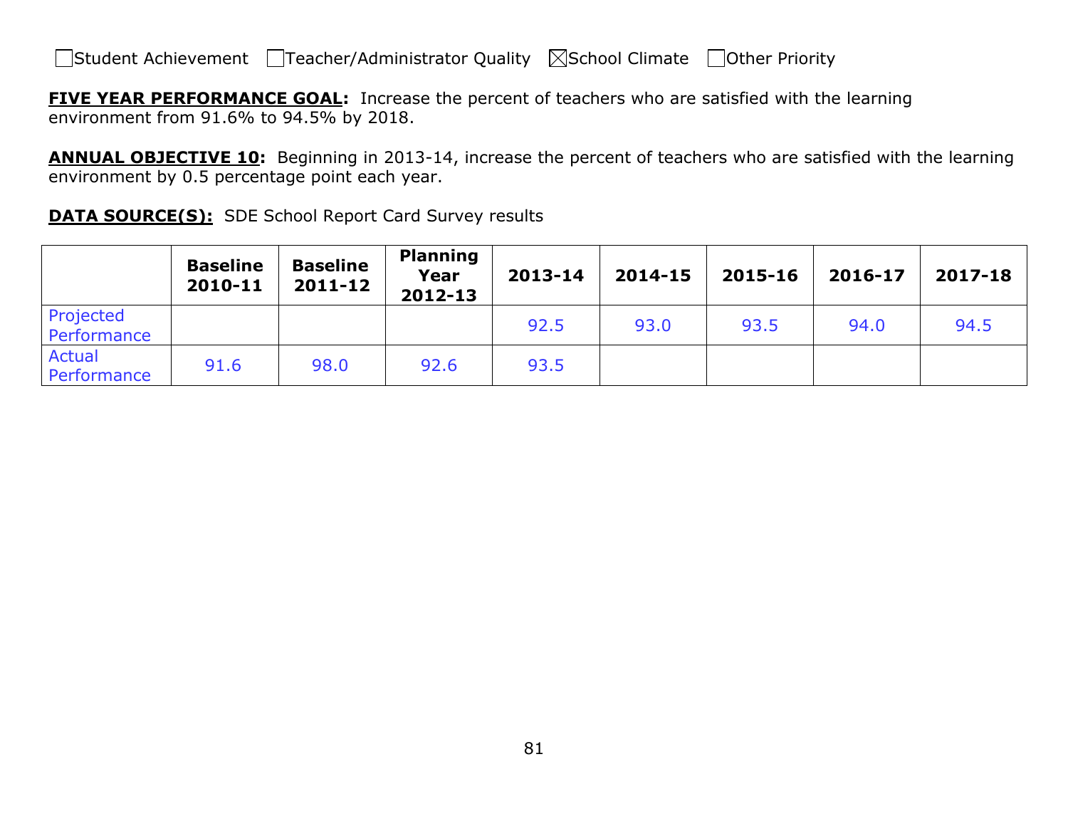☐Student Achievement ☐Teacher/Administrator Quality ☒School Climate ☐Other Priority

**FIVE YEAR PERFORMANCE GOAL:** Increase the percent of teachers who are satisfied with the learning environment from 91.6% to 94.5% by 2018.

**ANNUAL OBJECTIVE 10:** Beginning in 2013-14, increase the percent of teachers who are satisfied with the learning environment by 0.5 percentage point each year.

**DATA SOURCE(S):** SDE School Report Card Survey results

| | Baseline 2010-11 | Baseline 2011-12 | Planning Year 2012-13 | 2013-14 | 2014-15 | 2015-16 | 2016-17 | 2017-18 |
|---|---|---|---|---|---|---|---|---|
| Projected Performance | | | | 92.5 | 93.0 | 93.5 | 94.0 | 94.5 |
| Actual Performance | 91.6 | 98.0 | 92.6 | 93.5 | | | | |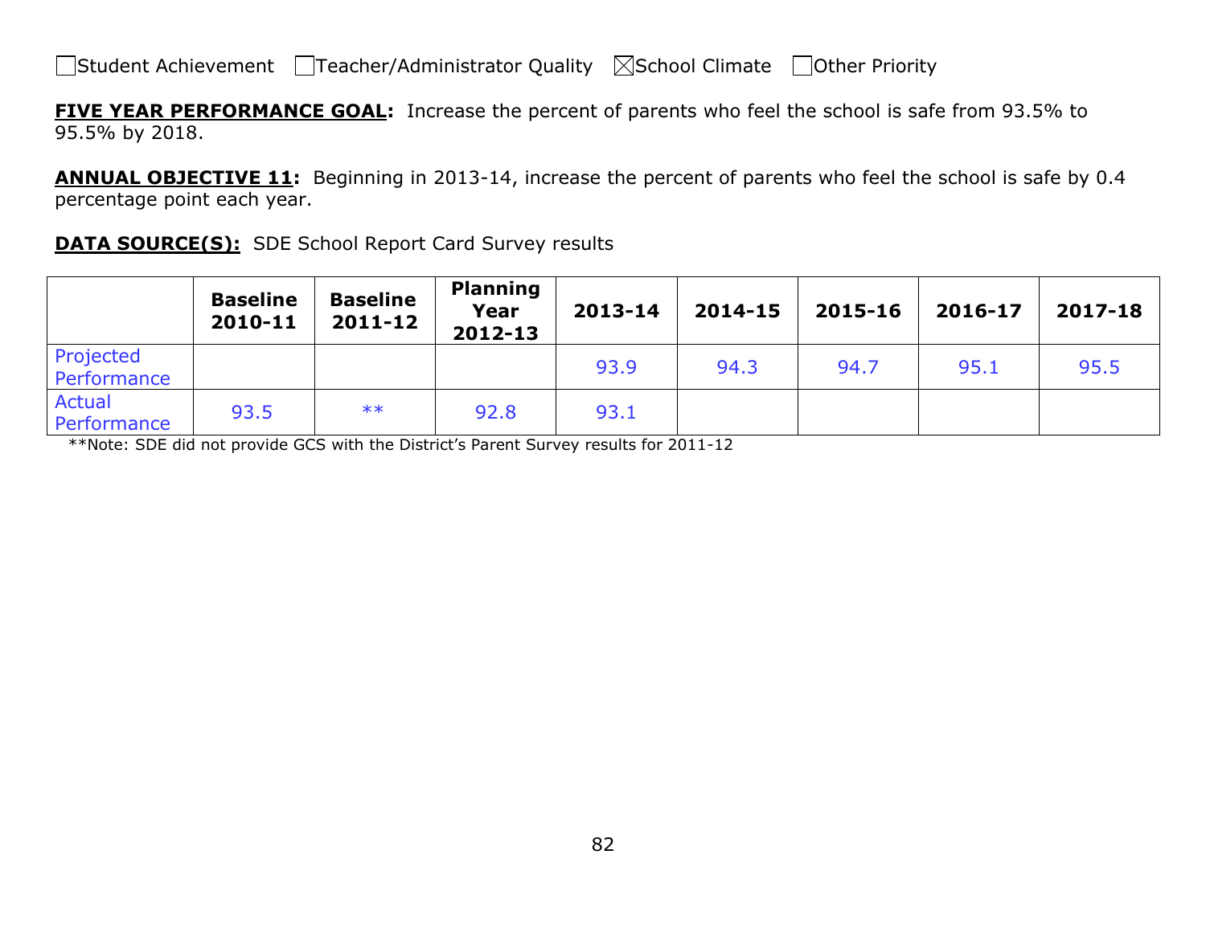☐Student Achievement ☐Teacher/Administrator Quality ☒School Climate ☐Other Priority

**FIVE YEAR PERFORMANCE GOAL:** Increase the percent of parents who feel the school is safe from 93.5% to 95.5% by 2018.

**ANNUAL OBJECTIVE 11:** Beginning in 2013-14, increase the percent of parents who feel the school is safe by 0.4 percentage point each year.

**DATA SOURCE(S):** SDE School Report Card Survey results

| | Baseline 2010-11 | Baseline 2011-12 | Planning Year 2012-13 | 2013-14 | 2014-15 | 2015-16 | 2016-17 | 2017-18 |
|---|---|---|---|---|---|---|---|---|
| Projected Performance | | | | 93.9 | 94.3 | 94.7 | 95.1 | 95.5 |
| Actual Performance | 93.5 | ** | 92.8 | 93.1 | | | | |

**Note: SDE did not provide GCS with the District's Parent Survey results for 2011-12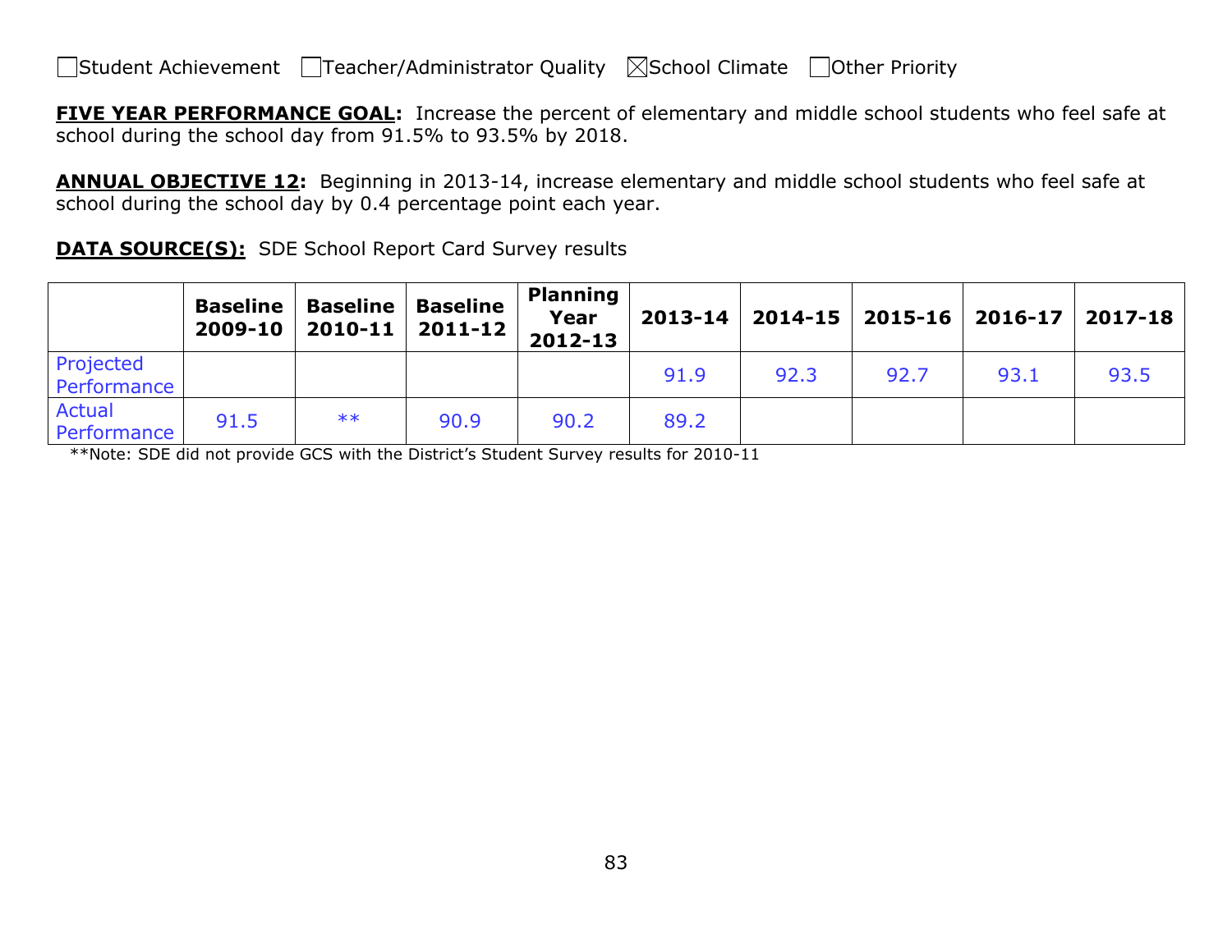☐Student Achievement ☐Teacher/Administrator Quality ☒School Climate ☐Other Priority

**<u>FIVE YEAR PERFORMANCE GOAL</u>:** Increase the percent of elementary and middle school students who feel safe at school during the school day from 91.5% to 93.5% by 2018.

**<u>ANNUAL OBJECTIVE 12</u>:** Beginning in 2013-14, increase elementary and middle school students who feel safe at school during the school day by 0.4 percentage point each year.

**<u>DATA SOURCE(S):</u>** SDE School Report Card Survey results

| | Baseline 2009-10 | Baseline 2010-11 | Baseline 2011-12 | Planning Year 2012-13 | 2013-14 | 2014-15 | 2015-16 | 2016-17 | 2017-18 |
|---|---|---|---|---|---|---|---|---|---|
| Projected Performance | | | | | 91.9 | 92.3 | 92.7 | 93.1 | 93.5 |
| Actual Performance | 91.5 | ** | 90.9 | 90.2 | 89.2 | | | | |

**Note: SDE did not provide GCS with the District's Student Survey results for 2010-11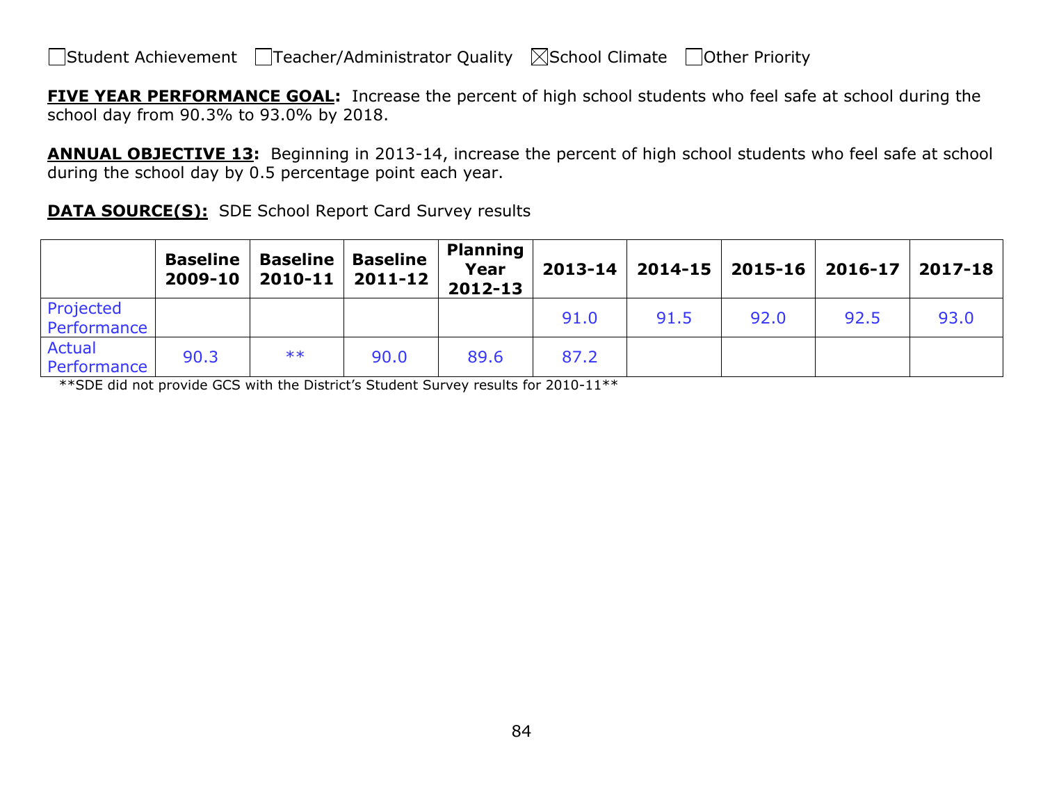☐Student Achievement ☐Teacher/Administrator Quality ☒School Climate ☐Other Priority

**FIVE YEAR PERFORMANCE GOAL:** Increase the percent of high school students who feel safe at school during the school day from 90.3% to 93.0% by 2018.

**ANNUAL OBJECTIVE 13:** Beginning in 2013-14, increase the percent of high school students who feel safe at school during the school day by 0.5 percentage point each year.

**DATA SOURCE(S):** SDE School Report Card Survey results

| | Baseline 2009-10 | Baseline 2010-11 | Baseline 2011-12 | Planning Year 2012-13 | 2013-14 | 2014-15 | 2015-16 | 2016-17 | 2017-18 |
|---|---|---|---|---|---|---|---|---|---|
| Projected Performance | | | | | 91.0 | 91.5 | 92.0 | 92.5 | 93.0 |
| Actual Performance | 90.3 | ** | 90.0 | 89.6 | 87.2 | | | | |

**SDE did not provide GCS with the District's Student Survey results for 2010-11**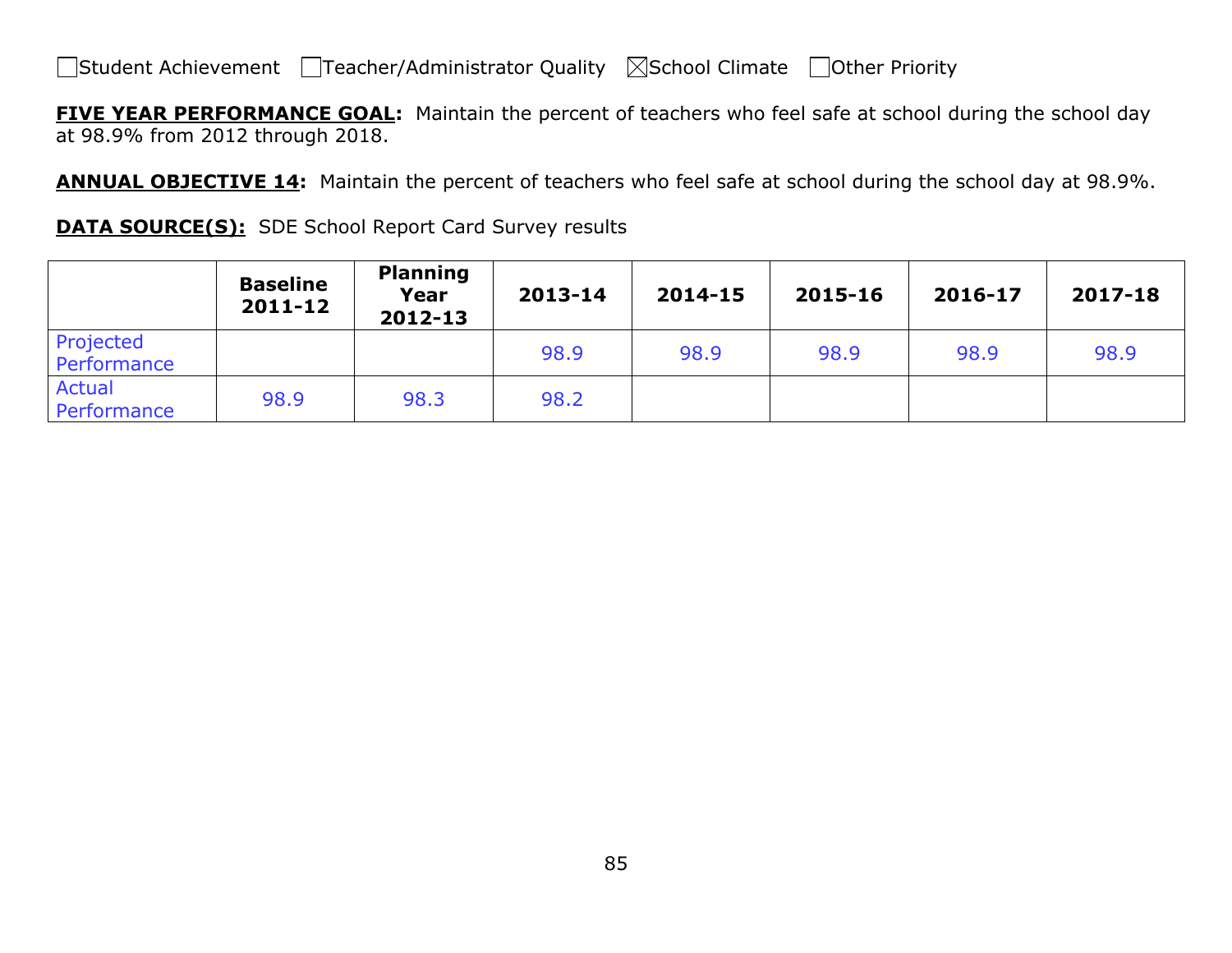☐Student Achievement ☐Teacher/Administrator Quality ☒School Climate ☐Other Priority

**FIVE YEAR PERFORMANCE GOAL:** Maintain the percent of teachers who feel safe at school during the school day at 98.9% from 2012 through 2018.

**ANNUAL OBJECTIVE 14:** Maintain the percent of teachers who feel safe at school during the school day at 98.9%.

**DATA SOURCE(S):** SDE School Report Card Survey results

| | Baseline 2011-12 | Planning Year 2012-13 | 2013-14 | 2014-15 | 2015-16 | 2016-17 | 2017-18 |
|---|---|---|---|---|---|---|---|
| Projected Performance | | | 98.9 | 98.9 | 98.9 | 98.9 | 98.9 |
| Actual Performance | 98.9 | 98.3 | 98.2 | | | | |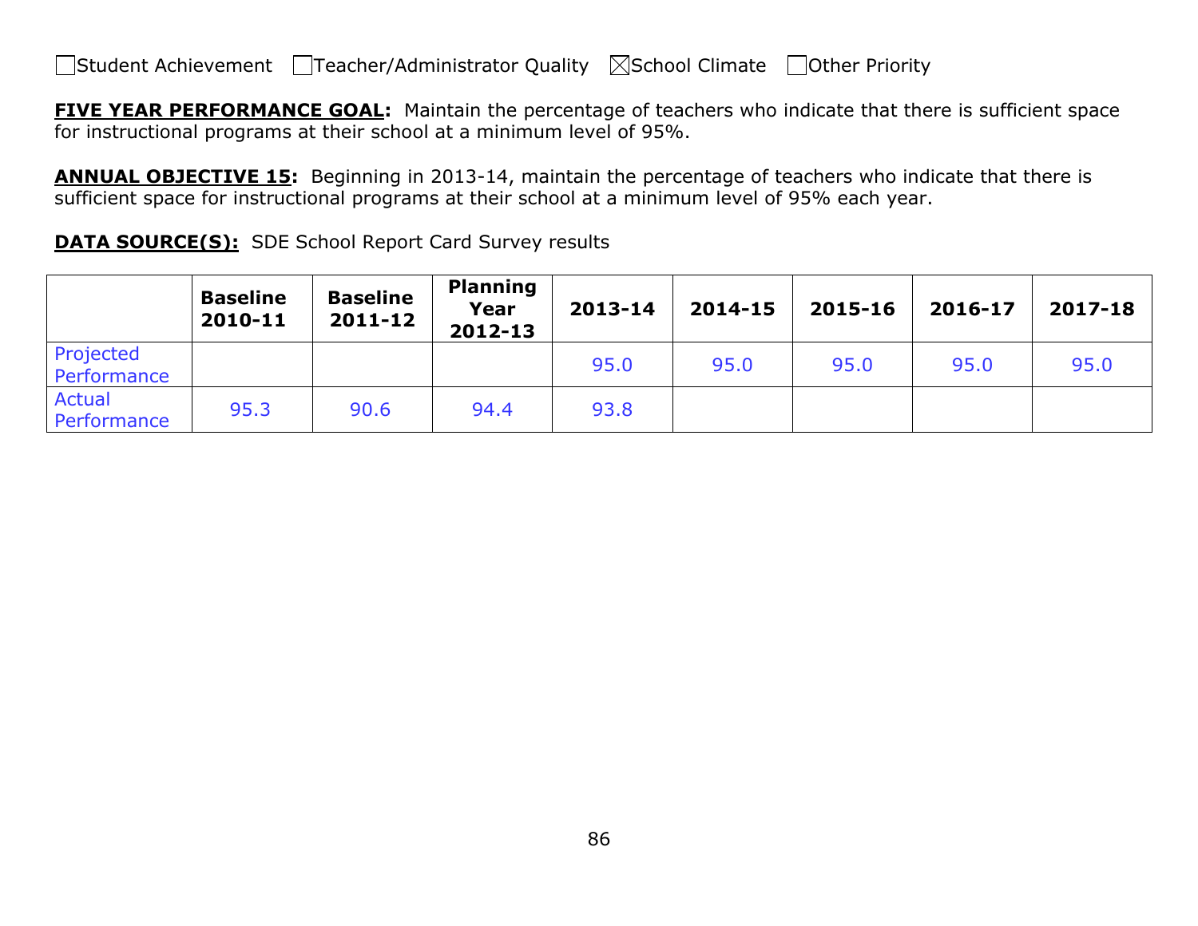☐Student Achievement ☐Teacher/Administrator Quality ☒School Climate ☐Other Priority

**FIVE YEAR PERFORMANCE GOAL:** Maintain the percentage of teachers who indicate that there is sufficient space for instructional programs at their school at a minimum level of 95%.

**ANNUAL OBJECTIVE 15:** Beginning in 2013-14, maintain the percentage of teachers who indicate that there is sufficient space for instructional programs at their school at a minimum level of 95% each year.

**DATA SOURCE(S):** SDE School Report Card Survey results

| | Baseline 2010-11 | Baseline 2011-12 | Planning Year 2012-13 | 2013-14 | 2014-15 | 2015-16 | 2016-17 | 2017-18 |
|---|---|---|---|---|---|---|---|---|
| Projected Performance | | | | 95.0 | 95.0 | 95.0 | 95.0 | 95.0 |
| Actual Performance | 95.3 | 90.6 | 94.4 | 93.8 | | | | |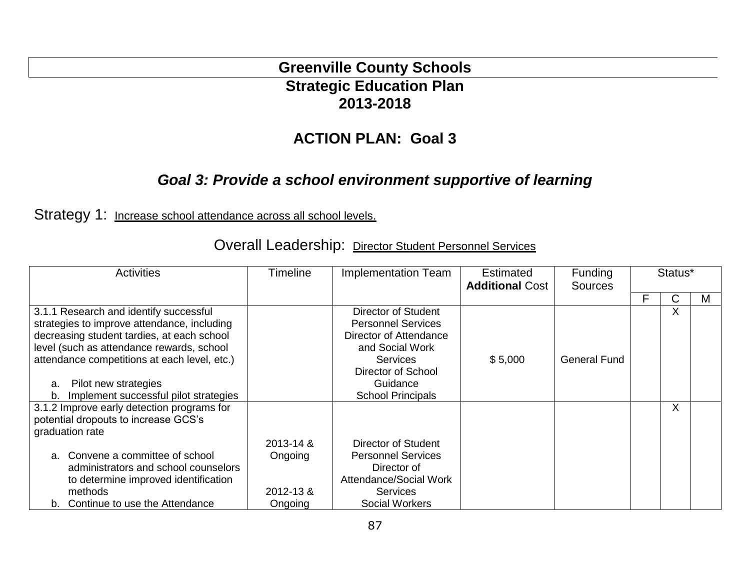# Greenville County Schools

## Strategic Education Plan
## 2013-2018

## ACTION PLAN: Goal 3

### *Goal 3: Provide a school environment supportive of learning*

Strategy 1: Increase school attendance across all school levels.

Overall Leadership: Director Student Personnel Services

| Activities | Timeline | Implementation Team | Estimated **Additional** Cost | Funding Sources | Status* | | |
|---|---|---|---|---|---|---|---|
| | | | | | F | C | M |
| 3.1.1 Research and identify successful strategies to improve attendance, including decreasing student tardies, at each school level (such as attendance rewards, school attendance competitions at each level, etc.)<br><br>a. Pilot new strategies<br>b. Implement successful pilot strategies | | Director of Student Personnel Services<br>Director of Attendance and Social Work Services<br>Director of School Guidance<br>School Principals | $ 5,000 | General Fund | | X | |
| 3.1.2 Improve early detection programs for potential dropouts to increase GCS's graduation rate<br><br>a. Convene a committee of school administrators and school counselors to determine improved identification methods<br>b. Continue to use the Attendance | 2013-14 & Ongoing<br><br>2012-13 & Ongoing | Director of Student Personnel Services<br>Director of Attendance/Social Work Services<br>Social Workers | | | | X | |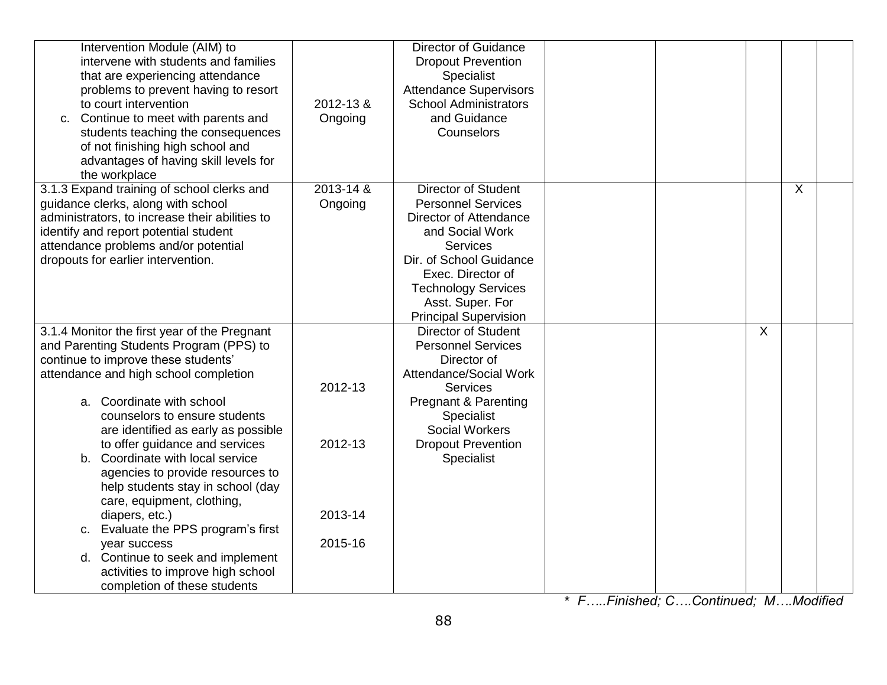| | | | | | | | |
|---|---|---|---|---|---|---|---|
| Intervention Module (AIM) to intervene with students and families that are experiencing attendance problems to prevent having to resort to court intervention<br>c. Continue to meet with parents and students teaching the consequences of not finishing high school and advantages of having skill levels for the workplace | 2012-13 & Ongoing | Director of Guidance<br>Dropout Prevention Specialist<br>Attendance Supervisors<br>School Administrators and Guidance Counselors | | | | | |
| 3.1.3 Expand training of school clerks and guidance clerks, along with school administrators, to increase their abilities to identify and report potential student attendance problems and/or potential dropouts for earlier intervention. | 2013-14 & Ongoing | Director of Student Personnel Services<br>Director of Attendance and Social Work Services<br>Dir. of School Guidance<br>Exec. Director of Technology Services<br>Asst. Super. For Principal Supervision | | | | X | |
| 3.1.4 Monitor the first year of the Pregnant and Parenting Students Program (PPS) to continue to improve these students' attendance and high school completion<br><br>a. Coordinate with school counselors to ensure students are identified as early as possible to offer guidance and services<br>b. Coordinate with local service agencies to provide resources to help students stay in school (day care, equipment, clothing, diapers, etc.)<br>c. Evaluate the PPS program's first year success<br>d. Continue to seek and implement activities to improve high school completion of these students | 2012-13<br><br>2012-13<br><br>2013-14<br><br>2015-16 | Director of Student Personnel Services<br>Director of Attendance/Social Work Services<br>Pregnant & Parenting Specialist<br>Social Workers<br>Dropout Prevention Specialist | | | X | | |

*\* F…..Finished; C….Continued; M….Modified*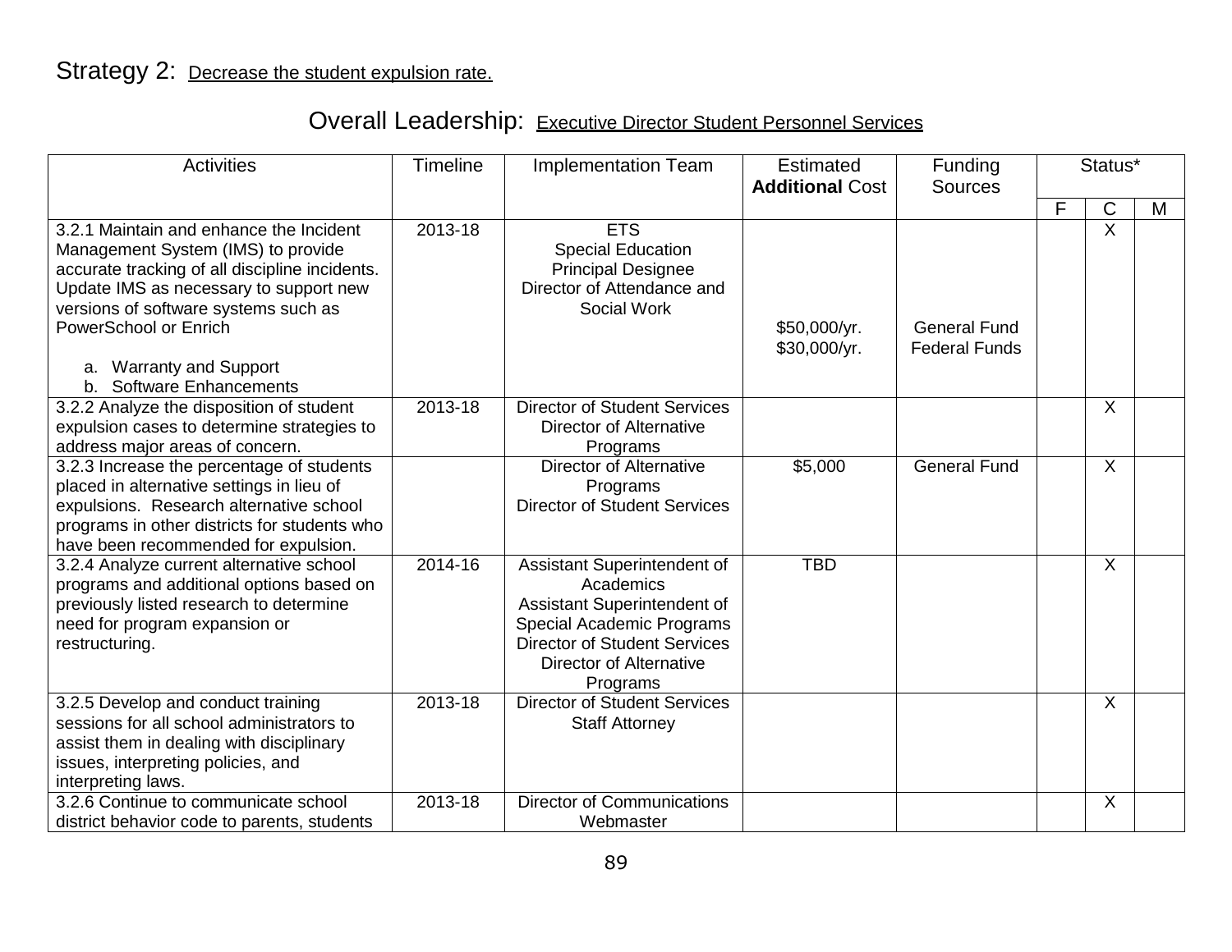Strategy 2: Decrease the student expulsion rate.

Overall Leadership: Executive Director Student Personnel Services

| Activities | Timeline | Implementation Team | Estimated **Additional** Cost | Funding Sources | Status* | | |
|---|---|---|---|---|---|---|---|
| | | | | | F | C | M |
| 3.2.1 Maintain and enhance the Incident Management System (IMS) to provide accurate tracking of all discipline incidents. Update IMS as necessary to support new versions of software systems such as PowerSchool or Enrich<br><br>a. Warranty and Support<br>b. Software Enhancements | 2013-18 | ETS<br>Special Education<br>Principal Designee<br>Director of Attendance and Social Work | $50,000/yr.<br>$30,000/yr. | General Fund<br>Federal Funds | | X | |
| 3.2.2 Analyze the disposition of student expulsion cases to determine strategies to address major areas of concern. | 2013-18 | Director of Student Services<br>Director of Alternative Programs | | | | X | |
| 3.2.3 Increase the percentage of students placed in alternative settings in lieu of expulsions. Research alternative school programs in other districts for students who have been recommended for expulsion. | | Director of Alternative Programs<br>Director of Student Services | $5,000 | General Fund | | X | |
| 3.2.4 Analyze current alternative school programs and additional options based on previously listed research to determine need for program expansion or restructuring. | 2014-16 | Assistant Superintendent of Academics<br>Assistant Superintendent of Special Academic Programs<br>Director of Student Services<br>Director of Alternative Programs | TBD | | | X | |
| 3.2.5 Develop and conduct training sessions for all school administrators to assist them in dealing with disciplinary issues, interpreting policies, and interpreting laws. | 2013-18 | Director of Student Services<br>Staff Attorney | | | | X | |
| 3.2.6 Continue to communicate school district behavior code to parents, students | 2013-18 | Director of Communications<br>Webmaster | | | | X | |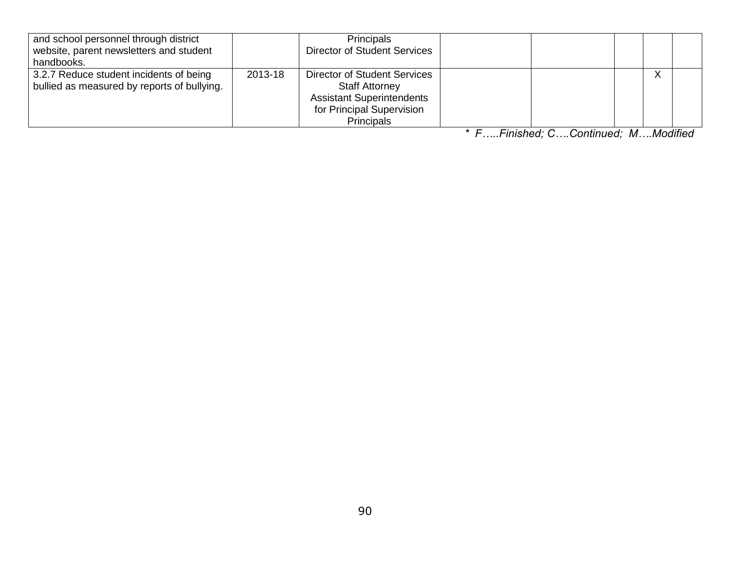| | | | | | | | |
|---|---|---|---|---|---|---|---|
| and school personnel through district website, parent newsletters and student handbooks. | | Principals<br>Director of Student Services | | | | | |
| 3.2.7 Reduce student incidents of being bullied as measured by reports of bullying. | 2013-18 | Director of Student Services<br>Staff Attorney<br>Assistant Superintendents for Principal Supervision<br>Principals | | | | X | |

*\* F…..Finished; C….Continued; M….Modified*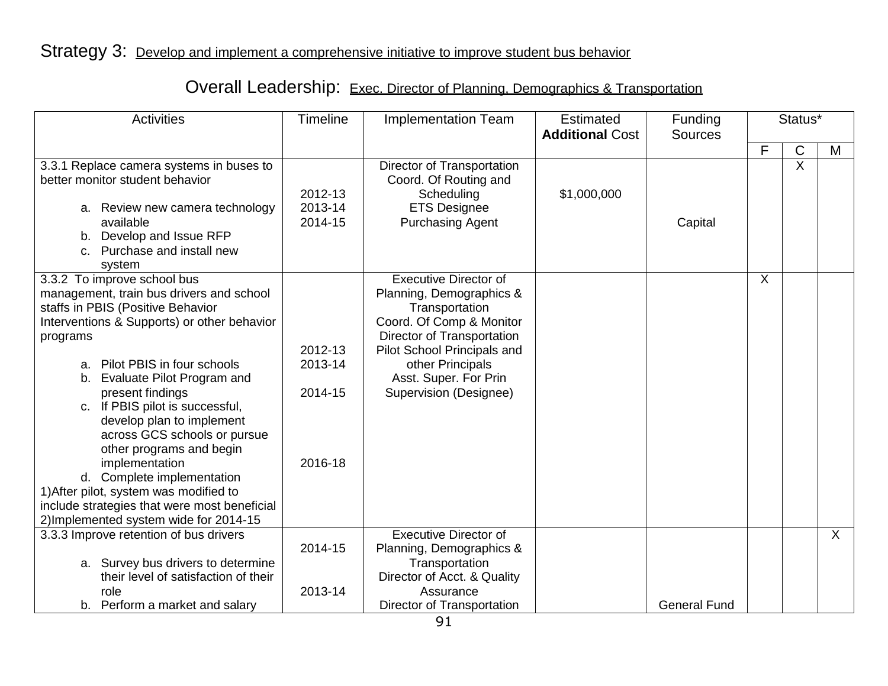Strategy 3: Develop and implement a comprehensive initiative to improve student bus behavior

Overall Leadership: Exec. Director of Planning, Demographics & Transportation

| Activities | Timeline | Implementation Team | Estimated **Additional** Cost | Funding Sources | Status* | | |
|---|---|---|---|---|---|---|---|
| | | | | | F | C | M |
| 3.3.1 Replace camera systems in buses to better monitor student behavior<br><br>a. Review new camera technology available<br>b. Develop and Issue RFP<br>c. Purchase and install new system | <br><br>2012-13<br>2013-14<br>2014-15 | Director of Transportation<br>Coord. Of Routing and Scheduling<br>ETS Designee<br>Purchasing Agent | $1,000,000 | Capital | | X | |
| 3.3.2 To improve school bus management, train bus drivers and school staffs in PBIS (Positive Behavior Interventions & Supports) or other behavior programs<br><br>a. Pilot PBIS in four schools<br>b. Evaluate Pilot Program and present findings<br>c. If PBIS pilot is successful, develop plan to implement across GCS schools or pursue other programs and begin implementation<br>d. Complete implementation<br>1)After pilot, system was modified to include strategies that were most beneficial<br>2)Implemented system wide for 2014-15 | <br><br><br>2012-13<br>2013-14<br><br>2014-15<br><br><br><br>2016-18 | Executive Director of Planning, Demographics & Transportation<br>Coord. Of Comp & Monitor<br>Director of Transportation<br>Pilot School Principals and other Principals<br>Asst. Super. For Prin Supervision (Designee) | | | X | | |
| 3.3.3 Improve retention of bus drivers<br><br>a. Survey bus drivers to determine their level of satisfaction of their role<br>b. Perform a market and salary | 2014-15<br><br><br>2013-14 | Executive Director of Planning, Demographics & Transportation<br>Director of Acct. & Quality Assurance<br>Director of Transportation | | General Fund | | | X |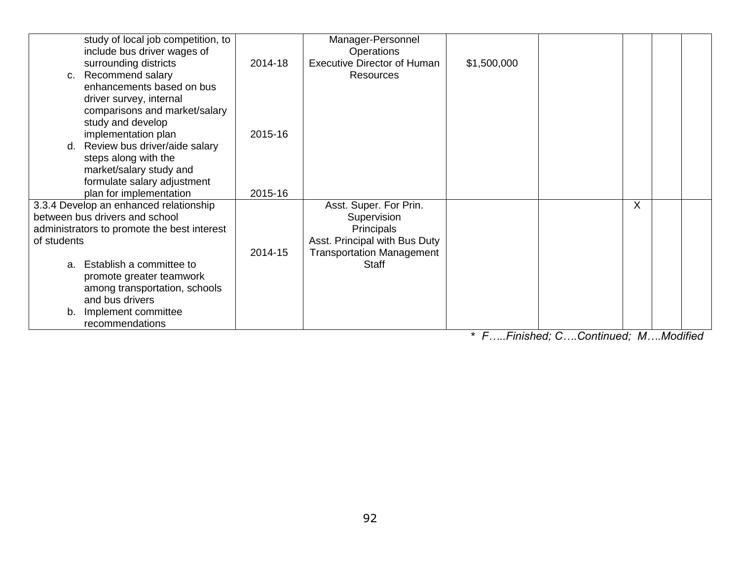| | | | | | | | |
|---|---|---|---|---|---|---|---|
| study of local job competition, to include bus driver wages of surrounding districts<br>c. Recommend salary enhancements based on bus driver survey, internal comparisons and market/salary study and develop implementation plan<br>d. Review bus driver/aide salary steps along with the market/salary study and formulate salary adjustment plan for implementation | 2014-18<br><br><br>2015-16<br><br><br>2015-16 | Manager-Personnel Operations<br>Executive Director of Human Resources | $1,500,000 | | | | |
| 3.3.4 Develop an enhanced relationship between bus drivers and school administrators to promote the best interest of students<br><br>a. Establish a committee to promote greater teamwork among transportation, schools and bus drivers<br>b. Implement committee recommendations | 2014-15 | Asst. Super. For Prin. Supervision<br>Principals<br>Asst. Principal with Bus Duty<br>Transportation Management Staff | | | X | | |

*\* F…..Finished; C….Continued; M….Modified*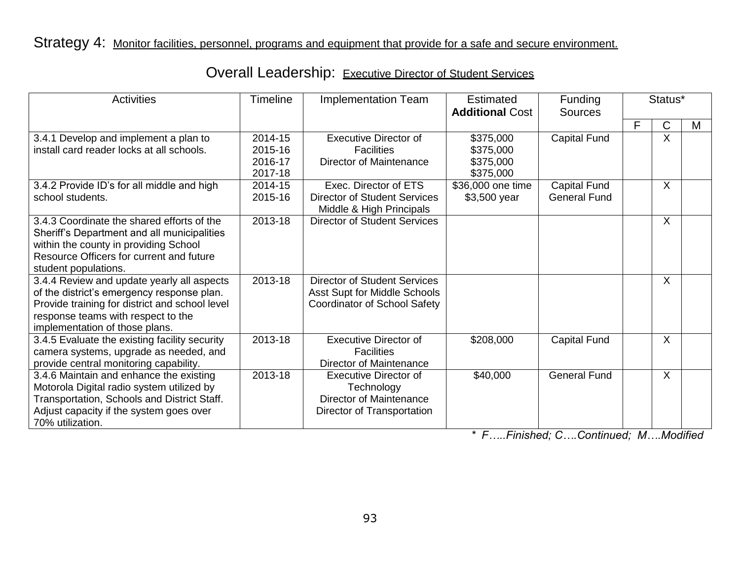Strategy 4: Monitor facilities, personnel, programs and equipment that provide for a safe and secure environment.

Overall Leadership: Executive Director of Student Services

| Activities | Timeline | Implementation Team | Estimated **Additional** Cost | Funding Sources | Status* | | |
|---|---|---|---|---|---|---|---|
| | | | | | F | C | M |
| 3.4.1 Develop and implement a plan to install card reader locks at all schools. | 2014-15<br>2015-16<br>2016-17<br>2017-18 | Executive Director of Facilities<br>Director of Maintenance | $375,000<br>$375,000<br>$375,000<br>$375,000 | Capital Fund | | X | |
| 3.4.2 Provide ID's for all middle and high school students. | 2014-15<br>2015-16 | Exec. Director of ETS<br>Director of Student Services<br>Middle & High Principals | $36,000 one time<br>$3,500 year | Capital Fund<br>General Fund | | X | |
| 3.4.3 Coordinate the shared efforts of the Sheriff's Department and all municipalities within the county in providing School Resource Officers for current and future student populations. | 2013-18 | Director of Student Services | | | | X | |
| 3.4.4 Review and update yearly all aspects of the district's emergency response plan. Provide training for district and school level response teams with respect to the implementation of those plans. | 2013-18 | Director of Student Services<br>Asst Supt for Middle Schools<br>Coordinator of School Safety | | | | X | |
| 3.4.5 Evaluate the existing facility security camera systems, upgrade as needed, and provide central monitoring capability. | 2013-18 | Executive Director of Facilities<br>Director of Maintenance | $208,000 | Capital Fund | | X | |
| 3.4.6 Maintain and enhance the existing Motorola Digital radio system utilized by Transportation, Schools and District Staff. Adjust capacity if the system goes over 70% utilization. | 2013-18 | Executive Director of Technology<br>Director of Maintenance<br>Director of Transportation | $40,000 | General Fund | | X | |

*\* F…..Finished; C….Continued; M….Modified*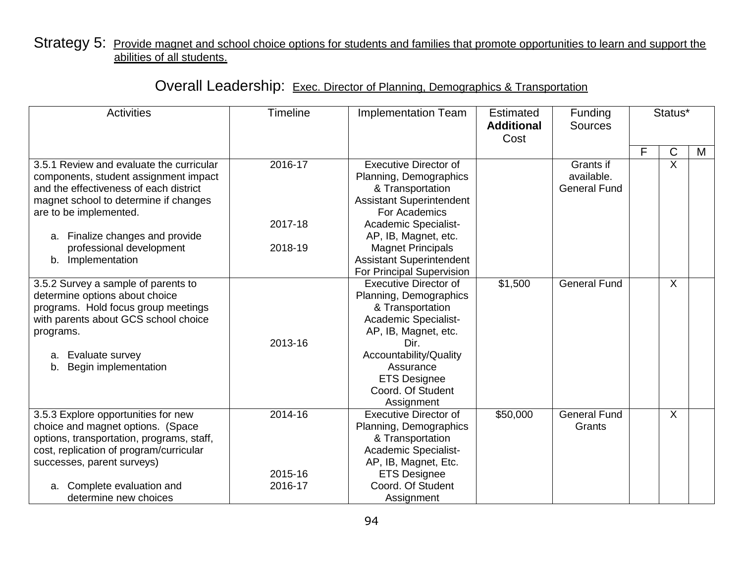Strategy 5: Provide magnet and school choice options for students and families that promote opportunities to learn and support the abilities of all students.

Overall Leadership: Exec. Director of Planning, Demographics & Transportation

| Activities | Timeline | Implementation Team | Estimated **Additional** Cost | Funding Sources | Status* | | |
|---|---|---|---|---|---|---|---|
| | | | | | F | C | M |
| 3.5.1 Review and evaluate the curricular components, student assignment impact and the effectiveness of each district magnet school to determine if changes are to be implemented.<br><br>a. Finalize changes and provide professional development<br>b. Implementation | 2016-17<br><br><br><br>2017-18<br><br>2018-19 | Executive Director of Planning, Demographics & Transportation<br>Assistant Superintendent For Academics<br>Academic Specialist- AP, IB, Magnet, etc.<br>Magnet Principals<br>Assistant Superintendent For Principal Supervision | | Grants if available.<br>General Fund | | X | |
| 3.5.2 Survey a sample of parents to determine options about choice programs. Hold focus group meetings with parents about GCS school choice programs.<br><br>a. Evaluate survey<br>b. Begin implementation | 2013-16 | Executive Director of Planning, Demographics & Transportation<br>Academic Specialist- AP, IB, Magnet, etc.<br>Dir. Accountability/Quality Assurance<br>ETS Designee<br>Coord. Of Student Assignment | $1,500 | General Fund | | X | |
| 3.5.3 Explore opportunities for new choice and magnet options. (Space options, transportation, programs, staff, cost, replication of program/curricular successes, parent surveys)<br><br>a. Complete evaluation and determine new choices | 2014-16<br><br><br><br>2015-16<br>2016-17 | Executive Director of Planning, Demographics & Transportation<br>Academic Specialist- AP, IB, Magnet, Etc.<br>ETS Designee<br>Coord. Of Student Assignment | $50,000 | General Fund<br>Grants | | X | |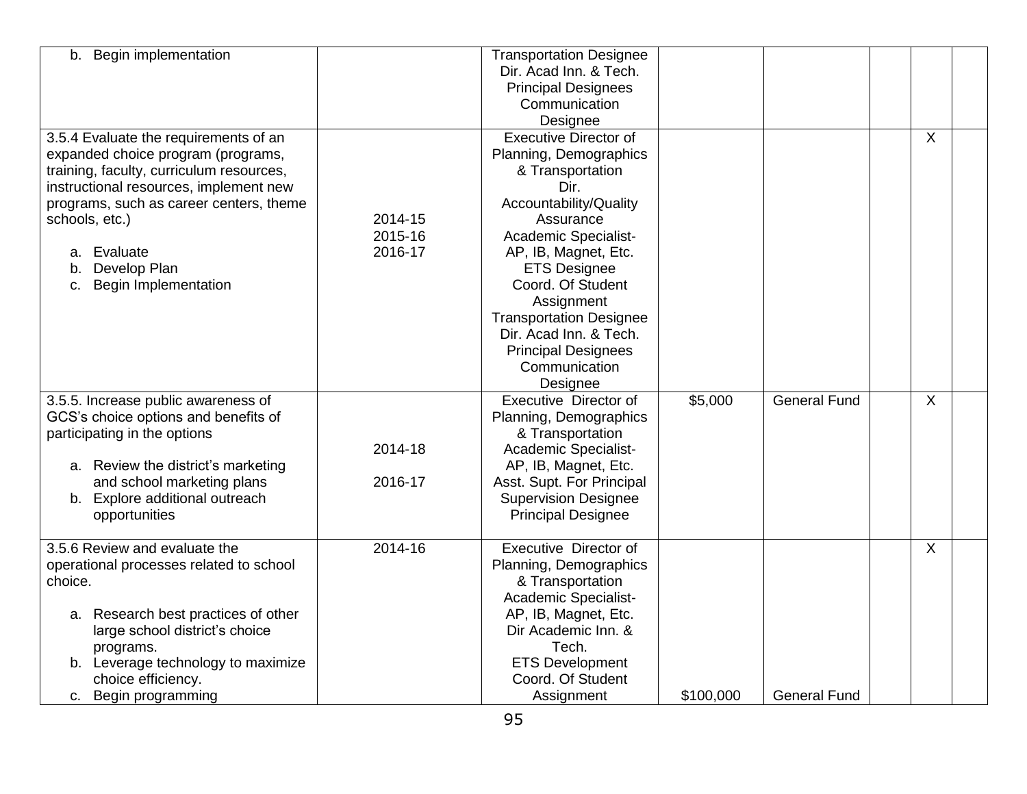| | | | | | | | |
|---|---|---|---|---|---|---|---|
| b. Begin implementation | | Transportation Designee<br>Dir. Acad Inn. & Tech.<br>Principal Designees<br>Communication Designee | | | | | |
| 3.5.4 Evaluate the requirements of an expanded choice program (programs, training, faculty, curriculum resources, instructional resources, implement new programs, such as career centers, theme schools, etc.)<br><br>a. Evaluate<br>b. Develop Plan<br>c. Begin Implementation | 2014-15<br>2015-16<br>2016-17 | Executive Director of Planning, Demographics & Transportation<br>Dir. Accountability/Quality Assurance<br>Academic Specialist-AP, IB, Magnet, Etc.<br>ETS Designee<br>Coord. Of Student Assignment<br>Transportation Designee<br>Dir. Acad Inn. & Tech.<br>Principal Designees<br>Communication Designee | | | | X | |
| 3.5.5. Increase public awareness of GCS's choice options and benefits of participating in the options<br><br>a. Review the district's marketing and school marketing plans<br>b. Explore additional outreach opportunities | 2014-18<br><br>2016-17 | Executive Director of Planning, Demographics & Transportation<br>Academic Specialist-AP, IB, Magnet, Etc.<br>Asst. Supt. For Principal Supervision Designee<br>Principal Designee | $5,000 | General Fund | | X | |
| 3.5.6 Review and evaluate the operational processes related to school choice.<br><br>a. Research best practices of other large school district's choice programs.<br>b. Leverage technology to maximize choice efficiency.<br>c. Begin programming | 2014-16 | Executive Director of Planning, Demographics & Transportation<br>Academic Specialist-AP, IB, Magnet, Etc.<br>Dir Academic Inn. & Tech.<br>ETS Development<br>Coord. Of Student Assignment | $100,000 | General Fund | | X | |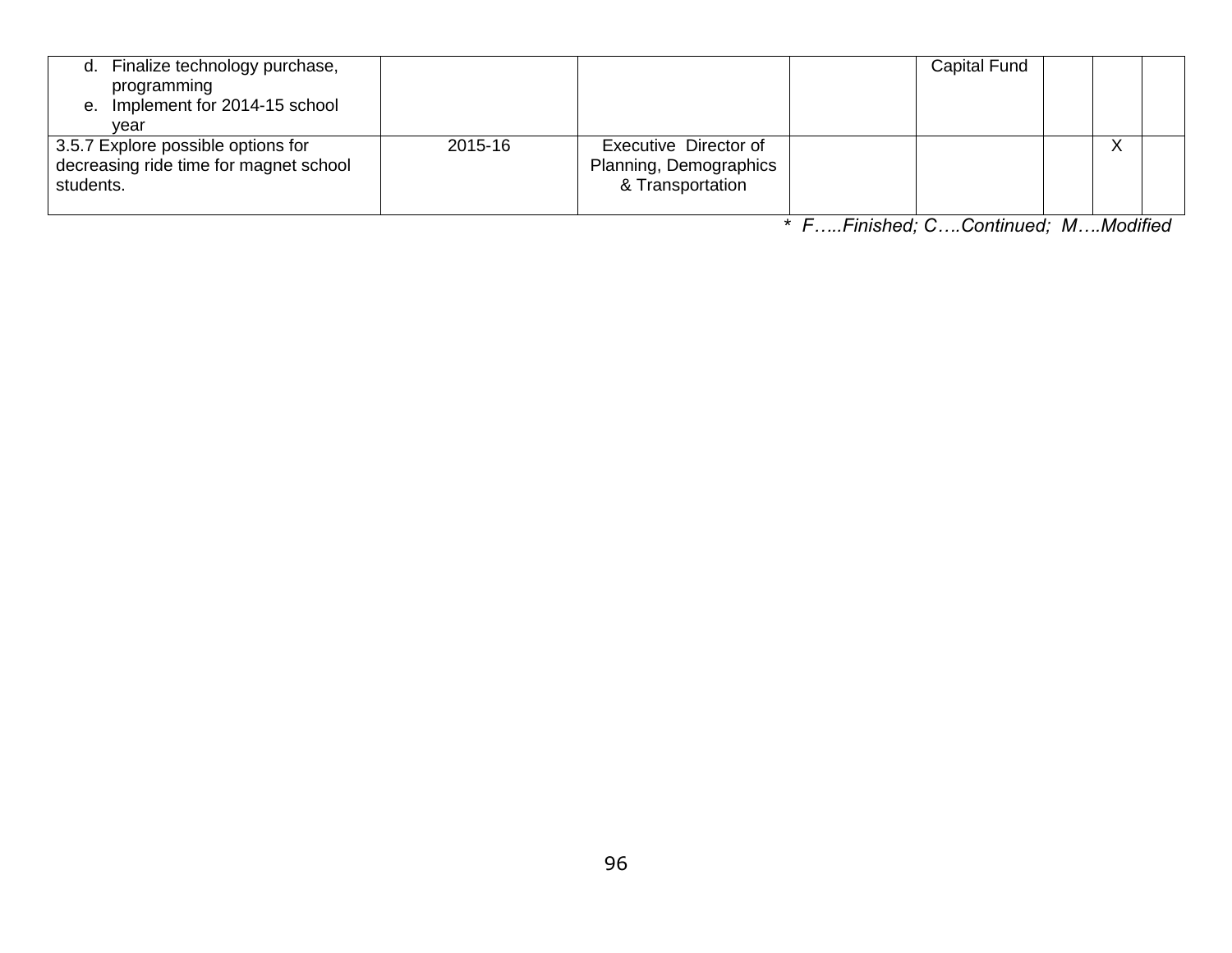| | | | | | | | |
|---|---|---|---|---|---|---|---|
| d. Finalize technology purchase, programming<br>e. Implement for 2014-15 school year | | | | Capital Fund | | | |
| 3.5.7 Explore possible options for decreasing ride time for magnet school students. | 2015-16 | Executive Director of Planning, Demographics & Transportation | | | | X | |

*\* F…..Finished; C….Continued; M….Modified*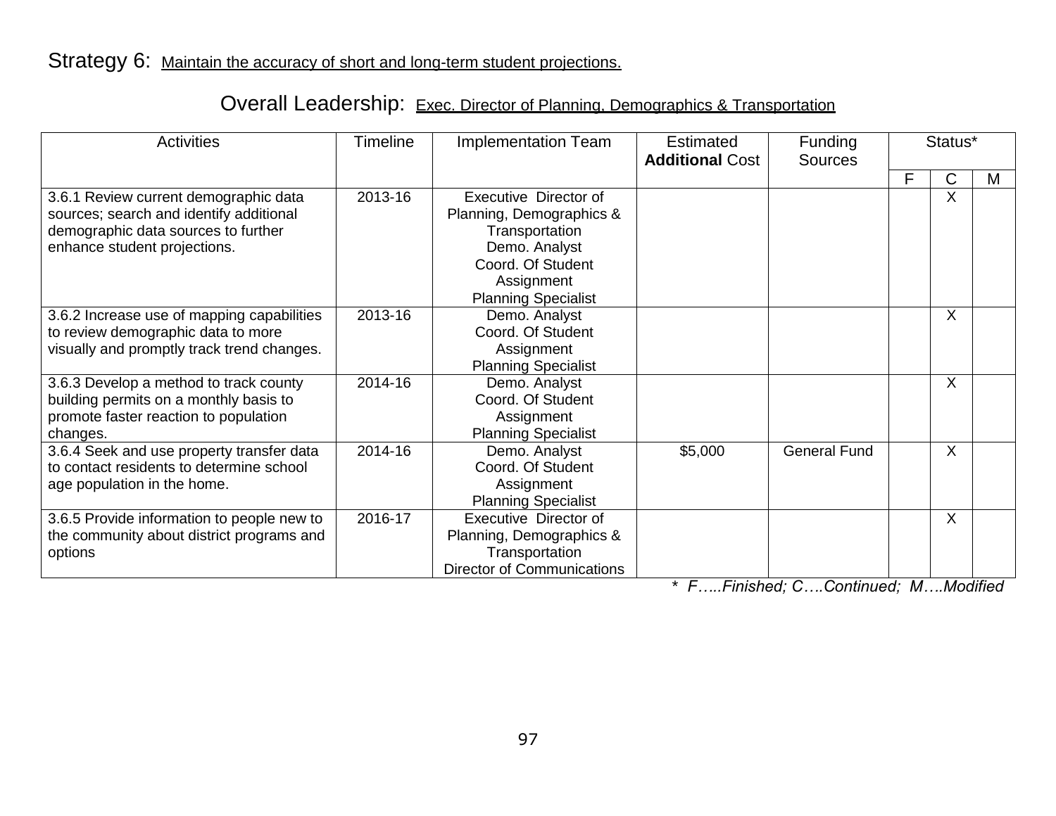Strategy 6: Maintain the accuracy of short and long-term student projections.

Overall Leadership: Exec. Director of Planning, Demographics & Transportation

| Activities | Timeline | Implementation Team | Estimated **Additional** Cost | Funding Sources | Status* | | |
|---|---|---|---|---|---|---|---|
| | | | | | F | C | M |
| 3.6.1 Review current demographic data sources; search and identify additional demographic data sources to further enhance student projections. | 2013-16 | Executive Director of Planning, Demographics & Transportation<br>Demo. Analyst<br>Coord. Of Student Assignment<br>Planning Specialist | | | | X | |
| 3.6.2 Increase use of mapping capabilities to review demographic data to more visually and promptly track trend changes. | 2013-16 | Demo. Analyst<br>Coord. Of Student Assignment<br>Planning Specialist | | | | X | |
| 3.6.3 Develop a method to track county building permits on a monthly basis to promote faster reaction to population changes. | 2014-16 | Demo. Analyst<br>Coord. Of Student Assignment<br>Planning Specialist | | | | X | |
| 3.6.4 Seek and use property transfer data to contact residents to determine school age population in the home. | 2014-16 | Demo. Analyst<br>Coord. Of Student Assignment<br>Planning Specialist | $5,000 | General Fund | | X | |
| 3.6.5 Provide information to people new to the community about district programs and options | 2016-17 | Executive Director of Planning, Demographics & Transportation<br>Director of Communications | | | | X | |

*\* F…..Finished; C….Continued; M….Modified*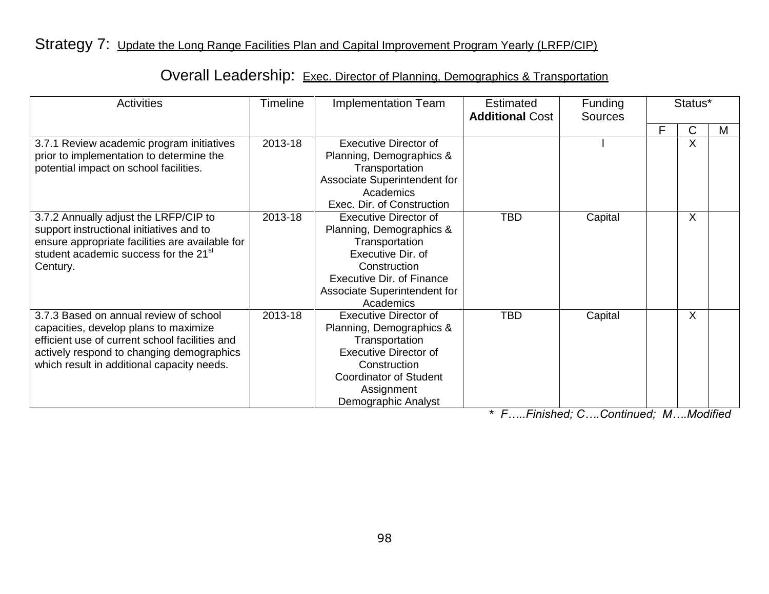Strategy 7: Update the Long Range Facilities Plan and Capital Improvement Program Yearly (LRFP/CIP)

Overall Leadership: Exec. Director of Planning, Demographics & Transportation

| Activities | Timeline | Implementation Team | Estimated **Additional** Cost | Funding Sources | Status* | | |
|---|---|---|---|---|---|---|---|
| | | | | | F | C | M |
| 3.7.1 Review academic program initiatives prior to implementation to determine the potential impact on school facilities. | 2013-18 | Executive Director of Planning, Demographics & Transportation<br>Associate Superintendent for Academics<br>Exec. Dir. of Construction | | I | | X | |
| 3.7.2 Annually adjust the LRFP/CIP to support instructional initiatives and to ensure appropriate facilities are available for student academic success for the 21st Century. | 2013-18 | Executive Director of Planning, Demographics & Transportation<br>Executive Dir. of Construction<br>Executive Dir. of Finance<br>Associate Superintendent for Academics | TBD | Capital | | X | |
| 3.7.3 Based on annual review of school capacities, develop plans to maximize efficient use of current school facilities and actively respond to changing demographics which result in additional capacity needs. | 2013-18 | Executive Director of Planning, Demographics & Transportation<br>Executive Director of Construction<br>Coordinator of Student Assignment<br>Demographic Analyst | TBD | Capital | | X | |

*\* F…..Finished; C….Continued; M….Modified*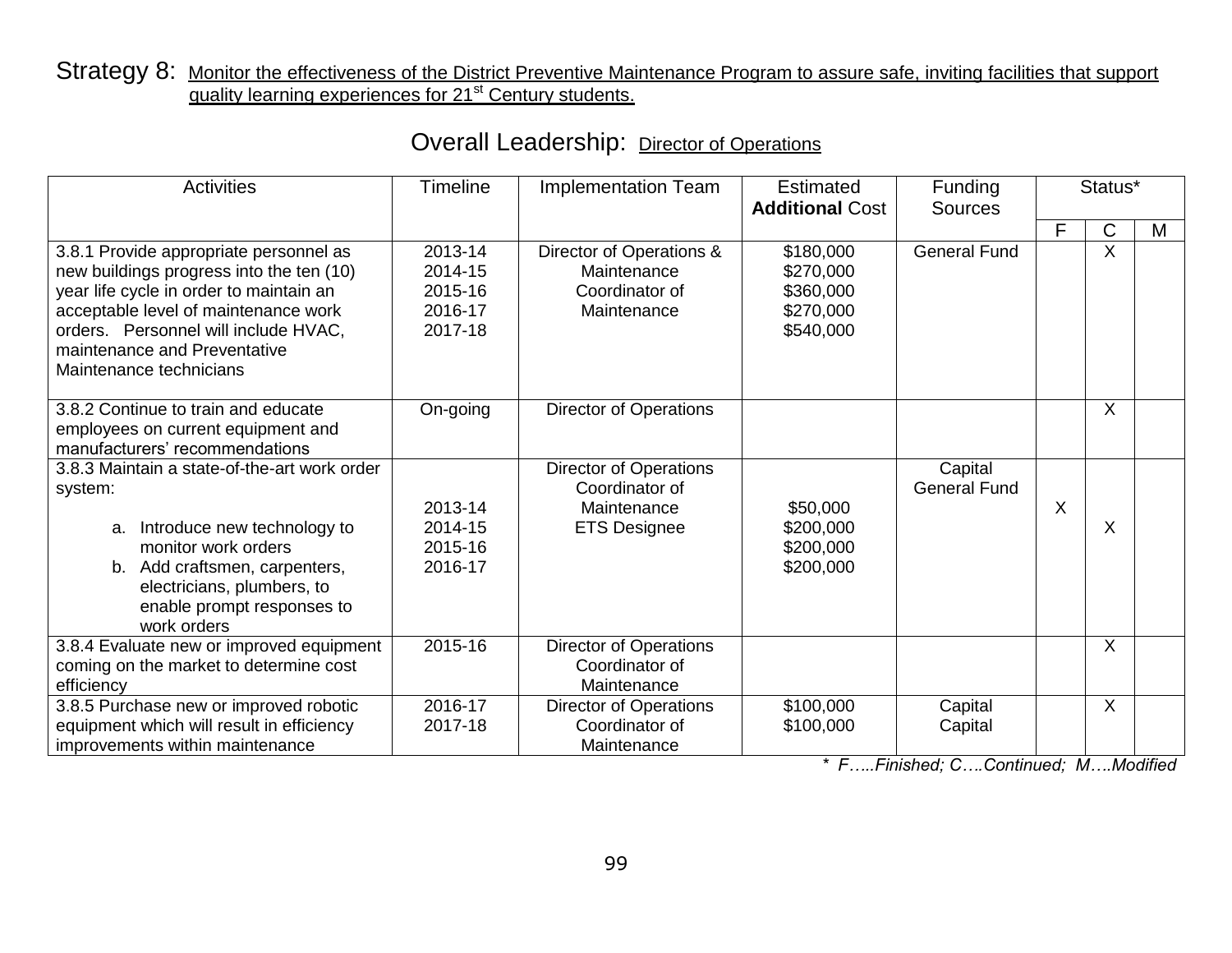Strategy 8: Monitor the effectiveness of the District Preventive Maintenance Program to assure safe, inviting facilities that support quality learning experiences for 21st Century students.

Overall Leadership: Director of Operations

| Activities | Timeline | Implementation Team | Estimated **Additional** Cost | Funding Sources | Status* | | |
|---|---|---|---|---|---|---|---|
| | | | | | F | C | M |
| 3.8.1 Provide appropriate personnel as new buildings progress into the ten (10) year life cycle in order to maintain an acceptable level of maintenance work orders. Personnel will include HVAC, maintenance and Preventative Maintenance technicians | 2013-14<br>2014-15<br>2015-16<br>2016-17<br>2017-18 | Director of Operations & Maintenance Coordinator of Maintenance | \$180,000<br>\$270,000<br>\$360,000<br>\$270,000<br>\$540,000 | General Fund | | X | |
| 3.8.2 Continue to train and educate employees on current equipment and manufacturers' recommendations | On-going | Director of Operations | | | | X | |
| 3.8.3 Maintain a state-of-the-art work order system:<br>a. Introduce new technology to monitor work orders<br>b. Add craftsmen, carpenters, electricians, plumbers, to enable prompt responses to work orders | 2013-14<br>2014-15<br>2015-16<br>2016-17 | Director of Operations<br>Coordinator of Maintenance<br>ETS Designee | \$50,000<br>\$200,000<br>\$200,000<br>\$200,000 | Capital<br>General Fund | X | X | |
| 3.8.4 Evaluate new or improved equipment coming on the market to determine cost efficiency | 2015-16 | Director of Operations<br>Coordinator of Maintenance | | | | X | |
| 3.8.5 Purchase new or improved robotic equipment which will result in efficiency improvements within maintenance | 2016-17<br>2017-18 | Director of Operations<br>Coordinator of Maintenance | \$100,000<br>\$100,000 | Capital<br>Capital | | X | |

*\* F…..Finished; C….Continued; M….Modified*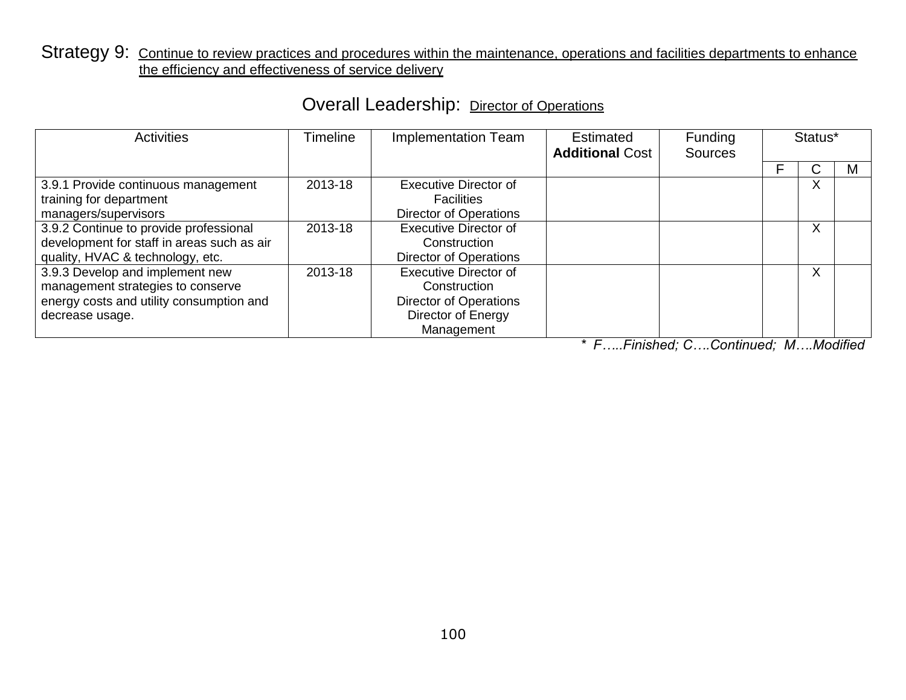Strategy 9: Continue to review practices and procedures within the maintenance, operations and facilities departments to enhance the efficiency and effectiveness of service delivery

Overall Leadership: Director of Operations

| Activities | Timeline | Implementation Team | Estimated **Additional** Cost | Funding Sources | Status* | | |
|---|---|---|---|---|---|---|---|
| | | | | | F | C | M |
| 3.9.1 Provide continuous management training for department managers/supervisors | 2013-18 | Executive Director of Facilities<br>Director of Operations | | | | X | |
| 3.9.2 Continue to provide professional development for staff in areas such as air quality, HVAC & technology, etc. | 2013-18 | Executive Director of Construction<br>Director of Operations | | | | X | |
| 3.9.3 Develop and implement new management strategies to conserve energy costs and utility consumption and decrease usage. | 2013-18 | Executive Director of Construction<br>Director of Operations<br>Director of Energy Management | | | | X | |

*\* F…..Finished; C….Continued; M….Modified*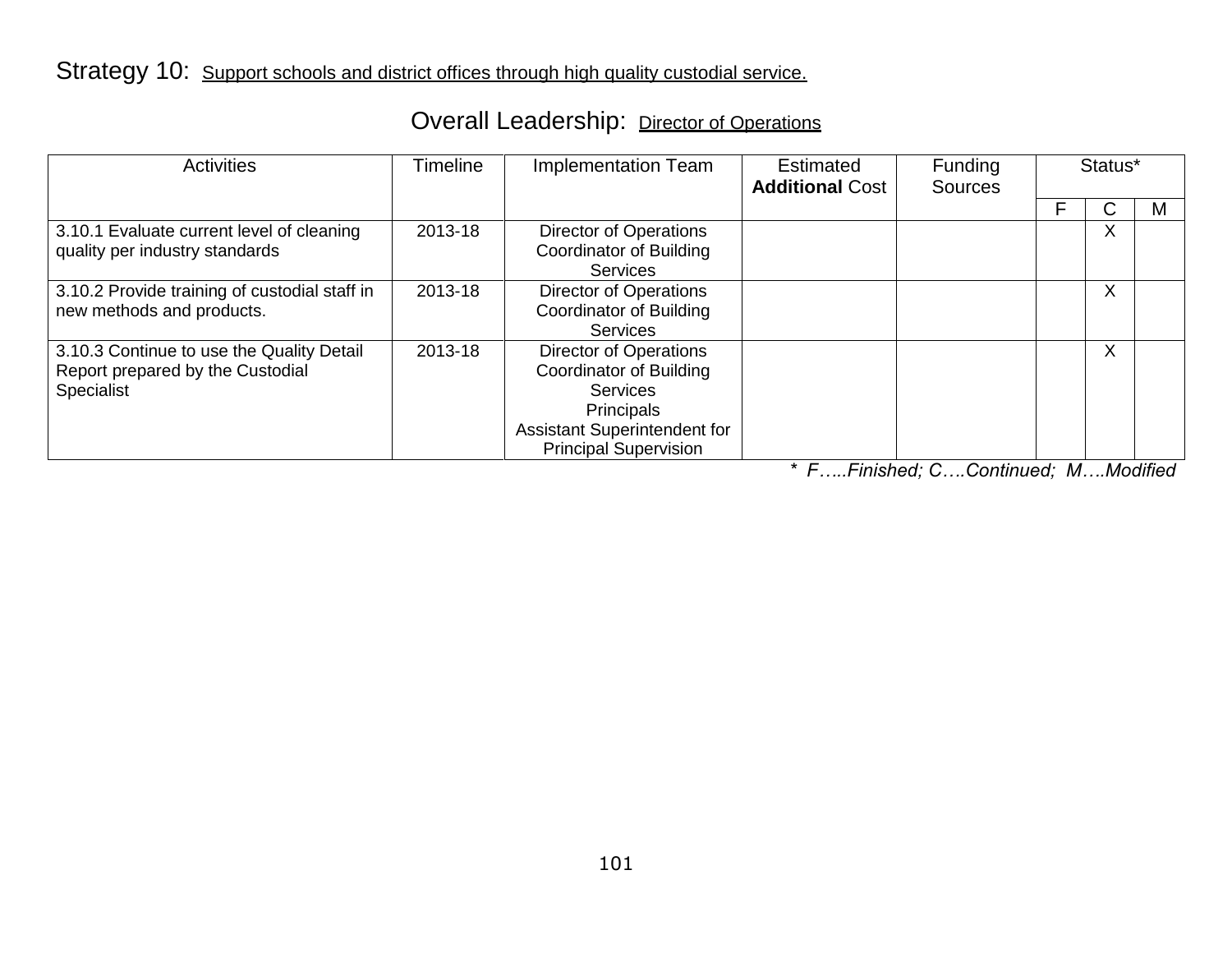Strategy 10: Support schools and district offices through high quality custodial service.

Overall Leadership: Director of Operations

| Activities | Timeline | Implementation Team | Estimated **Additional** Cost | Funding Sources | Status* | | |
|---|---|---|---|---|---|---|---|
| | | | | | F | C | M |
| 3.10.1 Evaluate current level of cleaning quality per industry standards | 2013-18 | Director of Operations<br>Coordinator of Building Services | | | | X | |
| 3.10.2 Provide training of custodial staff in new methods and products. | 2013-18 | Director of Operations<br>Coordinator of Building Services | | | | X | |
| 3.10.3 Continue to use the Quality Detail Report prepared by the Custodial Specialist | 2013-18 | Director of Operations<br>Coordinator of Building Services<br>Principals<br>Assistant Superintendent for Principal Supervision | | | | X | |

*\* F…..Finished; C….Continued; M….Modified*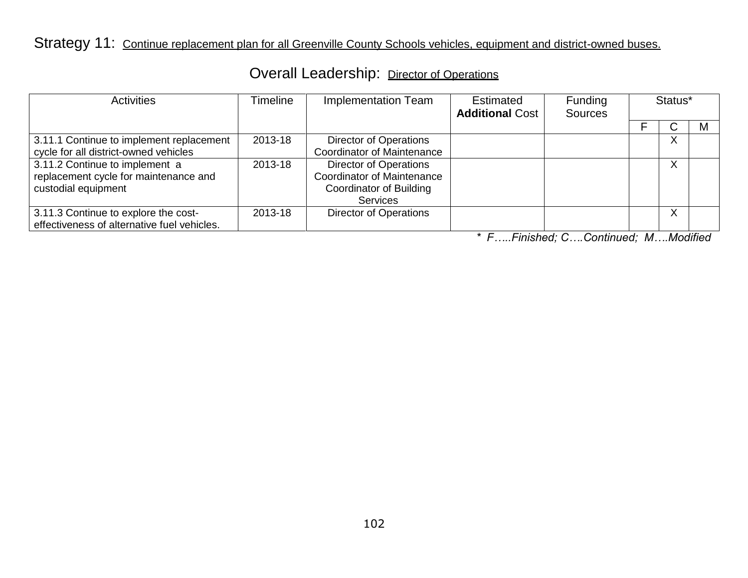Strategy 11: Continue replacement plan for all Greenville County Schools vehicles, equipment and district-owned buses.

Overall Leadership: Director of Operations

| Activities | Timeline | Implementation Team | Estimated **Additional** Cost | Funding Sources | Status* | | |
|---|---|---|---|---|---|---|---|
| | | | | | F | C | M |
| 3.11.1 Continue to implement replacement cycle for all district-owned vehicles | 2013-18 | Director of Operations Coordinator of Maintenance | | | | X | |
| 3.11.2 Continue to implement a replacement cycle for maintenance and custodial equipment | 2013-18 | Director of Operations Coordinator of Maintenance Coordinator of Building Services | | | | X | |
| 3.11.3 Continue to explore the cost-effectiveness of alternative fuel vehicles. | 2013-18 | Director of Operations | | | | X | |

*\* F…..Finished; C….Continued; M….Modified*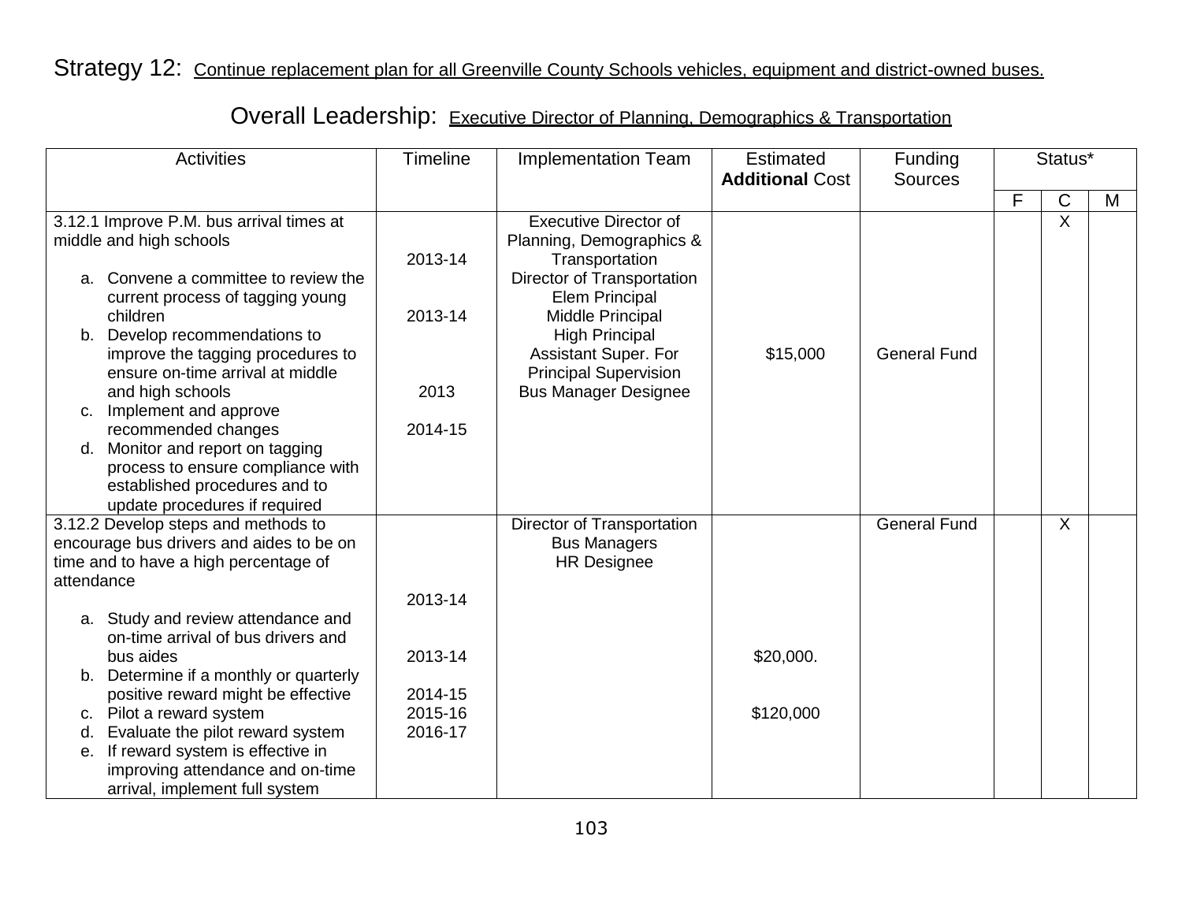Strategy 12: Continue replacement plan for all Greenville County Schools vehicles, equipment and district-owned buses.

Overall Leadership: Executive Director of Planning, Demographics & Transportation

| Activities | Timeline | Implementation Team | Estimated **Additional** Cost | Funding Sources | Status* | | |
|---|---|---|---|---|---|---|---|
| | | | | | F | C | M |
| 3.12.1 Improve P.M. bus arrival times at middle and high schools<br>a. Convene a committee to review the current process of tagging young children<br>b. Develop recommendations to improve the tagging procedures to ensure on-time arrival at middle and high schools<br>c. Implement and approve recommended changes<br>d. Monitor and report on tagging process to ensure compliance with established procedures and to update procedures if required | 2013-14<br>2013-14<br>2013<br>2014-15 | Executive Director of Planning, Demographics & Transportation<br>Director of Transportation<br>Elem Principal<br>Middle Principal<br>High Principal<br>Assistant Super. For Principal Supervision<br>Bus Manager Designee | $15,000 | General Fund | | X | |
| 3.12.2 Develop steps and methods to encourage bus drivers and aides to be on time and to have a high percentage of attendance<br>a. Study and review attendance and on-time arrival of bus drivers and bus aides<br>b. Determine if a monthly or quarterly positive reward might be effective<br>c. Pilot a reward system<br>d. Evaluate the pilot reward system<br>e. If reward system is effective in improving attendance and on-time arrival, implement full system | 2013-14<br>2013-14<br>2014-15<br>2015-16<br>2016-17 | Director of Transportation<br>Bus Managers<br>HR Designee | $20,000.<br>$120,000 | General Fund | | X | |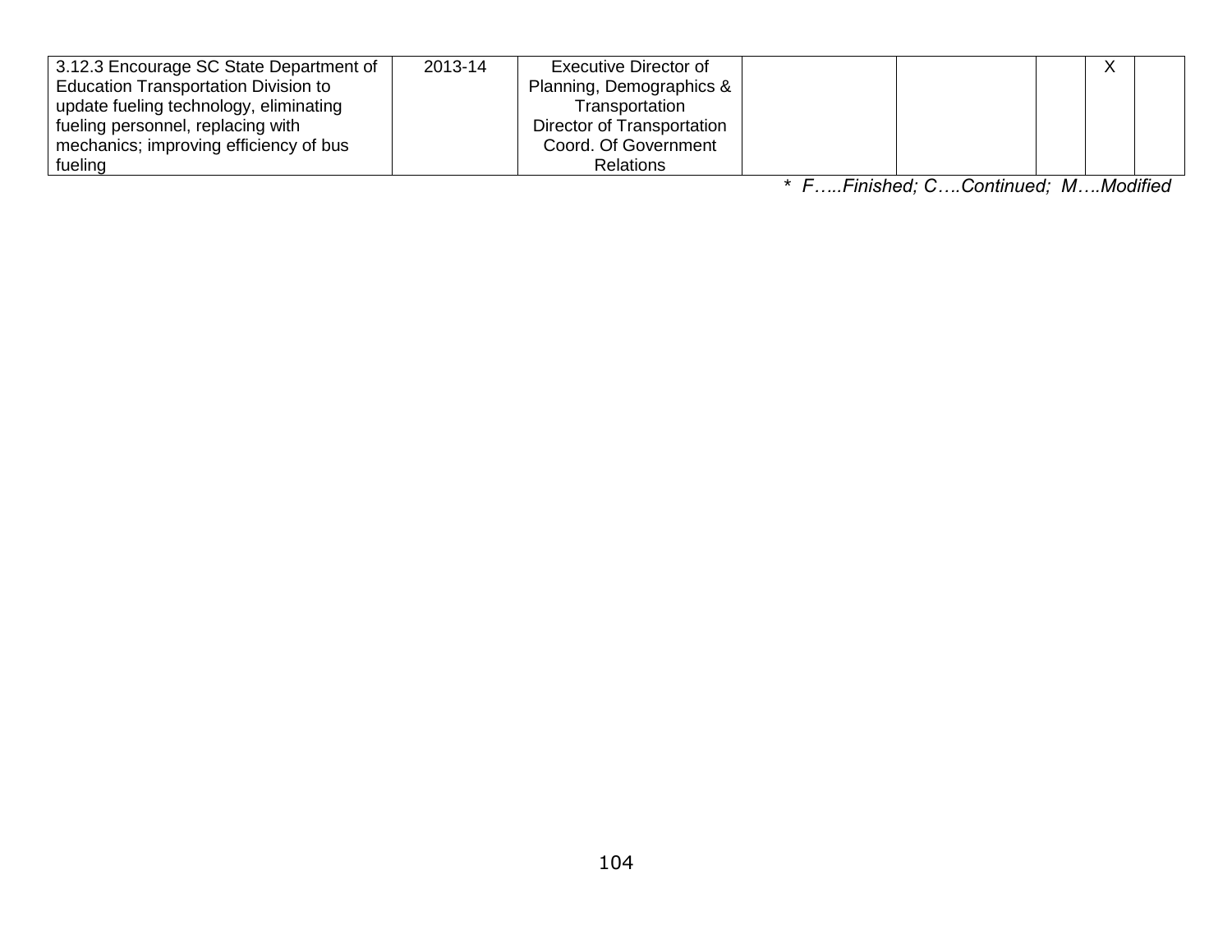| | | | | | | | |
|---|---|---|---|---|---|---|---|
| 3.12.3 Encourage SC State Department of Education Transportation Division to update fueling technology, eliminating fueling personnel, replacing with mechanics; improving efficiency of bus fueling | 2013-14 | Executive Director of Planning, Demographics & Transportation<br>Director of Transportation<br>Coord. Of Government Relations | | | | X | |

*\* F…..Finished; C….Continued; M….Modified*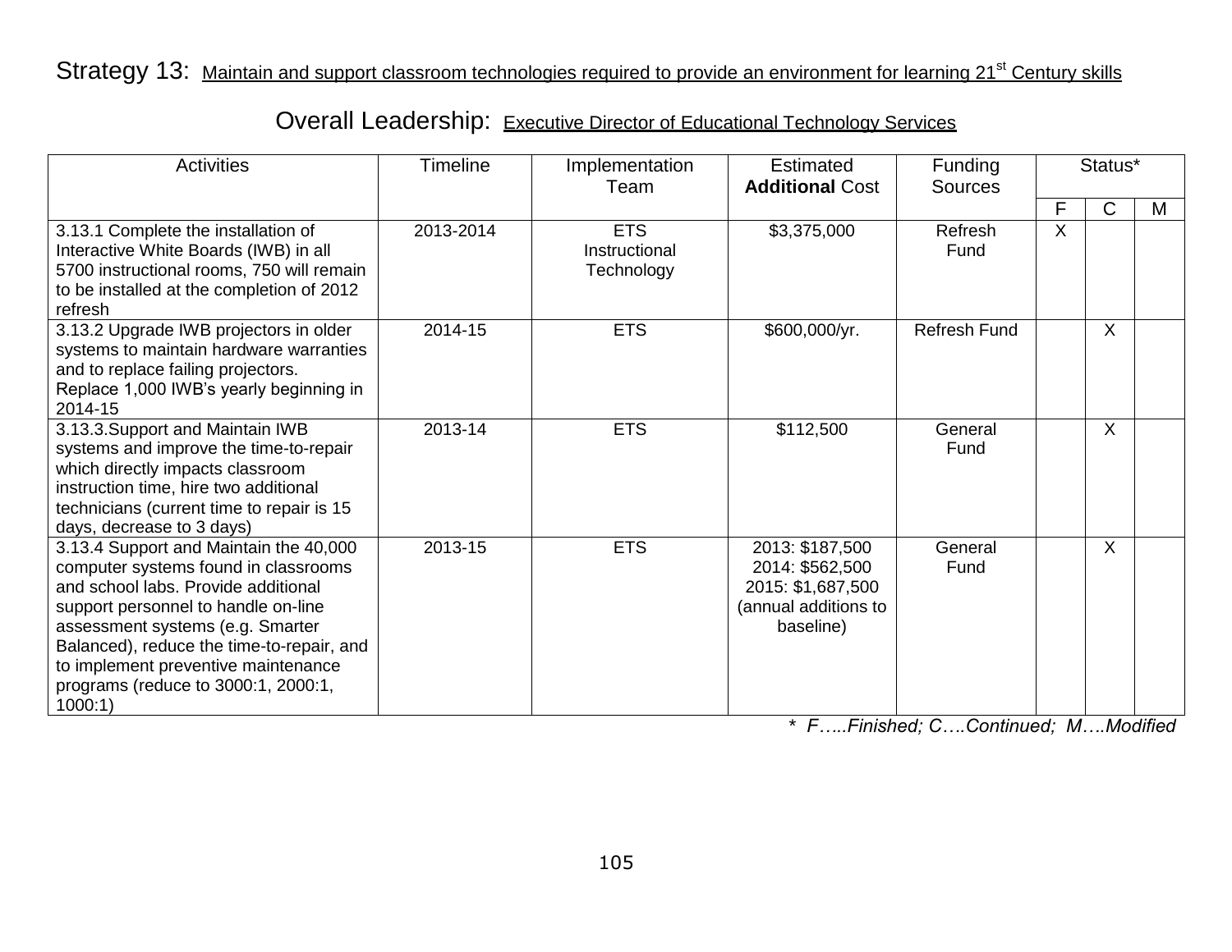Strategy 13: Maintain and support classroom technologies required to provide an environment for learning 21st Century skills

Overall Leadership: Executive Director of Educational Technology Services

| Activities | Timeline | Implementation Team | Estimated **Additional** Cost | Funding Sources | Status* | | |
|---|---|---|---|---|---|---|---|
| | | | | | F | C | M |
| 3.13.1 Complete the installation of Interactive White Boards (IWB) in all 5700 instructional rooms, 750 will remain to be installed at the completion of 2012 refresh | 2013-2014 | ETS Instructional Technology | $3,375,000 | Refresh Fund | X | | |
| 3.13.2 Upgrade IWB projectors in older systems to maintain hardware warranties and to replace failing projectors. Replace 1,000 IWB's yearly beginning in 2014-15 | 2014-15 | ETS | $600,000/yr. | Refresh Fund | | X | |
| 3.13.3.Support and Maintain IWB systems and improve the time-to-repair which directly impacts classroom instruction time, hire two additional technicians (current time to repair is 15 days, decrease to 3 days) | 2013-14 | ETS | $112,500 | General Fund | | X | |
| 3.13.4 Support and Maintain the 40,000 computer systems found in classrooms and school labs. Provide additional support personnel to handle on-line assessment systems (e.g. Smarter Balanced), reduce the time-to-repair, and to implement preventive maintenance programs (reduce to 3000:1, 2000:1, 1000:1) | 2013-15 | ETS | 2013: $187,500<br>2014: $562,500<br>2015: $1,687,500<br>(annual additions to baseline) | General Fund | | X | |

*\* F…..Finished; C….Continued; M….Modified*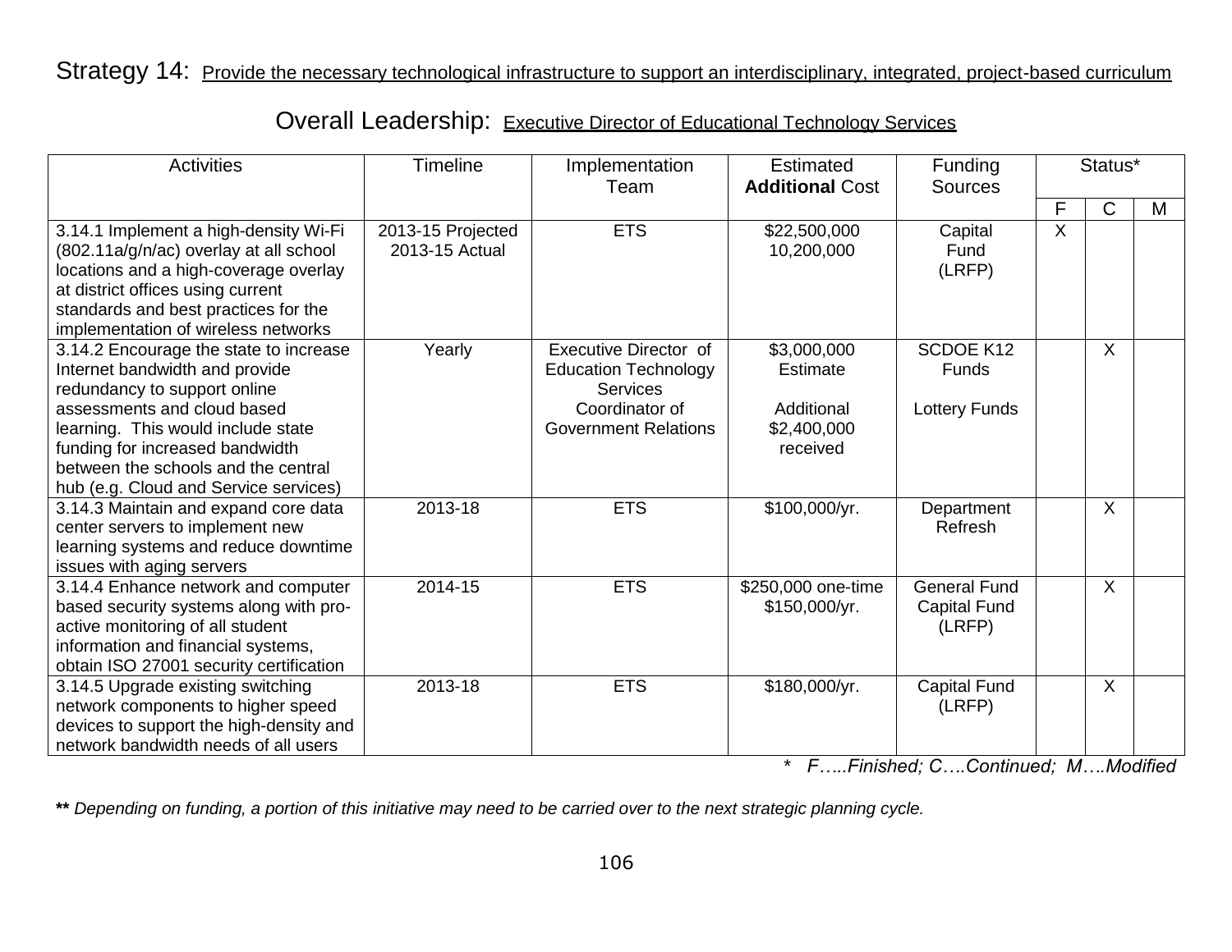Strategy 14: Provide the necessary technological infrastructure to support an interdisciplinary, integrated, project-based curriculum

Overall Leadership: Executive Director of Educational Technology Services

| Activities | Timeline | Implementation Team | Estimated **Additional** Cost | Funding Sources | Status* | | |
|---|---|---|---|---|---|---|---|
| | | | | | F | C | M |
| 3.14.1 Implement a high-density Wi-Fi (802.11a/g/n/ac) overlay at all school locations and a high-coverage overlay at district offices using current standards and best practices for the implementation of wireless networks | 2013-15 Projected<br>2013-15 Actual | ETS | \$22,500,000<br>10,200,000 | Capital Fund (LRFP) | X | | |
| 3.14.2 Encourage the state to increase Internet bandwidth and provide redundancy to support online assessments and cloud based learning. This would include state funding for increased bandwidth between the schools and the central hub (e.g. Cloud and Service services) | Yearly | Executive Director of Education Technology Services<br>Coordinator of Government Relations | \$3,000,000 Estimate<br><br>Additional \$2,400,000 received | SCDOE K12 Funds<br><br>Lottery Funds | | X | |
| 3.14.3 Maintain and expand core data center servers to implement new learning systems and reduce downtime issues with aging servers | 2013-18 | ETS | \$100,000/yr. | Department Refresh | | X | |
| 3.14.4 Enhance network and computer based security systems along with pro-active monitoring of all student information and financial systems, obtain ISO 27001 security certification | 2014-15 | ETS | \$250,000 one-time<br>\$150,000/yr. | General Fund<br>Capital Fund (LRFP) | | X | |
| 3.14.5 Upgrade existing switching network components to higher speed devices to support the high-density and network bandwidth needs of all users | 2013-18 | ETS | \$180,000/yr. | Capital Fund (LRFP) | | X | |

*\* F…..Finished; C….Continued; M….Modified*

**\*\*** *Depending on funding, a portion of this initiative may need to be carried over to the next strategic planning cycle.*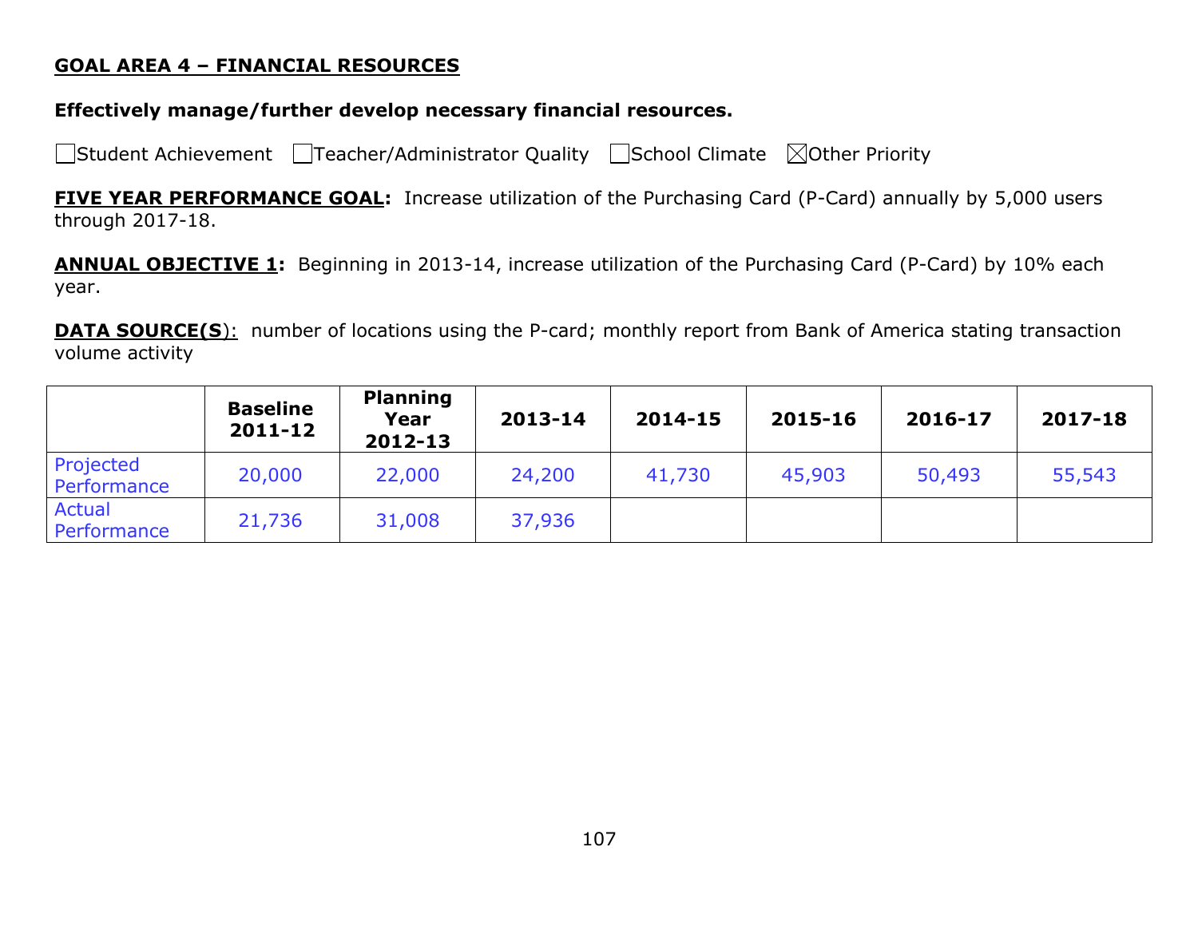## GOAL AREA 4 – FINANCIAL RESOURCES

**Effectively manage/further develop necessary financial resources.**

☐Student Achievement ☐Teacher/Administrator Quality ☐School Climate ☒Other Priority

**FIVE YEAR PERFORMANCE GOAL:** Increase utilization of the Purchasing Card (P-Card) annually by 5,000 users through 2017-18.

**ANNUAL OBJECTIVE 1:** Beginning in 2013-14, increase utilization of the Purchasing Card (P-Card) by 10% each year.

**DATA SOURCE(S):** number of locations using the P-card; monthly report from Bank of America stating transaction volume activity

| | Baseline 2011-12 | Planning Year 2012-13 | 2013-14 | 2014-15 | 2015-16 | 2016-17 | 2017-18 |
|---|---|---|---|---|---|---|---|
| Projected Performance | 20,000 | 22,000 | 24,200 | 41,730 | 45,903 | 50,493 | 55,543 |
| Actual Performance | 21,736 | 31,008 | 37,936 | | | | |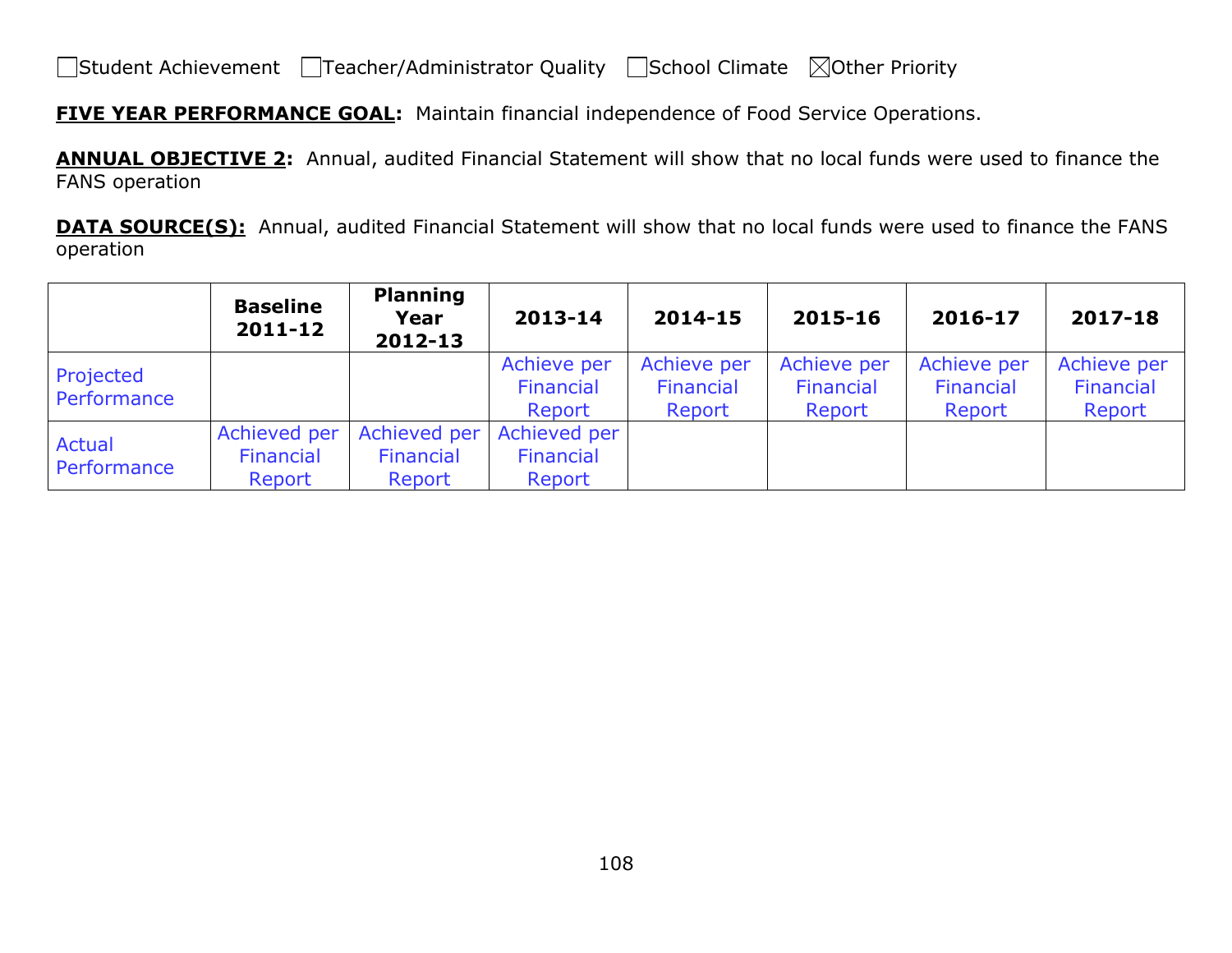☐Student Achievement ☐Teacher/Administrator Quality ☐School Climate ☒Other Priority

**FIVE YEAR PERFORMANCE GOAL:** Maintain financial independence of Food Service Operations.

**ANNUAL OBJECTIVE 2:** Annual, audited Financial Statement will show that no local funds were used to finance the FANS operation

**DATA SOURCE(S):** Annual, audited Financial Statement will show that no local funds were used to finance the FANS operation

| | Baseline 2011-12 | Planning Year 2012-13 | 2013-14 | 2014-15 | 2015-16 | 2016-17 | 2017-18 |
|---|---|---|---|---|---|---|---|
| Projected Performance | | | Achieve per Financial Report | Achieve per Financial Report | Achieve per Financial Report | Achieve per Financial Report | Achieve per Financial Report |
| Actual Performance | Achieved per Financial Report | Achieved per Financial Report | Achieved per Financial Report | | | | |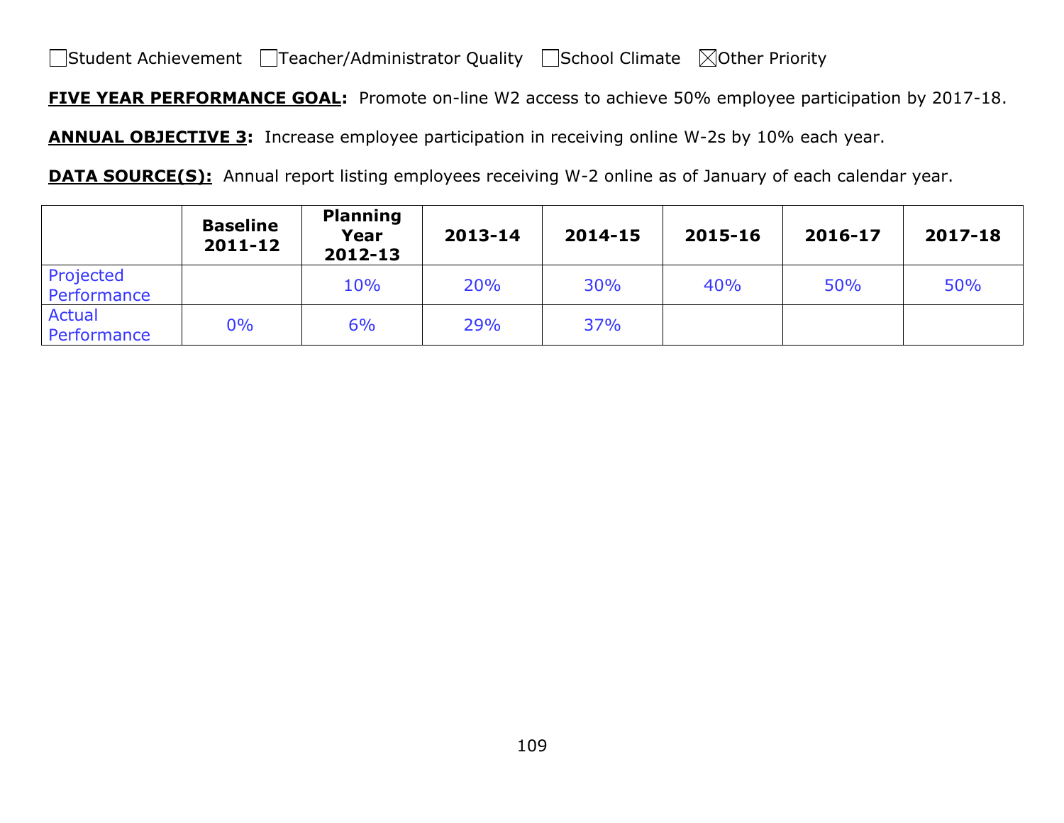☐Student Achievement ☐Teacher/Administrator Quality ☐School Climate ☒Other Priority

**FIVE YEAR PERFORMANCE GOAL:** Promote on-line W2 access to achieve 50% employee participation by 2017-18.

**ANNUAL OBJECTIVE 3:** Increase employee participation in receiving online W-2s by 10% each year.

**DATA SOURCE(S):** Annual report listing employees receiving W-2 online as of January of each calendar year.

| | Baseline 2011-12 | Planning Year 2012-13 | 2013-14 | 2014-15 | 2015-16 | 2016-17 | 2017-18 |
|---|---|---|---|---|---|---|---|
| Projected Performance | | 10% | 20% | 30% | 40% | 50% | 50% |
| Actual Performance | 0% | 6% | 29% | 37% | | | |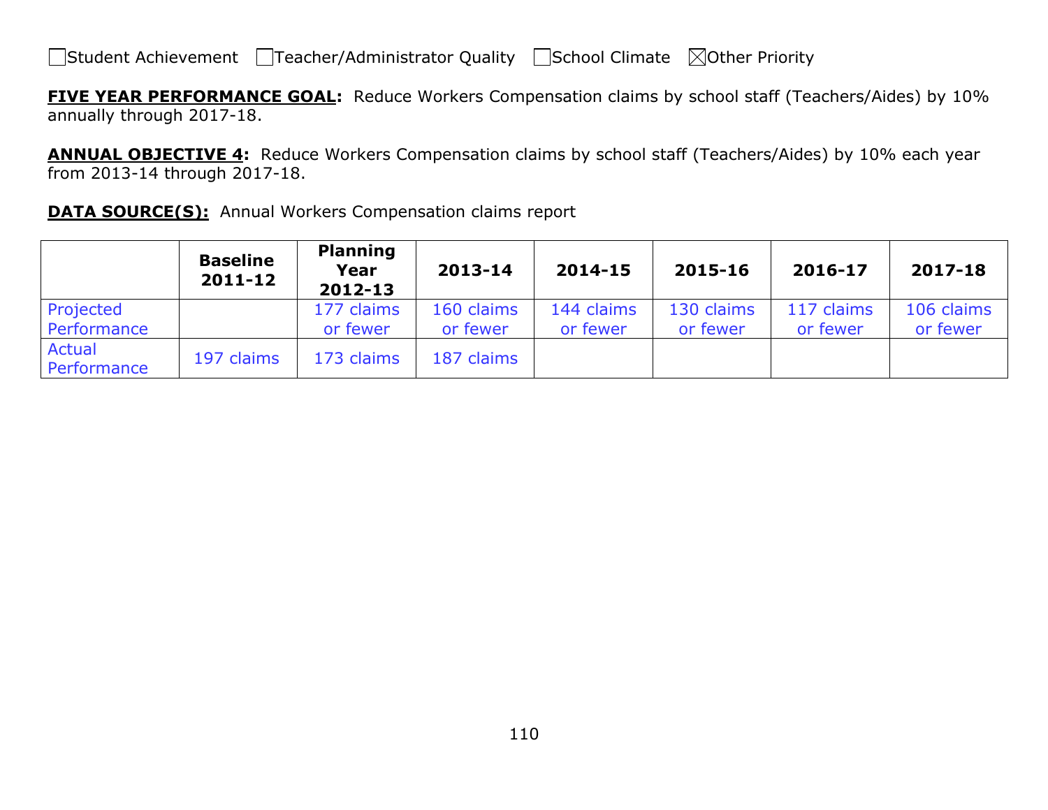☐Student Achievement ☐Teacher/Administrator Quality ☐School Climate ☒Other Priority

**FIVE YEAR PERFORMANCE GOAL:** Reduce Workers Compensation claims by school staff (Teachers/Aides) by 10% annually through 2017-18.

**ANNUAL OBJECTIVE 4:** Reduce Workers Compensation claims by school staff (Teachers/Aides) by 10% each year from 2013-14 through 2017-18.

**DATA SOURCE(S):** Annual Workers Compensation claims report

| | Baseline 2011-12 | Planning Year 2012-13 | 2013-14 | 2014-15 | 2015-16 | 2016-17 | 2017-18 |
|---|---|---|---|---|---|---|---|
| Projected Performance | | 177 claims or fewer | 160 claims or fewer | 144 claims or fewer | 130 claims or fewer | 117 claims or fewer | 106 claims or fewer |
| Actual Performance | 197 claims | 173 claims | 187 claims | | | | |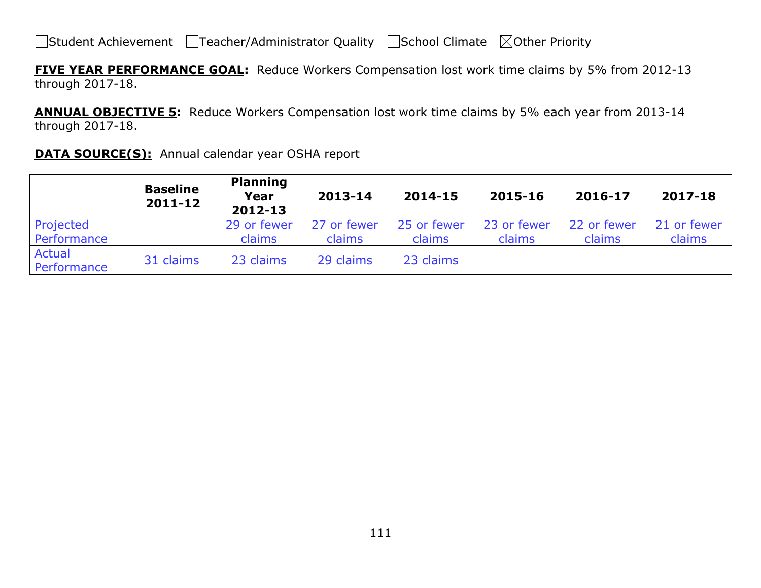☐Student Achievement ☐Teacher/Administrator Quality ☐School Climate ☒Other Priority

**FIVE YEAR PERFORMANCE GOAL:** Reduce Workers Compensation lost work time claims by 5% from 2012-13 through 2017-18.

**ANNUAL OBJECTIVE 5:** Reduce Workers Compensation lost work time claims by 5% each year from 2013-14 through 2017-18.

**DATA SOURCE(S):** Annual calendar year OSHA report

| | Baseline 2011-12 | Planning Year 2012-13 | 2013-14 | 2014-15 | 2015-16 | 2016-17 | 2017-18 |
|---|---|---|---|---|---|---|---|
| Projected Performance | | 29 or fewer claims | 27 or fewer claims | 25 or fewer claims | 23 or fewer claims | 22 or fewer claims | 21 or fewer claims |
| Actual Performance | 31 claims | 23 claims | 29 claims | 23 claims | | | |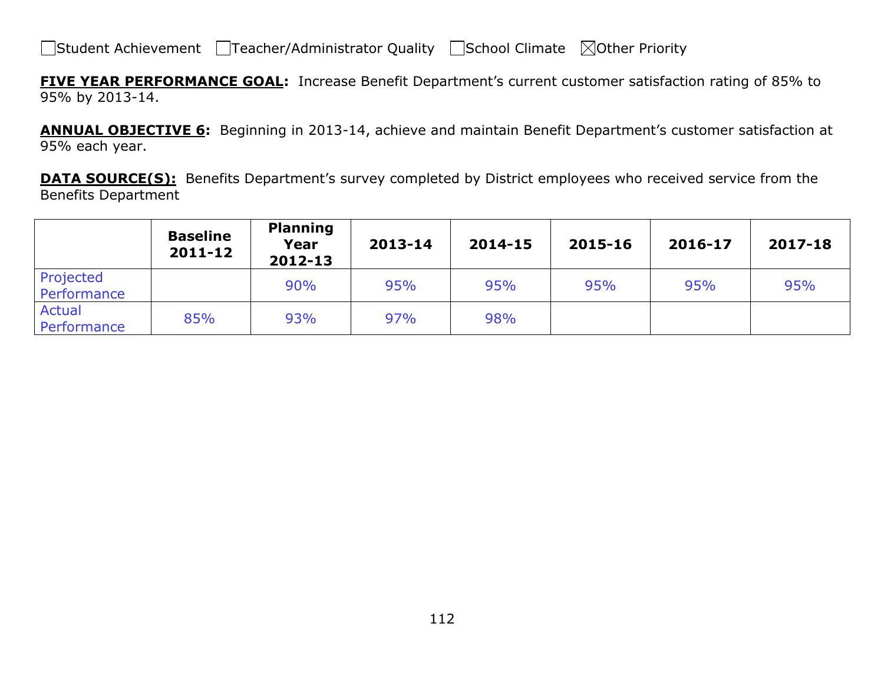☐Student Achievement ☐Teacher/Administrator Quality ☐School Climate ☒Other Priority

**FIVE YEAR PERFORMANCE GOAL:** Increase Benefit Department's current customer satisfaction rating of 85% to 95% by 2013-14.

**ANNUAL OBJECTIVE 6:** Beginning in 2013-14, achieve and maintain Benefit Department's customer satisfaction at 95% each year.

**DATA SOURCE(S):** Benefits Department's survey completed by District employees who received service from the Benefits Department

| | Baseline 2011-12 | Planning Year 2012-13 | 2013-14 | 2014-15 | 2015-16 | 2016-17 | 2017-18 |
|---|---|---|---|---|---|---|---|
| Projected Performance | | 90% | 95% | 95% | 95% | 95% | 95% |
| Actual Performance | 85% | 93% | 97% | 98% | | | |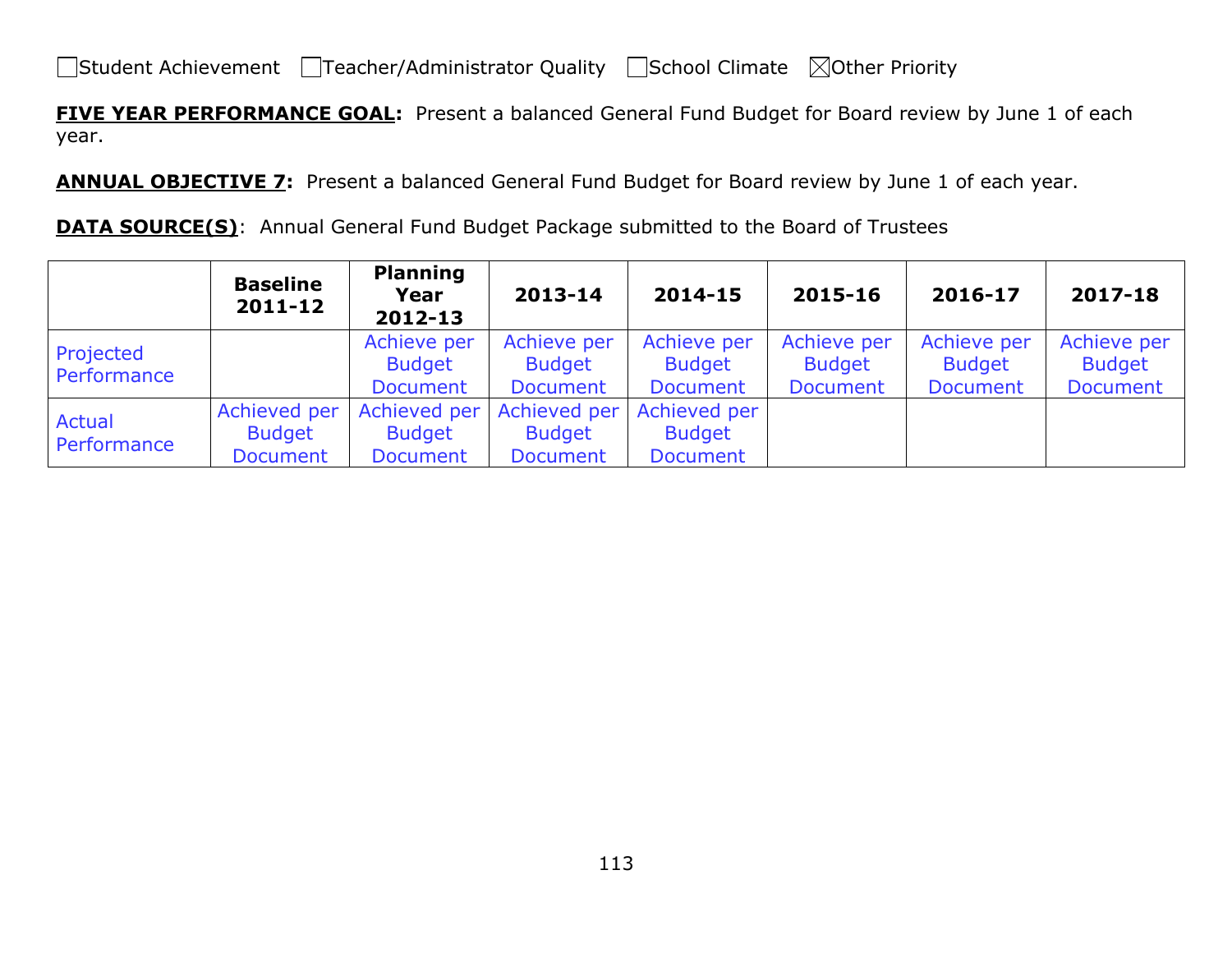☐Student Achievement ☐Teacher/Administrator Quality ☐School Climate ☒Other Priority

**FIVE YEAR PERFORMANCE GOAL:** Present a balanced General Fund Budget for Board review by June 1 of each year.

**ANNUAL OBJECTIVE 7:** Present a balanced General Fund Budget for Board review by June 1 of each year.

**DATA SOURCE(S)**: Annual General Fund Budget Package submitted to the Board of Trustees

| | **Baseline 2011-12** | **Planning Year 2012-13** | **2013-14** | **2014-15** | **2015-16** | **2016-17** | **2017-18** |
|---|---|---|---|---|---|---|---|
| Projected Performance | | Achieve per Budget Document | Achieve per Budget Document | Achieve per Budget Document | Achieve per Budget Document | Achieve per Budget Document | Achieve per Budget Document |
| Actual Performance | Achieved per Budget Document | Achieved per Budget Document | Achieved per Budget Document | Achieved per Budget Document | | | |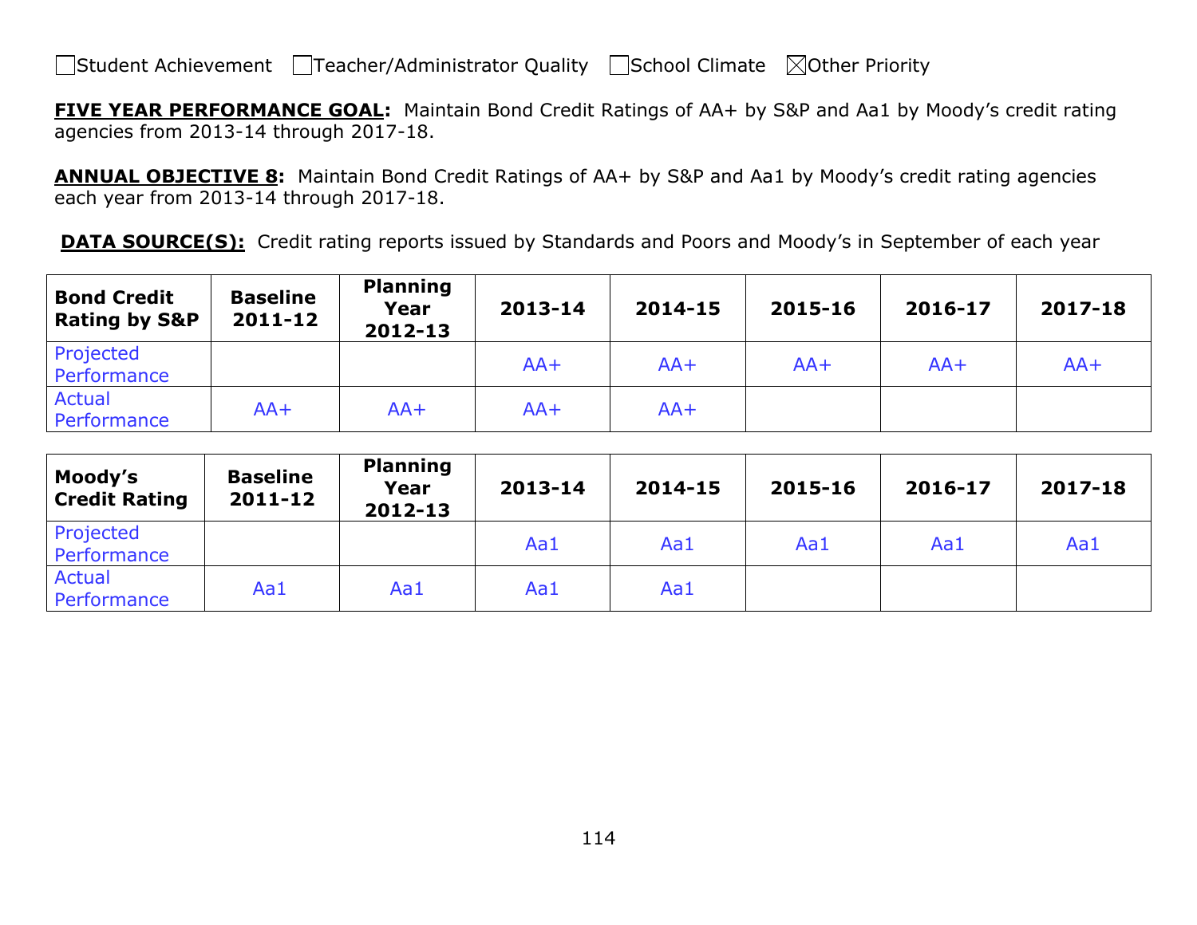☐Student Achievement ☐Teacher/Administrator Quality ☐School Climate ☒Other Priority

**FIVE YEAR PERFORMANCE GOAL:** Maintain Bond Credit Ratings of AA+ by S&P and Aa1 by Moody's credit rating agencies from 2013-14 through 2017-18.

**ANNUAL OBJECTIVE 8:** Maintain Bond Credit Ratings of AA+ by S&P and Aa1 by Moody's credit rating agencies each year from 2013-14 through 2017-18.

**DATA SOURCE(S):** Credit rating reports issued by Standards and Poors and Moody's in September of each year

| Bond Credit Rating by S&P | Baseline 2011-12 | Planning Year 2012-13 | 2013-14 | 2014-15 | 2015-16 | 2016-17 | 2017-18 |
|---|---|---|---|---|---|---|---|
| Projected Performance | | | AA+ | AA+ | AA+ | AA+ | AA+ |
| Actual Performance | AA+ | AA+ | AA+ | AA+ | | | |

| Moody's Credit Rating | Baseline 2011-12 | Planning Year 2012-13 | 2013-14 | 2014-15 | 2015-16 | 2016-17 | 2017-18 |
|---|---|---|---|---|---|---|---|
| Projected Performance | | | Aa1 | Aa1 | Aa1 | Aa1 | Aa1 |
| Actual Performance | Aa1 | Aa1 | Aa1 | Aa1 | | | |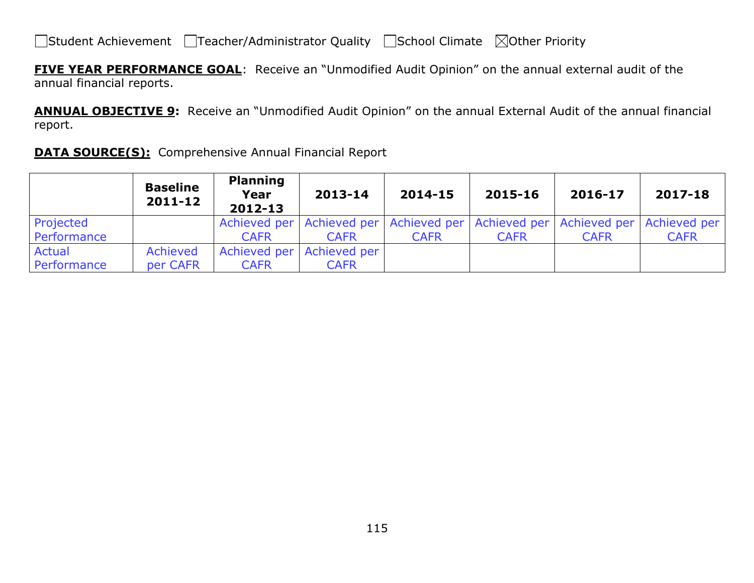☐Student Achievement ☐Teacher/Administrator Quality ☐School Climate ☒Other Priority

**FIVE YEAR PERFORMANCE GOAL**: Receive an "Unmodified Audit Opinion" on the annual external audit of the annual financial reports.

**ANNUAL OBJECTIVE 9:** Receive an "Unmodified Audit Opinion" on the annual External Audit of the annual financial report.

**DATA SOURCE(S):** Comprehensive Annual Financial Report

| | Baseline 2011-12 | Planning Year 2012-13 | 2013-14 | 2014-15 | 2015-16 | 2016-17 | 2017-18 |
|---|---|---|---|---|---|---|---|
| Projected Performance | | Achieved per CAFR | Achieved per CAFR | Achieved per CAFR | Achieved per CAFR | Achieved per CAFR | Achieved per CAFR |
| Actual Performance | Achieved per CAFR | Achieved per CAFR | Achieved per CAFR | | | | |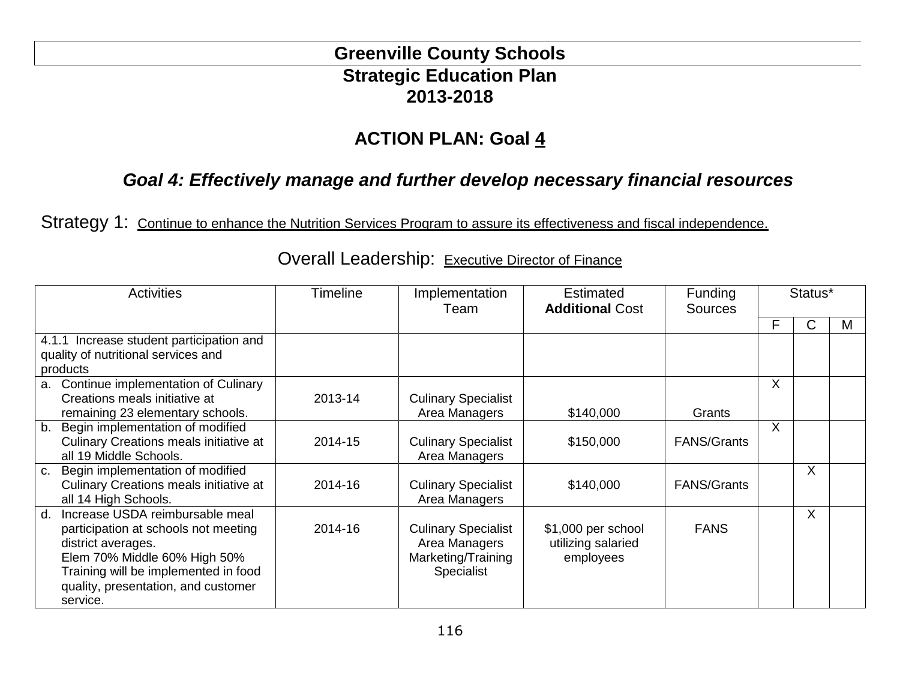# Greenville County Schools

## Strategic Education Plan

## 2013-2018

## ACTION PLAN: Goal 4

### *Goal 4: Effectively manage and further develop necessary financial resources*

Strategy 1: Continue to enhance the Nutrition Services Program to assure its effectiveness and fiscal independence.

Overall Leadership: Executive Director of Finance

| Activities | Timeline | Implementation Team | Estimated **Additional** Cost | Funding Sources | Status* | | |
|---|---|---|---|---|---|---|---|
| | | | | | F | C | M |
| 4.1.1 Increase student participation and quality of nutritional services and products | | | | | | | |
| a. Continue implementation of Culinary Creations meals initiative at remaining 23 elementary schools. | 2013-14 | Culinary Specialist Area Managers | \$140,000 | Grants | X | | |
| b. Begin implementation of modified Culinary Creations meals initiative at all 19 Middle Schools. | 2014-15 | Culinary Specialist Area Managers | \$150,000 | FANS/Grants | X | | |
| c. Begin implementation of modified Culinary Creations meals initiative at all 14 High Schools. | 2014-16 | Culinary Specialist Area Managers | \$140,000 | FANS/Grants | | X | |
| d. Increase USDA reimbursable meal participation at schools not meeting district averages. Elem 70% Middle 60% High 50% Training will be implemented in food quality, presentation, and customer service. | 2014-16 | Culinary Specialist Area Managers Marketing/Training Specialist | \$1,000 per school utilizing salaried employees | FANS | | X | |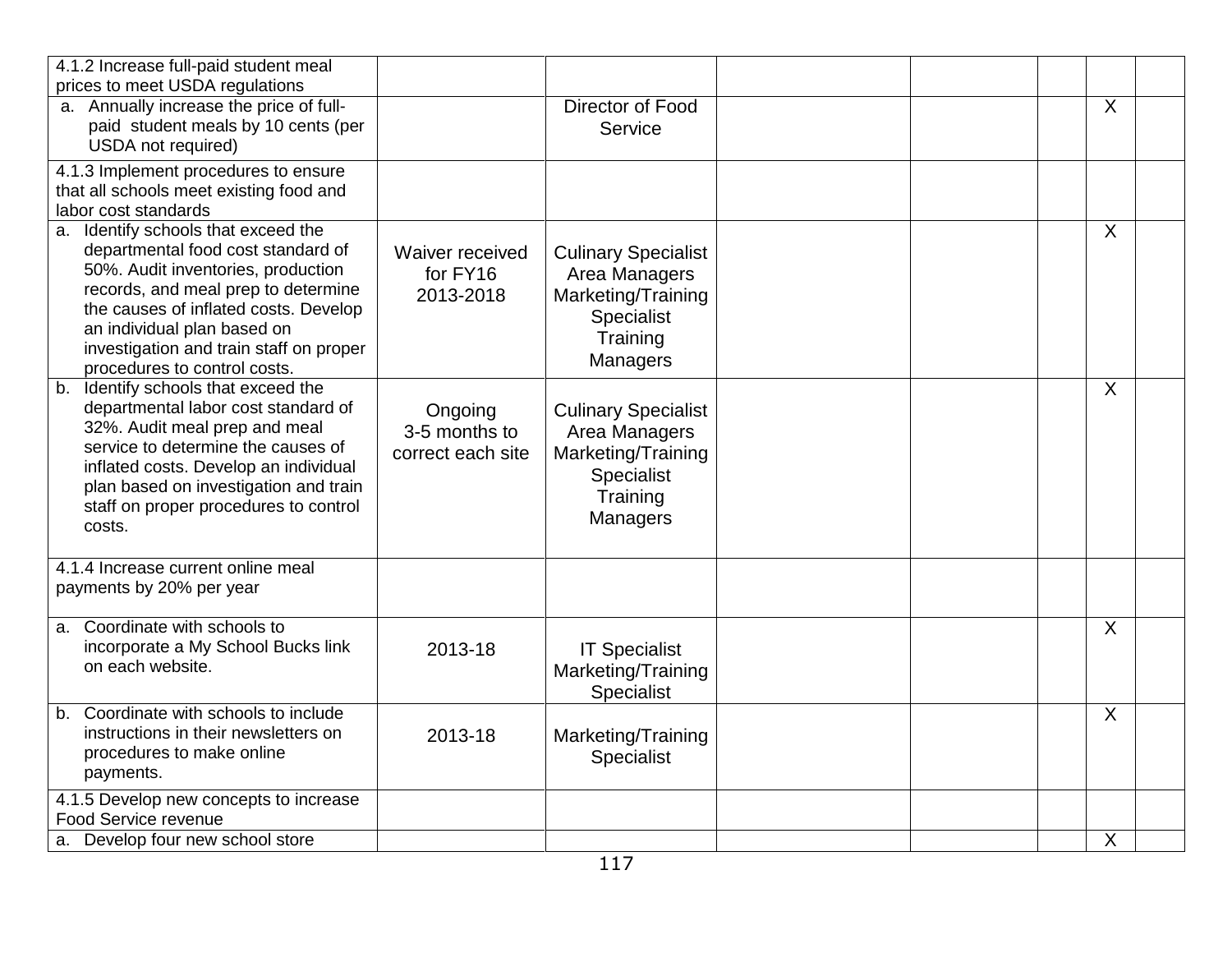| | | | | | | | |
|---|---|---|---|---|---|---|---|
| 4.1.2 Increase full-paid student meal prices to meet USDA regulations | | | | | | | |
| a. Annually increase the price of full-paid student meals by 10 cents (per USDA not required) | | Director of Food Service | | | | X | |
| 4.1.3 Implement procedures to ensure that all schools meet existing food and labor cost standards | | | | | | | |
| a. Identify schools that exceed the departmental food cost standard of 50%. Audit inventories, production records, and meal prep to determine the causes of inflated costs. Develop an individual plan based on investigation and train staff on proper procedures to control costs. | Waiver received for FY16 2013-2018 | Culinary Specialist Area Managers Marketing/Training Specialist Training Managers | | | | X | |
| b. Identify schools that exceed the departmental labor cost standard of 32%. Audit meal prep and meal service to determine the causes of inflated costs. Develop an individual plan based on investigation and train staff on proper procedures to control costs. | Ongoing 3-5 months to correct each site | Culinary Specialist Area Managers Marketing/Training Specialist Training Managers | | | | X | |
| 4.1.4 Increase current online meal payments by 20% per year | | | | | | | |
| a. Coordinate with schools to incorporate a My School Bucks link on each website. | 2013-18 | IT Specialist Marketing/Training Specialist | | | | X | |
| b. Coordinate with schools to include instructions in their newsletters on procedures to make online payments. | 2013-18 | Marketing/Training Specialist | | | | X | |
| 4.1.5 Develop new concepts to increase Food Service revenue | | | | | | | |
| a. Develop four new school store | | | | | | X | |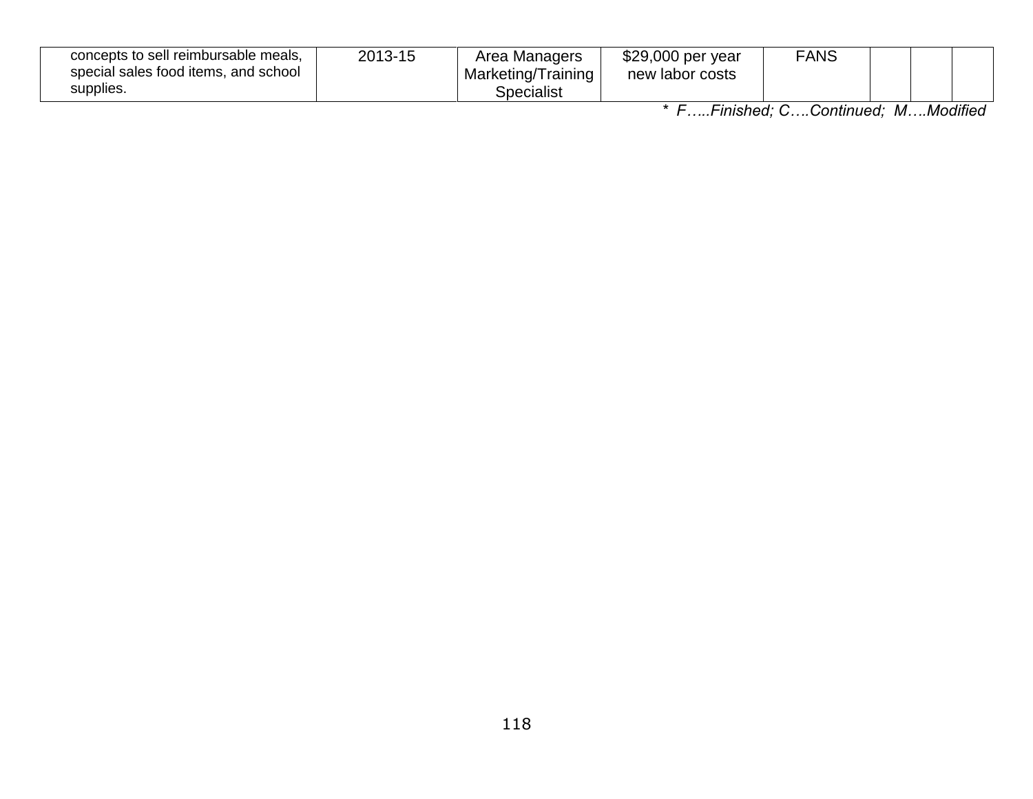| | | | | | | | |
|---|---|---|---|---|---|---|---|
| concepts to sell reimbursable meals, special sales food items, and school supplies. | 2013-15 | Area Managers Marketing/Training Specialist | $29,000 per year new labor costs | FANS | | | |

*\* F…..Finished; C….Continued; M….Modified*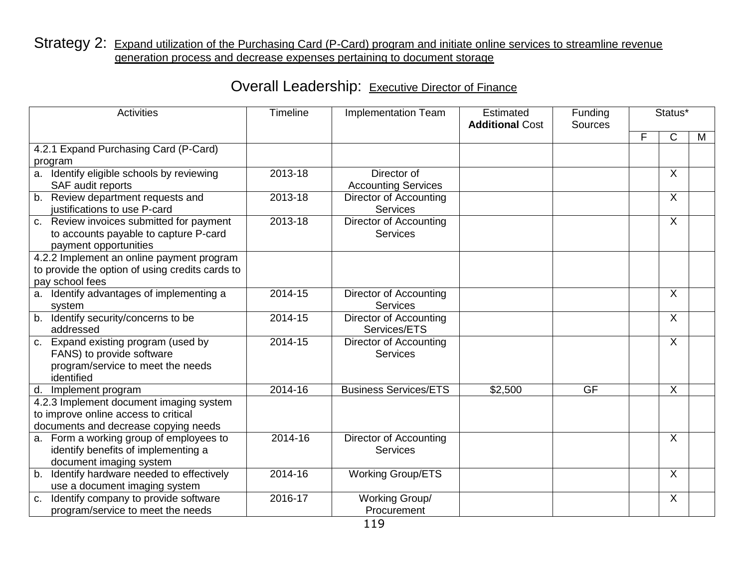Strategy 2: Expand utilization of the Purchasing Card (P-Card) program and initiate online services to streamline revenue generation process and decrease expenses pertaining to document storage

Overall Leadership: Executive Director of Finance

| Activities | Timeline | Implementation Team | Estimated **Additional** Cost | Funding Sources | Status* | | |
|---|---|---|---|---|---|---|---|
| | | | | | F | C | M |
| 4.2.1 Expand Purchasing Card (P-Card) program | | | | | | | |
| a. Identify eligible schools by reviewing SAF audit reports | 2013-18 | Director of Accounting Services | | | | X | |
| b. Review department requests and justifications to use P-card | 2013-18 | Director of Accounting Services | | | | X | |
| c. Review invoices submitted for payment to accounts payable to capture P-card payment opportunities | 2013-18 | Director of Accounting Services | | | | X | |
| 4.2.2 Implement an online payment program to provide the option of using credits cards to pay school fees | | | | | | | |
| a. Identify advantages of implementing a system | 2014-15 | Director of Accounting Services | | | | X | |
| b. Identify security/concerns to be addressed | 2014-15 | Director of Accounting Services/ETS | | | | X | |
| c. Expand existing program (used by FANS) to provide software program/service to meet the needs identified | 2014-15 | Director of Accounting Services | | | | X | |
| d. Implement program | 2014-16 | Business Services/ETS | $2,500 | GF | | X | |
| 4.2.3 Implement document imaging system to improve online access to critical documents and decrease copying needs | | | | | | | |
| a. Form a working group of employees to identify benefits of implementing a document imaging system | 2014-16 | Director of Accounting Services | | | | X | |
| b. Identify hardware needed to effectively use a document imaging system | 2014-16 | Working Group/ETS | | | | X | |
| c. Identify company to provide software program/service to meet the needs | 2016-17 | Working Group/ Procurement | | | | X | |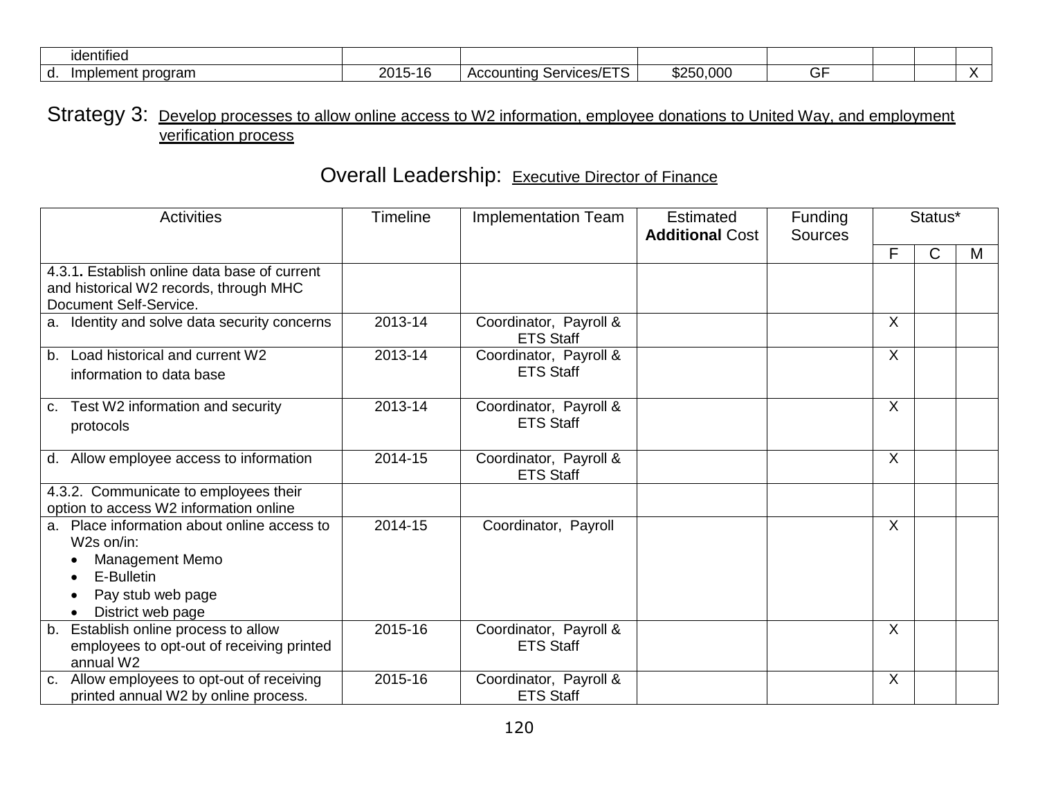| | | | | | | | |
|---|---|---|---|---|---|---|---|
| identified | | | | | | | |
| d. Implement program | 2015-16 | Accounting Services/ETS | $250,000 | GF | | | X |

Strategy 3: Develop processes to allow online access to W2 information, employee donations to United Way, and employment verification process

Overall Leadership: Executive Director of Finance

| Activities | Timeline | Implementation Team | Estimated **Additional** Cost | Funding Sources | Status* | | |
|---|---|---|---|---|---|---|---|
| | | | | | F | C | M |
| 4.3.1**.** Establish online data base of current and historical W2 records, through MHC Document Self-Service. | | | | | | | |
| a. Identity and solve data security concerns | 2013-14 | Coordinator, Payroll & ETS Staff | | | X | | |
| b. Load historical and current W2 information to data base | 2013-14 | Coordinator, Payroll & ETS Staff | | | X | | |
| c. Test W2 information and security protocols | 2013-14 | Coordinator, Payroll & ETS Staff | | | X | | |
| d. Allow employee access to information | 2014-15 | Coordinator, Payroll & ETS Staff | | | X | | |
| 4.3.2. Communicate to employees their option to access W2 information online | | | | | | | |
| a. Place information about online access to W2s on/in: • Management Memo • E-Bulletin • Pay stub web page • District web page | 2014-15 | Coordinator, Payroll | | | X | | |
| b. Establish online process to allow employees to opt-out of receiving printed annual W2 | 2015-16 | Coordinator, Payroll & ETS Staff | | | X | | |
| c. Allow employees to opt-out of receiving printed annual W2 by online process. | 2015-16 | Coordinator, Payroll & ETS Staff | | | X | | |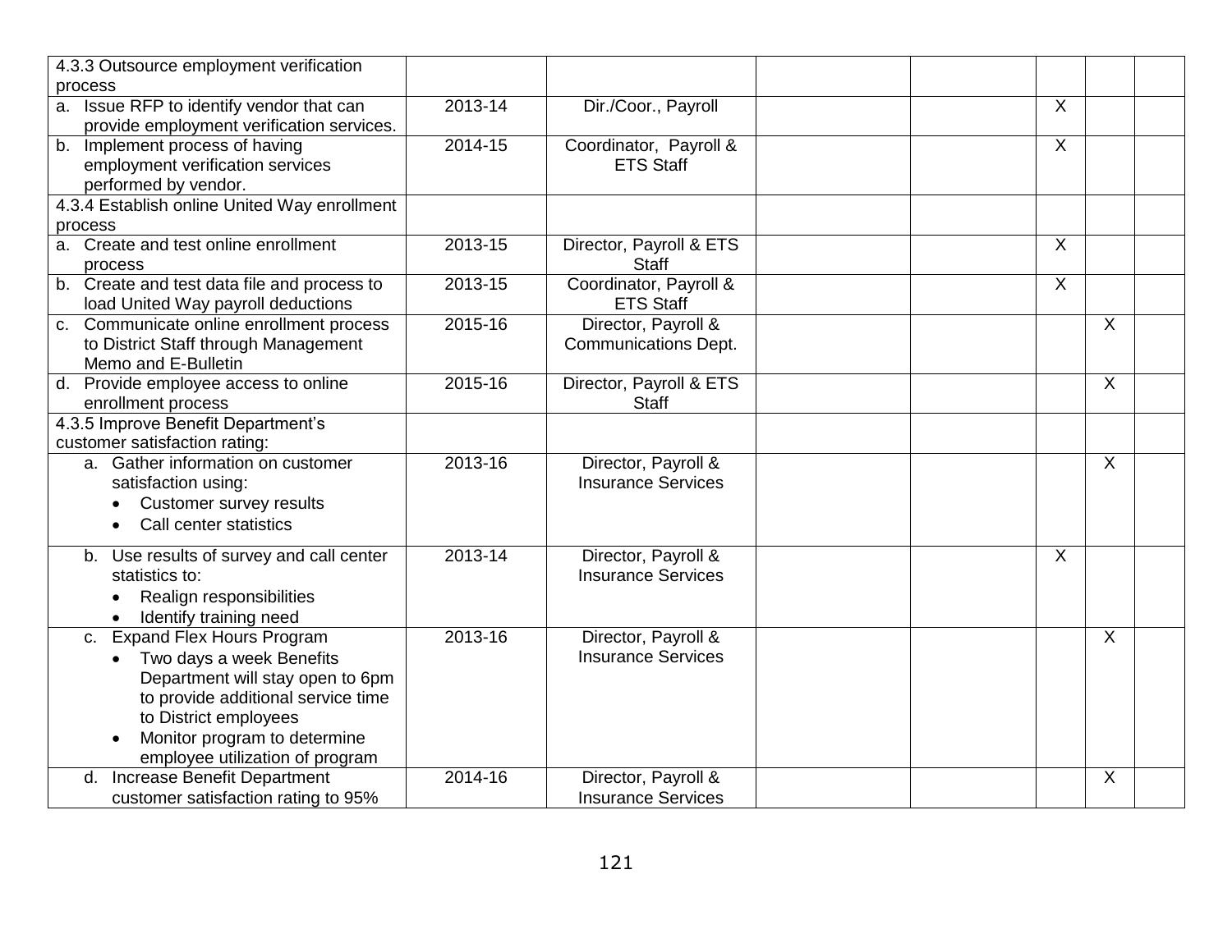| | | | | | | | |
|---|---|---|---|---|---|---|---|
| 4.3.3 Outsource employment verification process | | | | | | | |
| a. Issue RFP to identify vendor that can provide employment verification services. | 2013-14 | Dir./Coor., Payroll | | | X | | |
| b. Implement process of having employment verification services performed by vendor. | 2014-15 | Coordinator, Payroll & ETS Staff | | | X | | |
| 4.3.4 Establish online United Way enrollment process | | | | | | | |
| a. Create and test online enrollment process | 2013-15 | Director, Payroll & ETS Staff | | | X | | |
| b. Create and test data file and process to load United Way payroll deductions | 2013-15 | Coordinator, Payroll & ETS Staff | | | X | | |
| c. Communicate online enrollment process to District Staff through Management Memo and E-Bulletin | 2015-16 | Director, Payroll & Communications Dept. | | | | X | |
| d. Provide employee access to online enrollment process | 2015-16 | Director, Payroll & ETS Staff | | | | X | |
| 4.3.5 Improve Benefit Department's customer satisfaction rating: | | | | | | | |
| a. Gather information on customer satisfaction using:<br>• Customer survey results<br>• Call center statistics | 2013-16 | Director, Payroll & Insurance Services | | | | X | |
| b. Use results of survey and call center statistics to:<br>• Realign responsibilities<br>• Identify training need | 2013-14 | Director, Payroll & Insurance Services | | | X | | |
| c. Expand Flex Hours Program<br>• Two days a week Benefits Department will stay open to 6pm to provide additional service time to District employees<br>• Monitor program to determine employee utilization of program | 2013-16 | Director, Payroll & Insurance Services | | | | X | |
| d. Increase Benefit Department customer satisfaction rating to 95% | 2014-16 | Director, Payroll & Insurance Services | | | | X | |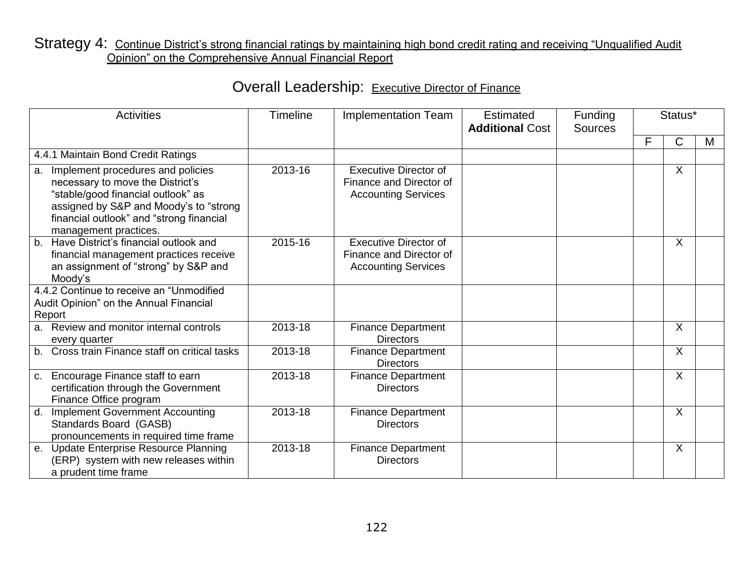Strategy 4: Continue District's strong financial ratings by maintaining high bond credit rating and receiving "Unqualified Audit Opinion" on the Comprehensive Annual Financial Report

Overall Leadership: Executive Director of Finance

| Activities | Timeline | Implementation Team | Estimated **Additional** Cost | Funding Sources | Status* | | |
|---|---|---|---|---|---|---|---|
| | | | | | F | C | M |
| 4.4.1 Maintain Bond Credit Ratings | | | | | | | |
| a. Implement procedures and policies necessary to move the District's "stable/good financial outlook" as assigned by S&P and Moody's to "strong financial outlook" and "strong financial management practices. | 2013-16 | Executive Director of Finance and Director of Accounting Services | | | | X | |
| b. Have District's financial outlook and financial management practices receive an assignment of "strong" by S&P and Moody's | 2015-16 | Executive Director of Finance and Director of Accounting Services | | | | X | |
| 4.4.2 Continue to receive an "Unmodified Audit Opinion" on the Annual Financial Report | | | | | | | |
| a. Review and monitor internal controls every quarter | 2013-18 | Finance Department Directors | | | | X | |
| b. Cross train Finance staff on critical tasks | 2013-18 | Finance Department Directors | | | | X | |
| c. Encourage Finance staff to earn certification through the Government Finance Office program | 2013-18 | Finance Department Directors | | | | X | |
| d. Implement Government Accounting Standards Board (GASB) pronouncements in required time frame | 2013-18 | Finance Department Directors | | | | X | |
| e. Update Enterprise Resource Planning (ERP) system with new releases within a prudent time frame | 2013-18 | Finance Department Directors | | | | X | |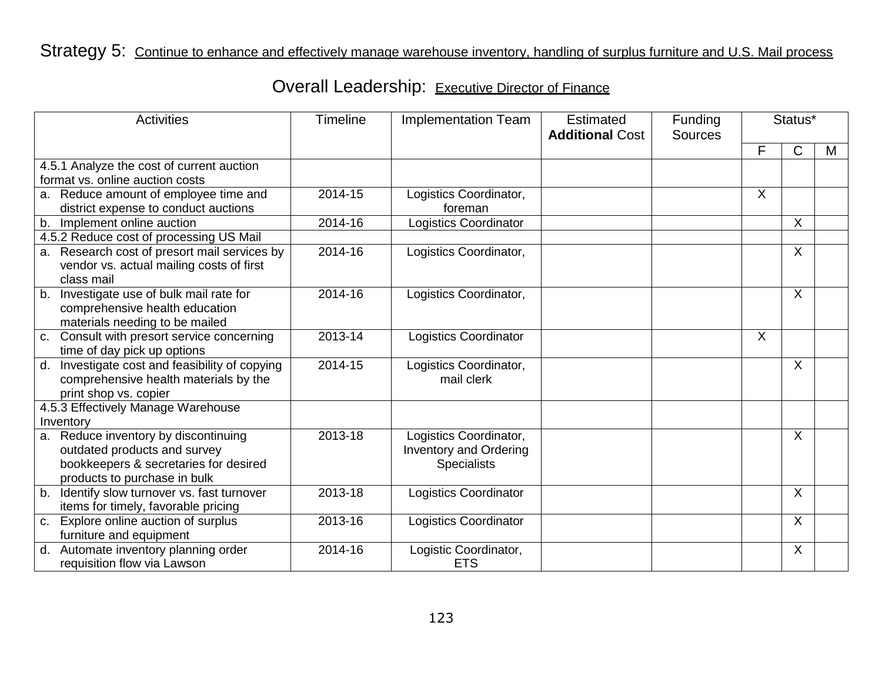Strategy 5: Continue to enhance and effectively manage warehouse inventory, handling of surplus furniture and U.S. Mail process

Overall Leadership: Executive Director of Finance

| Activities | Timeline | Implementation Team | Estimated **Additional** Cost | Funding Sources | Status* | | |
|---|---|---|---|---|---|---|---|
| | | | | | F | C | M |
| 4.5.1 Analyze the cost of current auction format vs. online auction costs | | | | | | | |
| a. Reduce amount of employee time and district expense to conduct auctions | 2014-15 | Logistics Coordinator, foreman | | | X | | |
| b. Implement online auction | 2014-16 | Logistics Coordinator | | | | X | |
| 4.5.2 Reduce cost of processing US Mail | | | | | | | |
| a. Research cost of presort mail services by vendor vs. actual mailing costs of first class mail | 2014-16 | Logistics Coordinator, | | | | X | |
| b. Investigate use of bulk mail rate for comprehensive health education materials needing to be mailed | 2014-16 | Logistics Coordinator, | | | | X | |
| c. Consult with presort service concerning time of day pick up options | 2013-14 | Logistics Coordinator | | | X | | |
| d. Investigate cost and feasibility of copying comprehensive health materials by the print shop vs. copier | 2014-15 | Logistics Coordinator, mail clerk | | | | X | |
| 4.5.3 Effectively Manage Warehouse Inventory | | | | | | | |
| a. Reduce inventory by discontinuing outdated products and survey bookkeepers & secretaries for desired products to purchase in bulk | 2013-18 | Logistics Coordinator, Inventory and Ordering Specialists | | | | X | |
| b. Identify slow turnover vs. fast turnover items for timely, favorable pricing | 2013-18 | Logistics Coordinator | | | | X | |
| c. Explore online auction of surplus furniture and equipment | 2013-16 | Logistics Coordinator | | | | X | |
| d. Automate inventory planning order requisition flow via Lawson | 2014-16 | Logistic Coordinator, ETS | | | | X | |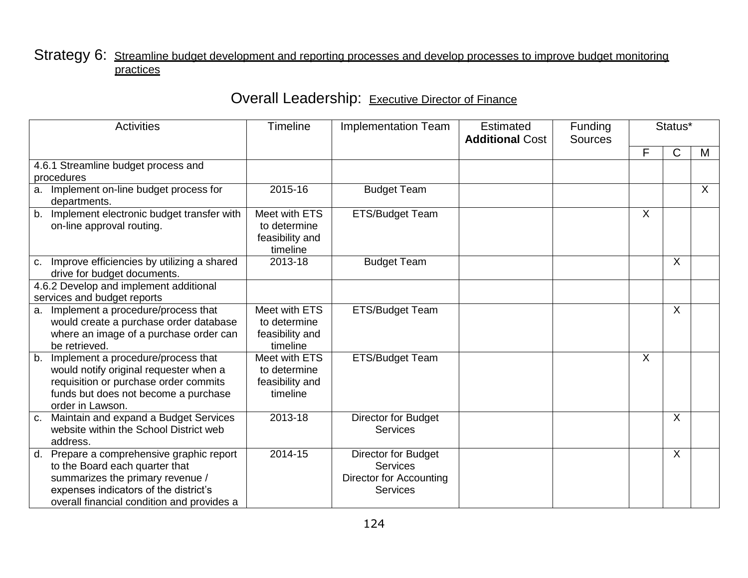Strategy 6: Streamline budget development and reporting processes and develop processes to improve budget monitoring practices

Overall Leadership: Executive Director of Finance

| Activities | Timeline | Implementation Team | Estimated **Additional** Cost | Funding Sources | Status* | | |
|---|---|---|---|---|---|---|---|
| | | | | | F | C | M |
| 4.6.1 Streamline budget process and procedures | | | | | | | |
| a. Implement on-line budget process for departments. | 2015-16 | Budget Team | | | | | X |
| b. Implement electronic budget transfer with on-line approval routing. | Meet with ETS to determine feasibility and timeline | ETS/Budget Team | | | X | | |
| c. Improve efficiencies by utilizing a shared drive for budget documents. | 2013-18 | Budget Team | | | | X | |
| 4.6.2 Develop and implement additional services and budget reports | | | | | | | |
| a. Implement a procedure/process that would create a purchase order database where an image of a purchase order can be retrieved. | Meet with ETS to determine feasibility and timeline | ETS/Budget Team | | | | X | |
| b. Implement a procedure/process that would notify original requester when a requisition or purchase order commits funds but does not become a purchase order in Lawson. | Meet with ETS to determine feasibility and timeline | ETS/Budget Team | | | X | | |
| c. Maintain and expand a Budget Services website within the School District web address. | 2013-18 | Director for Budget Services | | | | X | |
| d. Prepare a comprehensive graphic report to the Board each quarter that summarizes the primary revenue / expenses indicators of the district's overall financial condition and provides a | 2014-15 | Director for Budget Services Director for Accounting Services | | | | X | |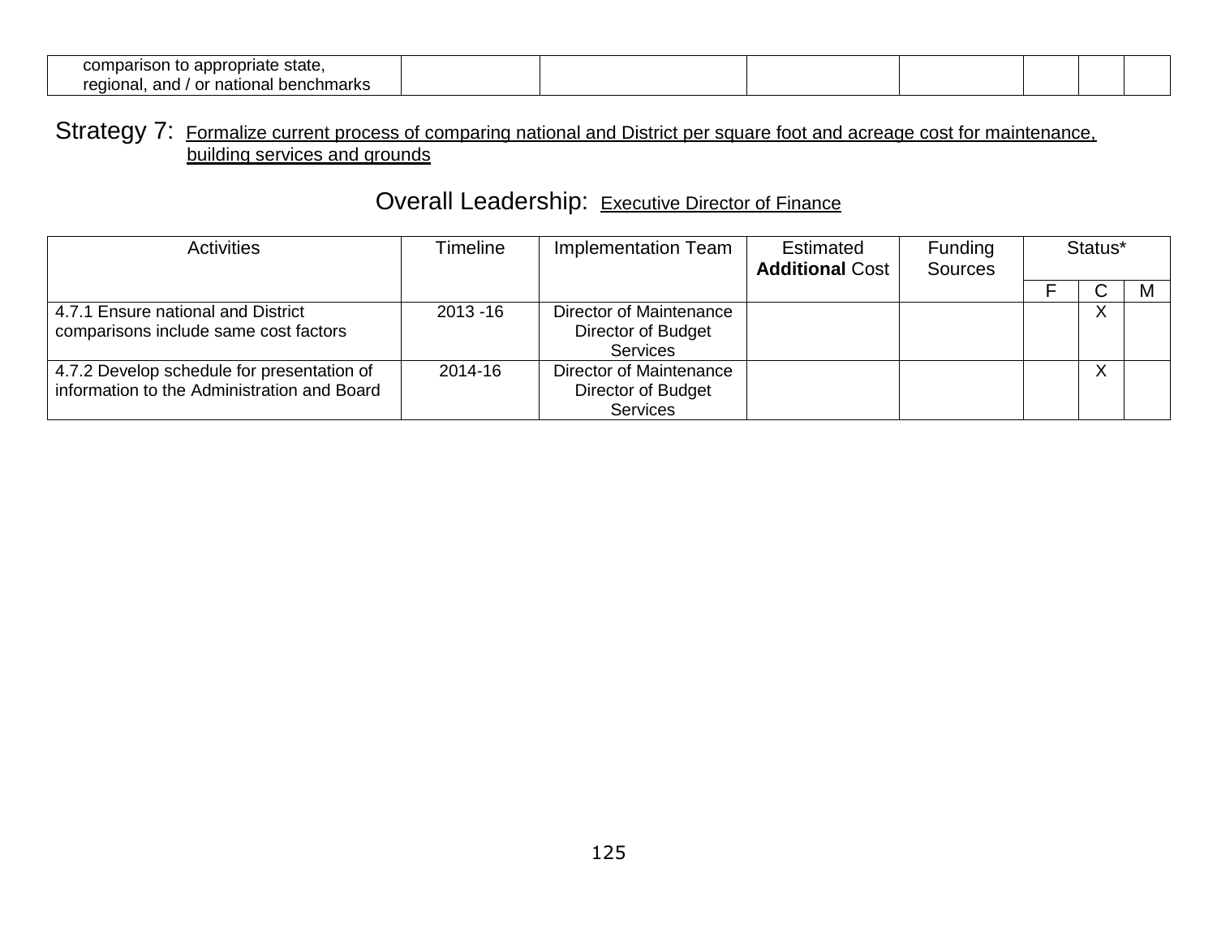| comparison to appropriate state, regional, and / or national benchmarks | | | | | | | |
|---|---|---|---|---|---|---|---|

Strategy 7: Formalize current process of comparing national and District per square foot and acreage cost for maintenance, building services and grounds

Overall Leadership: Executive Director of Finance

| Activities | Timeline | Implementation Team | Estimated **Additional** Cost | Funding Sources | Status* | | |
|---|---|---|---|---|---|---|---|
| | | | | | F | C | M |
| 4.7.1 Ensure national and District comparisons include same cost factors | 2013 -16 | Director of Maintenance Director of Budget Services | | | | X | |
| 4.7.2 Develop schedule for presentation of information to the Administration and Board | 2014-16 | Director of Maintenance Director of Budget Services | | | | X | |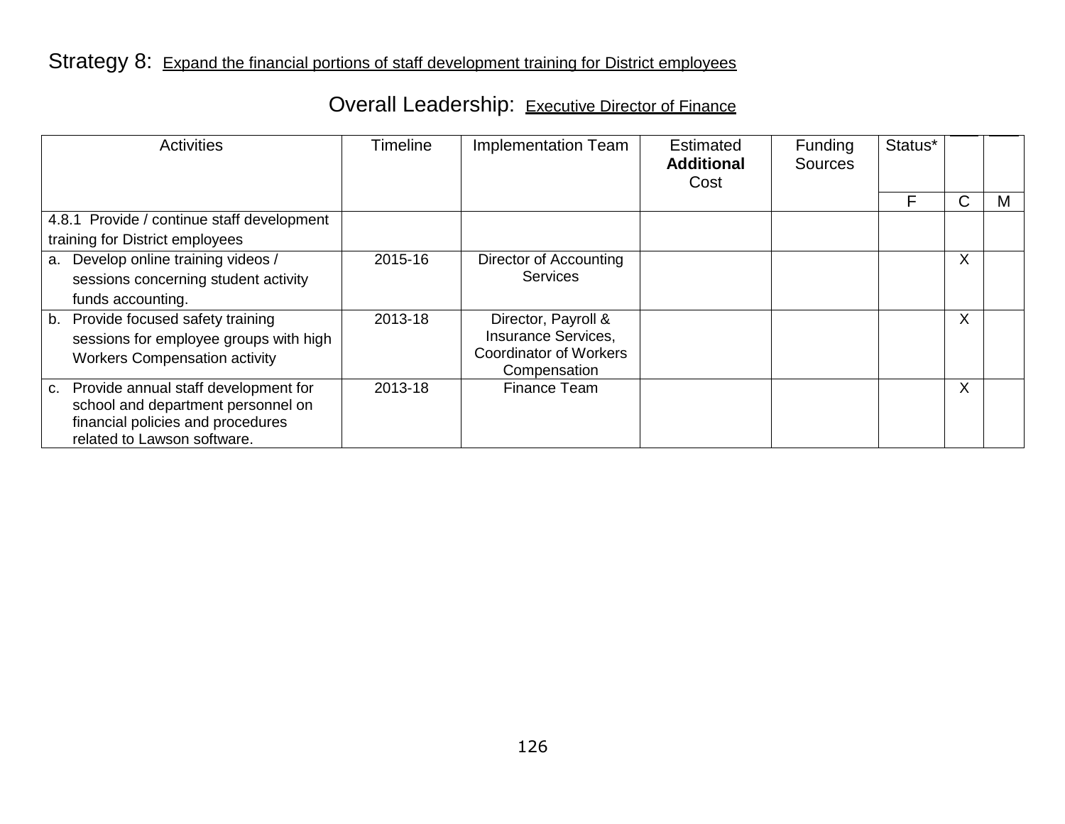Strategy 8: Expand the financial portions of staff development training for District employees

Overall Leadership: Executive Director of Finance

| Activities | Timeline | Implementation Team | Estimated **Additional** Cost | Funding Sources | Status* | | |
|---|---|---|---|---|---|---|---|
| | | | | | F | C | M |
| 4.8.1 Provide / continue staff development training for District employees | | | | | | | |
| a. Develop online training videos / sessions concerning student activity funds accounting. | 2015-16 | Director of Accounting Services | | | | X | |
| b. Provide focused safety training sessions for employee groups with high Workers Compensation activity | 2013-18 | Director, Payroll & Insurance Services, Coordinator of Workers Compensation | | | | X | |
| c. Provide annual staff development for school and department personnel on financial policies and procedures related to Lawson software. | 2013-18 | Finance Team | | | | X | |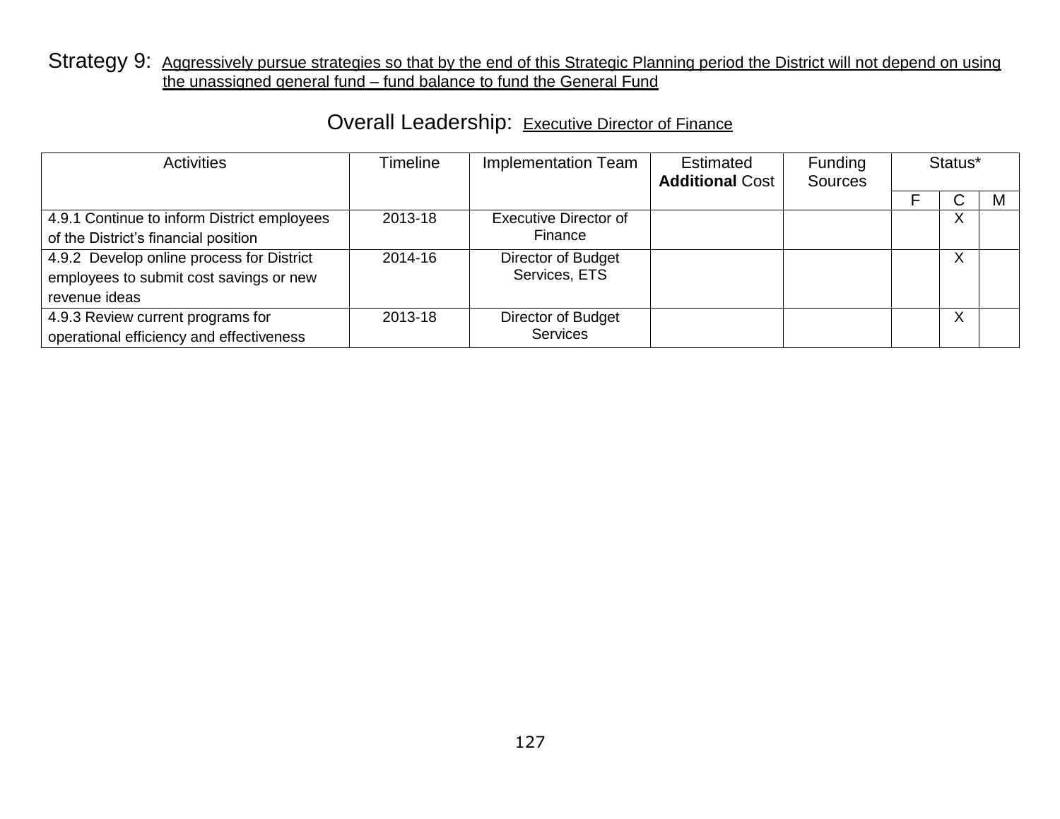## Strategy 9: Aggressively pursue strategies so that by the end of this Strategic Planning period the District will not depend on using the unassigned general fund – fund balance to fund the General Fund

### Overall Leadership: Executive Director of Finance

| Activities | Timeline | Implementation Team | Estimated **Additional** Cost | Funding Sources | Status* | | |
|---|---|---|---|---|---|---|---|
| | | | | | F | C | M |
| 4.9.1 Continue to inform District employees of the District's financial position | 2013-18 | Executive Director of Finance | | | | X | |
| 4.9.2 Develop online process for District employees to submit cost savings or new revenue ideas | 2014-16 | Director of Budget Services, ETS | | | | X | |
| 4.9.3 Review current programs for operational efficiency and effectiveness | 2013-18 | Director of Budget Services | | | | X | |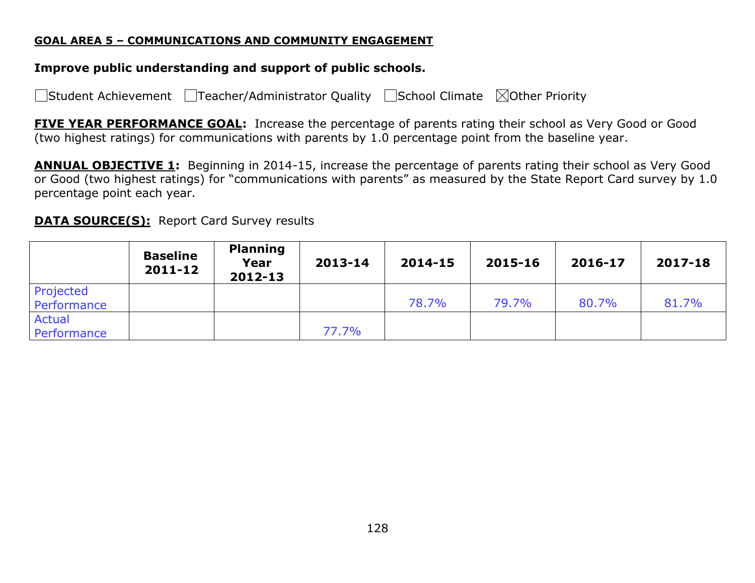**GOAL AREA 5 – COMMUNICATIONS AND COMMUNITY ENGAGEMENT**

**Improve public understanding and support of public schools.**

☐Student Achievement ☐Teacher/Administrator Quality ☐School Climate ☒Other Priority

**FIVE YEAR PERFORMANCE GOAL:** Increase the percentage of parents rating their school as Very Good or Good (two highest ratings) for communications with parents by 1.0 percentage point from the baseline year.

**ANNUAL OBJECTIVE 1:** Beginning in 2014-15, increase the percentage of parents rating their school as Very Good or Good (two highest ratings) for "communications with parents" as measured by the State Report Card survey by 1.0 percentage point each year.

**DATA SOURCE(S):** Report Card Survey results

| | Baseline 2011-12 | Planning Year 2012-13 | 2013-14 | 2014-15 | 2015-16 | 2016-17 | 2017-18 |
|---|---|---|---|---|---|---|---|
| Projected Performance | | | | 78.7% | 79.7% | 80.7% | 81.7% |
| Actual Performance | | | 77.7% | | | | |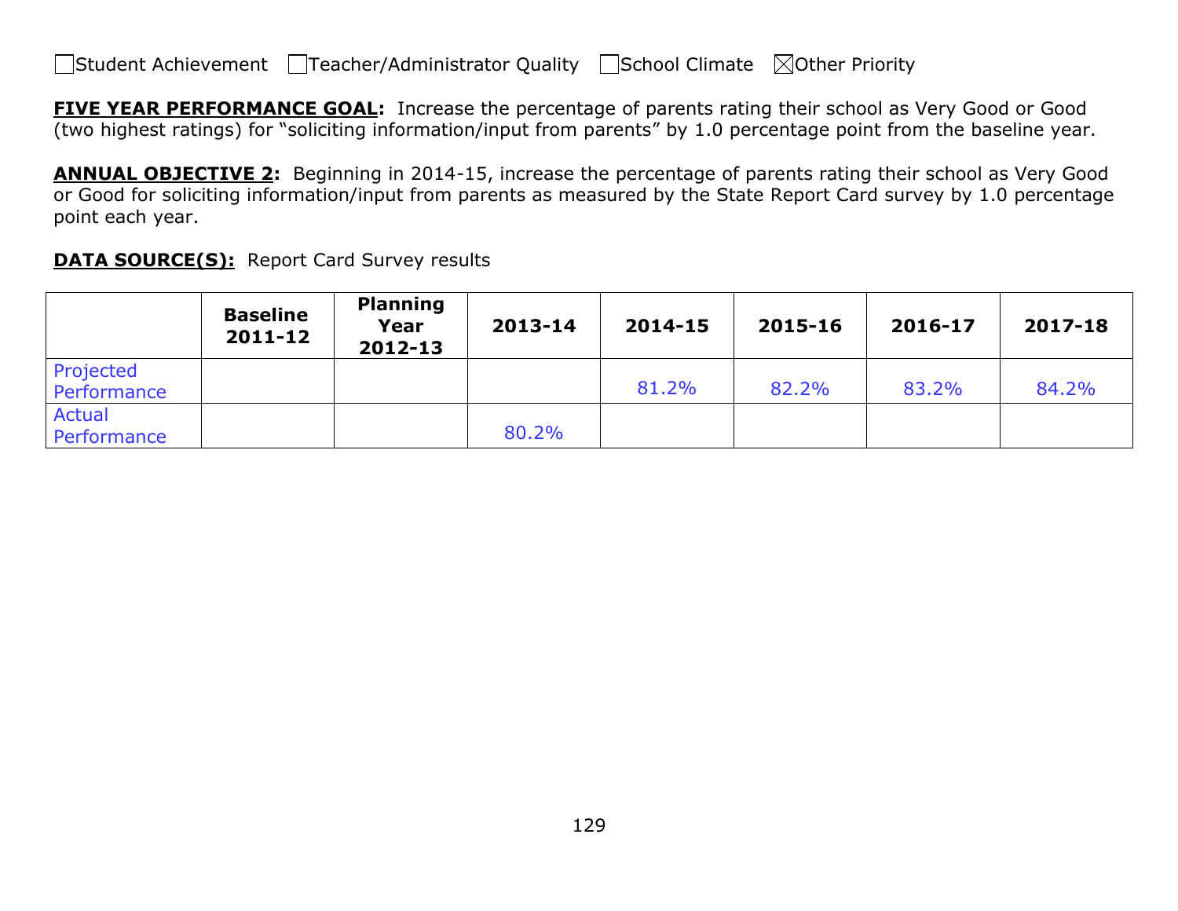☐Student Achievement ☐Teacher/Administrator Quality ☐School Climate ☒Other Priority

**FIVE YEAR PERFORMANCE GOAL:** Increase the percentage of parents rating their school as Very Good or Good (two highest ratings) for "soliciting information/input from parents" by 1.0 percentage point from the baseline year.

**ANNUAL OBJECTIVE 2:** Beginning in 2014-15, increase the percentage of parents rating their school as Very Good or Good for soliciting information/input from parents as measured by the State Report Card survey by 1.0 percentage point each year.

**DATA SOURCE(S):** Report Card Survey results

| | Baseline 2011-12 | Planning Year 2012-13 | 2013-14 | 2014-15 | 2015-16 | 2016-17 | 2017-18 |
|---|---|---|---|---|---|---|---|
| Projected Performance | | | | 81.2% | 82.2% | 83.2% | 84.2% |
| Actual Performance | | | 80.2% | | | | |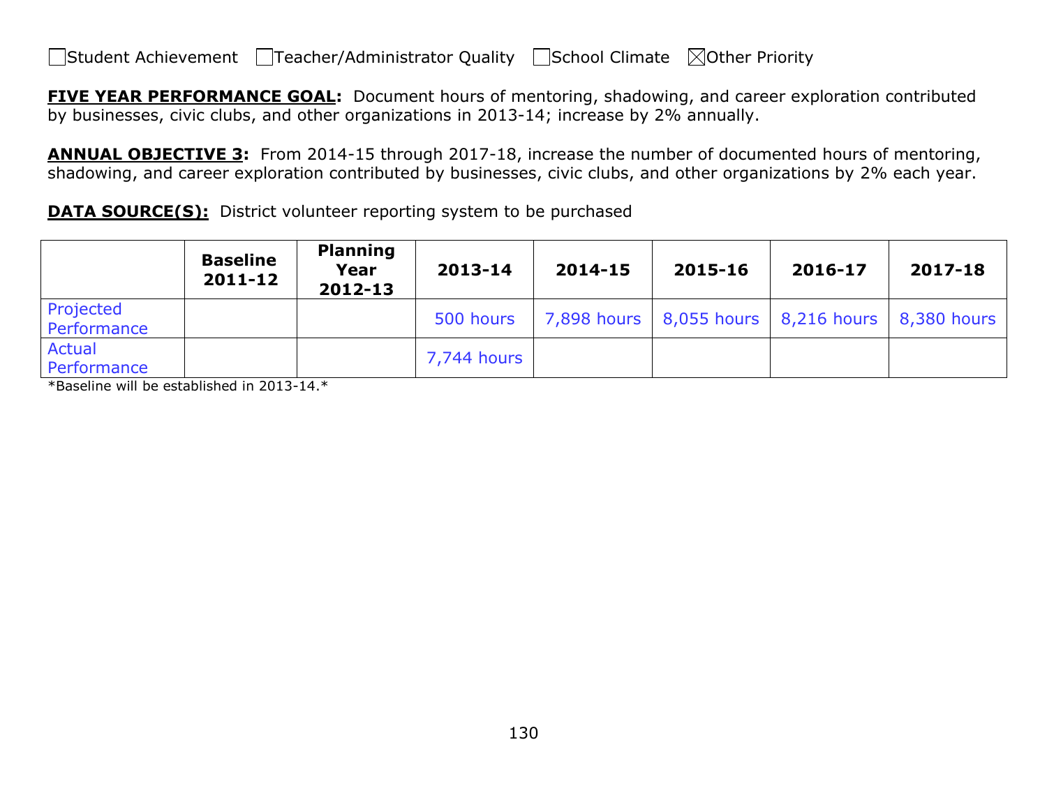☐Student Achievement ☐Teacher/Administrator Quality ☐School Climate ☒Other Priority

**FIVE YEAR PERFORMANCE GOAL:** Document hours of mentoring, shadowing, and career exploration contributed by businesses, civic clubs, and other organizations in 2013-14; increase by 2% annually.

**ANNUAL OBJECTIVE 3:** From 2014-15 through 2017-18, increase the number of documented hours of mentoring, shadowing, and career exploration contributed by businesses, civic clubs, and other organizations by 2% each year.

**DATA SOURCE(S):** District volunteer reporting system to be purchased

| | Baseline 2011-12 | Planning Year 2012-13 | 2013-14 | 2014-15 | 2015-16 | 2016-17 | 2017-18 |
|---|---|---|---|---|---|---|---|
| Projected Performance | | | 500 hours | 7,898 hours | 8,055 hours | 8,216 hours | 8,380 hours |
| Actual Performance | | | 7,744 hours | | | | |

*Baseline will be established in 2013-14.*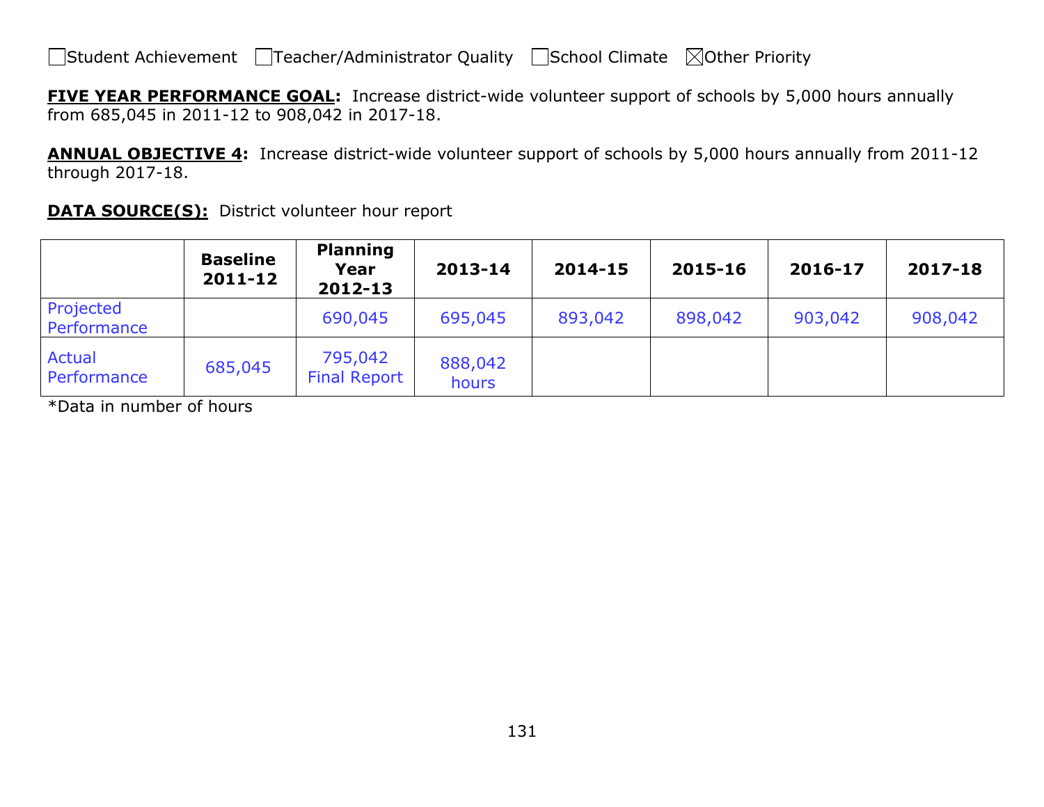☐Student Achievement ☐Teacher/Administrator Quality ☐School Climate ☒Other Priority

**FIVE YEAR PERFORMANCE GOAL:** Increase district-wide volunteer support of schools by 5,000 hours annually from 685,045 in 2011-12 to 908,042 in 2017-18.

**ANNUAL OBJECTIVE 4:** Increase district-wide volunteer support of schools by 5,000 hours annually from 2011-12 through 2017-18.

**DATA SOURCE(S):** District volunteer hour report

| | Baseline 2011-12 | Planning Year 2012-13 | 2013-14 | 2014-15 | 2015-16 | 2016-17 | 2017-18 |
|---|---|---|---|---|---|---|---|
| Projected Performance | | 690,045 | 695,045 | 893,042 | 898,042 | 903,042 | 908,042 |
| Actual Performance | 685,045 | 795,042 Final Report | 888,042 hours | | | | |

*Data in number of hours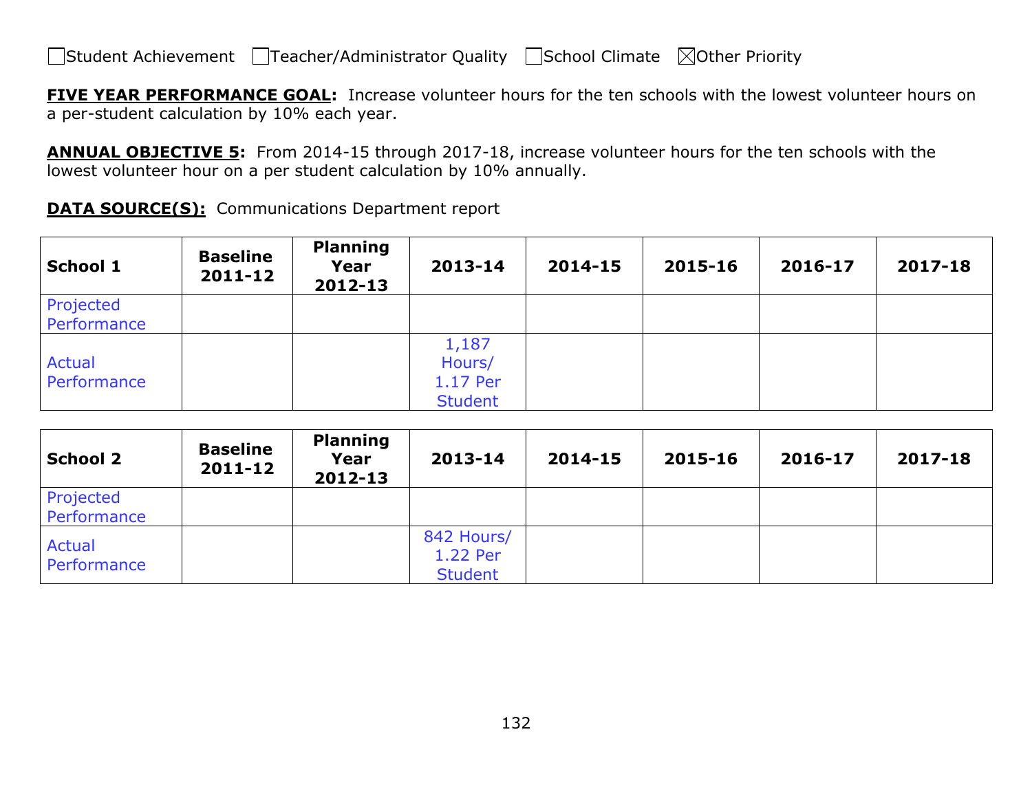☐Student Achievement ☐Teacher/Administrator Quality ☐School Climate ☒Other Priority

**FIVE YEAR PERFORMANCE GOAL:** Increase volunteer hours for the ten schools with the lowest volunteer hours on a per-student calculation by 10% each year.

**ANNUAL OBJECTIVE 5:** From 2014-15 through 2017-18, increase volunteer hours for the ten schools with the lowest volunteer hour on a per student calculation by 10% annually.

**DATA SOURCE(S):** Communications Department report

| School 1 | Baseline 2011-12 | Planning Year 2012-13 | 2013-14 | 2014-15 | 2015-16 | 2016-17 | 2017-18 |
|---|---|---|---|---|---|---|---|
| Projected Performance | | | | | | | |
| Actual Performance | | | 1,187 Hours/ 1.17 Per Student | | | | |

| School 2 | Baseline 2011-12 | Planning Year 2012-13 | 2013-14 | 2014-15 | 2015-16 | 2016-17 | 2017-18 |
|---|---|---|---|---|---|---|---|
| Projected Performance | | | | | | | |
| Actual Performance | | | 842 Hours/ 1.22 Per Student | | | | |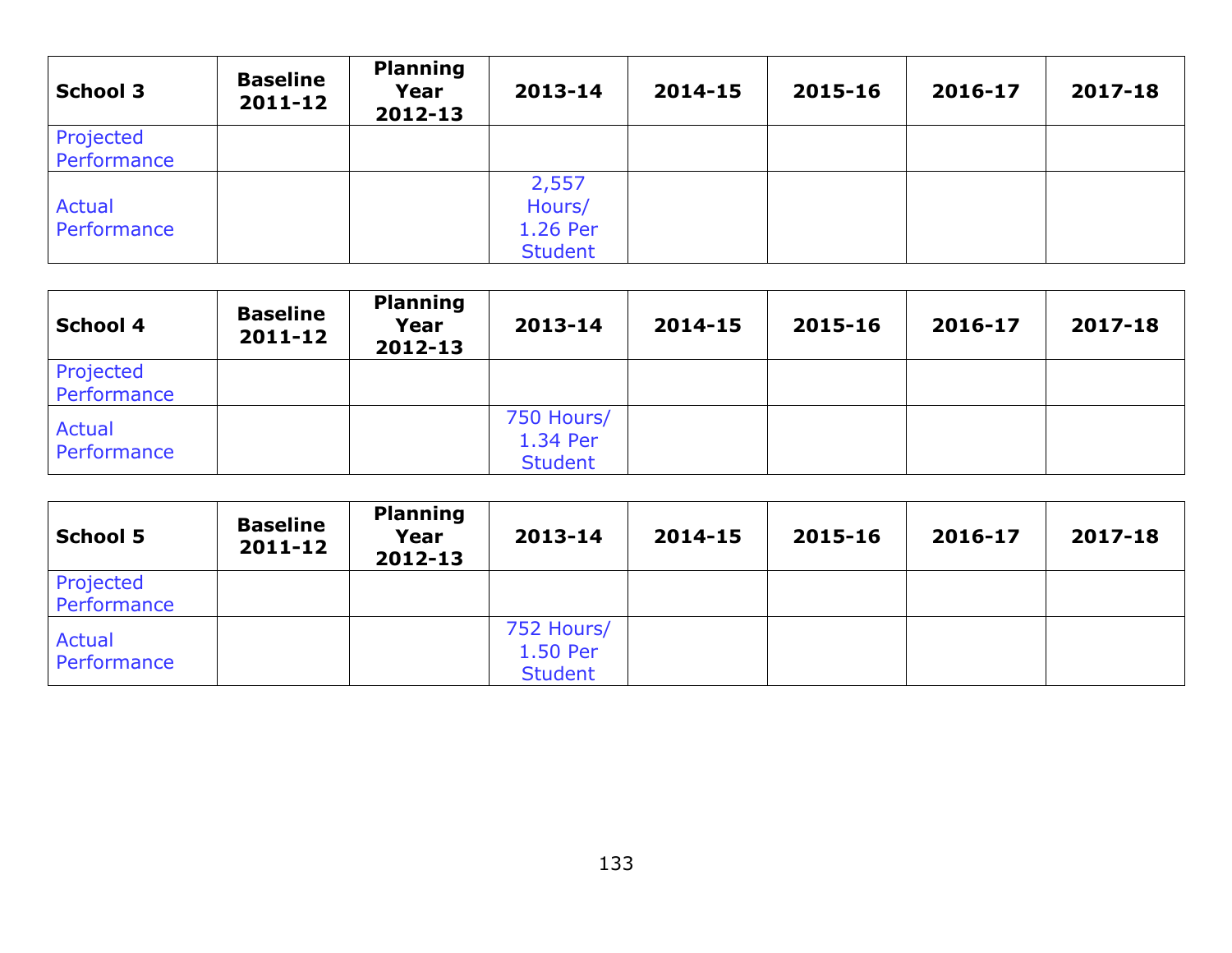| School 3 | Baseline 2011-12 | Planning Year 2012-13 | 2013-14 | 2014-15 | 2015-16 | 2016-17 | 2017-18 |
|---|---|---|---|---|---|---|---|
| Projected Performance | | | | | | | |
| Actual Performance | | | 2,557 Hours/ 1.26 Per Student | | | | |

| School 4 | Baseline 2011-12 | Planning Year 2012-13 | 2013-14 | 2014-15 | 2015-16 | 2016-17 | 2017-18 |
|---|---|---|---|---|---|---|---|
| Projected Performance | | | | | | | |
| Actual Performance | | | 750 Hours/ 1.34 Per Student | | | | |

| School 5 | Baseline 2011-12 | Planning Year 2012-13 | 2013-14 | 2014-15 | 2015-16 | 2016-17 | 2017-18 |
|---|---|---|---|---|---|---|---|
| Projected Performance | | | | | | | |
| Actual Performance | | | 752 Hours/ 1.50 Per Student | | | | |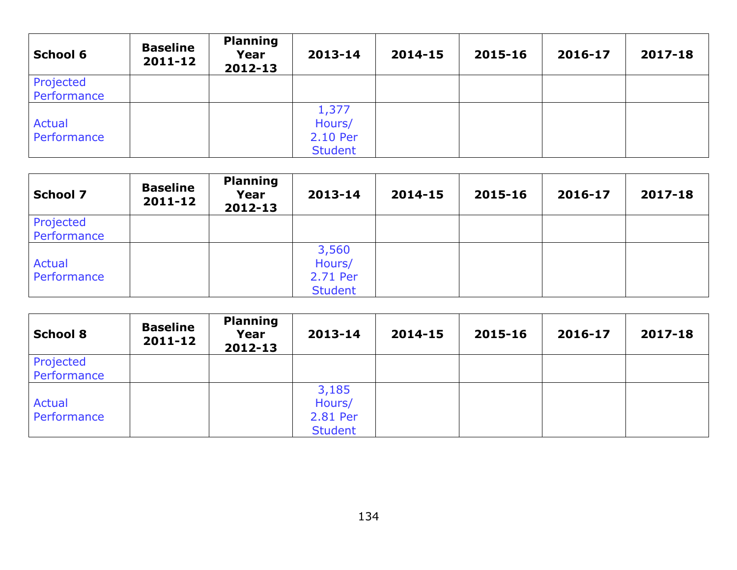| School 6 | Baseline 2011-12 | Planning Year 2012-13 | 2013-14 | 2014-15 | 2015-16 | 2016-17 | 2017-18 |
|---|---|---|---|---|---|---|---|
| Projected Performance | | | | | | | |
| Actual Performance | | | 1,377 Hours/ 2.10 Per Student | | | | |

| School 7 | Baseline 2011-12 | Planning Year 2012-13 | 2013-14 | 2014-15 | 2015-16 | 2016-17 | 2017-18 |
|---|---|---|---|---|---|---|---|
| Projected Performance | | | | | | | |
| Actual Performance | | | 3,560 Hours/ 2.71 Per Student | | | | |

| School 8 | Baseline 2011-12 | Planning Year 2012-13 | 2013-14 | 2014-15 | 2015-16 | 2016-17 | 2017-18 |
|---|---|---|---|---|---|---|---|
| Projected Performance | | | | | | | |
| Actual Performance | | | 3,185 Hours/ 2.81 Per Student | | | | |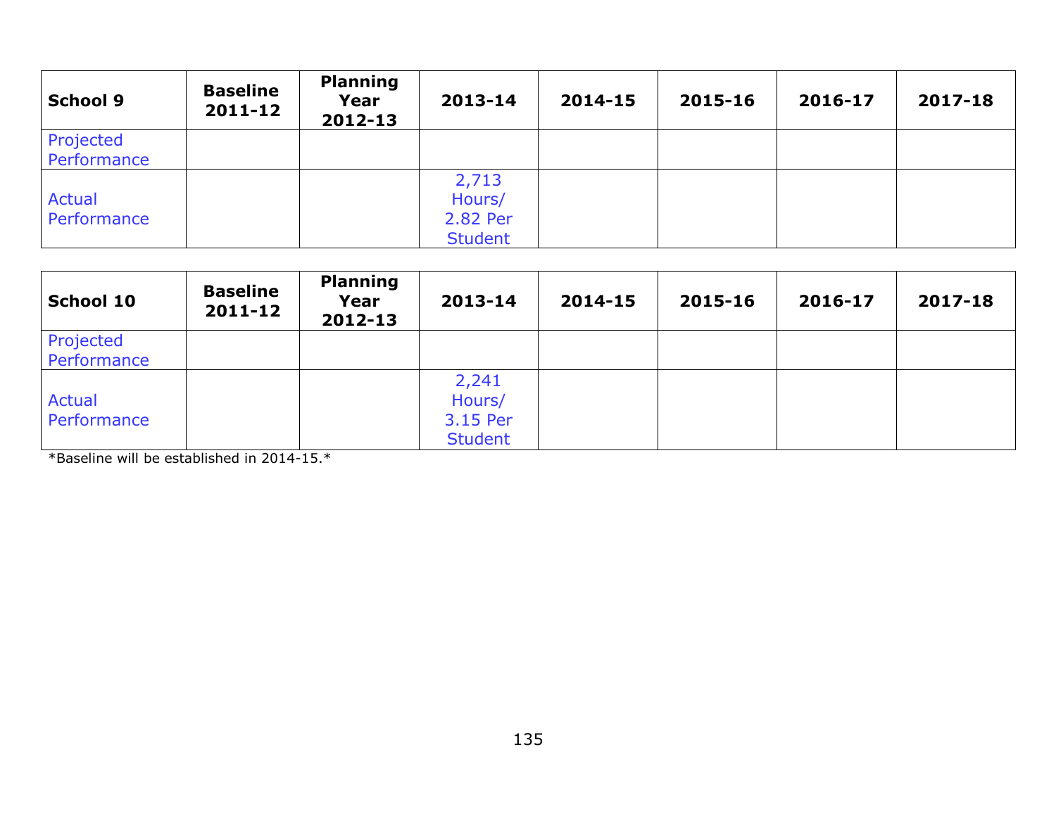| School 9 | Baseline 2011-12 | Planning Year 2012-13 | 2013-14 | 2014-15 | 2015-16 | 2016-17 | 2017-18 |
|---|---|---|---|---|---|---|---|
| Projected Performance | | | | | | | |
| Actual Performance | | | 2,713 Hours/ 2.82 Per Student | | | | |

| School 10 | Baseline 2011-12 | Planning Year 2012-13 | 2013-14 | 2014-15 | 2015-16 | 2016-17 | 2017-18 |
|---|---|---|---|---|---|---|---|
| Projected Performance | | | | | | | |
| Actual Performance | | | 2,241 Hours/ 3.15 Per Student | | | | |

*Baseline will be established in 2014-15.*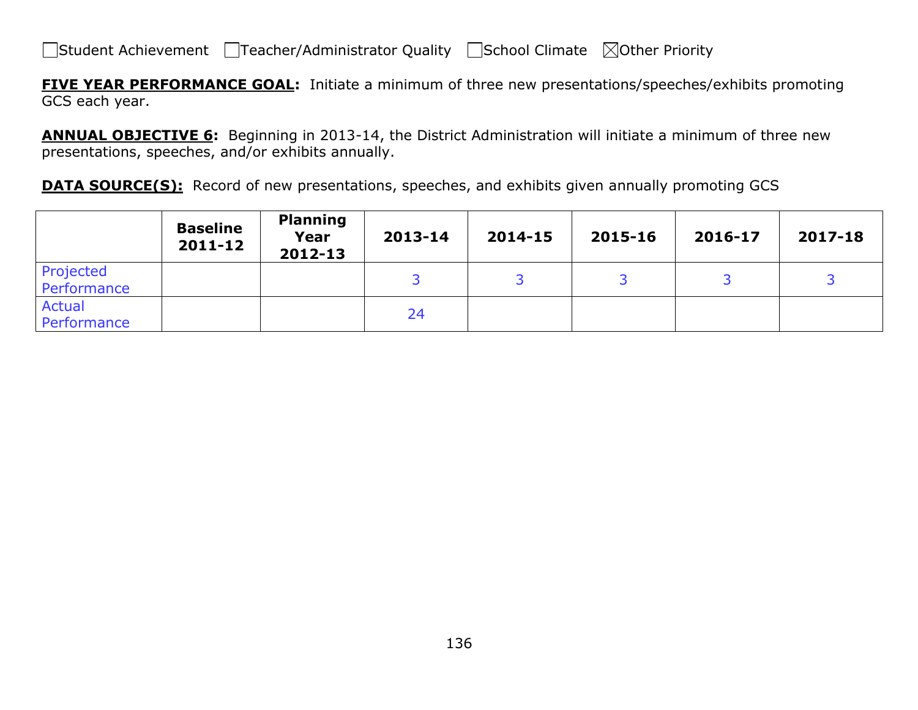☐Student Achievement ☐Teacher/Administrator Quality ☐School Climate ☒Other Priority

**FIVE YEAR PERFORMANCE GOAL:** Initiate a minimum of three new presentations/speeches/exhibits promoting GCS each year.

**ANNUAL OBJECTIVE 6:** Beginning in 2013-14, the District Administration will initiate a minimum of three new presentations, speeches, and/or exhibits annually.

**DATA SOURCE(S):** Record of new presentations, speeches, and exhibits given annually promoting GCS

| | Baseline 2011-12 | Planning Year 2012-13 | 2013-14 | 2014-15 | 2015-16 | 2016-17 | 2017-18 |
|---|---|---|---|---|---|---|---|
| Projected Performance | | | 3 | 3 | 3 | 3 | 3 |
| Actual Performance | | | 24 | | | | |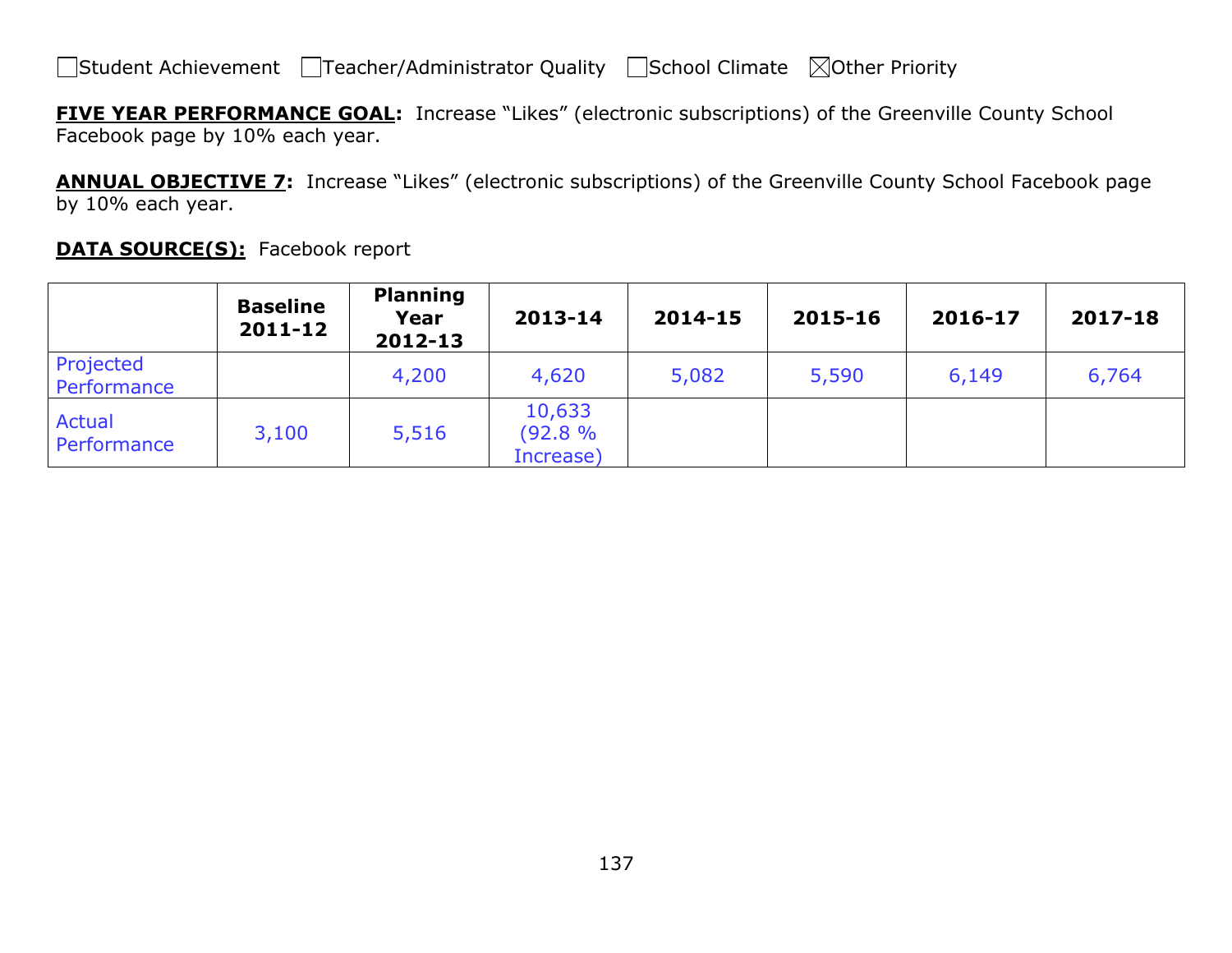☐Student Achievement ☐Teacher/Administrator Quality ☐School Climate ☒Other Priority

**FIVE YEAR PERFORMANCE GOAL:** Increase "Likes" (electronic subscriptions) of the Greenville County School Facebook page by 10% each year.

**ANNUAL OBJECTIVE 7:** Increase "Likes" (electronic subscriptions) of the Greenville County School Facebook page by 10% each year.

**DATA SOURCE(S):** Facebook report

| | Baseline 2011-12 | Planning Year 2012-13 | 2013-14 | 2014-15 | 2015-16 | 2016-17 | 2017-18 |
|---|---|---|---|---|---|---|---|
| Projected Performance | | 4,200 | 4,620 | 5,082 | 5,590 | 6,149 | 6,764 |
| Actual Performance | 3,100 | 5,516 | 10,633 (92.8 % Increase) | | | | |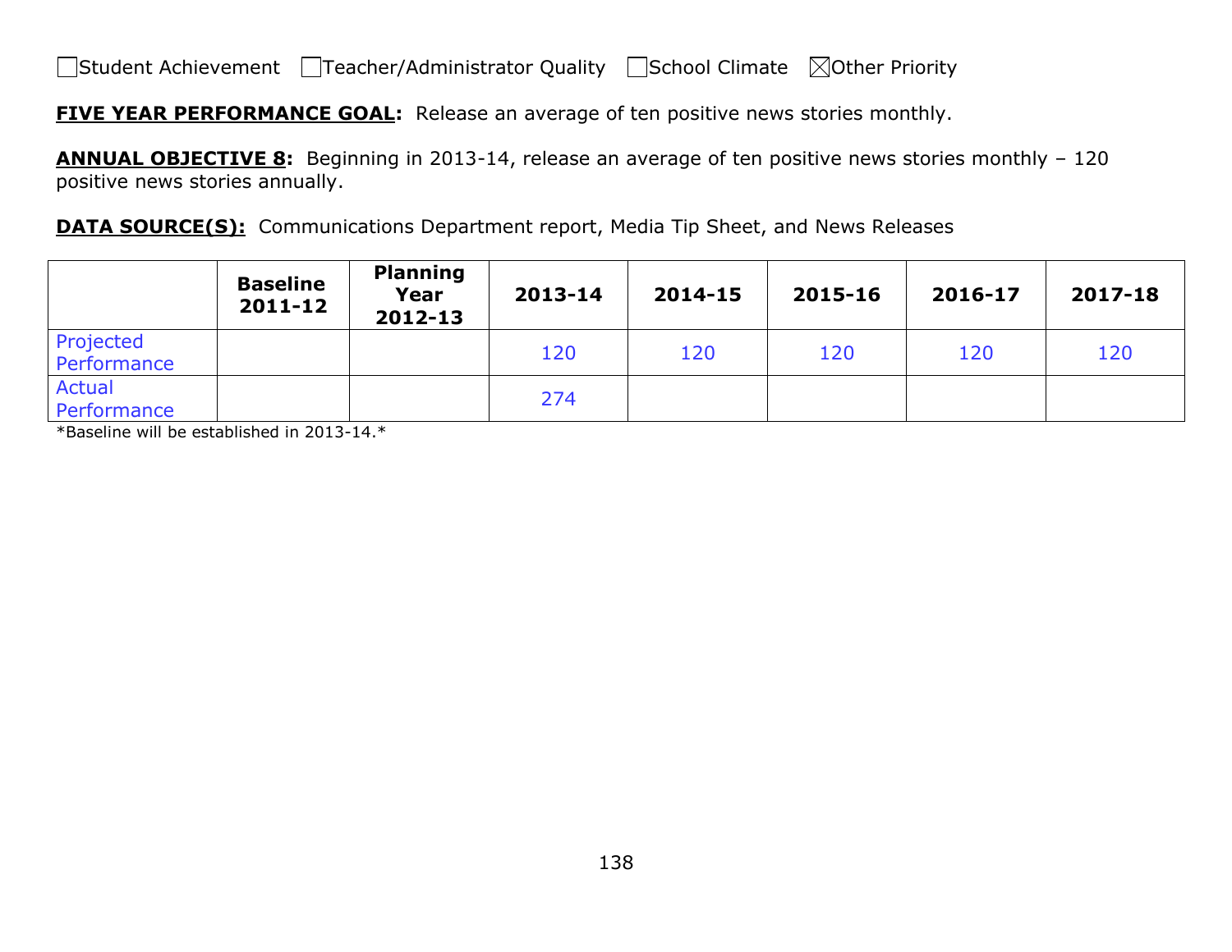☐Student Achievement ☐Teacher/Administrator Quality ☐School Climate ☒Other Priority

**FIVE YEAR PERFORMANCE GOAL:** Release an average of ten positive news stories monthly.

**ANNUAL OBJECTIVE 8:** Beginning in 2013-14, release an average of ten positive news stories monthly – 120 positive news stories annually.

**DATA SOURCE(S):** Communications Department report, Media Tip Sheet, and News Releases

| | Baseline 2011-12 | Planning Year 2012-13 | 2013-14 | 2014-15 | 2015-16 | 2016-17 | 2017-18 |
|---|---|---|---|---|---|---|---|
| Projected Performance | | | 120 | 120 | 120 | 120 | 120 |
| Actual Performance | | | 274 | | | | |

*Baseline will be established in 2013-14.*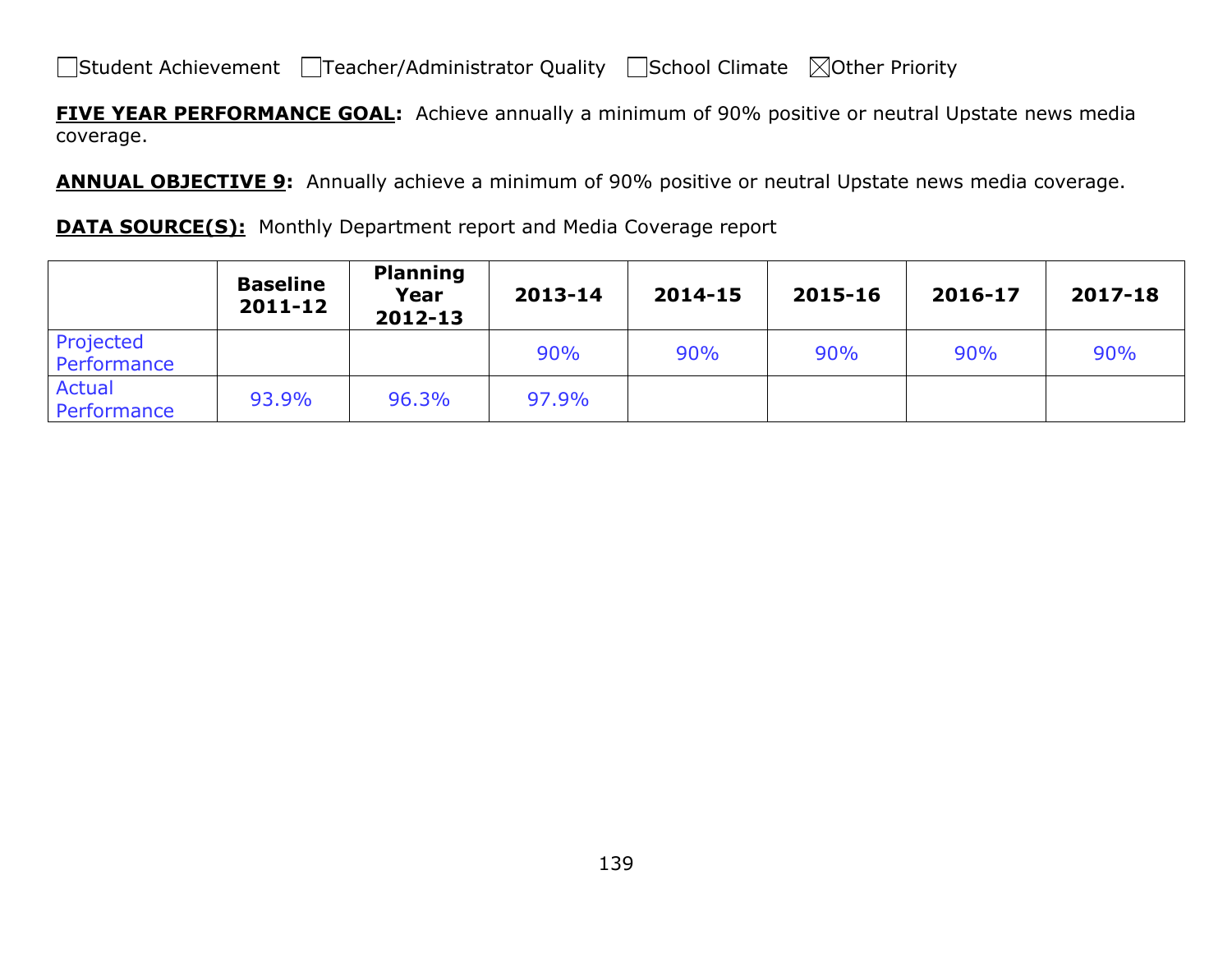☐Student Achievement ☐Teacher/Administrator Quality ☐School Climate ☒Other Priority

**FIVE YEAR PERFORMANCE GOAL:** Achieve annually a minimum of 90% positive or neutral Upstate news media coverage.

**ANNUAL OBJECTIVE 9:** Annually achieve a minimum of 90% positive or neutral Upstate news media coverage.

**DATA SOURCE(S):** Monthly Department report and Media Coverage report

| | Baseline 2011-12 | Planning Year 2012-13 | 2013-14 | 2014-15 | 2015-16 | 2016-17 | 2017-18 |
|---|---|---|---|---|---|---|---|
| Projected Performance | | | 90% | 90% | 90% | 90% | 90% |
| Actual Performance | 93.9% | 96.3% | 97.9% | | | | |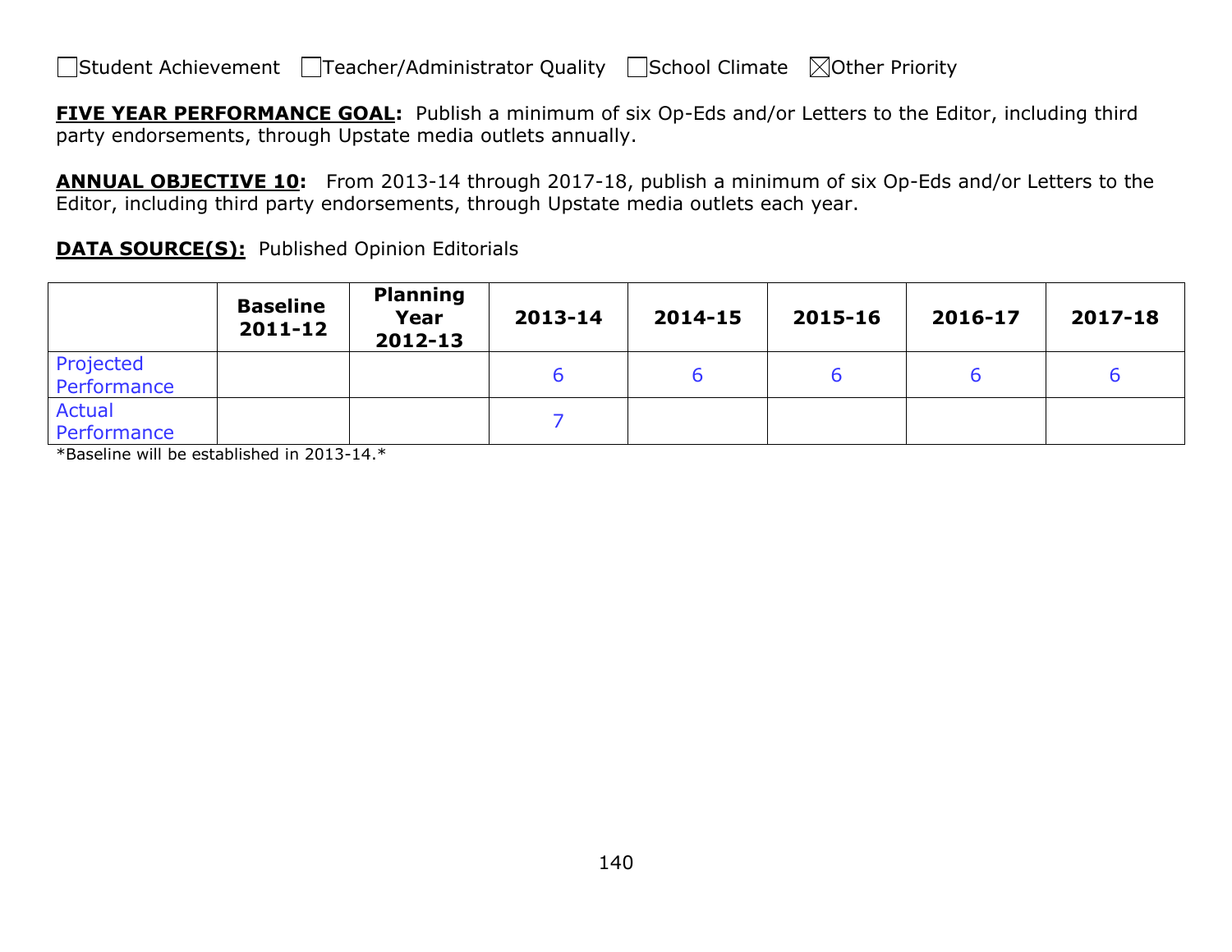☐Student Achievement ☐Teacher/Administrator Quality ☐School Climate ☒Other Priority

**FIVE YEAR PERFORMANCE GOAL:** Publish a minimum of six Op-Eds and/or Letters to the Editor, including third party endorsements, through Upstate media outlets annually.

**ANNUAL OBJECTIVE 10:** From 2013-14 through 2017-18, publish a minimum of six Op-Eds and/or Letters to the Editor, including third party endorsements, through Upstate media outlets each year.

**DATA SOURCE(S):** Published Opinion Editorials

| | Baseline 2011-12 | Planning Year 2012-13 | 2013-14 | 2014-15 | 2015-16 | 2016-17 | 2017-18 |
|---|---|---|---|---|---|---|---|
| Projected Performance | | | 6 | 6 | 6 | 6 | 6 |
| Actual Performance | | | 7 | | | | |

*Baseline will be established in 2013-14.*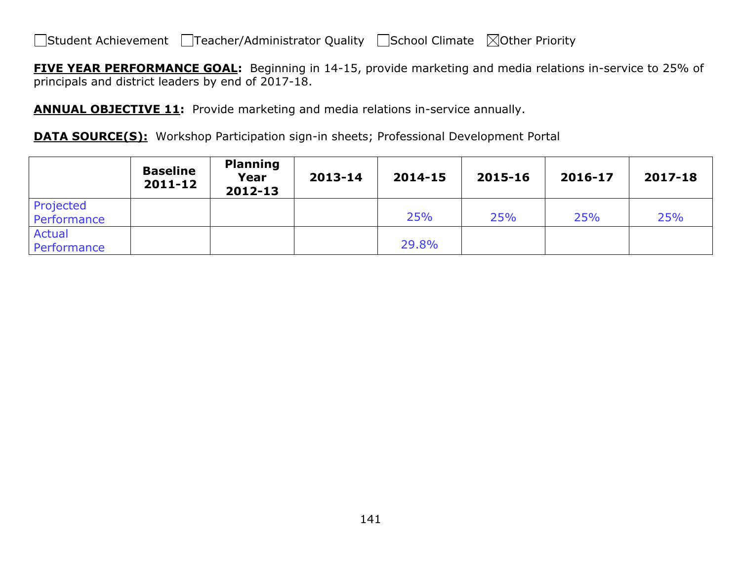☐Student Achievement ☐Teacher/Administrator Quality ☐School Climate ☒Other Priority

**FIVE YEAR PERFORMANCE GOAL:** Beginning in 14-15, provide marketing and media relations in-service to 25% of principals and district leaders by end of 2017-18.

**ANNUAL OBJECTIVE 11:** Provide marketing and media relations in-service annually.

**DATA SOURCE(S):** Workshop Participation sign-in sheets; Professional Development Portal

| | Baseline 2011-12 | Planning Year 2012-13 | 2013-14 | 2014-15 | 2015-16 | 2016-17 | 2017-18 |
|---|---|---|---|---|---|---|---|
| Projected Performance | | | | 25% | 25% | 25% | 25% |
| Actual Performance | | | | 29.8% | | | |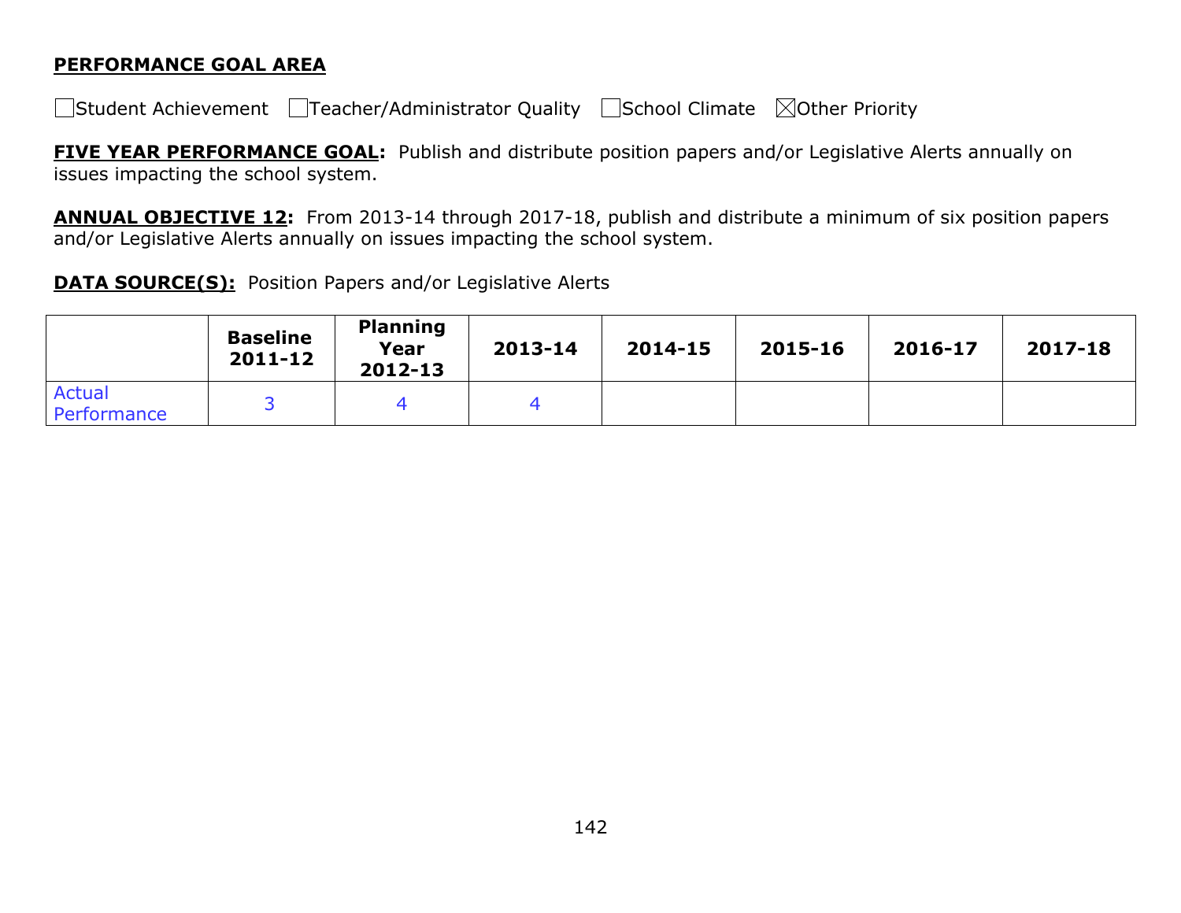**PERFORMANCE GOAL AREA**

☐Student Achievement ☐Teacher/Administrator Quality ☐School Climate ☒Other Priority

**FIVE YEAR PERFORMANCE GOAL:** Publish and distribute position papers and/or Legislative Alerts annually on issues impacting the school system.

**ANNUAL OBJECTIVE 12:** From 2013-14 through 2017-18, publish and distribute a minimum of six position papers and/or Legislative Alerts annually on issues impacting the school system.

**DATA SOURCE(S):** Position Papers and/or Legislative Alerts

| | Baseline 2011-12 | Planning Year 2012-13 | 2013-14 | 2014-15 | 2015-16 | 2016-17 | 2017-18 |
|---|---|---|---|---|---|---|---|
| Actual Performance | 3 | 4 | 4 | | | | |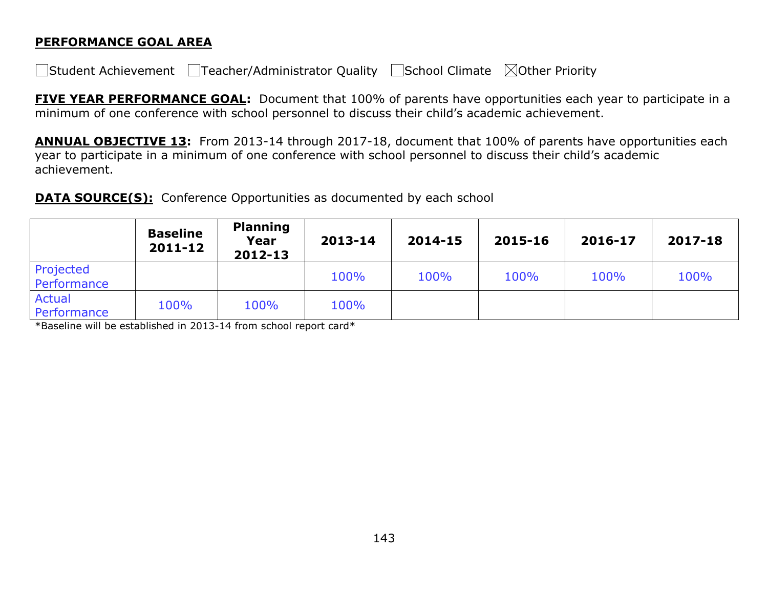**PERFORMANCE GOAL AREA**

☐Student Achievement ☐Teacher/Administrator Quality ☐School Climate ☒Other Priority

**FIVE YEAR PERFORMANCE GOAL:** Document that 100% of parents have opportunities each year to participate in a minimum of one conference with school personnel to discuss their child's academic achievement.

**ANNUAL OBJECTIVE 13:** From 2013-14 through 2017-18, document that 100% of parents have opportunities each year to participate in a minimum of one conference with school personnel to discuss their child's academic achievement.

**DATA SOURCE(S):** Conference Opportunities as documented by each school

| | Baseline 2011-12 | Planning Year 2012-13 | 2013-14 | 2014-15 | 2015-16 | 2016-17 | 2017-18 |
|---|---|---|---|---|---|---|---|
| Projected Performance | | | 100% | 100% | 100% | 100% | 100% |
| Actual Performance | 100% | 100% | 100% | | | | |

*Baseline will be established in 2013-14 from school report card*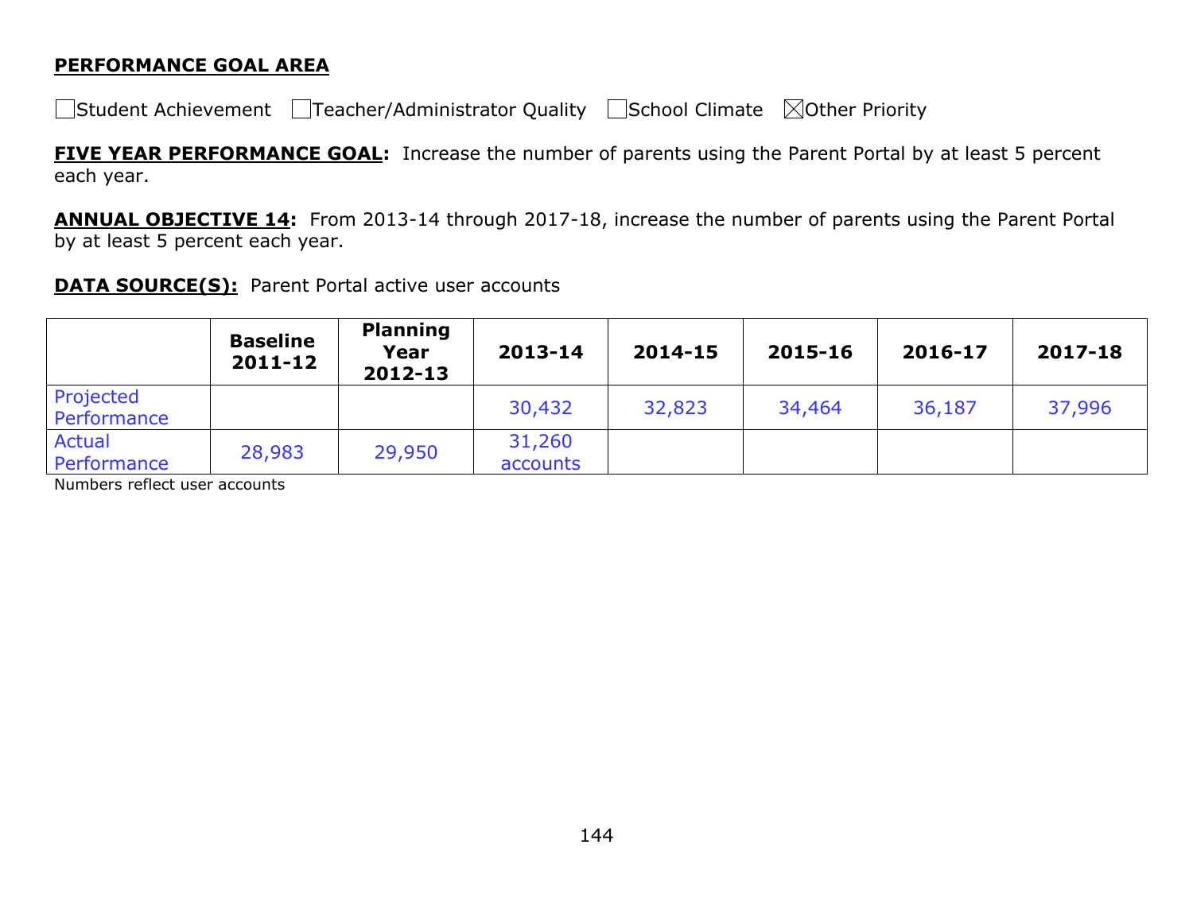**PERFORMANCE GOAL AREA**

☐Student Achievement ☐Teacher/Administrator Quality ☐School Climate ☒Other Priority

**FIVE YEAR PERFORMANCE GOAL:** Increase the number of parents using the Parent Portal by at least 5 percent each year.

**ANNUAL OBJECTIVE 14:** From 2013-14 through 2017-18, increase the number of parents using the Parent Portal by at least 5 percent each year.

**DATA SOURCE(S):** Parent Portal active user accounts

| | Baseline 2011-12 | Planning Year 2012-13 | 2013-14 | 2014-15 | 2015-16 | 2016-17 | 2017-18 |
|---|---|---|---|---|---|---|---|
| Projected Performance | | | 30,432 | 32,823 | 34,464 | 36,187 | 37,996 |
| Actual Performance | 28,983 | 29,950 | 31,260 accounts | | | | |

Numbers reflect user accounts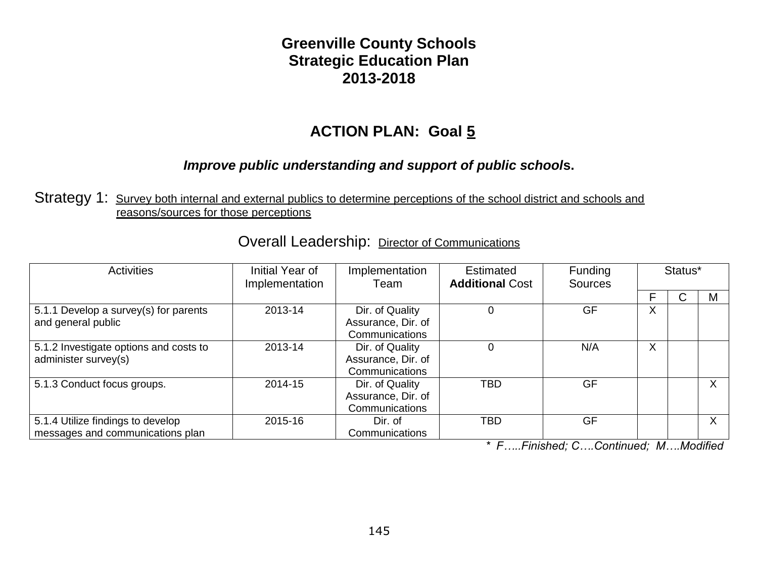# Greenville County Schools
# Strategic Education Plan
# 2013-2018

## ACTION PLAN: Goal 5

***Improve public understanding and support of public schools.***

Strategy 1: Survey both internal and external publics to determine perceptions of the school district and schools and reasons/sources for those perceptions

Overall Leadership: Director of Communications

| Activities | Initial Year of Implementation | Implementation Team | Estimated **Additional** Cost | Funding Sources | Status* | | |
|---|---|---|---|---|---|---|---|
| | | | | | F | C | M |
| 5.1.1 Develop a survey(s) for parents and general public | 2013-14 | Dir. of Quality Assurance, Dir. of Communications | 0 | GF | X | | |
| 5.1.2 Investigate options and costs to administer survey(s) | 2013-14 | Dir. of Quality Assurance, Dir. of Communications | 0 | N/A | X | | |
| 5.1.3 Conduct focus groups. | 2014-15 | Dir. of Quality Assurance, Dir. of Communications | TBD | GF | | | X |
| 5.1.4 Utilize findings to develop messages and communications plan | 2015-16 | Dir. of Communications | TBD | GF | | | X |

*\* F…..Finished; C….Continued; M….Modified*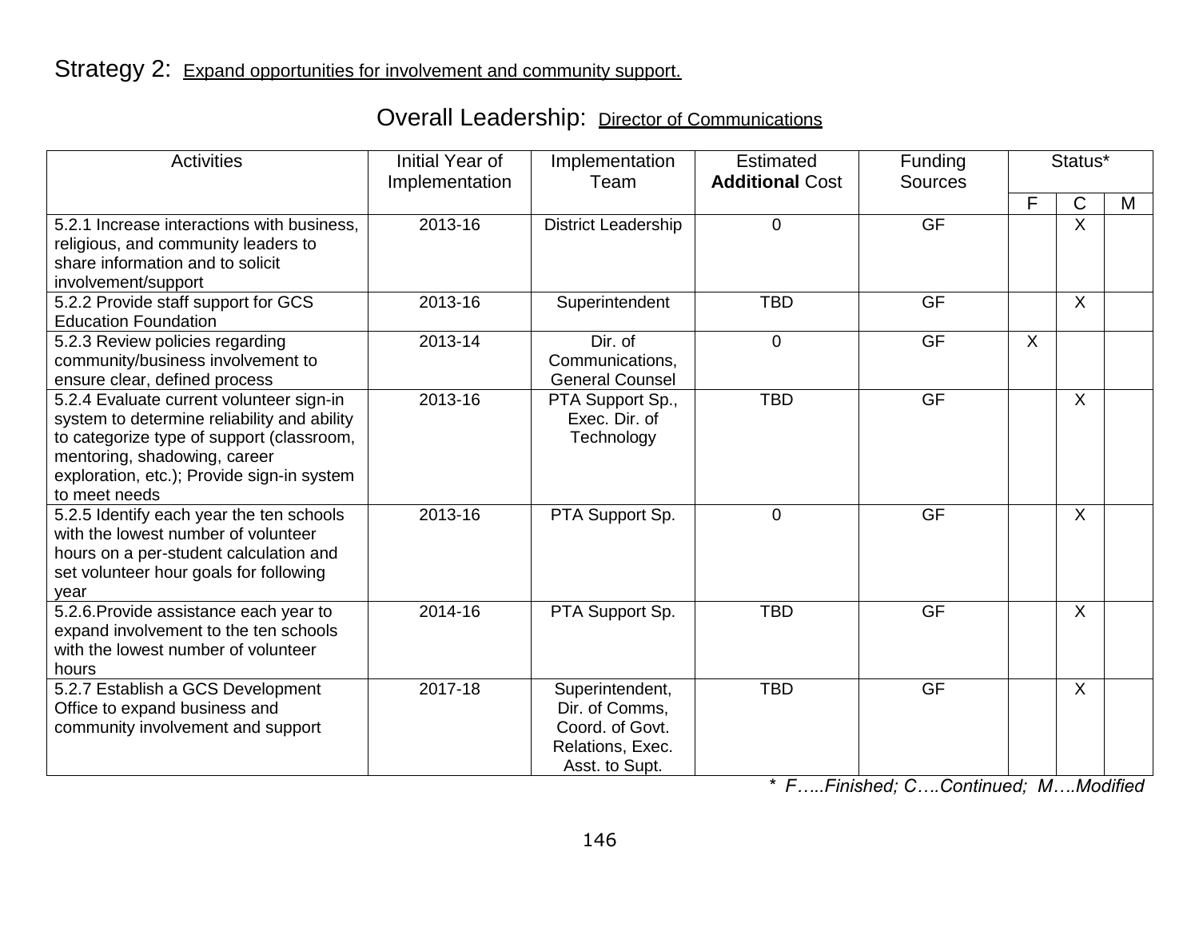Strategy 2: Expand opportunities for involvement and community support.

Overall Leadership: Director of Communications

| Activities | Initial Year of Implementation | Implementation Team | Estimated **Additional** Cost | Funding Sources | Status* | | |
|---|---|---|---|---|---|---|---|
| | | | | | F | C | M |
| 5.2.1 Increase interactions with business, religious, and community leaders to share information and to solicit involvement/support | 2013-16 | District Leadership | 0 | GF | | X | |
| 5.2.2 Provide staff support for GCS Education Foundation | 2013-16 | Superintendent | TBD | GF | | X | |
| 5.2.3 Review policies regarding community/business involvement to ensure clear, defined process | 2013-14 | Dir. of Communications, General Counsel | 0 | GF | X | | |
| 5.2.4 Evaluate current volunteer sign-in system to determine reliability and ability to categorize type of support (classroom, mentoring, shadowing, career exploration, etc.); Provide sign-in system to meet needs | 2013-16 | PTA Support Sp., Exec. Dir. of Technology | TBD | GF | | X | |
| 5.2.5 Identify each year the ten schools with the lowest number of volunteer hours on a per-student calculation and set volunteer hour goals for following year | 2013-16 | PTA Support Sp. | 0 | GF | | X | |
| 5.2.6.Provide assistance each year to expand involvement to the ten schools with the lowest number of volunteer hours | 2014-16 | PTA Support Sp. | TBD | GF | | X | |
| 5.2.7 Establish a GCS Development Office to expand business and community involvement and support | 2017-18 | Superintendent, Dir. of Comms, Coord. of Govt. Relations, Exec. Asst. to Supt. | TBD | GF | | X | |

*\* F…..Finished; C….Continued; M….Modified*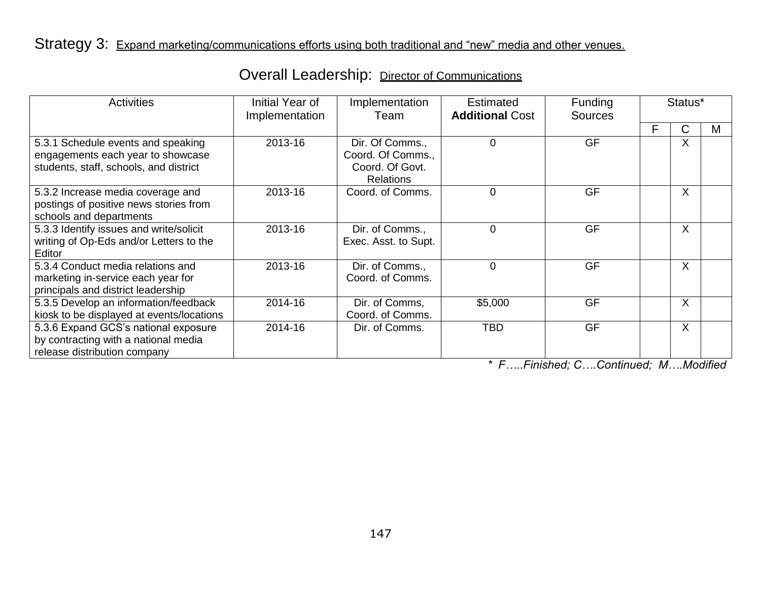Strategy 3: Expand marketing/communications efforts using both traditional and "new" media and other venues.

Overall Leadership: Director of Communications

| Activities | Initial Year of Implementation | Implementation Team | Estimated **Additional** Cost | Funding Sources | Status* | | |
|---|---|---|---|---|---|---|---|
| | | | | | F | C | M |
| 5.3.1 Schedule events and speaking engagements each year to showcase students, staff, schools, and district | 2013-16 | Dir. Of Comms., Coord. Of Comms., Coord. Of Govt. Relations | 0 | GF | | X | |
| 5.3.2 Increase media coverage and postings of positive news stories from schools and departments | 2013-16 | Coord. of Comms. | 0 | GF | | X | |
| 5.3.3 Identify issues and write/solicit writing of Op-Eds and/or Letters to the Editor | 2013-16 | Dir. of Comms., Exec. Asst. to Supt. | 0 | GF | | X | |
| 5.3.4 Conduct media relations and marketing in-service each year for principals and district leadership | 2013-16 | Dir. of Comms., Coord. of Comms. | 0 | GF | | X | |
| 5.3.5 Develop an information/feedback kiosk to be displayed at events/locations | 2014-16 | Dir. of Comms, Coord. of Comms. | $5,000 | GF | | X | |
| 5.3.6 Expand GCS's national exposure by contracting with a national media release distribution company | 2014-16 | Dir. of Comms. | TBD | GF | | X | |

*\* F…..Finished; C….Continued; M….Modified*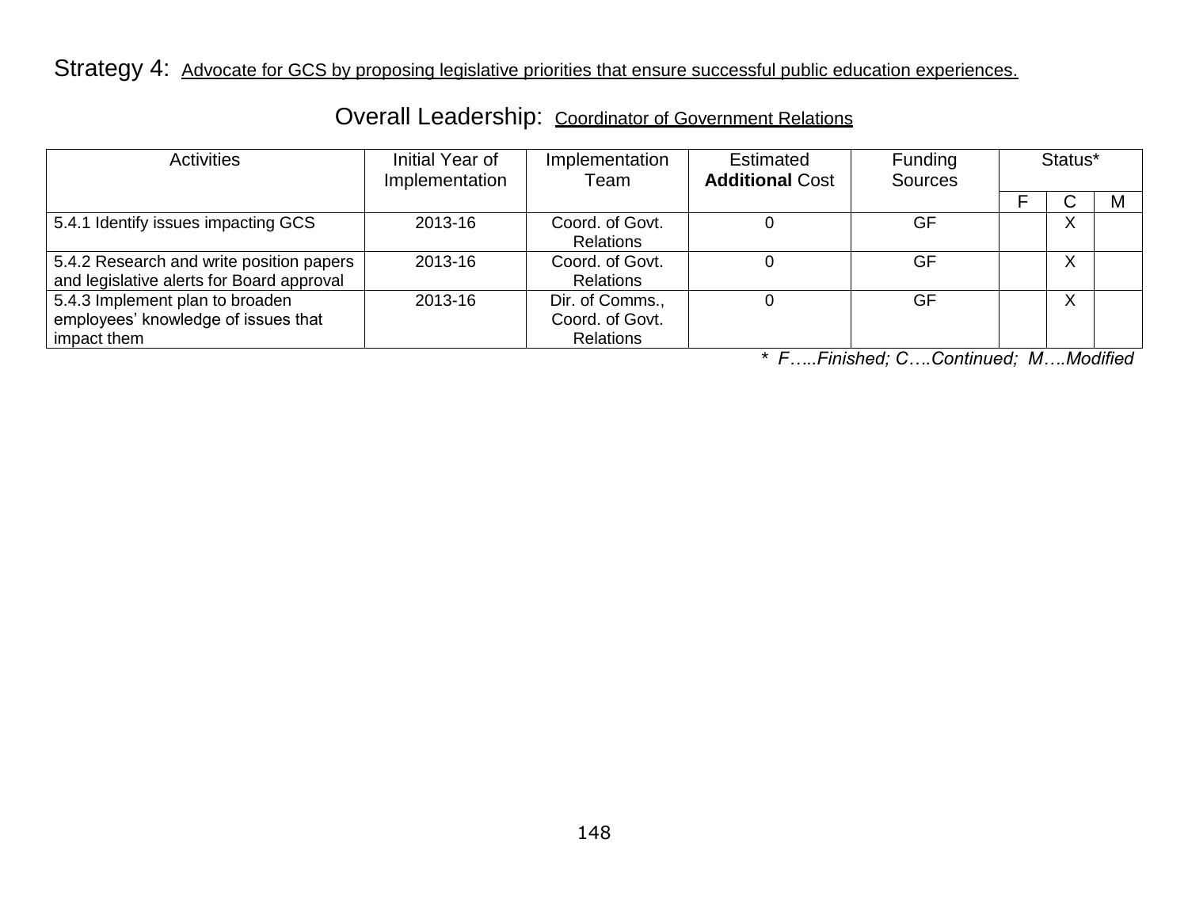Strategy 4: Advocate for GCS by proposing legislative priorities that ensure successful public education experiences.

Overall Leadership: Coordinator of Government Relations

| Activities | Initial Year of Implementation | Implementation Team | Estimated **Additional** Cost | Funding Sources | Status* | | |
|---|---|---|---|---|---|---|---|
| | | | | | F | C | M |
| 5.4.1 Identify issues impacting GCS | 2013-16 | Coord. of Govt. Relations | 0 | GF | | X | |
| 5.4.2 Research and write position papers and legislative alerts for Board approval | 2013-16 | Coord. of Govt. Relations | 0 | GF | | X | |
| 5.4.3 Implement plan to broaden employees' knowledge of issues that impact them | 2013-16 | Dir. of Comms., Coord. of Govt. Relations | 0 | GF | | X | |

*\* F…..Finished; C….Continued; M….Modified*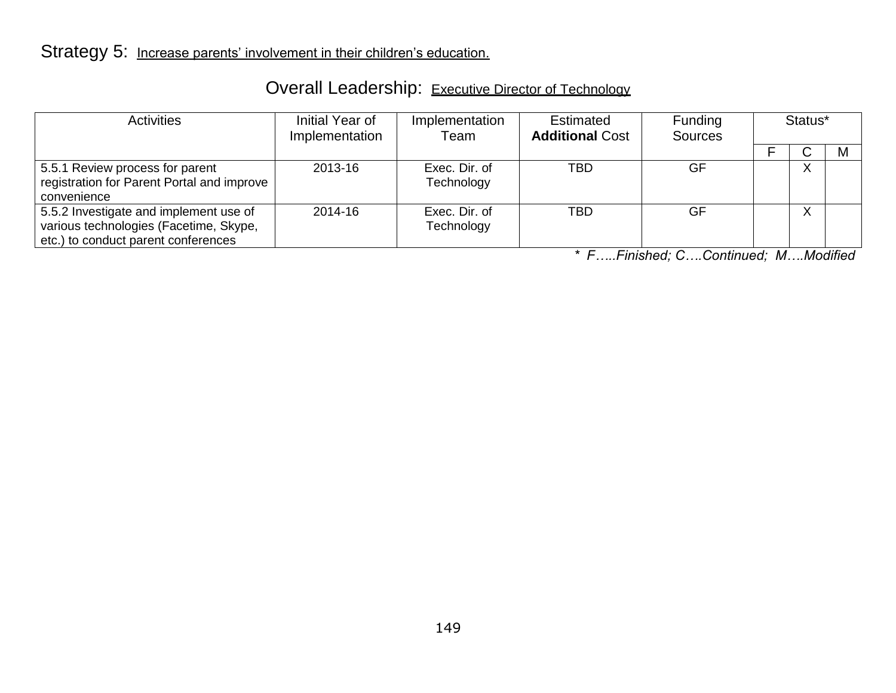Strategy 5: Increase parents' involvement in their children's education.

Overall Leadership: Executive Director of Technology

| Activities | Initial Year of Implementation | Implementation Team | Estimated **Additional** Cost | Funding Sources | Status* | | |
|---|---|---|---|---|---|---|---|
| | | | | | F | C | M |
| 5.5.1 Review process for parent registration for Parent Portal and improve convenience | 2013-16 | Exec. Dir. of Technology | TBD | GF | | X | |
| 5.5.2 Investigate and implement use of various technologies (Facetime, Skype, etc.) to conduct parent conferences | 2014-16 | Exec. Dir. of Technology | TBD | GF | | X | |

*\* F…..Finished; C….Continued; M….Modified*